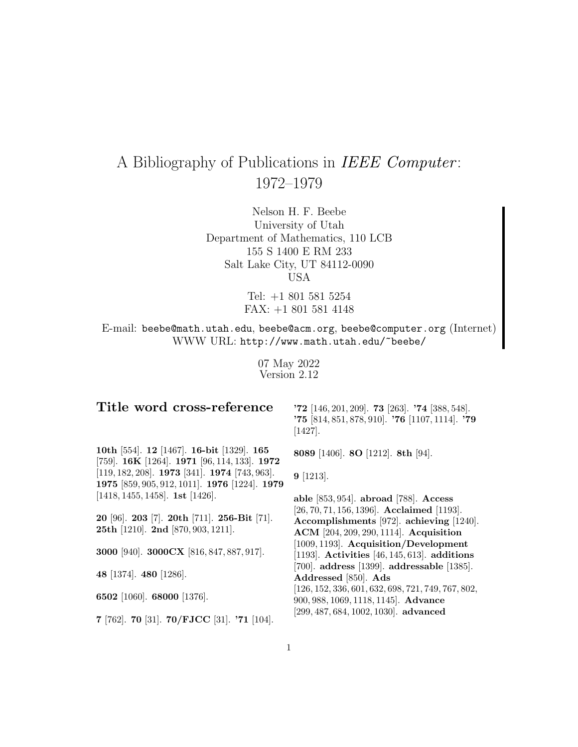# A Bibliography of Publications in *IEEE Computer*: 1972–1979

Nelson H. F. Beebe
University of Utah
Department of Mathematics, 110 LCB
155 S 1400 E RM 233
Salt Lake City, UT 84112-0090
USA

Tel: +1 801 581 5254
FAX: +1 801 581 4148

E-mail: `beebe@math.utah.edu`, `beebe@acm.org`, `beebe@computer.org` (Internet)
WWW URL: `http://www.math.utah.edu/~beebe/`

07 May 2022
Version 2.12

## Title word cross-reference

**10th** [554]. **12** [1467]. **16-bit** [1329]. **165** [759]. **16K** [1264]. **1971** [96, 114, 133]. **1972** [119, 182, 208]. **1973** [341]. **1974** [743, 963]. **1975** [859, 905, 912, 1011]. **1976** [1224]. **1979** [1418, 1455, 1458]. **1st** [1426].

**20** [96]. **203** [7]. **20th** [711]. **256-Bit** [71]. **25th** [1210]. **2nd** [870, 903, 1211].

**3000** [940]. **3000CX** [816, 847, 887, 917].

**48** [1374]. **480** [1286].

**6502** [1060]. **68000** [1376].

**7** [762]. **70** [31]. **70/FJCC** [31]. **'71** [104]. **'72** [146, 201, 209]. **73** [263]. **'74** [388, 548]. **'75** [814, 851, 878, 910]. **'76** [1107, 1114]. **'79** [1427].

**8089** [1406]. **8O** [1212]. **8th** [94].

**9** [1213].

**able** [853, 954]. **abroad** [788]. **Access** [26, 70, 71, 156, 1396]. **Acclaimed** [1193]. **Accomplishments** [972]. **achieving** [1240]. **ACM** [204, 209, 290, 1114]. **Acquisition** [1009, 1193]. **Acquisition/Development** [1193]. **Activities** [46, 145, 613]. **additions** [700]. **address** [1399]. **addressable** [1385]. **Addressed** [850]. **Ads** [126, 152, 336, 601, 632, 698, 721, 749, 767, 802, 900, 988, 1069, 1118, 1145]. **Advance** [299, 487, 684, 1002, 1030]. **advanced**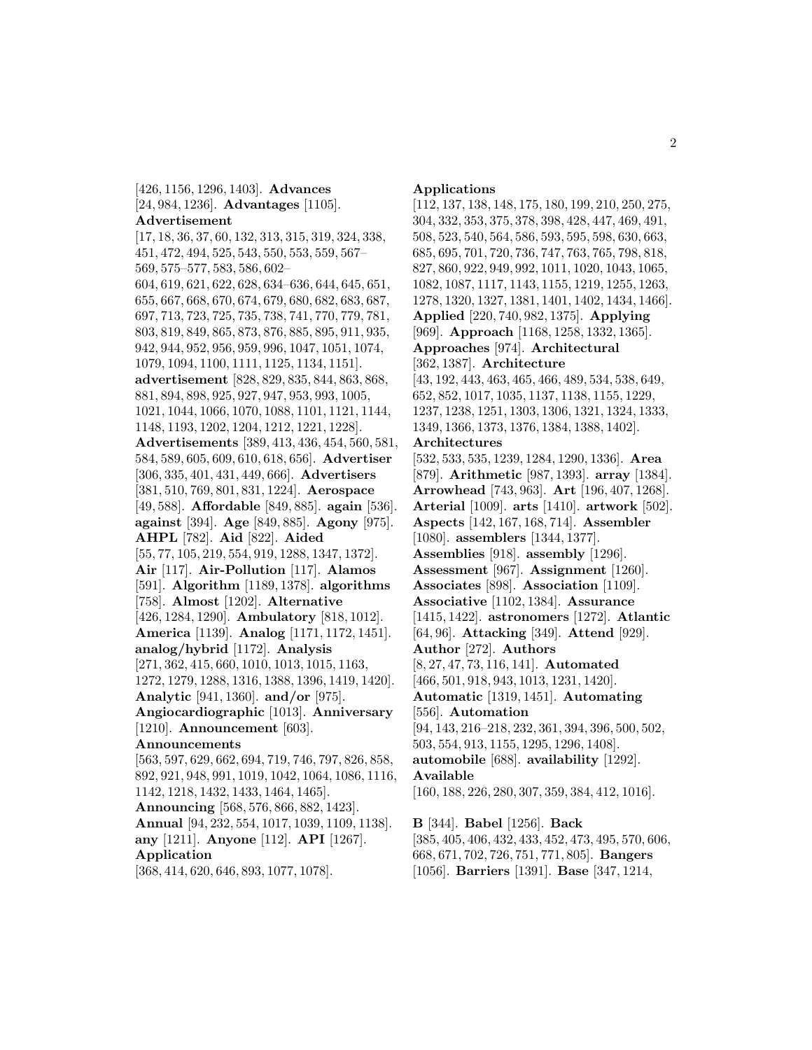[426, 1156, 1296, 1403]. **Advances** [24, 984, 1236]. **Advantages** [1105]. **Advertisement** [17, 18, 36, 37, 60, 132, 313, 315, 319, 324, 338, 451, 472, 494, 525, 543, 550, 553, 559, 567–569, 575–577, 583, 586, 602–604, 619, 621, 622, 628, 634–636, 644, 645, 651, 655, 667, 668, 670, 674, 679, 680, 682, 683, 687, 697, 713, 723, 725, 735, 738, 741, 770, 779, 781, 803, 819, 849, 865, 873, 876, 885, 895, 911, 935, 942, 944, 952, 956, 959, 996, 1047, 1051, 1074, 1079, 1094, 1100, 1111, 1125, 1134, 1151]. **advertisement** [828, 829, 835, 844, 863, 868, 881, 894, 898, 925, 927, 947, 953, 993, 1005, 1021, 1044, 1066, 1070, 1088, 1101, 1121, 1144, 1148, 1193, 1202, 1204, 1212, 1221, 1228]. **Advertisements** [389, 413, 436, 454, 560, 581, 584, 589, 605, 609, 610, 618, 656]. **Advertiser** [306, 335, 401, 431, 449, 666]. **Advertisers** [381, 510, 769, 801, 831, 1224]. **Aerospace** [49, 588]. **Affordable** [849, 885]. **again** [536]. **against** [394]. **Age** [849, 885]. **Agony** [975]. **AHPL** [782]. **Aid** [822]. **Aided** [55, 77, 105, 219, 554, 919, 1288, 1347, 1372]. **Air** [117]. **Air-Pollution** [117]. **Alamos** [591]. **Algorithm** [1189, 1378]. **algorithms** [758]. **Almost** [1202]. **Alternative** [426, 1284, 1290]. **Ambulatory** [818, 1012]. **America** [1139]. **Analog** [1171, 1172, 1451]. **analog/hybrid** [1172]. **Analysis** [271, 362, 415, 660, 1010, 1013, 1015, 1163, 1272, 1279, 1288, 1316, 1388, 1396, 1419, 1420]. **Analytic** [941, 1360]. **and/or** [975]. **Angiocardiographic** [1013]. **Anniversary** [1210]. **Announcement** [603]. **Announcements** [563, 597, 629, 662, 694, 719, 746, 797, 826, 858, 892, 921, 948, 991, 1019, 1042, 1064, 1086, 1116, 1142, 1218, 1432, 1433, 1464, 1465]. **Announcing** [568, 576, 866, 882, 1423]. **Annual** [94, 232, 554, 1017, 1039, 1109, 1138]. **any** [1211]. **Anyone** [112]. **API** [1267]. **Application** [368, 414, 620, 646, 893, 1077, 1078].

**Applications** [112, 137, 138, 148, 175, 180, 199, 210, 250, 275, 304, 332, 353, 375, 378, 398, 428, 447, 469, 491, 508, 523, 540, 564, 586, 593, 595, 598, 630, 663, 685, 695, 701, 720, 736, 747, 763, 765, 798, 818, 827, 860, 922, 949, 992, 1011, 1020, 1043, 1065, 1082, 1087, 1117, 1143, 1155, 1219, 1255, 1263, 1278, 1320, 1327, 1381, 1401, 1402, 1434, 1466]. **Applied** [220, 740, 982, 1375]. **Applying** [969]. **Approach** [1168, 1258, 1332, 1365]. **Approaches** [974]. **Architectural** [362, 1387]. **Architecture** [43, 192, 443, 463, 465, 466, 489, 534, 538, 649, 652, 852, 1017, 1035, 1137, 1138, 1155, 1229, 1237, 1238, 1251, 1303, 1306, 1321, 1324, 1333, 1349, 1366, 1373, 1376, 1384, 1388, 1402]. **Architectures** [532, 533, 535, 1239, 1284, 1290, 1336]. **Area** [879]. **Arithmetic** [987, 1393]. **array** [1384]. **Arrowhead** [743, 963]. **Art** [196, 407, 1268]. **Arterial** [1009]. **arts** [1410]. **artwork** [502]. **Aspects** [142, 167, 168, 714]. **Assembler** [1080]. **assemblers** [1344, 1377]. **Assemblies** [918]. **assembly** [1296]. **Assessment** [967]. **Assignment** [1260]. **Associates** [898]. **Association** [1109]. **Associative** [1102, 1384]. **Assurance** [1415, 1422]. **astronomers** [1272]. **Atlantic** [64, 96]. **Attacking** [349]. **Attend** [929]. **Author** [272]. **Authors** [8, 27, 47, 73, 116, 141]. **Automated** [466, 501, 918, 943, 1013, 1231, 1420]. **Automatic** [1319, 1451]. **Automating** [556]. **Automation** [94, 143, 216–218, 232, 361, 394, 396, 500, 502, 503, 554, 913, 1155, 1295, 1296, 1408]. **automobile** [688]. **availability** [1292]. **Available** [160, 188, 226, 280, 307, 359, 384, 412, 1016].

**B** [344]. **Babel** [1256]. **Back** [385, 405, 406, 432, 433, 452, 473, 495, 570, 606, 668, 671, 702, 726, 751, 771, 805]. **Bangers** [1056]. **Barriers** [1391]. **Base** [347, 1214,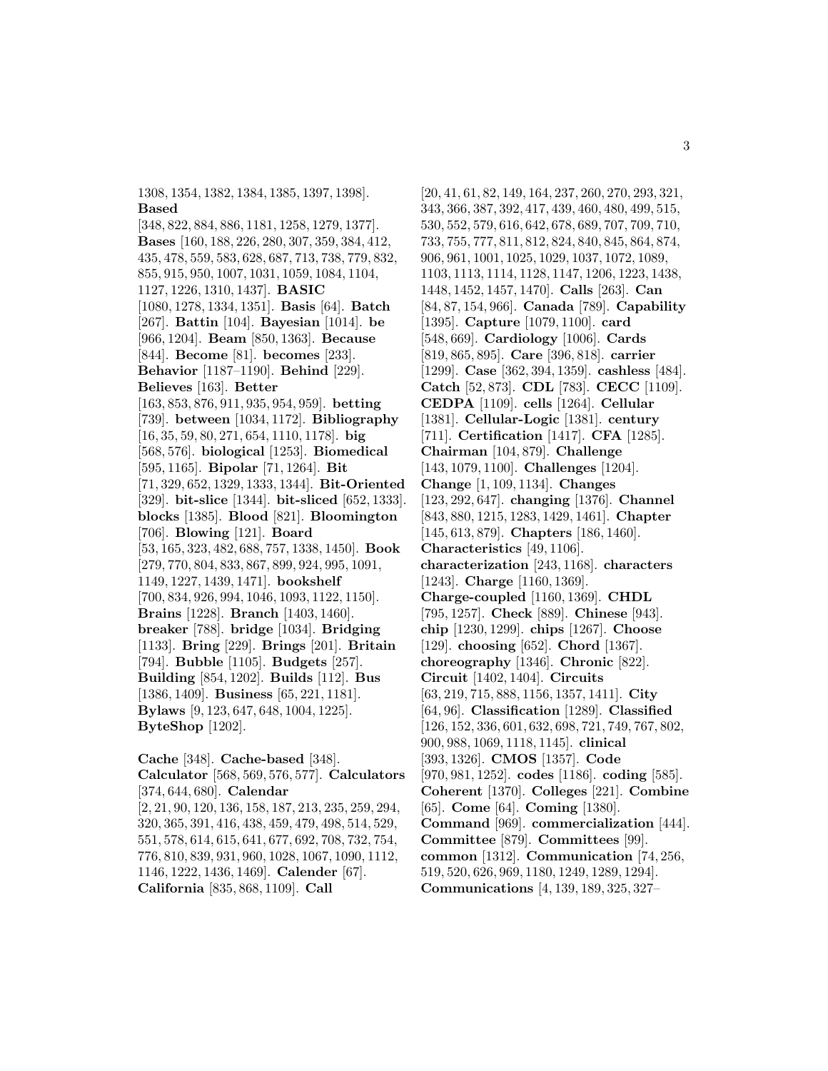1308, 1354, 1382, 1384, 1385, 1397, 1398]. **Based** [348, 822, 884, 886, 1181, 1258, 1279, 1377]. **Bases** [160, 188, 226, 280, 307, 359, 384, 412, 435, 478, 559, 583, 628, 687, 713, 738, 779, 832, 855, 915, 950, 1007, 1031, 1059, 1084, 1104, 1127, 1226, 1310, 1437]. **BASIC** [1080, 1278, 1334, 1351]. **Basis** [64]. **Batch** [267]. **Battin** [104]. **Bayesian** [1014]. **be** [966, 1204]. **Beam** [850, 1363]. **Because** [844]. **Become** [81]. **becomes** [233]. **Behavior** [1187–1190]. **Behind** [229]. **Believes** [163]. **Better** [163, 853, 876, 911, 935, 954, 959]. **betting** [739]. **between** [1034, 1172]. **Bibliography** [16, 35, 59, 80, 271, 654, 1110, 1178]. **big** [568, 576]. **biological** [1253]. **Biomedical** [595, 1165]. **Bipolar** [71, 1264]. **Bit** [71, 329, 652, 1329, 1333, 1344]. **Bit-Oriented** [329]. **bit-slice** [1344]. **bit-sliced** [652, 1333]. **blocks** [1385]. **Blood** [821]. **Bloomington** [706]. **Blowing** [121]. **Board** [53, 165, 323, 482, 688, 757, 1338, 1450]. **Book** [279, 770, 804, 833, 867, 899, 924, 995, 1091, 1149, 1227, 1439, 1471]. **bookshelf** [700, 834, 926, 994, 1046, 1093, 1122, 1150]. **Brains** [1228]. **Branch** [1403, 1460]. **breaker** [788]. **bridge** [1034]. **Bridging** [1133]. **Bring** [229]. **Brings** [201]. **Britain** [794]. **Bubble** [1105]. **Budgets** [257]. **Building** [854, 1202]. **Builds** [112]. **Bus** [1386, 1409]. **Business** [65, 221, 1181]. **Bylaws** [9, 123, 647, 648, 1004, 1225]. **ByteShop** [1202].

**Cache** [348]. **Cache-based** [348]. **Calculator** [568, 569, 576, 577]. **Calculators** [374, 644, 680]. **Calendar** [2, 21, 90, 120, 136, 158, 187, 213, 235, 259, 294, 320, 365, 391, 416, 438, 459, 479, 498, 514, 529, 551, 578, 614, 615, 641, 677, 692, 708, 732, 754, 776, 810, 839, 931, 960, 1028, 1067, 1090, 1112, 1146, 1222, 1436, 1469]. **Calender** [67]. **California** [835, 868, 1109]. **Call** [20, 41, 61, 82, 149, 164, 237, 260, 270, 293, 321, 343, 366, 387, 392, 417, 439, 460, 480, 499, 515, 530, 552, 579, 616, 642, 678, 689, 707, 709, 710, 733, 755, 777, 811, 812, 824, 840, 845, 864, 874, 906, 961, 1001, 1025, 1029, 1037, 1072, 1089, 1103, 1113, 1114, 1128, 1147, 1206, 1223, 1438, 1448, 1452, 1457, 1470]. **Calls** [263]. **Can** [84, 87, 154, 966]. **Canada** [789]. **Capability** [1395]. **Capture** [1079, 1100]. **card** [548, 669]. **Cardiology** [1006]. **Cards** [819, 865, 895]. **Care** [396, 818]. **carrier** [1299]. **Case** [362, 394, 1359]. **cashless** [484]. **Catch** [52, 873]. **CDL** [783]. **CECC** [1109]. **CEDPA** [1109]. **cells** [1264]. **Cellular** [1381]. **Cellular-Logic** [1381]. **century** [711]. **Certification** [1417]. **CFA** [1285]. **Chairman** [104, 879]. **Challenge** [143, 1079, 1100]. **Challenges** [1204]. **Change** [1, 109, 1134]. **Changes** [123, 292, 647]. **changing** [1376]. **Channel** [843, 880, 1215, 1283, 1429, 1461]. **Chapter** [145, 613, 879]. **Chapters** [186, 1460]. **Characteristics** [49, 1106]. **characterization** [243, 1168]. **characters** [1243]. **Charge** [1160, 1369]. **Charge-coupled** [1160, 1369]. **CHDL** [795, 1257]. **Check** [889]. **Chinese** [943]. **chip** [1230, 1299]. **chips** [1267]. **Choose** [129]. **choosing** [652]. **Chord** [1367]. **choreography** [1346]. **Chronic** [822]. **Circuit** [1402, 1404]. **Circuits** [63, 219, 715, 888, 1156, 1357, 1411]. **City** [64, 96]. **Classification** [1289]. **Classified** [126, 152, 336, 601, 632, 698, 721, 749, 767, 802, 900, 988, 1069, 1118, 1145]. **clinical** [393, 1326]. **CMOS** [1357]. **Code** [970, 981, 1252]. **codes** [1186]. **coding** [585]. **Coherent** [1370]. **Colleges** [221]. **Combine** [65]. **Come** [64]. **Coming** [1380]. **Command** [969]. **commercialization** [444]. **Committee** [879]. **Committees** [99]. **common** [1312]. **Communication** [74, 256, 519, 520, 626, 969, 1180, 1249, 1289, 1294]. **Communications** [4, 139, 189, 325, 327–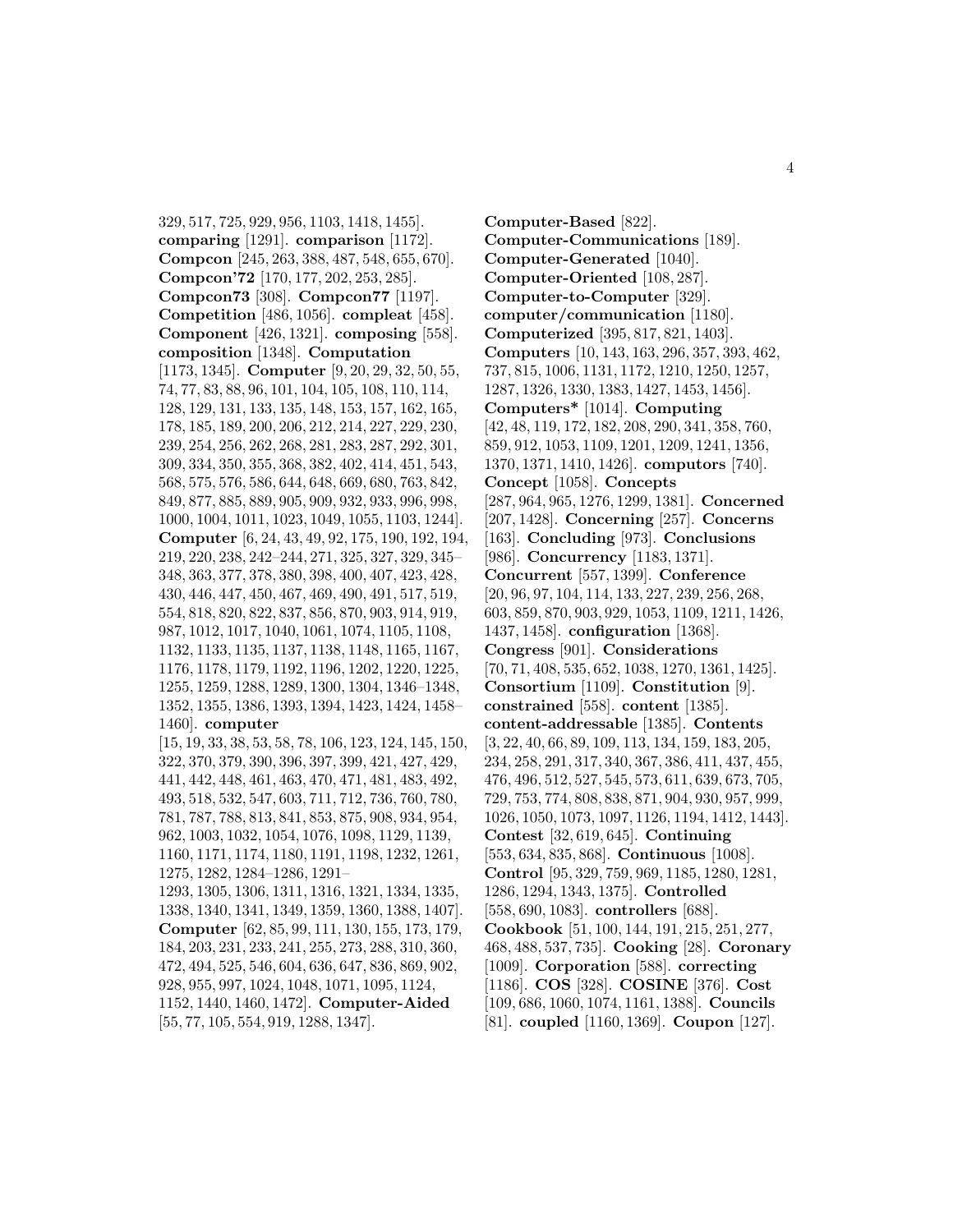329, 517, 725, 929, 956, 1103, 1418, 1455]. **comparing** [1291]. **comparison** [1172]. **Compcon** [245, 263, 388, 487, 548, 655, 670]. **Compcon'72** [170, 177, 202, 253, 285]. **Compcon73** [308]. **Compcon77** [1197]. **Competition** [486, 1056]. **compleat** [458]. **Component** [426, 1321]. **composing** [558]. **composition** [1348]. **Computation** [1173, 1345]. **Computer** [9, 20, 29, 32, 50, 55, 74, 77, 83, 88, 96, 101, 104, 105, 108, 110, 114, 128, 129, 131, 133, 135, 148, 153, 157, 162, 165, 178, 185, 189, 200, 206, 212, 214, 227, 229, 230, 239, 254, 256, 262, 268, 281, 283, 287, 292, 301, 309, 334, 350, 355, 368, 382, 402, 414, 451, 543, 568, 575, 576, 586, 644, 648, 669, 680, 763, 842, 849, 877, 885, 889, 905, 909, 932, 933, 996, 998, 1000, 1004, 1011, 1023, 1049, 1055, 1103, 1244]. **Computer** [6, 24, 43, 49, 92, 175, 190, 192, 194, 219, 220, 238, 242–244, 271, 325, 327, 329, 345–348, 363, 377, 378, 380, 398, 400, 407, 423, 428, 430, 446, 447, 450, 467, 469, 490, 491, 517, 519, 554, 818, 820, 822, 837, 856, 870, 903, 914, 919, 987, 1012, 1017, 1040, 1061, 1074, 1105, 1108, 1132, 1133, 1135, 1137, 1138, 1148, 1165, 1167, 1176, 1178, 1179, 1192, 1196, 1202, 1220, 1225, 1255, 1259, 1288, 1289, 1300, 1304, 1346–1348, 1352, 1355, 1386, 1393, 1394, 1423, 1424, 1458–1460]. **computer** [15, 19, 33, 38, 53, 58, 78, 106, 123, 124, 145, 150, 322, 370, 379, 390, 396, 397, 399, 421, 427, 429, 441, 442, 448, 461, 463, 470, 471, 481, 483, 492, 493, 518, 532, 547, 603, 711, 712, 736, 760, 780, 781, 787, 788, 813, 841, 853, 875, 908, 934, 954, 962, 1003, 1032, 1054, 1076, 1098, 1129, 1139, 1160, 1171, 1174, 1180, 1191, 1198, 1232, 1261, 1275, 1282, 1284–1286, 1291–1293, 1305, 1306, 1311, 1316, 1321, 1334, 1335, 1338, 1340, 1341, 1349, 1359, 1360, 1388, 1407]. **Computer** [62, 85, 99, 111, 130, 155, 173, 179, 184, 203, 231, 233, 241, 255, 273, 288, 310, 360, 472, 494, 525, 546, 604, 636, 647, 836, 869, 902, 928, 955, 997, 1024, 1048, 1071, 1095, 1124, 1152, 1440, 1460, 1472]. **Computer-Aided** [55, 77, 105, 554, 919, 1288, 1347].

**Computer-Based** [822]. **Computer-Communications** [189]. **Computer-Generated** [1040]. **Computer-Oriented** [108, 287]. **Computer-to-Computer** [329]. **computer/communication** [1180]. **Computerized** [395, 817, 821, 1403]. **Computers** [10, 143, 163, 296, 357, 393, 462, 737, 815, 1006, 1131, 1172, 1210, 1250, 1257, 1287, 1326, 1330, 1383, 1427, 1453, 1456]. **Computers*** [1014]. **Computing** [42, 48, 119, 172, 182, 208, 290, 341, 358, 760, 859, 912, 1053, 1109, 1201, 1209, 1241, 1356, 1370, 1371, 1410, 1426]. **computors** [740]. **Concept** [1058]. **Concepts** [287, 964, 965, 1276, 1299, 1381]. **Concerned** [207, 1428]. **Concerning** [257]. **Concerns** [163]. **Concluding** [973]. **Conclusions** [986]. **Concurrency** [1183, 1371]. **Concurrent** [557, 1399]. **Conference** [20, 96, 97, 104, 114, 133, 227, 239, 256, 268, 603, 859, 870, 903, 929, 1053, 1109, 1211, 1426, 1437, 1458]. **configuration** [1368]. **Congress** [901]. **Considerations** [70, 71, 408, 535, 652, 1038, 1270, 1361, 1425]. **Consortium** [1109]. **Constitution** [9]. **constrained** [558]. **content** [1385]. **content-addressable** [1385]. **Contents** [3, 22, 40, 66, 89, 109, 113, 134, 159, 183, 205, 234, 258, 291, 317, 340, 367, 386, 411, 437, 455, 476, 496, 512, 527, 545, 573, 611, 639, 673, 705, 729, 753, 774, 808, 838, 871, 904, 930, 957, 999, 1026, 1050, 1073, 1097, 1126, 1194, 1412, 1443]. **Contest** [32, 619, 645]. **Continuing** [553, 634, 835, 868]. **Continuous** [1008]. **Control** [95, 329, 759, 969, 1185, 1280, 1281, 1286, 1294, 1343, 1375]. **Controlled** [558, 690, 1083]. **controllers** [688]. **Cookbook** [51, 100, 144, 191, 215, 251, 277, 468, 488, 537, 735]. **Cooking** [28]. **Coronary** [1009]. **Corporation** [588]. **correcting** [1186]. **COS** [328]. **COSINE** [376]. **Cost** [109, 686, 1060, 1074, 1161, 1388]. **Councils** [81]. **coupled** [1160, 1369]. **Coupon** [127].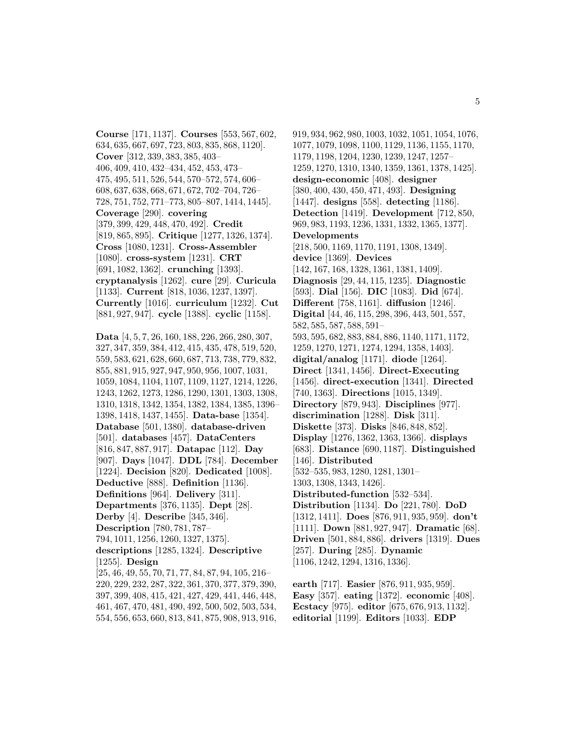**Course** [171, 1137]. **Courses** [553, 567, 602, 634, 635, 667, 697, 723, 803, 835, 868, 1120]. **Cover** [312, 339, 383, 385, 403–406, 409, 410, 432–434, 452, 453, 473–475, 495, 511, 526, 544, 570–572, 574, 606–608, 637, 638, 668, 671, 672, 702–704, 726–728, 751, 752, 771–773, 805–807, 1414, 1445]. **Coverage** [290]. **covering** [379, 399, 429, 448, 470, 492]. **Credit** [819, 865, 895]. **Critique** [1277, 1326, 1374]. **Cross** [1080, 1231]. **Cross-Assembler** [1080]. **cross-system** [1231]. **CRT** [691, 1082, 1362]. **crunching** [1393]. **cryptanalysis** [1262]. **cure** [29]. **Curicula** [1133]. **Current** [818, 1036, 1237, 1397]. **Currently** [1016]. **curriculum** [1232]. **Cut** [881, 927, 947]. **cycle** [1388]. **cyclic** [1158].

**Data** [4, 5, 7, 26, 160, 188, 226, 266, 280, 307, 327, 347, 359, 384, 412, 415, 435, 478, 519, 520, 559, 583, 621, 628, 660, 687, 713, 738, 779, 832, 855, 881, 915, 927, 947, 950, 956, 1007, 1031, 1059, 1084, 1104, 1107, 1109, 1127, 1214, 1226, 1243, 1262, 1273, 1286, 1290, 1301, 1303, 1308, 1310, 1318, 1342, 1354, 1382, 1384, 1385, 1396–1398, 1418, 1437, 1455]. **Data-base** [1354]. **Database** [501, 1380]. **database-driven** [501]. **databases** [457]. **DataCenters** [816, 847, 887, 917]. **Datapac** [112]. **Day** [907]. **Days** [1047]. **DDL** [784]. **December** [1224]. **Decision** [820]. **Dedicated** [1008]. **Deductive** [888]. **Definition** [1136]. **Definitions** [964]. **Delivery** [311]. **Departments** [376, 1135]. **Dept** [28]. **Derby** [4]. **Describe** [345, 346]. **Description** [780, 781, 787–794, 1011, 1256, 1260, 1327, 1375]. **descriptions** [1285, 1324]. **Descriptive** [1255]. **Design** [25, 46, 49, 55, 70, 71, 77, 84, 87, 94, 105, 216–220, 229, 232, 287, 322, 361, 370, 377, 379, 390, 397, 399, 408, 415, 421, 427, 429, 441, 446, 448, 461, 467, 470, 481, 490, 492, 500, 502, 503, 534, 554, 556, 653, 660, 813, 841, 875, 908, 913, 916, 919, 934, 962, 980, 1003, 1032, 1051, 1054, 1076, 1077, 1079, 1098, 1100, 1129, 1136, 1155, 1170, 1179, 1198, 1204, 1230, 1239, 1247, 1257–1259, 1270, 1310, 1340, 1359, 1361, 1378, 1425]. **design-economic** [408]. **designer** [380, 400, 430, 450, 471, 493]. **Designing** [1447]. **designs** [558]. **detecting** [1186]. **Detection** [1419]. **Development** [712, 850, 969, 983, 1193, 1236, 1331, 1332, 1365, 1377]. **Developments** [218, 500, 1169, 1170, 1191, 1308, 1349]. **device** [1369]. **Devices** [142, 167, 168, 1328, 1361, 1381, 1409]. **Diagnosis** [29, 44, 115, 1235]. **Diagnostic** [593]. **Dial** [156]. **DIC** [1083]. **Did** [674]. **Different** [758, 1161]. **diffusion** [1246]. **Digital** [44, 46, 115, 298, 396, 443, 501, 557, 582, 585, 587, 588, 591–593, 595, 682, 883, 884, 886, 1140, 1171, 1172, 1259, 1270, 1271, 1274, 1294, 1358, 1403]. **digital/analog** [1171]. **diode** [1264]. **Direct** [1341, 1456]. **Direct-Executing** [1456]. **direct-execution** [1341]. **Directed** [740, 1363]. **Directions** [1015, 1349]. **Directory** [879, 943]. **Disciplines** [977]. **discrimination** [1288]. **Disk** [311]. **Diskette** [373]. **Disks** [846, 848, 852]. **Display** [1276, 1362, 1363, 1366]. **displays** [683]. **Distance** [690, 1187]. **Distinguished** [146]. **Distributed** [532–535, 983, 1280, 1281, 1301–1303, 1308, 1343, 1426]. **Distributed-function** [532–534]. **Distribution** [1134]. **Do** [221, 780]. **DoD** [1312, 1411]. **Does** [876, 911, 935, 959]. **don't** [1111]. **Down** [881, 927, 947]. **Dramatic** [68]. **Driven** [501, 884, 886]. **drivers** [1319]. **Dues** [257]. **During** [285]. **Dynamic** [1106, 1242, 1294, 1316, 1336].

**earth** [717]. **Easier** [876, 911, 935, 959]. **Easy** [357]. **eating** [1372]. **economic** [408]. **Ecstacy** [975]. **editor** [675, 676, 913, 1132]. **editorial** [1199]. **Editors** [1033]. **EDP**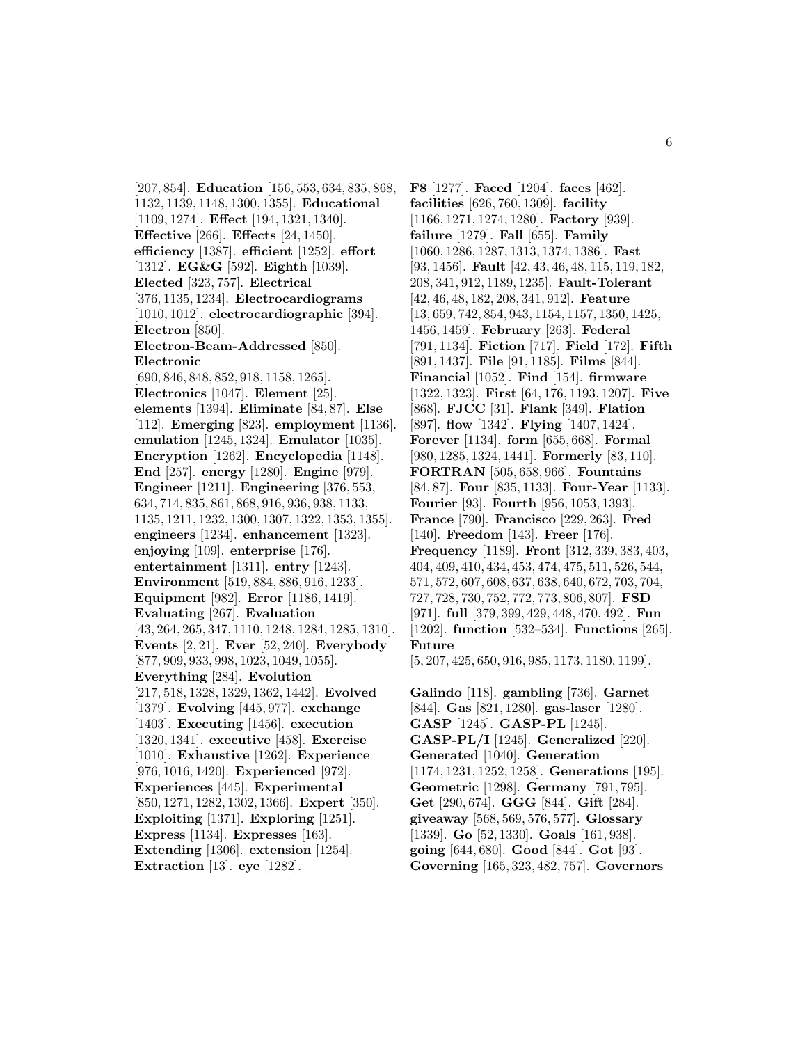[207, 854]. **Education** [156, 553, 634, 835, 868, 1132, 1139, 1148, 1300, 1355]. **Educational** [1109, 1274]. **Effect** [194, 1321, 1340]. **Effective** [266]. **Effects** [24, 1450]. **efficiency** [1387]. **efficient** [1252]. **effort** [1312]. **EG&G** [592]. **Eighth** [1039]. **Elected** [323, 757]. **Electrical** [376, 1135, 1234]. **Electrocardiograms** [1010, 1012]. **electrocardiographic** [394]. **Electron** [850]. **Electron-Beam-Addressed** [850]. **Electronic** [690, 846, 848, 852, 918, 1158, 1265]. **Electronics** [1047]. **Element** [25]. **elements** [1394]. **Eliminate** [84, 87]. **Else** [112]. **Emerging** [823]. **employment** [1136]. **emulation** [1245, 1324]. **Emulator** [1035]. **Encryption** [1262]. **Encyclopedia** [1148]. **End** [257]. **energy** [1280]. **Engine** [979]. **Engineer** [1211]. **Engineering** [376, 553, 634, 714, 835, 861, 868, 916, 936, 938, 1133, 1135, 1211, 1232, 1300, 1307, 1322, 1353, 1355]. **engineers** [1234]. **enhancement** [1323]. **enjoying** [109]. **enterprise** [176]. **entertainment** [1311]. **entry** [1243]. **Environment** [519, 884, 886, 916, 1233]. **Equipment** [982]. **Error** [1186, 1419]. **Evaluating** [267]. **Evaluation** [43, 264, 265, 347, 1110, 1248, 1284, 1285, 1310]. **Events** [2, 21]. **Ever** [52, 240]. **Everybody** [877, 909, 933, 998, 1023, 1049, 1055]. **Everything** [284]. **Evolution** [217, 518, 1328, 1329, 1362, 1442]. **Evolved** [1379]. **Evolving** [445, 977]. **exchange** [1403]. **Executing** [1456]. **execution** [1320, 1341]. **executive** [458]. **Exercise** [1010]. **Exhaustive** [1262]. **Experience** [976, 1016, 1420]. **Experienced** [972]. **Experiences** [445]. **Experimental** [850, 1271, 1282, 1302, 1366]. **Expert** [350]. **Exploiting** [1371]. **Exploring** [1251]. **Express** [1134]. **Expresses** [163]. **Extending** [1306]. **extension** [1254]. **Extraction** [13]. **eye** [1282].

**F8** [1277]. **Faced** [1204]. **faces** [462]. **facilities** [626, 760, 1309]. **facility** [1166, 1271, 1274, 1280]. **Factory** [939]. **failure** [1279]. **Fall** [655]. **Family** [1060, 1286, 1287, 1313, 1374, 1386]. **Fast** [93, 1456]. **Fault** [42, 43, 46, 48, 115, 119, 182, 208, 341, 912, 1189, 1235]. **Fault-Tolerant** [42, 46, 48, 182, 208, 341, 912]. **Feature** [13, 659, 742, 854, 943, 1154, 1157, 1350, 1425, 1456, 1459]. **February** [263]. **Federal** [791, 1134]. **Fiction** [717]. **Field** [172]. **Fifth** [891, 1437]. **File** [91, 1185]. **Films** [844]. **Financial** [1052]. **Find** [154]. **firmware** [1322, 1323]. **First** [64, 176, 1193, 1207]. **Five** [868]. **FJCC** [31]. **Flank** [349]. **Flation** [897]. **flow** [1342]. **Flying** [1407, 1424]. **Forever** [1134]. **form** [655, 668]. **Formal** [980, 1285, 1324, 1441]. **Formerly** [83, 110]. **FORTRAN** [505, 658, 966]. **Fountains** [84, 87]. **Four** [835, 1133]. **Four-Year** [1133]. **Fourier** [93]. **Fourth** [956, 1053, 1393]. **France** [790]. **Francisco** [229, 263]. **Fred** [140]. **Freedom** [143]. **Freer** [176]. **Frequency** [1189]. **Front** [312, 339, 383, 403, 404, 409, 410, 434, 453, 474, 475, 511, 526, 544, 571, 572, 607, 608, 637, 638, 640, 672, 703, 704, 727, 728, 730, 752, 772, 773, 806, 807]. **FSD** [971]. **full** [379, 399, 429, 448, 470, 492]. **Fun** [1202]. **function** [532–534]. **Functions** [265]. **Future** [5, 207, 425, 650, 916, 985, 1173, 1180, 1199].

**Galindo** [118]. **gambling** [736]. **Garnet** [844]. **Gas** [821, 1280]. **gas-laser** [1280]. **GASP** [1245]. **GASP-PL** [1245]. **GASP-PL/I** [1245]. **Generalized** [220]. **Generated** [1040]. **Generation** [1174, 1231, 1252, 1258]. **Generations** [195]. **Geometric** [1298]. **Germany** [791, 795]. **Get** [290, 674]. **GGG** [844]. **Gift** [284]. **giveaway** [568, 569, 576, 577]. **Glossary** [1339]. **Go** [52, 1330]. **Goals** [161, 938]. **going** [644, 680]. **Good** [844]. **Got** [93]. **Governing** [165, 323, 482, 757]. **Governors**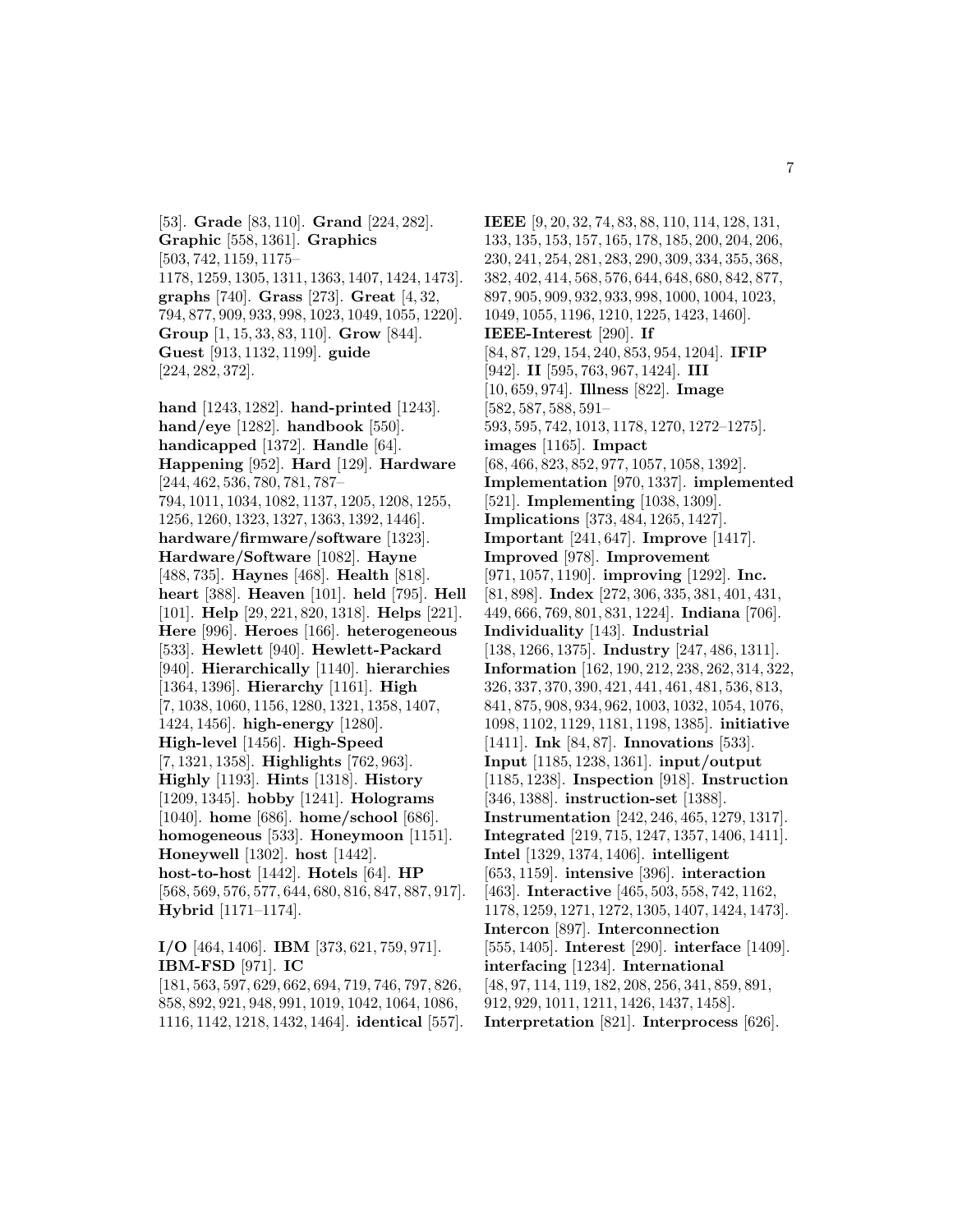[53]. **Grade** [83, 110]. **Grand** [224, 282]. **Graphic** [558, 1361]. **Graphics** [503, 742, 1159, 1175–1178, 1259, 1305, 1311, 1363, 1407, 1424, 1473]. **graphs** [740]. **Grass** [273]. **Great** [4, 32, 794, 877, 909, 933, 998, 1023, 1049, 1055, 1220]. **Group** [1, 15, 33, 83, 110]. **Grow** [844]. **Guest** [913, 1132, 1199]. **guide** [224, 282, 372].

**hand** [1243, 1282]. **hand-printed** [1243]. **hand/eye** [1282]. **handbook** [550]. **handicapped** [1372]. **Handle** [64]. **Happening** [952]. **Hard** [129]. **Hardware** [244, 462, 536, 780, 781, 787–794, 1011, 1034, 1082, 1137, 1205, 1208, 1255, 1256, 1260, 1323, 1327, 1363, 1392, 1446]. **hardware/firmware/software** [1323]. **Hardware/Software** [1082]. **Hayne** [488, 735]. **Haynes** [468]. **Health** [818]. **heart** [388]. **Heaven** [101]. **held** [795]. **Hell** [101]. **Help** [29, 221, 820, 1318]. **Helps** [221]. **Here** [996]. **Heroes** [166]. **heterogeneous** [533]. **Hewlett** [940]. **Hewlett-Packard** [940]. **Hierarchically** [1140]. **hierarchies** [1364, 1396]. **Hierarchy** [1161]. **High** [7, 1038, 1060, 1156, 1280, 1321, 1358, 1407, 1424, 1456]. **high-energy** [1280]. **High-level** [1456]. **High-Speed** [7, 1321, 1358]. **Highlights** [762, 963]. **Highly** [1193]. **Hints** [1318]. **History** [1209, 1345]. **hobby** [1241]. **Holograms** [1040]. **home** [686]. **home/school** [686]. **homogeneous** [533]. **Honeymoon** [1151]. **Honeywell** [1302]. **host** [1442]. **host-to-host** [1442]. **Hotels** [64]. **HP** [568, 569, 576, 577, 644, 680, 816, 847, 887, 917]. **Hybrid** [1171–1174].

**I/O** [464, 1406]. **IBM** [373, 621, 759, 971]. **IBM-FSD** [971]. **IC** [181, 563, 597, 629, 662, 694, 719, 746, 797, 826, 858, 892, 921, 948, 991, 1019, 1042, 1064, 1086, 1116, 1142, 1218, 1432, 1464]. **identical** [557]. **IEEE** [9, 20, 32, 74, 83, 88, 110, 114, 128, 131, 133, 135, 153, 157, 165, 178, 185, 200, 204, 206, 230, 241, 254, 281, 283, 290, 309, 334, 355, 368, 382, 402, 414, 568, 576, 644, 648, 680, 842, 877, 897, 905, 909, 932, 933, 998, 1000, 1004, 1023, 1049, 1055, 1196, 1210, 1225, 1423, 1460]. **IEEE-Interest** [290]. **If** [84, 87, 129, 154, 240, 853, 954, 1204]. **IFIP** [942]. **II** [595, 763, 967, 1424]. **III** [10, 659, 974]. **Illness** [822]. **Image** [582, 587, 588, 591–593, 595, 742, 1013, 1178, 1270, 1272–1275]. **images** [1165]. **Impact** [68, 466, 823, 852, 977, 1057, 1058, 1392]. **Implementation** [970, 1337]. **implemented** [521]. **Implementing** [1038, 1309]. **Implications** [373, 484, 1265, 1427]. **Important** [241, 647]. **Improve** [1417]. **Improved** [978]. **Improvement** [971, 1057, 1190]. **improving** [1292]. **Inc.** [81, 898]. **Index** [272, 306, 335, 381, 401, 431, 449, 666, 769, 801, 831, 1224]. **Indiana** [706]. **Individuality** [143]. **Industrial** [138, 1266, 1375]. **Industry** [247, 486, 1311]. **Information** [162, 190, 212, 238, 262, 314, 322, 326, 337, 370, 390, 421, 441, 461, 481, 536, 813, 841, 875, 908, 934, 962, 1003, 1032, 1054, 1076, 1098, 1102, 1129, 1181, 1198, 1385]. **initiative** [1411]. **Ink** [84, 87]. **Innovations** [533]. **Input** [1185, 1238, 1361]. **input/output** [1185, 1238]. **Inspection** [918]. **Instruction** [346, 1388]. **instruction-set** [1388]. **Instrumentation** [242, 246, 465, 1279, 1317]. **Integrated** [219, 715, 1247, 1357, 1406, 1411]. **Intel** [1329, 1374, 1406]. **intelligent** [653, 1159]. **intensive** [396]. **interaction** [463]. **Interactive** [465, 503, 558, 742, 1162, 1178, 1259, 1271, 1272, 1305, 1407, 1424, 1473]. **Intercon** [897]. **Interconnection** [555, 1405]. **Interest** [290]. **interface** [1409]. **interfacing** [1234]. **International** [48, 97, 114, 119, 182, 208, 256, 341, 859, 891, 912, 929, 1011, 1211, 1426, 1437, 1458]. **Interpretation** [821]. **Interprocess** [626].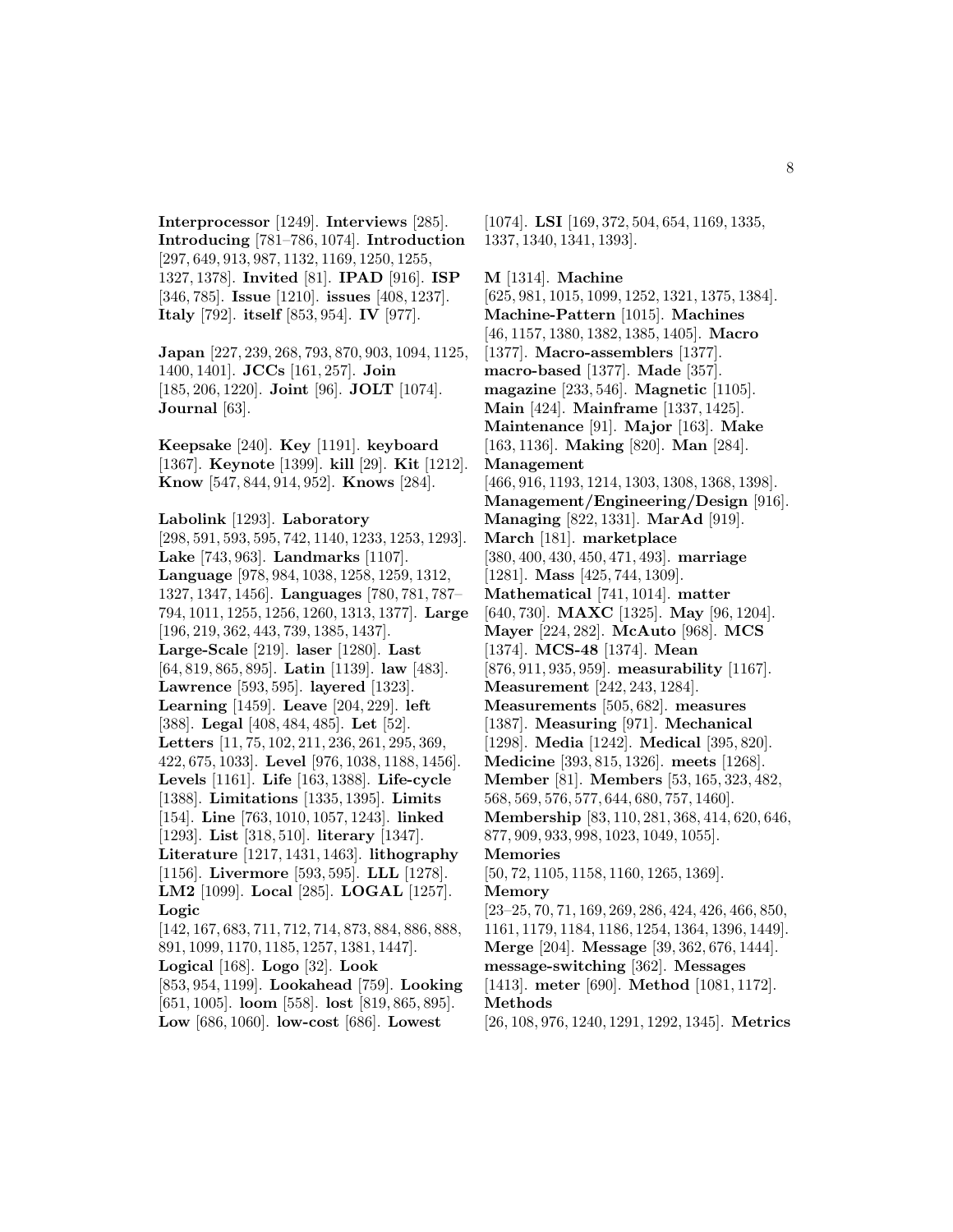**Interprocessor** [1249]. **Interviews** [285]. **Introducing** [781–786, 1074]. **Introduction** [297, 649, 913, 987, 1132, 1169, 1250, 1255, 1327, 1378]. **Invited** [81]. **IPAD** [916]. **ISP** [346, 785]. **Issue** [1210]. **issues** [408, 1237]. **Italy** [792]. **itself** [853, 954]. **IV** [977].

**Japan** [227, 239, 268, 793, 870, 903, 1094, 1125, 1400, 1401]. **JCCs** [161, 257]. **Join** [185, 206, 1220]. **Joint** [96]. **JOLT** [1074]. **Journal** [63].

**Keepsake** [240]. **Key** [1191]. **keyboard** [1367]. **Keynote** [1399]. **kill** [29]. **Kit** [1212]. **Know** [547, 844, 914, 952]. **Knows** [284].

**Labolink** [1293]. **Laboratory** [298, 591, 593, 595, 742, 1140, 1233, 1253, 1293]. **Lake** [743, 963]. **Landmarks** [1107]. **Language** [978, 984, 1038, 1258, 1259, 1312, 1327, 1347, 1456]. **Languages** [780, 781, 787–794, 1011, 1255, 1256, 1260, 1313, 1377]. **Large** [196, 219, 362, 443, 739, 1385, 1437]. **Large-Scale** [219]. **laser** [1280]. **Last** [64, 819, 865, 895]. **Latin** [1139]. **law** [483]. **Lawrence** [593, 595]. **layered** [1323]. **Learning** [1459]. **Leave** [204, 229]. **left** [388]. **Legal** [408, 484, 485]. **Let** [52]. **Letters** [11, 75, 102, 211, 236, 261, 295, 369, 422, 675, 1033]. **Level** [976, 1038, 1188, 1456]. **Levels** [1161]. **Life** [163, 1388]. **Life-cycle** [1388]. **Limitations** [1335, 1395]. **Limits** [154]. **Line** [763, 1010, 1057, 1243]. **linked** [1293]. **List** [318, 510]. **literary** [1347]. **Literature** [1217, 1431, 1463]. **lithography** [1156]. **Livermore** [593, 595]. **LLL** [1278]. **LM2** [1099]. **Local** [285]. **LOGAL** [1257]. **Logic** [142, 167, 683, 711, 712, 714, 873, 884, 886, 888, 891, 1099, 1170, 1185, 1257, 1381, 1447]. **Logical** [168]. **Logo** [32]. **Look** [853, 954, 1199]. **Lookahead** [759]. **Looking** [651, 1005]. **loom** [558]. **lost** [819, 865, 895]. **Low** [686, 1060]. **low-cost** [686]. **Lowest** [1074]. **LSI** [169, 372, 504, 654, 1169, 1335, 1337, 1340, 1341, 1393].

**M** [1314]. **Machine** [625, 981, 1015, 1099, 1252, 1321, 1375, 1384]. **Machine-Pattern** [1015]. **Machines** [46, 1157, 1380, 1382, 1385, 1405]. **Macro** [1377]. **Macro-assemblers** [1377]. **macro-based** [1377]. **Made** [357]. **magazine** [233, 546]. **Magnetic** [1105]. **Main** [424]. **Mainframe** [1337, 1425]. **Maintenance** [91]. **Major** [163]. **Make** [163, 1136]. **Making** [820]. **Man** [284]. **Management** [466, 916, 1193, 1214, 1303, 1308, 1368, 1398]. **Management/Engineering/Design** [916]. **Managing** [822, 1331]. **MarAd** [919]. **March** [181]. **marketplace** [380, 400, 430, 450, 471, 493]. **marriage** [1281]. **Mass** [425, 744, 1309]. **Mathematical** [741, 1014]. **matter** [640, 730]. **MAXC** [1325]. **May** [96, 1204]. **Mayer** [224, 282]. **McAuto** [968]. **MCS** [1374]. **MCS-48** [1374]. **Mean** [876, 911, 935, 959]. **measurability** [1167]. **Measurement** [242, 243, 1284]. **Measurements** [505, 682]. **measures** [1387]. **Measuring** [971]. **Mechanical** [1298]. **Media** [1242]. **Medical** [395, 820]. **Medicine** [393, 815, 1326]. **meets** [1268]. **Member** [81]. **Members** [53, 165, 323, 482, 568, 569, 576, 577, 644, 680, 757, 1460]. **Membership** [83, 110, 281, 368, 414, 620, 646, 877, 909, 933, 998, 1023, 1049, 1055]. **Memories** [50, 72, 1105, 1158, 1160, 1265, 1369]. **Memory** [23–25, 70, 71, 169, 269, 286, 424, 426, 466, 850, 1161, 1179, 1184, 1186, 1254, 1364, 1396, 1449]. **Merge** [204]. **Message** [39, 362, 676, 1444]. **message-switching** [362]. **Messages** [1413]. **meter** [690]. **Method** [1081, 1172]. **Methods** [26, 108, 976, 1240, 1291, 1292, 1345]. **Metrics**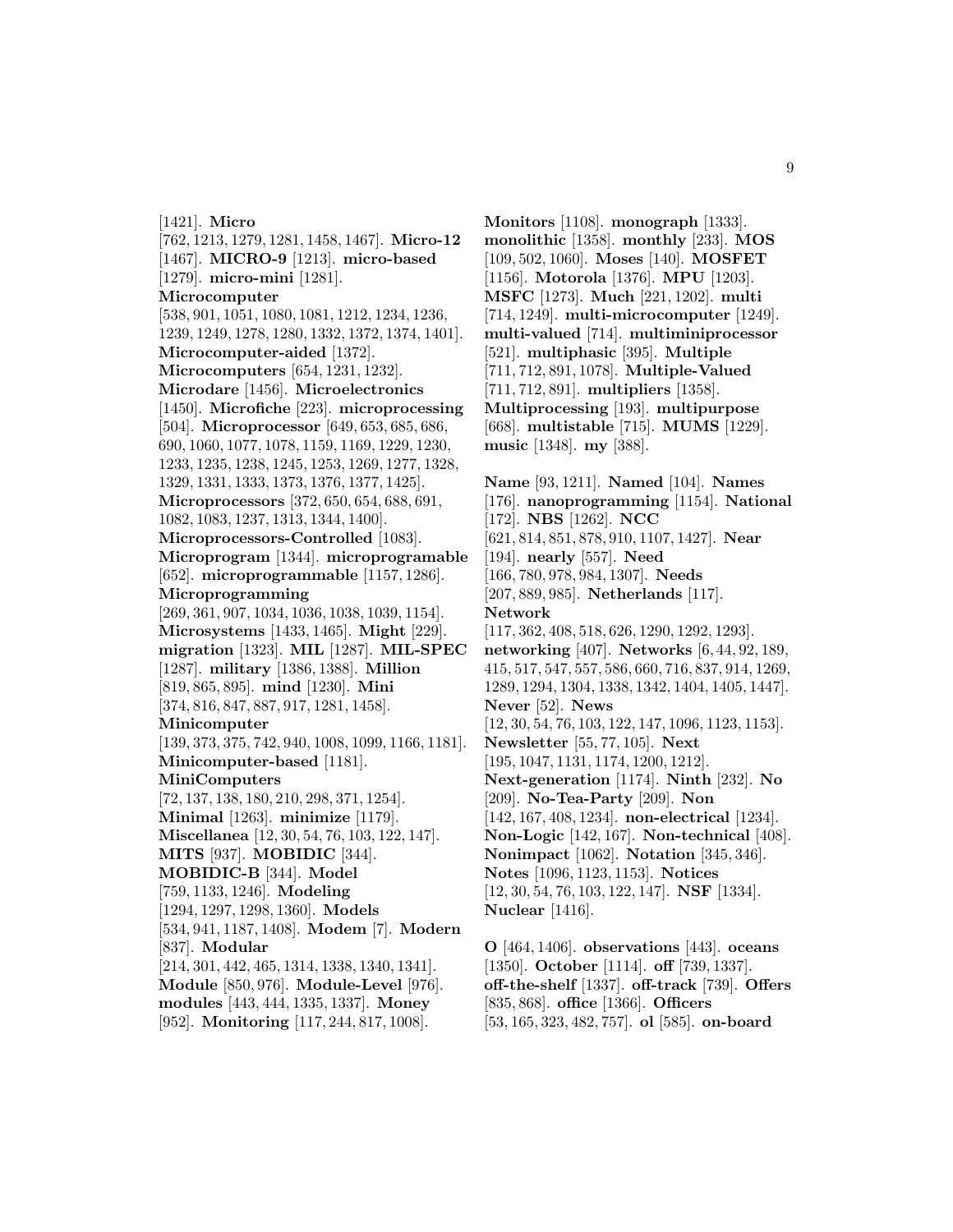[1421]. **Micro** [762, 1213, 1279, 1281, 1458, 1467]. **Micro-12** [1467]. **MICRO-9** [1213]. **micro-based** [1279]. **micro-mini** [1281]. **Microcomputer** [538, 901, 1051, 1080, 1081, 1212, 1234, 1236, 1239, 1249, 1278, 1280, 1332, 1372, 1374, 1401]. **Microcomputer-aided** [1372]. **Microcomputers** [654, 1231, 1232]. **Microdare** [1456]. **Microelectronics** [1450]. **Microfiche** [223]. **microprocessing** [504]. **Microprocessor** [649, 653, 685, 686, 690, 1060, 1077, 1078, 1159, 1169, 1229, 1230, 1233, 1235, 1238, 1245, 1253, 1269, 1277, 1328, 1329, 1331, 1333, 1373, 1376, 1377, 1425]. **Microprocessors** [372, 650, 654, 688, 691, 1082, 1083, 1237, 1313, 1344, 1400]. **Microprocessors-Controlled** [1083]. **Microprogram** [1344]. **microprogramable** [652]. **microprogrammable** [1157, 1286]. **Microprogramming** [269, 361, 907, 1034, 1036, 1038, 1039, 1154]. **Microsystems** [1433, 1465]. **Might** [229]. **migration** [1323]. **MIL** [1287]. **MIL-SPEC** [1287]. **military** [1386, 1388]. **Million** [819, 865, 895]. **mind** [1230]. **Mini** [374, 816, 847, 887, 917, 1281, 1458]. **Minicomputer** [139, 373, 375, 742, 940, 1008, 1099, 1166, 1181]. **Minicomputer-based** [1181]. **MiniComputers** [72, 137, 138, 180, 210, 298, 371, 1254]. **Minimal** [1263]. **minimize** [1179]. **Miscellanea** [12, 30, 54, 76, 103, 122, 147]. **MITS** [937]. **MOBIDIC** [344]. **MOBIDIC-B** [344]. **Model** [759, 1133, 1246]. **Modeling** [1294, 1297, 1298, 1360]. **Models** [534, 941, 1187, 1408]. **Modem** [7]. **Modern** [837]. **Modular** [214, 301, 442, 465, 1314, 1338, 1340, 1341]. **Module** [850, 976]. **Module-Level** [976]. **modules** [443, 444, 1335, 1337]. **Money** [952]. **Monitoring** [117, 244, 817, 1008].

**Monitors** [1108]. **monograph** [1333]. **monolithic** [1358]. **monthly** [233]. **MOS** [109, 502, 1060]. **Moses** [140]. **MOSFET** [1156]. **Motorola** [1376]. **MPU** [1203]. **MSFC** [1273]. **Much** [221, 1202]. **multi** [714, 1249]. **multi-microcomputer** [1249]. **multi-valued** [714]. **multiminiprocessor** [521]. **multiphasic** [395]. **Multiple** [711, 712, 891, 1078]. **Multiple-Valued** [711, 712, 891]. **multipliers** [1358]. **Multiprocessing** [193]. **multipurpose** [668]. **multistable** [715]. **MUMS** [1229]. **music** [1348]. **my** [388].

**Name** [93, 1211]. **Named** [104]. **Names** [176]. **nanoprogramming** [1154]. **National** [172]. **NBS** [1262]. **NCC** [621, 814, 851, 878, 910, 1107, 1427]. **Near** [194]. **nearly** [557]. **Need** [166, 780, 978, 984, 1307]. **Needs** [207, 889, 985]. **Netherlands** [117]. **Network** [117, 362, 408, 518, 626, 1290, 1292, 1293]. **networking** [407]. **Networks** [6, 44, 92, 189, 415, 517, 547, 557, 586, 660, 716, 837, 914, 1269, 1289, 1294, 1304, 1338, 1342, 1404, 1405, 1447]. **Never** [52]. **News** [12, 30, 54, 76, 103, 122, 147, 1096, 1123, 1153]. **Newsletter** [55, 77, 105]. **Next** [195, 1047, 1131, 1174, 1200, 1212]. **Next-generation** [1174]. **Ninth** [232]. **No** [209]. **No-Tea-Party** [209]. **Non** [142, 167, 408, 1234]. **non-electrical** [1234]. **Non-Logic** [142, 167]. **Non-technical** [408]. **Nonimpact** [1062]. **Notation** [345, 346]. **Notes** [1096, 1123, 1153]. **Notices** [12, 30, 54, 76, 103, 122, 147]. **NSF** [1334]. **Nuclear** [1416].

**O** [464, 1406]. **observations** [443]. **oceans** [1350]. **October** [1114]. **off** [739, 1337]. **off-the-shelf** [1337]. **off-track** [739]. **Offers** [835, 868]. **office** [1366]. **Officers** [53, 165, 323, 482, 757]. **ol** [585]. **on-board**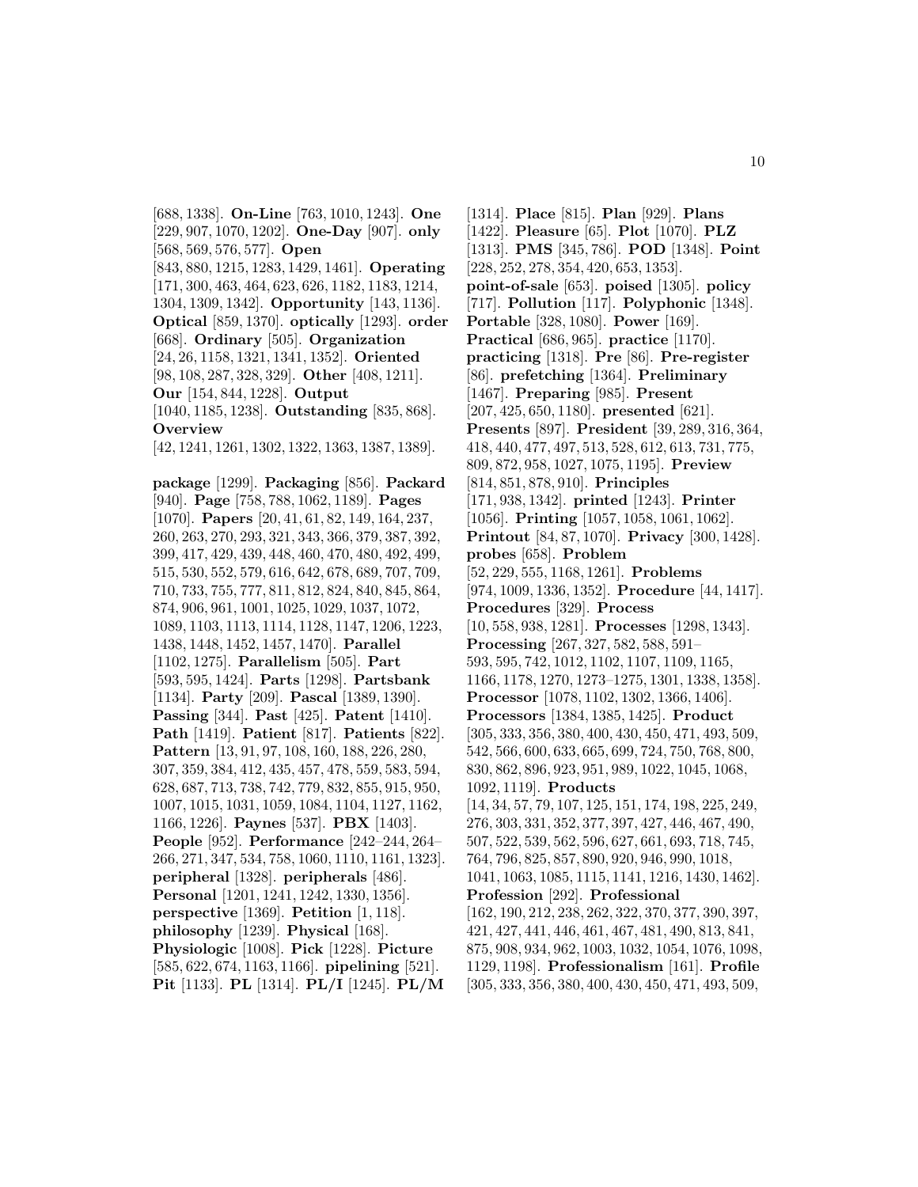[688, 1338]. **On-Line** [763, 1010, 1243]. **One** [229, 907, 1070, 1202]. **One-Day** [907]. **only** [568, 569, 576, 577]. **Open** [843, 880, 1215, 1283, 1429, 1461]. **Operating** [171, 300, 463, 464, 623, 626, 1182, 1183, 1214, 1304, 1309, 1342]. **Opportunity** [143, 1136]. **Optical** [859, 1370]. **optically** [1293]. **order** [668]. **Ordinary** [505]. **Organization** [24, 26, 1158, 1321, 1341, 1352]. **Oriented** [98, 108, 287, 328, 329]. **Other** [408, 1211]. **Our** [154, 844, 1228]. **Output** [1040, 1185, 1238]. **Outstanding** [835, 868]. **Overview** [42, 1241, 1261, 1302, 1322, 1363, 1387, 1389].

**package** [1299]. **Packaging** [856]. **Packard** [940]. **Page** [758, 788, 1062, 1189]. **Pages** [1070]. **Papers** [20, 41, 61, 82, 149, 164, 237, 260, 263, 270, 293, 321, 343, 366, 379, 387, 392, 399, 417, 429, 439, 448, 460, 470, 480, 492, 499, 515, 530, 552, 579, 616, 642, 678, 689, 707, 709, 710, 733, 755, 777, 811, 812, 824, 840, 845, 864, 874, 906, 961, 1001, 1025, 1029, 1037, 1072, 1089, 1103, 1113, 1114, 1128, 1147, 1206, 1223, 1438, 1448, 1452, 1457, 1470]. **Parallel** [1102, 1275]. **Parallelism** [505]. **Part** [593, 595, 1424]. **Parts** [1298]. **Partsbank** [1134]. **Party** [209]. **Pascal** [1389, 1390]. **Passing** [344]. **Past** [425]. **Patent** [1410]. **Path** [1419]. **Patient** [817]. **Patients** [822]. **Pattern** [13, 91, 97, 108, 160, 188, 226, 280, 307, 359, 384, 412, 435, 457, 478, 559, 583, 594, 628, 687, 713, 738, 742, 779, 832, 855, 915, 950, 1007, 1015, 1031, 1059, 1084, 1104, 1127, 1162, 1166, 1226]. **Paynes** [537]. **PBX** [1403]. **People** [952]. **Performance** [242–244, 264–266, 271, 347, 534, 758, 1060, 1110, 1161, 1323]. **peripheral** [1328]. **peripherals** [486]. **Personal** [1201, 1241, 1242, 1330, 1356]. **perspective** [1369]. **Petition** [1, 118]. **philosophy** [1239]. **Physical** [168]. **Physiologic** [1008]. **Pick** [1228]. **Picture** [585, 622, 674, 1163, 1166]. **pipelining** [521]. **Pit** [1133]. **PL** [1314]. **PL/I** [1245]. **PL/M** [1314]. **Place** [815]. **Plan** [929]. **Plans** [1422]. **Pleasure** [65]. **Plot** [1070]. **PLZ** [1313]. **PMS** [345, 786]. **POD** [1348]. **Point** [228, 252, 278, 354, 420, 653, 1353]. **point-of-sale** [653]. **poised** [1305]. **policy** [717]. **Pollution** [117]. **Polyphonic** [1348]. **Portable** [328, 1080]. **Power** [169]. **Practical** [686, 965]. **practice** [1170]. **practicing** [1318]. **Pre** [86]. **Pre-register** [86]. **prefetching** [1364]. **Preliminary** [1467]. **Preparing** [985]. **Present** [207, 425, 650, 1180]. **presented** [621]. **Presents** [897]. **President** [39, 289, 316, 364, 418, 440, 477, 497, 513, 528, 612, 613, 731, 775, 809, 872, 958, 1027, 1075, 1195]. **Preview** [814, 851, 878, 910]. **Principles** [171, 938, 1342]. **printed** [1243]. **Printer** [1056]. **Printing** [1057, 1058, 1061, 1062]. **Printout** [84, 87, 1070]. **Privacy** [300, 1428]. **probes** [658]. **Problem** [52, 229, 555, 1168, 1261]. **Problems** [974, 1009, 1336, 1352]. **Procedure** [44, 1417]. **Procedures** [329]. **Process** [10, 558, 938, 1281]. **Processes** [1298, 1343]. **Processing** [267, 327, 582, 588, 591–593, 595, 742, 1012, 1102, 1107, 1109, 1165, 1166, 1178, 1270, 1273–1275, 1301, 1338, 1358]. **Processor** [1078, 1102, 1302, 1366, 1406]. **Processors** [1384, 1385, 1425]. **Product** [305, 333, 356, 380, 400, 430, 450, 471, 493, 509, 542, 566, 600, 633, 665, 699, 724, 750, 768, 800, 830, 862, 896, 923, 951, 989, 1022, 1045, 1068, 1092, 1119]. **Products** [14, 34, 57, 79, 107, 125, 151, 174, 198, 225, 249, 276, 303, 331, 352, 377, 397, 427, 446, 467, 490, 507, 522, 539, 562, 596, 627, 661, 693, 718, 745, 764, 796, 825, 857, 890, 920, 946, 990, 1018, 1041, 1063, 1085, 1115, 1141, 1216, 1430, 1462]. **Profession** [292]. **Professional** [162, 190, 212, 238, 262, 322, 370, 377, 390, 397, 421, 427, 441, 446, 461, 467, 481, 490, 813, 841, 875, 908, 934, 962, 1003, 1032, 1054, 1076, 1098, 1129, 1198]. **Professionalism** [161]. **Profile** [305, 333, 356, 380, 400, 430, 450, 471, 493, 509,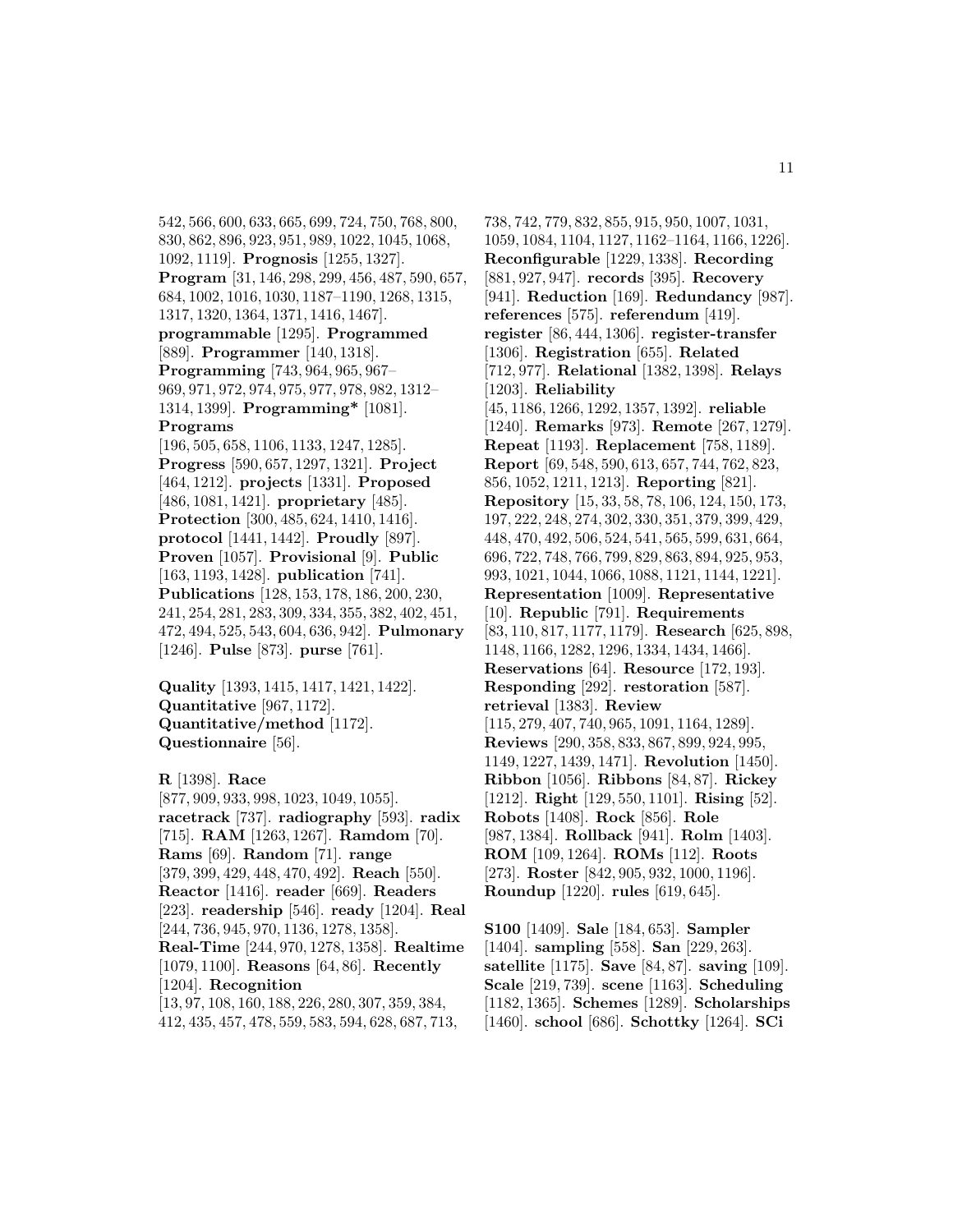542, 566, 600, 633, 665, 699, 724, 750, 768, 800, 830, 862, 896, 923, 951, 989, 1022, 1045, 1068, 1092, 1119]. **Prognosis** [1255, 1327]. **Program** [31, 146, 298, 299, 456, 487, 590, 657, 684, 1002, 1016, 1030, 1187–1190, 1268, 1315, 1317, 1320, 1364, 1371, 1416, 1467]. **programmable** [1295]. **Programmed** [889]. **Programmer** [140, 1318]. **Programming** [743, 964, 965, 967–969, 971, 972, 974, 975, 977, 978, 982, 1312–1314, 1399]. **Programming*** [1081]. **Programs** [196, 505, 658, 1106, 1133, 1247, 1285]. **Progress** [590, 657, 1297, 1321]. **Project** [464, 1212]. **projects** [1331]. **Proposed** [486, 1081, 1421]. **proprietary** [485]. **Protection** [300, 485, 624, 1410, 1416]. **protocol** [1441, 1442]. **Proudly** [897]. **Proven** [1057]. **Provisional** [9]. **Public** [163, 1193, 1428]. **publication** [741]. **Publications** [128, 153, 178, 186, 200, 230, 241, 254, 281, 283, 309, 334, 355, 382, 402, 451, 472, 494, 525, 543, 604, 636, 942]. **Pulmonary** [1246]. **Pulse** [873]. **purse** [761].

**Quality** [1393, 1415, 1417, 1421, 1422]. **Quantitative** [967, 1172]. **Quantitative/method** [1172]. **Questionnaire** [56].

**R** [1398]. **Race** [877, 909, 933, 998, 1023, 1049, 1055]. **racetrack** [737]. **radiography** [593]. **radix** [715]. **RAM** [1263, 1267]. **Ramdom** [70]. **Rams** [69]. **Random** [71]. **range** [379, 399, 429, 448, 470, 492]. **Reach** [550]. **Reactor** [1416]. **reader** [669]. **Readers** [223]. **readership** [546]. **ready** [1204]. **Real** [244, 736, 945, 970, 1136, 1278, 1358]. **Real-Time** [244, 970, 1278, 1358]. **Realtime** [1079, 1100]. **Reasons** [64, 86]. **Recently** [1204]. **Recognition** [13, 97, 108, 160, 188, 226, 280, 307, 359, 384, 412, 435, 457, 478, 559, 583, 594, 628, 687, 713, 738, 742, 779, 832, 855, 915, 950, 1007, 1031, 1059, 1084, 1104, 1127, 1162–1164, 1166, 1226]. **Reconfigurable** [1229, 1338]. **Recording** [881, 927, 947]. **records** [395]. **Recovery** [941]. **Reduction** [169]. **Redundancy** [987]. **references** [575]. **referendum** [419]. **register** [86, 444, 1306]. **register-transfer** [1306]. **Registration** [655]. **Related** [712, 977]. **Relational** [1382, 1398]. **Relays** [1203]. **Reliability** [45, 1186, 1266, 1292, 1357, 1392]. **reliable** [1240]. **Remarks** [973]. **Remote** [267, 1279]. **Repeat** [1193]. **Replacement** [758, 1189]. **Report** [69, 548, 590, 613, 657, 744, 762, 823, 856, 1052, 1211, 1213]. **Reporting** [821]. **Repository** [15, 33, 58, 78, 106, 124, 150, 173, 197, 222, 248, 274, 302, 330, 351, 379, 399, 429, 448, 470, 492, 506, 524, 541, 565, 599, 631, 664, 696, 722, 748, 766, 799, 829, 863, 894, 925, 953, 993, 1021, 1044, 1066, 1088, 1121, 1144, 1221]. **Representation** [1009]. **Representative** [10]. **Republic** [791]. **Requirements** [83, 110, 817, 1177, 1179]. **Research** [625, 898, 1148, 1166, 1282, 1296, 1334, 1434, 1466]. **Reservations** [64]. **Resource** [172, 193]. **Responding** [292]. **restoration** [587]. **retrieval** [1383]. **Review** [115, 279, 407, 740, 965, 1091, 1164, 1289]. **Reviews** [290, 358, 833, 867, 899, 924, 995, 1149, 1227, 1439, 1471]. **Revolution** [1450]. **Ribbon** [1056]. **Ribbons** [84, 87]. **Rickey** [1212]. **Right** [129, 550, 1101]. **Rising** [52]. **Robots** [1408]. **Rock** [856]. **Role** [987, 1384]. **Rollback** [941]. **Rolm** [1403]. **ROM** [109, 1264]. **ROMs** [112]. **Roots** [273]. **Roster** [842, 905, 932, 1000, 1196]. **Roundup** [1220]. **rules** [619, 645].

**S100** [1409]. **Sale** [184, 653]. **Sampler** [1404]. **sampling** [558]. **San** [229, 263]. **satellite** [1175]. **Save** [84, 87]. **saving** [109]. **Scale** [219, 739]. **scene** [1163]. **Scheduling** [1182, 1365]. **Schemes** [1289]. **Scholarships** [1460]. **school** [686]. **Schottky** [1264]. **SCi**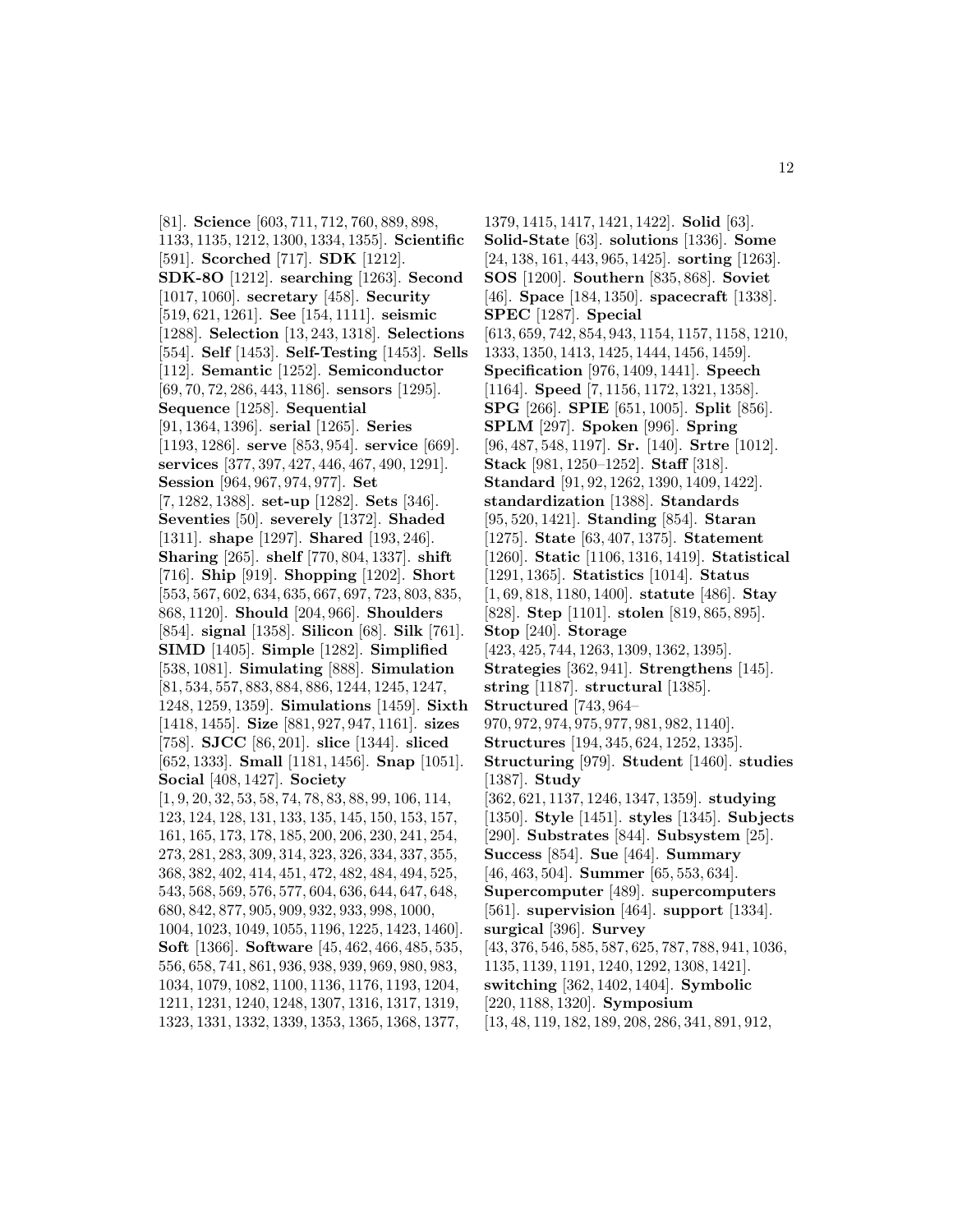[81]. **Science** [603, 711, 712, 760, 889, 898, 1133, 1135, 1212, 1300, 1334, 1355]. **Scientific** [591]. **Scorched** [717]. **SDK** [1212]. **SDK-8O** [1212]. **searching** [1263]. **Second** [1017, 1060]. **secretary** [458]. **Security** [519, 621, 1261]. **See** [154, 1111]. **seismic** [1288]. **Selection** [13, 243, 1318]. **Selections** [554]. **Self** [1453]. **Self-Testing** [1453]. **Sells** [112]. **Semantic** [1252]. **Semiconductor** [69, 70, 72, 286, 443, 1186]. **sensors** [1295]. **Sequence** [1258]. **Sequential** [91, 1364, 1396]. **serial** [1265]. **Series** [1193, 1286]. **serve** [853, 954]. **service** [669]. **services** [377, 397, 427, 446, 467, 490, 1291]. **Session** [964, 967, 974, 977]. **Set** [7, 1282, 1388]. **set-up** [1282]. **Sets** [346]. **Seventies** [50]. **severely** [1372]. **Shaded** [1311]. **shape** [1297]. **Shared** [193, 246]. **Sharing** [265]. **shelf** [770, 804, 1337]. **shift** [716]. **Ship** [919]. **Shopping** [1202]. **Short** [553, 567, 602, 634, 635, 667, 697, 723, 803, 835, 868, 1120]. **Should** [204, 966]. **Shoulders** [854]. **signal** [1358]. **Silicon** [68]. **Silk** [761]. **SIMD** [1405]. **Simple** [1282]. **Simplified** [538, 1081]. **Simulating** [888]. **Simulation** [81, 534, 557, 883, 884, 886, 1244, 1245, 1247, 1248, 1259, 1359]. **Simulations** [1459]. **Sixth** [1418, 1455]. **Size** [881, 927, 947, 1161]. **sizes** [758]. **SJCC** [86, 201]. **slice** [1344]. **sliced** [652, 1333]. **Small** [1181, 1456]. **Snap** [1051]. **Social** [408, 1427]. **Society** [1, 9, 20, 32, 53, 58, 74, 78, 83, 88, 99, 106, 114, 123, 124, 128, 131, 133, 135, 145, 150, 153, 157, 161, 165, 173, 178, 185, 200, 206, 230, 241, 254, 273, 281, 283, 309, 314, 323, 326, 334, 337, 355, 368, 382, 402, 414, 451, 472, 482, 484, 494, 525, 543, 568, 569, 576, 577, 604, 636, 644, 647, 648, 680, 842, 877, 905, 909, 932, 933, 998, 1000, 1004, 1023, 1049, 1055, 1196, 1225, 1423, 1460]. **Soft** [1366]. **Software** [45, 462, 466, 485, 535, 556, 658, 741, 861, 936, 938, 939, 969, 980, 983, 1034, 1079, 1082, 1100, 1136, 1176, 1193, 1204, 1211, 1231, 1240, 1248, 1307, 1316, 1317, 1319, 1323, 1331, 1332, 1339, 1353, 1365, 1368, 1377, 1379, 1415, 1417, 1421, 1422]. **Solid** [63]. **Solid-State** [63]. **solutions** [1336]. **Some** [24, 138, 161, 443, 965, 1425]. **sorting** [1263]. **SOS** [1200]. **Southern** [835, 868]. **Soviet** [46]. **Space** [184, 1350]. **spacecraft** [1338]. **SPEC** [1287]. **Special** [613, 659, 742, 854, 943, 1154, 1157, 1158, 1210, 1333, 1350, 1413, 1425, 1444, 1456, 1459]. **Specification** [976, 1409, 1441]. **Speech** [1164]. **Speed** [7, 1156, 1172, 1321, 1358]. **SPG** [266]. **SPIE** [651, 1005]. **Split** [856]. **SPLM** [297]. **Spoken** [996]. **Spring** [96, 487, 548, 1197]. **Sr.** [140]. **Srtre** [1012]. **Stack** [981, 1250–1252]. **Staff** [318]. **Standard** [91, 92, 1262, 1390, 1409, 1422]. **standardization** [1388]. **Standards** [95, 520, 1421]. **Standing** [854]. **Staran** [1275]. **State** [63, 407, 1375]. **Statement** [1260]. **Static** [1106, 1316, 1419]. **Statistical** [1291, 1365]. **Statistics** [1014]. **Status** [1, 69, 818, 1180, 1400]. **statute** [486]. **Stay** [828]. **Step** [1101]. **stolen** [819, 865, 895]. **Stop** [240]. **Storage** [423, 425, 744, 1263, 1309, 1362, 1395]. **Strategies** [362, 941]. **Strengthens** [145]. **string** [1187]. **structural** [1385]. **Structured** [743, 964–970, 972, 974, 975, 977, 981, 982, 1140]. **Structures** [194, 345, 624, 1252, 1335]. **Structuring** [979]. **Student** [1460]. **studies** [1387]. **Study** [362, 621, 1137, 1246, 1347, 1359]. **studying** [1350]. **Style** [1451]. **styles** [1345]. **Subjects** [290]. **Substrates** [844]. **Subsystem** [25]. **Success** [854]. **Sue** [464]. **Summary** [46, 463, 504]. **Summer** [65, 553, 634]. **Supercomputer** [489]. **supercomputers** [561]. **supervision** [464]. **support** [1334]. **surgical** [396]. **Survey** [43, 376, 546, 585, 587, 625, 787, 788, 941, 1036, 1135, 1139, 1191, 1240, 1292, 1308, 1421]. **switching** [362, 1402, 1404]. **Symbolic** [220, 1188, 1320]. **Symposium** [13, 48, 119, 182, 189, 208, 286, 341, 891, 912,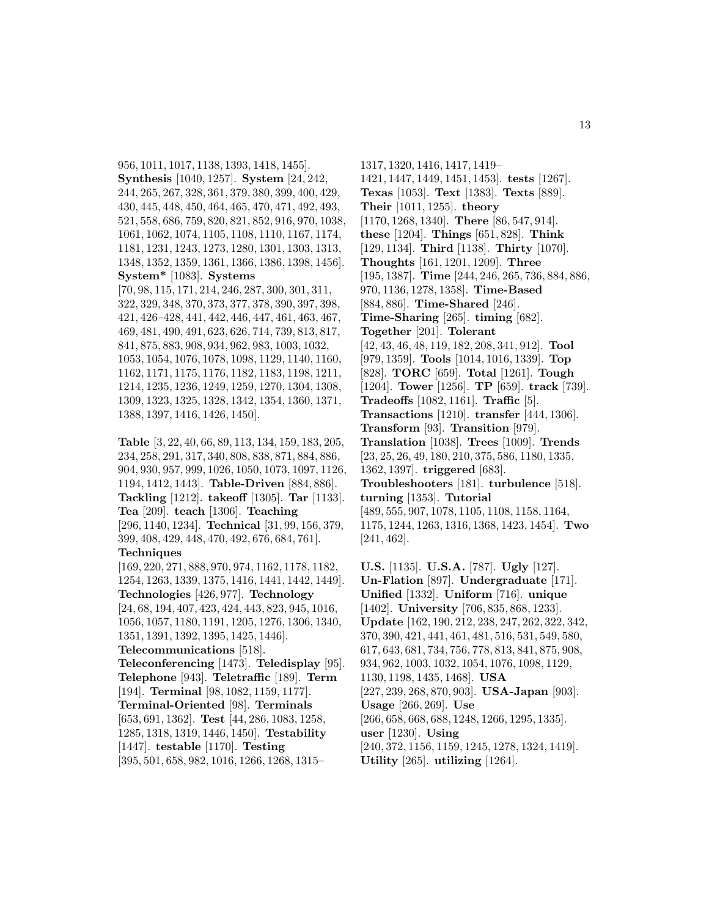956, 1011, 1017, 1138, 1393, 1418, 1455]. **Synthesis** [1040, 1257]. **System** [24, 242, 244, 265, 267, 328, 361, 379, 380, 399, 400, 429, 430, 445, 448, 450, 464, 465, 470, 471, 492, 493, 521, 558, 686, 759, 820, 821, 852, 916, 970, 1038, 1061, 1062, 1074, 1105, 1108, 1110, 1167, 1174, 1181, 1231, 1243, 1273, 1280, 1301, 1303, 1313, 1348, 1352, 1359, 1361, 1366, 1386, 1398, 1456]. **System*** [1083]. **Systems** [70, 98, 115, 171, 214, 246, 287, 300, 301, 311, 322, 329, 348, 370, 373, 377, 378, 390, 397, 398, 421, 426–428, 441, 442, 446, 447, 461, 463, 467, 469, 481, 490, 491, 623, 626, 714, 739, 813, 817, 841, 875, 883, 908, 934, 962, 983, 1003, 1032, 1053, 1054, 1076, 1078, 1098, 1129, 1140, 1160, 1162, 1171, 1175, 1176, 1182, 1183, 1198, 1211, 1214, 1235, 1236, 1249, 1259, 1270, 1304, 1308, 1309, 1323, 1325, 1328, 1342, 1354, 1360, 1371, 1388, 1397, 1416, 1426, 1450].

**Table** [3, 22, 40, 66, 89, 113, 134, 159, 183, 205, 234, 258, 291, 317, 340, 808, 838, 871, 884, 886, 904, 930, 957, 999, 1026, 1050, 1073, 1097, 1126, 1194, 1412, 1443]. **Table-Driven** [884, 886]. **Tackling** [1212]. **takeoff** [1305]. **Tar** [1133]. **Tea** [209]. **teach** [1306]. **Teaching** [296, 1140, 1234]. **Technical** [31, 99, 156, 379, 399, 408, 429, 448, 470, 492, 676, 684, 761]. **Techniques** [169, 220, 271, 888, 970, 974, 1162, 1178, 1182, 1254, 1263, 1339, 1375, 1416, 1441, 1442, 1449]. **Technologies** [426, 977]. **Technology** [24, 68, 194, 407, 423, 424, 443, 823, 945, 1016, 1056, 1057, 1180, 1191, 1205, 1276, 1306, 1340, 1351, 1391, 1392, 1395, 1425, 1446]. **Telecommunications** [518]. **Teleconferencing** [1473]. **Teledisplay** [95]. **Telephone** [943]. **Teletraffic** [189]. **Term** [194]. **Terminal** [98, 1082, 1159, 1177]. **Terminal-Oriented** [98]. **Terminals** [653, 691, 1362]. **Test** [44, 286, 1083, 1258, 1285, 1318, 1319, 1446, 1450]. **Testability** [1447]. **testable** [1170]. **Testing** [395, 501, 658, 982, 1016, 1266, 1268, 1315–1317, 1320, 1416, 1417, 1419–1421, 1447, 1449, 1451, 1453]. **tests** [1267]. **Texas** [1053]. **Text** [1383]. **Texts** [889]. **Their** [1011, 1255]. **theory** [1170, 1268, 1340]. **There** [86, 547, 914]. **these** [1204]. **Things** [651, 828]. **Think** [129, 1134]. **Third** [1138]. **Thirty** [1070]. **Thoughts** [161, 1201, 1209]. **Three** [195, 1387]. **Time** [244, 246, 265, 736, 884, 886, 970, 1136, 1278, 1358]. **Time-Based** [884, 886]. **Time-Shared** [246]. **Time-Sharing** [265]. **timing** [682]. **Together** [201]. **Tolerant** [42, 43, 46, 48, 119, 182, 208, 341, 912]. **Tool** [979, 1359]. **Tools** [1014, 1016, 1339]. **Top** [828]. **TORC** [659]. **Total** [1261]. **Tough** [1204]. **Tower** [1256]. **TP** [659]. **track** [739]. **Tradeoffs** [1082, 1161]. **Traffic** [5]. **Transactions** [1210]. **transfer** [444, 1306]. **Transform** [93]. **Transition** [979]. **Translation** [1038]. **Trees** [1009]. **Trends** [23, 25, 26, 49, 180, 210, 375, 586, 1180, 1335, 1362, 1397]. **triggered** [683]. **Troubleshooters** [181]. **turbulence** [518]. **turning** [1353]. **Tutorial** [489, 555, 907, 1078, 1105, 1108, 1158, 1164, 1175, 1244, 1263, 1316, 1368, 1423, 1454]. **Two** [241, 462].

**U.S.** [1135]. **U.S.A.** [787]. **Ugly** [127]. **Un-Flation** [897]. **Undergraduate** [171]. **Unified** [1332]. **Uniform** [716]. **unique** [1402]. **University** [706, 835, 868, 1233]. **Update** [162, 190, 212, 238, 247, 262, 322, 342, 370, 390, 421, 441, 461, 481, 516, 531, 549, 580, 617, 643, 681, 734, 756, 778, 813, 841, 875, 908, 934, 962, 1003, 1032, 1054, 1076, 1098, 1129, 1130, 1198, 1435, 1468]. **USA** [227, 239, 268, 870, 903]. **USA-Japan** [903]. **Usage** [266, 269]. **Use** [266, 658, 668, 688, 1248, 1266, 1295, 1335]. **user** [1230]. **Using** [240, 372, 1156, 1159, 1245, 1278, 1324, 1419]. **Utility** [265]. **utilizing** [1264].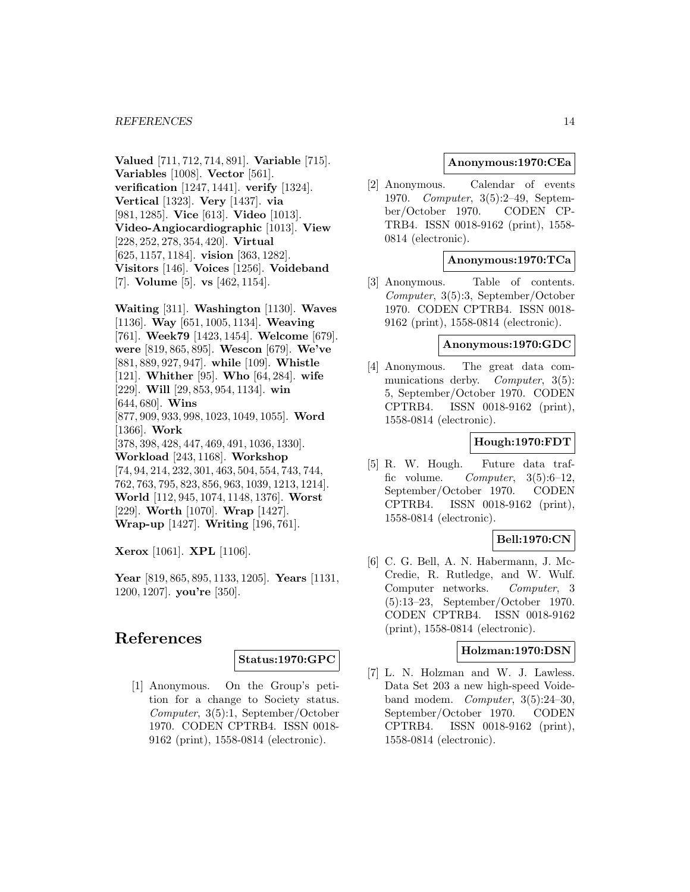**Valued** [711, 712, 714, 891]. **Variable** [715]. **Variables** [1008]. **Vector** [561]. **verification** [1247, 1441]. **verify** [1324]. **Vertical** [1323]. **Very** [1437]. **via** [981, 1285]. **Vice** [613]. **Video** [1013]. **Video-Angiocardiographic** [1013]. **View** [228, 252, 278, 354, 420]. **Virtual** [625, 1157, 1184]. **vision** [363, 1282]. **Visitors** [146]. **Voices** [1256]. **Voideband** [7]. **Volume** [5]. **vs** [462, 1154].

**Waiting** [311]. **Washington** [1130]. **Waves** [1136]. **Way** [651, 1005, 1134]. **Weaving** [761]. **Week79** [1423, 1454]. **Welcome** [679]. **were** [819, 865, 895]. **Wescon** [679]. **We've** [881, 889, 927, 947]. **while** [109]. **Whistle** [121]. **Whither** [95]. **Who** [64, 284]. **wife** [229]. **Will** [29, 853, 954, 1134]. **win** [644, 680]. **Wins** [877, 909, 933, 998, 1023, 1049, 1055]. **Word** [1366]. **Work** [378, 398, 428, 447, 469, 491, 1036, 1330]. **Workload** [243, 1168]. **Workshop** [74, 94, 214, 232, 301, 463, 504, 554, 743, 744, 762, 763, 795, 823, 856, 963, 1039, 1213, 1214]. **World** [112, 945, 1074, 1148, 1376]. **Worst** [229]. **Worth** [1070]. **Wrap** [1427]. **Wrap-up** [1427]. **Writing** [196, 761].

**Xerox** [1061]. **XPL** [1106].

**Year** [819, 865, 895, 1133, 1205]. **Years** [1131, 1200, 1207]. **you're** [350].

# References

**Status:1970:GPC**

[1] Anonymous. On the Group's petition for a change to Society status. *Computer*, 3(5):1, September/October 1970. CODEN CPTRB4. ISSN 0018-9162 (print), 1558-0814 (electronic).

**Anonymous:1970:CEa**

[2] Anonymous. Calendar of events 1970. *Computer*, 3(5):2–49, September/October 1970. CODEN CPTRB4. ISSN 0018-9162 (print), 1558-0814 (electronic).

**Anonymous:1970:TCa**

[3] Anonymous. Table of contents. *Computer*, 3(5):3, September/October 1970. CODEN CPTRB4. ISSN 0018-9162 (print), 1558-0814 (electronic).

**Anonymous:1970:GDC**

[4] Anonymous. The great data communications derby. *Computer*, 3(5): 5, September/October 1970. CODEN CPTRB4. ISSN 0018-9162 (print), 1558-0814 (electronic).

**Hough:1970:FDT**

[5] R. W. Hough. Future data traffic volume. *Computer*, 3(5):6–12, September/October 1970. CODEN CPTRB4. ISSN 0018-9162 (print), 1558-0814 (electronic).

**Bell:1970:CN**

[6] C. G. Bell, A. N. Habermann, J. McCredie, R. Rutledge, and W. Wulf. Computer networks. *Computer*, 3 (5):13–23, September/October 1970. CODEN CPTRB4. ISSN 0018-9162 (print), 1558-0814 (electronic).

**Holzman:1970:DSN**

[7] L. N. Holzman and W. J. Lawless. Data Set 203 a new high-speed Voideband modem. *Computer*, 3(5):24–30, September/October 1970. CODEN CPTRB4. ISSN 0018-9162 (print), 1558-0814 (electronic).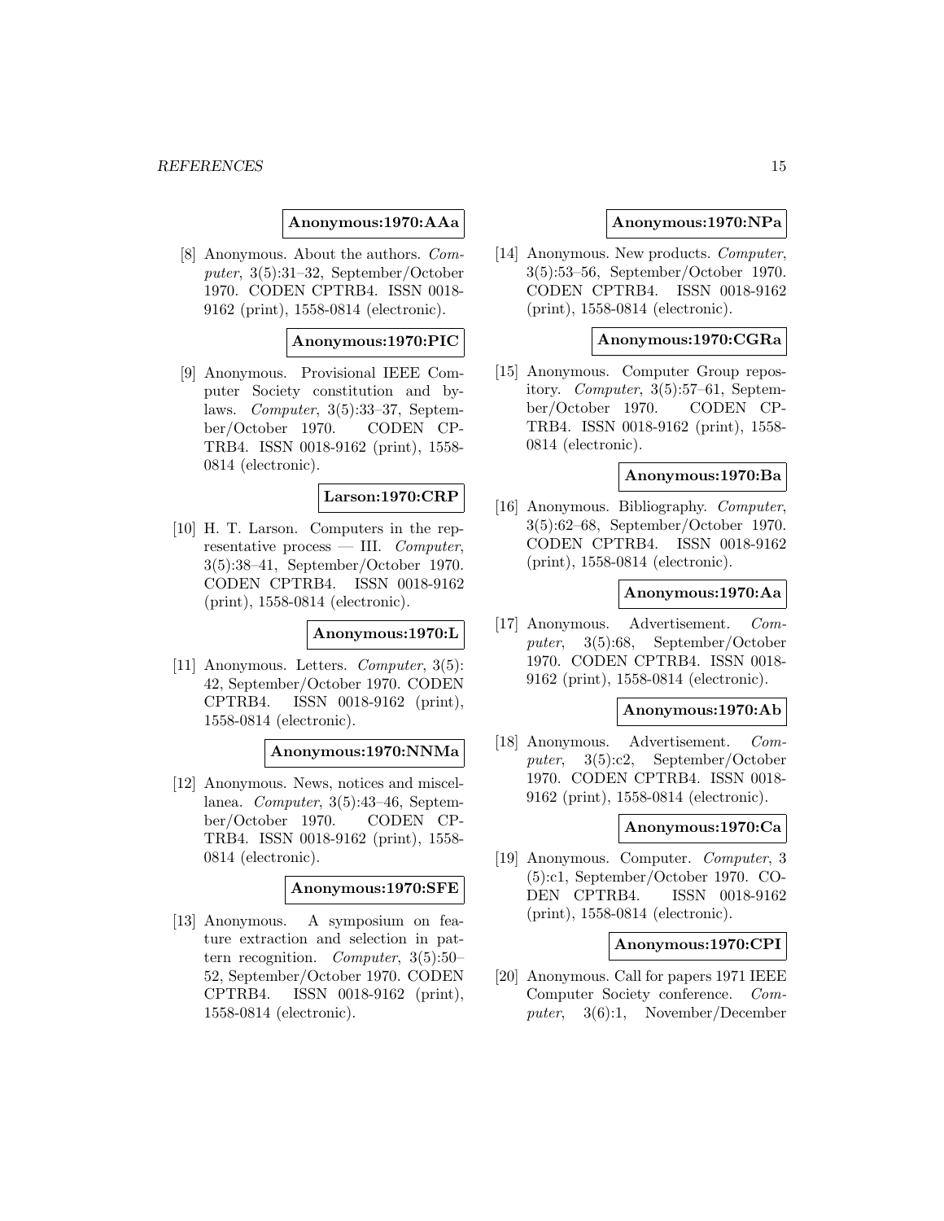**Anonymous:1970:AAa**

[8] Anonymous. About the authors. *Computer*, 3(5):31–32, September/October 1970. CODEN CPTRB4. ISSN 0018-9162 (print), 1558-0814 (electronic).

**Anonymous:1970:PIC**

[9] Anonymous. Provisional IEEE Computer Society constitution and bylaws. *Computer*, 3(5):33–37, September/October 1970. CODEN CPTRB4. ISSN 0018-9162 (print), 1558-0814 (electronic).

**Larson:1970:CRP**

[10] H. T. Larson. Computers in the representative process — III. *Computer*, 3(5):38–41, September/October 1970. CODEN CPTRB4. ISSN 0018-9162 (print), 1558-0814 (electronic).

**Anonymous:1970:L**

[11] Anonymous. Letters. *Computer*, 3(5):42, September/October 1970. CODEN CPTRB4. ISSN 0018-9162 (print), 1558-0814 (electronic).

**Anonymous:1970:NNMa**

[12] Anonymous. News, notices and miscellanea. *Computer*, 3(5):43–46, September/October 1970. CODEN CPTRB4. ISSN 0018-9162 (print), 1558-0814 (electronic).

**Anonymous:1970:SFE**

[13] Anonymous. A symposium on feature extraction and selection in pattern recognition. *Computer*, 3(5):50–52, September/October 1970. CODEN CPTRB4. ISSN 0018-9162 (print), 1558-0814 (electronic).

**Anonymous:1970:NPa**

[14] Anonymous. New products. *Computer*, 3(5):53–56, September/October 1970. CODEN CPTRB4. ISSN 0018-9162 (print), 1558-0814 (electronic).

**Anonymous:1970:CGRa**

[15] Anonymous. Computer Group repository. *Computer*, 3(5):57–61, September/October 1970. CODEN CPTRB4. ISSN 0018-9162 (print), 1558-0814 (electronic).

**Anonymous:1970:Ba**

[16] Anonymous. Bibliography. *Computer*, 3(5):62–68, September/October 1970. CODEN CPTRB4. ISSN 0018-9162 (print), 1558-0814 (electronic).

**Anonymous:1970:Aa**

[17] Anonymous. Advertisement. *Computer*, 3(5):68, September/October 1970. CODEN CPTRB4. ISSN 0018-9162 (print), 1558-0814 (electronic).

**Anonymous:1970:Ab**

[18] Anonymous. Advertisement. *Computer*, 3(5):c2, September/October 1970. CODEN CPTRB4. ISSN 0018-9162 (print), 1558-0814 (electronic).

**Anonymous:1970:Ca**

[19] Anonymous. Computer. *Computer*, 3(5):c1, September/October 1970. CODEN CPTRB4. ISSN 0018-9162 (print), 1558-0814 (electronic).

**Anonymous:1970:CPI**

[20] Anonymous. Call for papers 1971 IEEE Computer Society conference. *Computer*, 3(6):1, November/December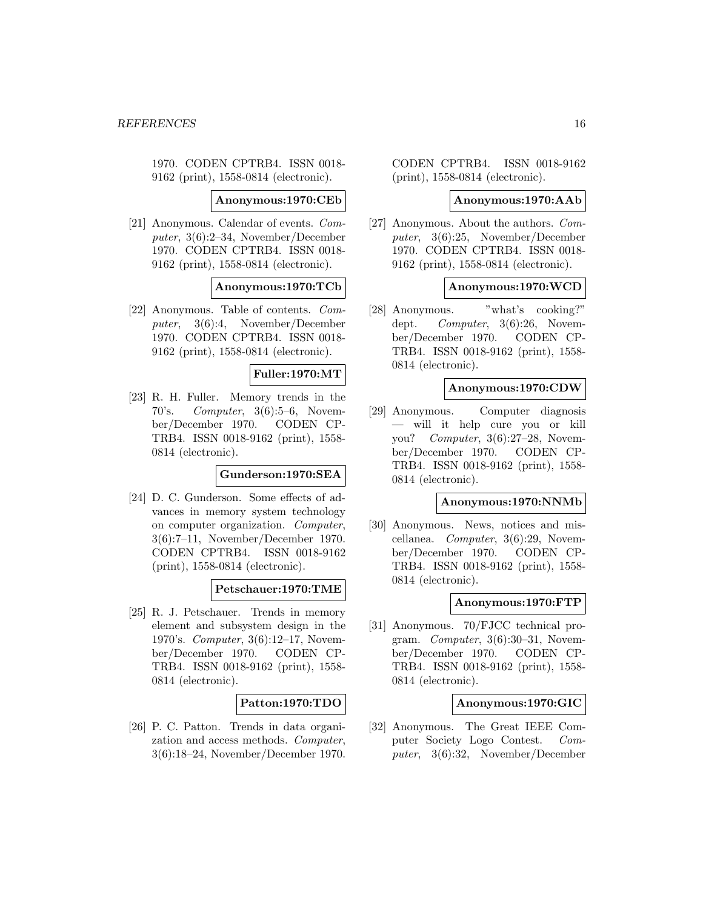1970. CODEN CPTRB4. ISSN 0018-9162 (print), 1558-0814 (electronic).

**Anonymous:1970:CEb**

[21] Anonymous. Calendar of events. *Computer*, 3(6):2–34, November/December 1970. CODEN CPTRB4. ISSN 0018-9162 (print), 1558-0814 (electronic).

**Anonymous:1970:TCb**

[22] Anonymous. Table of contents. *Computer*, 3(6):4, November/December 1970. CODEN CPTRB4. ISSN 0018-9162 (print), 1558-0814 (electronic).

**Fuller:1970:MT**

[23] R. H. Fuller. Memory trends in the 70's. *Computer*, 3(6):5–6, November/December 1970. CODEN CPTRB4. ISSN 0018-9162 (print), 1558-0814 (electronic).

**Gunderson:1970:SEA**

[24] D. C. Gunderson. Some effects of advances in memory system technology on computer organization. *Computer*, 3(6):7–11, November/December 1970. CODEN CPTRB4. ISSN 0018-9162 (print), 1558-0814 (electronic).

**Petschauer:1970:TME**

[25] R. J. Petschauer. Trends in memory element and subsystem design in the 1970's. *Computer*, 3(6):12–17, November/December 1970. CODEN CPTRB4. ISSN 0018-9162 (print), 1558-0814 (electronic).

**Patton:1970:TDO**

[26] P. C. Patton. Trends in data organization and access methods. *Computer*, 3(6):18–24, November/December 1970. CODEN CPTRB4. ISSN 0018-9162 (print), 1558-0814 (electronic).

**Anonymous:1970:AAb**

[27] Anonymous. About the authors. *Computer*, 3(6):25, November/December 1970. CODEN CPTRB4. ISSN 0018-9162 (print), 1558-0814 (electronic).

**Anonymous:1970:WCD**

[28] Anonymous. "what's cooking?" dept. *Computer*, 3(6):26, November/December 1970. CODEN CPTRB4. ISSN 0018-9162 (print), 1558-0814 (electronic).

**Anonymous:1970:CDW**

[29] Anonymous. Computer diagnosis — will it help cure you or kill you? *Computer*, 3(6):27–28, November/December 1970. CODEN CPTRB4. ISSN 0018-9162 (print), 1558-0814 (electronic).

**Anonymous:1970:NNMb**

[30] Anonymous. News, notices and miscellanea. *Computer*, 3(6):29, November/December 1970. CODEN CPTRB4. ISSN 0018-9162 (print), 1558-0814 (electronic).

**Anonymous:1970:FTP**

[31] Anonymous. 70/FJCC technical program. *Computer*, 3(6):30–31, November/December 1970. CODEN CPTRB4. ISSN 0018-9162 (print), 1558-0814 (electronic).

**Anonymous:1970:GIC**

[32] Anonymous. The Great IEEE Computer Society Logo Contest. *Computer*, 3(6):32, November/December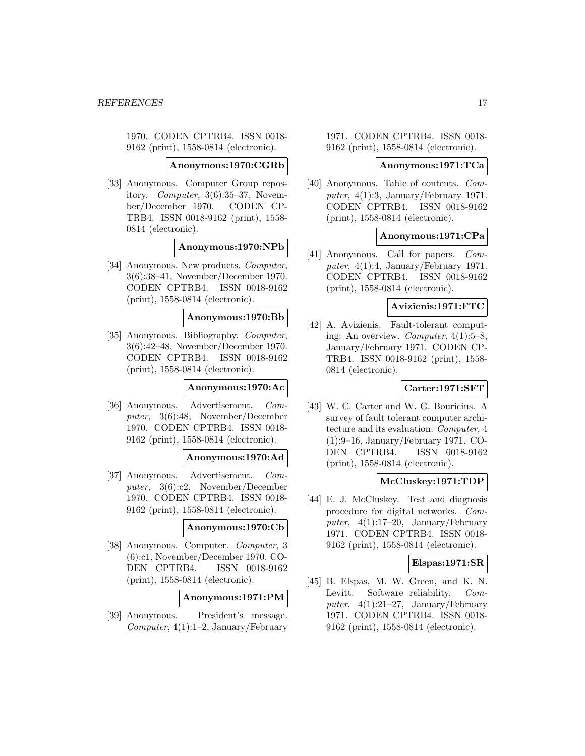1970. CODEN CPTRB4. ISSN 0018-9162 (print), 1558-0814 (electronic).

**Anonymous:1970:CGRb**

[33] Anonymous. Computer Group repository. *Computer*, 3(6):35–37, November/December 1970. CODEN CPTRB4. ISSN 0018-9162 (print), 1558-0814 (electronic).

**Anonymous:1970:NPb**

[34] Anonymous. New products. *Computer*, 3(6):38–41, November/December 1970. CODEN CPTRB4. ISSN 0018-9162 (print), 1558-0814 (electronic).

**Anonymous:1970:Bb**

[35] Anonymous. Bibliography. *Computer*, 3(6):42–48, November/December 1970. CODEN CPTRB4. ISSN 0018-9162 (print), 1558-0814 (electronic).

**Anonymous:1970:Ac**

[36] Anonymous. Advertisement. *Computer*, 3(6):48, November/December 1970. CODEN CPTRB4. ISSN 0018-9162 (print), 1558-0814 (electronic).

**Anonymous:1970:Ad**

[37] Anonymous. Advertisement. *Computer*, 3(6):c2, November/December 1970. CODEN CPTRB4. ISSN 0018-9162 (print), 1558-0814 (electronic).

**Anonymous:1970:Cb**

[38] Anonymous. Computer. *Computer*, 3 (6):c1, November/December 1970. CODEN CPTRB4. ISSN 0018-9162 (print), 1558-0814 (electronic).

**Anonymous:1971:PM**

[39] Anonymous. President's message. *Computer*, 4(1):1–2, January/February 1971. CODEN CPTRB4. ISSN 0018-9162 (print), 1558-0814 (electronic).

**Anonymous:1971:TCa**

[40] Anonymous. Table of contents. *Computer*, 4(1):3, January/February 1971. CODEN CPTRB4. ISSN 0018-9162 (print), 1558-0814 (electronic).

**Anonymous:1971:CPa**

[41] Anonymous. Call for papers. *Computer*, 4(1):4, January/February 1971. CODEN CPTRB4. ISSN 0018-9162 (print), 1558-0814 (electronic).

**Avizienis:1971:FTC**

[42] A. Avizienis. Fault-tolerant computing: An overview. *Computer*, 4(1):5–8, January/February 1971. CODEN CPTRB4. ISSN 0018-9162 (print), 1558-0814 (electronic).

**Carter:1971:SFT**

[43] W. C. Carter and W. G. Bouricius. A survey of fault tolerant computer architecture and its evaluation. *Computer*, 4 (1):9–16, January/February 1971. CODEN CPTRB4. ISSN 0018-9162 (print), 1558-0814 (electronic).

**McCluskey:1971:TDP**

[44] E. J. McCluskey. Test and diagnosis procedure for digital networks. *Computer*, 4(1):17–20, January/February 1971. CODEN CPTRB4. ISSN 0018-9162 (print), 1558-0814 (electronic).

**Elspas:1971:SR**

[45] B. Elspas, M. W. Green, and K. N. Levitt. Software reliability. *Computer*, 4(1):21–27, January/February 1971. CODEN CPTRB4. ISSN 0018-9162 (print), 1558-0814 (electronic).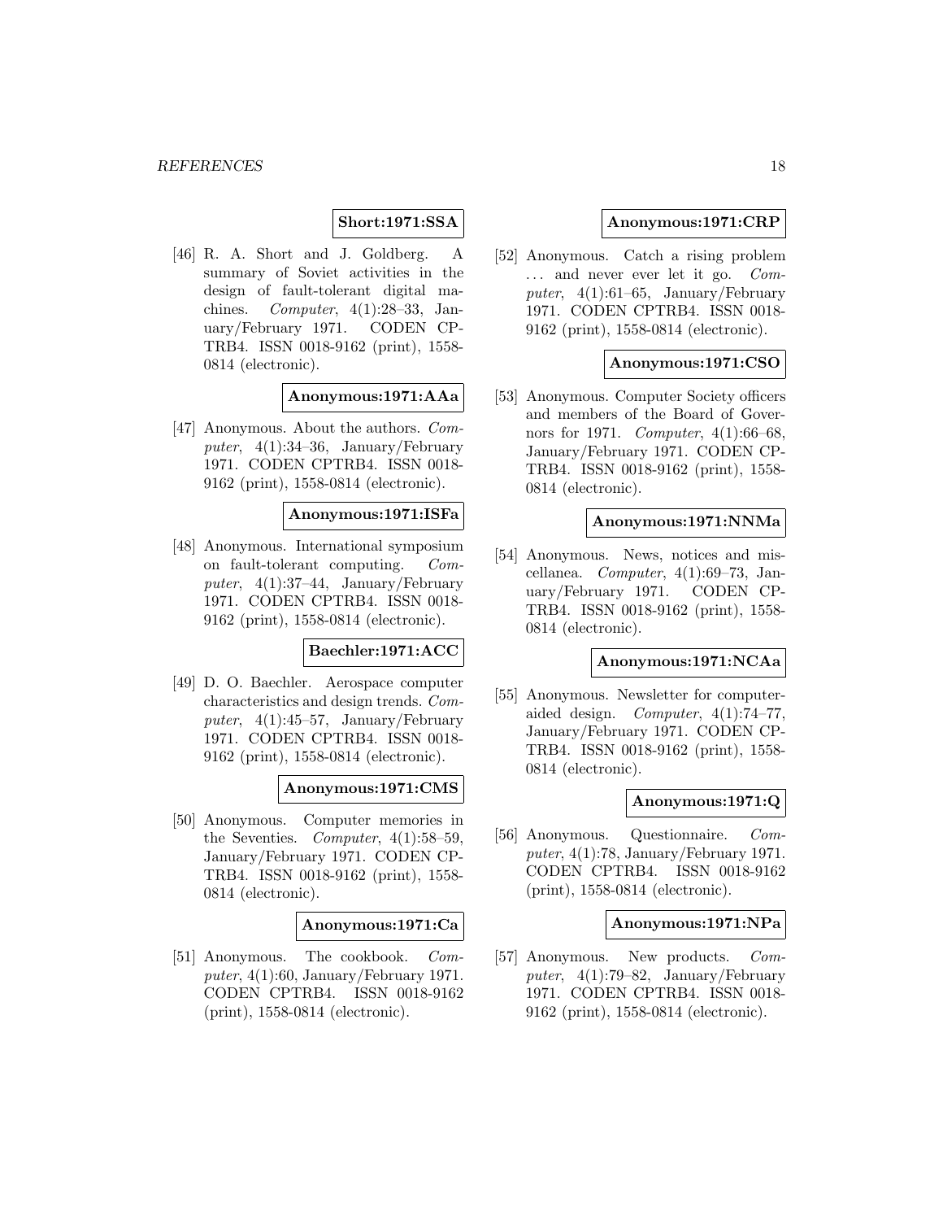**Short:1971:SSA**

[46] R. A. Short and J. Goldberg. A summary of Soviet activities in the design of fault-tolerant digital machines. *Computer*, 4(1):28–33, January/February 1971. CODEN CPTRB4. ISSN 0018-9162 (print), 1558-0814 (electronic).

**Anonymous:1971:AAa**

[47] Anonymous. About the authors. *Computer*, 4(1):34–36, January/February 1971. CODEN CPTRB4. ISSN 0018-9162 (print), 1558-0814 (electronic).

**Anonymous:1971:ISFa**

[48] Anonymous. International symposium on fault-tolerant computing. *Computer*, 4(1):37–44, January/February 1971. CODEN CPTRB4. ISSN 0018-9162 (print), 1558-0814 (electronic).

**Baechler:1971:ACC**

[49] D. O. Baechler. Aerospace computer characteristics and design trends. *Computer*, 4(1):45–57, January/February 1971. CODEN CPTRB4. ISSN 0018-9162 (print), 1558-0814 (electronic).

**Anonymous:1971:CMS**

[50] Anonymous. Computer memories in the Seventies. *Computer*, 4(1):58–59, January/February 1971. CODEN CPTRB4. ISSN 0018-9162 (print), 1558-0814 (electronic).

**Anonymous:1971:Ca**

[51] Anonymous. The cookbook. *Computer*, 4(1):60, January/February 1971. CODEN CPTRB4. ISSN 0018-9162 (print), 1558-0814 (electronic).

**Anonymous:1971:CRP**

[52] Anonymous. Catch a rising problem ... and never ever let it go. *Computer*, 4(1):61–65, January/February 1971. CODEN CPTRB4. ISSN 0018-9162 (print), 1558-0814 (electronic).

**Anonymous:1971:CSO**

[53] Anonymous. Computer Society officers and members of the Board of Governors for 1971. *Computer*, 4(1):66–68, January/February 1971. CODEN CPTRB4. ISSN 0018-9162 (print), 1558-0814 (electronic).

**Anonymous:1971:NNMa**

[54] Anonymous. News, notices and miscellanea. *Computer*, 4(1):69–73, January/February 1971. CODEN CPTRB4. ISSN 0018-9162 (print), 1558-0814 (electronic).

**Anonymous:1971:NCAa**

[55] Anonymous. Newsletter for computer-aided design. *Computer*, 4(1):74–77, January/February 1971. CODEN CPTRB4. ISSN 0018-9162 (print), 1558-0814 (electronic).

**Anonymous:1971:Q**

[56] Anonymous. Questionnaire. *Computer*, 4(1):78, January/February 1971. CODEN CPTRB4. ISSN 0018-9162 (print), 1558-0814 (electronic).

**Anonymous:1971:NPa**

[57] Anonymous. New products. *Computer*, 4(1):79–82, January/February 1971. CODEN CPTRB4. ISSN 0018-9162 (print), 1558-0814 (electronic).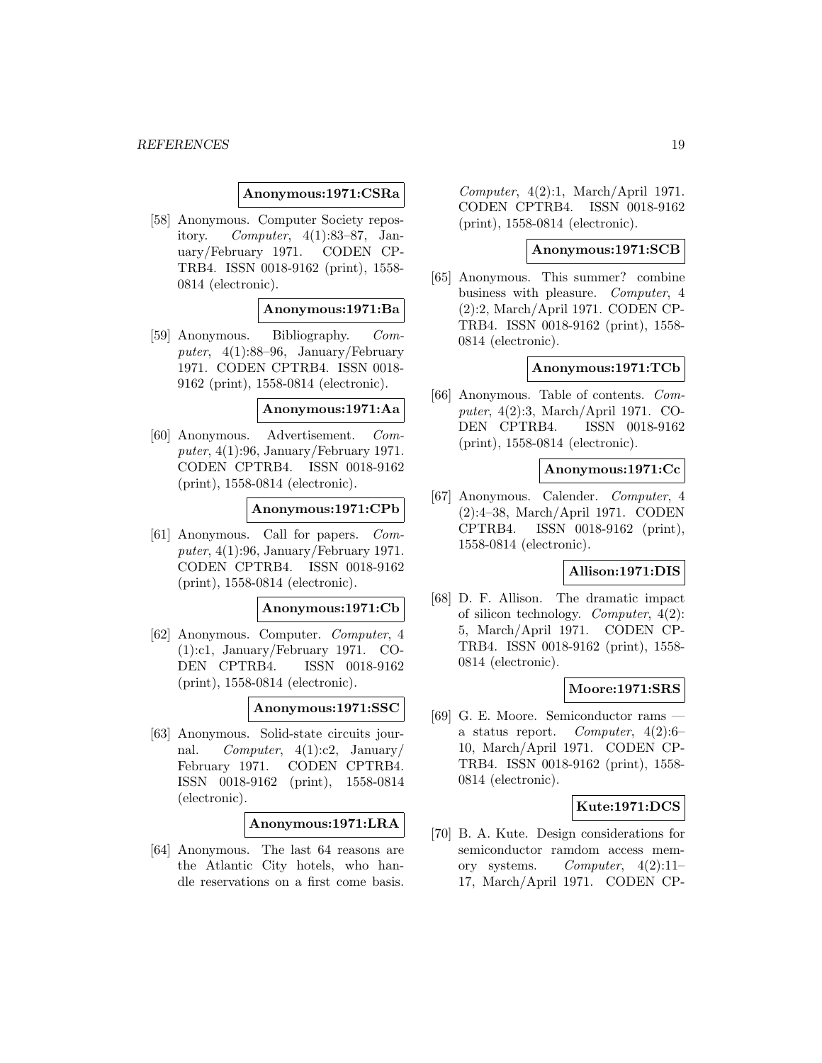**Anonymous:1971:CSRa**

[58] Anonymous. Computer Society repository. *Computer*, 4(1):83–87, January/February 1971. CODEN CPTRB4. ISSN 0018-9162 (print), 1558-0814 (electronic).

**Anonymous:1971:Ba**

[59] Anonymous. Bibliography. *Computer*, 4(1):88–96, January/February 1971. CODEN CPTRB4. ISSN 0018-9162 (print), 1558-0814 (electronic).

**Anonymous:1971:Aa**

[60] Anonymous. Advertisement. *Computer*, 4(1):96, January/February 1971. CODEN CPTRB4. ISSN 0018-9162 (print), 1558-0814 (electronic).

**Anonymous:1971:CPb**

[61] Anonymous. Call for papers. *Computer*, 4(1):96, January/February 1971. CODEN CPTRB4. ISSN 0018-9162 (print), 1558-0814 (electronic).

**Anonymous:1971:Cb**

[62] Anonymous. Computer. *Computer*, 4 (1):c1, January/February 1971. CODEN CPTRB4. ISSN 0018-9162 (print), 1558-0814 (electronic).

**Anonymous:1971:SSC**

[63] Anonymous. Solid-state circuits journal. *Computer*, 4(1):c2, January/February 1971. CODEN CPTRB4. ISSN 0018-9162 (print), 1558-0814 (electronic).

**Anonymous:1971:LRA**

[64] Anonymous. The last 64 reasons are the Atlantic City hotels, who handle reservations on a first come basis. *Computer*, 4(2):1, March/April 1971. CODEN CPTRB4. ISSN 0018-9162 (print), 1558-0814 (electronic).

**Anonymous:1971:SCB**

[65] Anonymous. This summer? combine business with pleasure. *Computer*, 4 (2):2, March/April 1971. CODEN CPTRB4. ISSN 0018-9162 (print), 1558-0814 (electronic).

**Anonymous:1971:TCb**

[66] Anonymous. Table of contents. *Computer*, 4(2):3, March/April 1971. CODEN CPTRB4. ISSN 0018-9162 (print), 1558-0814 (electronic).

**Anonymous:1971:Cc**

[67] Anonymous. Calender. *Computer*, 4 (2):4–38, March/April 1971. CODEN CPTRB4. ISSN 0018-9162 (print), 1558-0814 (electronic).

**Allison:1971:DIS**

[68] D. F. Allison. The dramatic impact of silicon technology. *Computer*, 4(2): 5, March/April 1971. CODEN CPTRB4. ISSN 0018-9162 (print), 1558-0814 (electronic).

**Moore:1971:SRS**

[69] G. E. Moore. Semiconductor rams — a status report. *Computer*, 4(2):6–10, March/April 1971. CODEN CPTRB4. ISSN 0018-9162 (print), 1558-0814 (electronic).

**Kute:1971:DCS**

[70] B. A. Kute. Design considerations for semiconductor ramdom access memory systems. *Computer*, 4(2):11–17, March/April 1971. CODEN CP-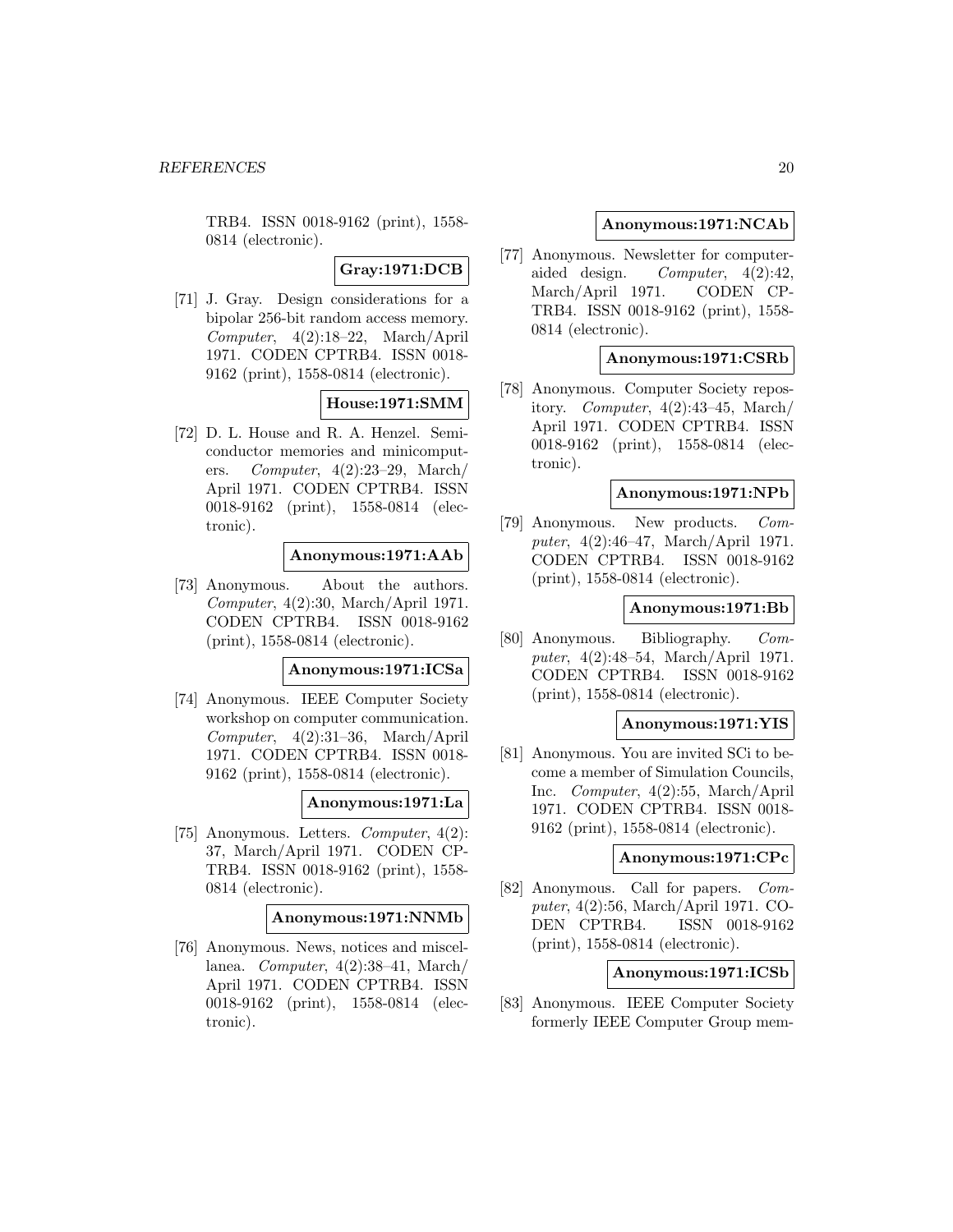TRB4. ISSN 0018-9162 (print), 1558-0814 (electronic).

**Gray:1971:DCB**

[71] J. Gray. Design considerations for a bipolar 256-bit random access memory. *Computer*, 4(2):18–22, March/April 1971. CODEN CPTRB4. ISSN 0018-9162 (print), 1558-0814 (electronic).

**House:1971:SMM**

[72] D. L. House and R. A. Henzel. Semiconductor memories and minicomputers. *Computer*, 4(2):23–29, March/April 1971. CODEN CPTRB4. ISSN 0018-9162 (print), 1558-0814 (electronic).

**Anonymous:1971:AAb**

[73] Anonymous. About the authors. *Computer*, 4(2):30, March/April 1971. CODEN CPTRB4. ISSN 0018-9162 (print), 1558-0814 (electronic).

**Anonymous:1971:ICSa**

[74] Anonymous. IEEE Computer Society workshop on computer communication. *Computer*, 4(2):31–36, March/April 1971. CODEN CPTRB4. ISSN 0018-9162 (print), 1558-0814 (electronic).

**Anonymous:1971:La**

[75] Anonymous. Letters. *Computer*, 4(2):37, March/April 1971. CODEN CPTRB4. ISSN 0018-9162 (print), 1558-0814 (electronic).

**Anonymous:1971:NNMb**

[76] Anonymous. News, notices and miscellanea. *Computer*, 4(2):38–41, March/April 1971. CODEN CPTRB4. ISSN 0018-9162 (print), 1558-0814 (electronic).

**Anonymous:1971:NCAb**

[77] Anonymous. Newsletter for computer-aided design. *Computer*, 4(2):42, March/April 1971. CODEN CPTRB4. ISSN 0018-9162 (print), 1558-0814 (electronic).

**Anonymous:1971:CSRb**

[78] Anonymous. Computer Society repository. *Computer*, 4(2):43–45, March/April 1971. CODEN CPTRB4. ISSN 0018-9162 (print), 1558-0814 (electronic).

**Anonymous:1971:NPb**

[79] Anonymous. New products. *Computer*, 4(2):46–47, March/April 1971. CODEN CPTRB4. ISSN 0018-9162 (print), 1558-0814 (electronic).

**Anonymous:1971:Bb**

[80] Anonymous. Bibliography. *Computer*, 4(2):48–54, March/April 1971. CODEN CPTRB4. ISSN 0018-9162 (print), 1558-0814 (electronic).

**Anonymous:1971:YIS**

[81] Anonymous. You are invited SCi to become a member of Simulation Councils, Inc. *Computer*, 4(2):55, March/April 1971. CODEN CPTRB4. ISSN 0018-9162 (print), 1558-0814 (electronic).

**Anonymous:1971:CPc**

[82] Anonymous. Call for papers. *Computer*, 4(2):56, March/April 1971. CODEN CPTRB4. ISSN 0018-9162 (print), 1558-0814 (electronic).

**Anonymous:1971:ICSb**

[83] Anonymous. IEEE Computer Society formerly IEEE Computer Group mem-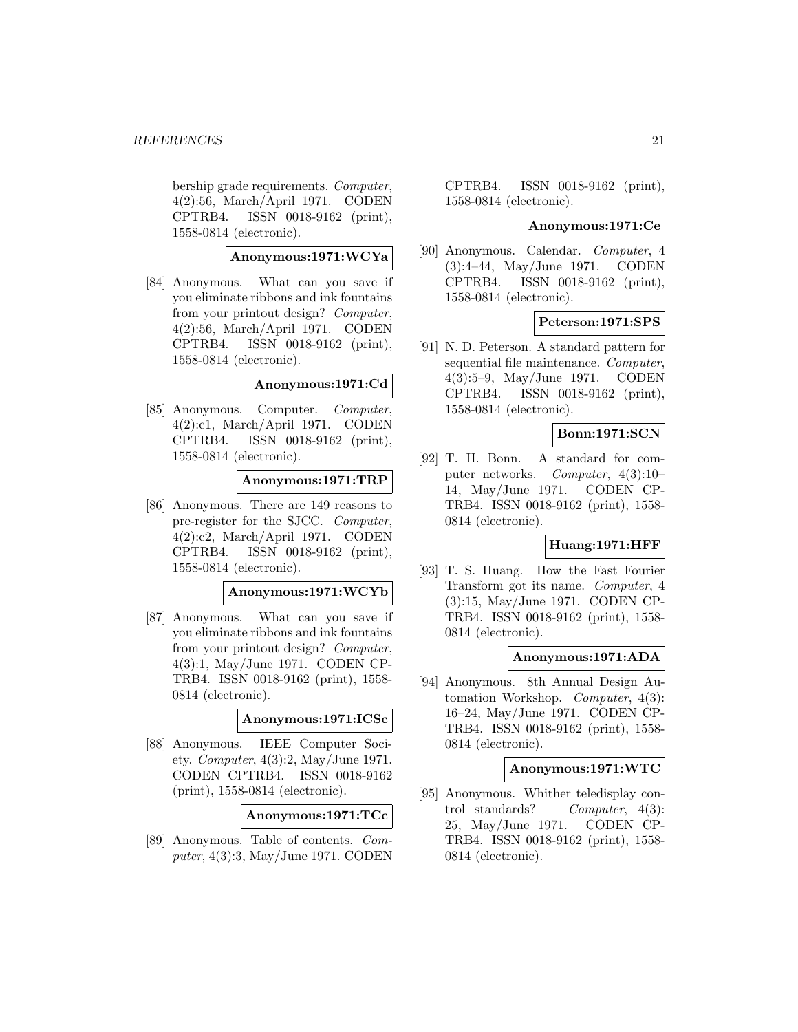bership grade requirements. *Computer*, 4(2):56, March/April 1971. CODEN CPTRB4. ISSN 0018-9162 (print), 1558-0814 (electronic).

**Anonymous:1971:WCYa**

[84] Anonymous. What can you save if you eliminate ribbons and ink fountains from your printout design? *Computer*, 4(2):56, March/April 1971. CODEN CPTRB4. ISSN 0018-9162 (print), 1558-0814 (electronic).

**Anonymous:1971:Cd**

[85] Anonymous. Computer. *Computer*, 4(2):c1, March/April 1971. CODEN CPTRB4. ISSN 0018-9162 (print), 1558-0814 (electronic).

**Anonymous:1971:TRP**

[86] Anonymous. There are 149 reasons to pre-register for the SJCC. *Computer*, 4(2):c2, March/April 1971. CODEN CPTRB4. ISSN 0018-9162 (print), 1558-0814 (electronic).

**Anonymous:1971:WCYb**

[87] Anonymous. What can you save if you eliminate ribbons and ink fountains from your printout design? *Computer*, 4(3):1, May/June 1971. CODEN CPTRB4. ISSN 0018-9162 (print), 1558-0814 (electronic).

**Anonymous:1971:ICSc**

[88] Anonymous. IEEE Computer Society. *Computer*, 4(3):2, May/June 1971. CODEN CPTRB4. ISSN 0018-9162 (print), 1558-0814 (electronic).

**Anonymous:1971:TCc**

[89] Anonymous. Table of contents. *Computer*, 4(3):3, May/June 1971. CODEN CPTRB4. ISSN 0018-9162 (print), 1558-0814 (electronic).

**Anonymous:1971:Ce**

[90] Anonymous. Calendar. *Computer*, 4 (3):4–44, May/June 1971. CODEN CPTRB4. ISSN 0018-9162 (print), 1558-0814 (electronic).

**Peterson:1971:SPS**

[91] N. D. Peterson. A standard pattern for sequential file maintenance. *Computer*, 4(3):5–9, May/June 1971. CODEN CPTRB4. ISSN 0018-9162 (print), 1558-0814 (electronic).

**Bonn:1971:SCN**

[92] T. H. Bonn. A standard for computer networks. *Computer*, 4(3):10–14, May/June 1971. CODEN CPTRB4. ISSN 0018-9162 (print), 1558-0814 (electronic).

**Huang:1971:HFF**

[93] T. S. Huang. How the Fast Fourier Transform got its name. *Computer*, 4 (3):15, May/June 1971. CODEN CPTRB4. ISSN 0018-9162 (print), 1558-0814 (electronic).

**Anonymous:1971:ADA**

[94] Anonymous. 8th Annual Design Automation Workshop. *Computer*, 4(3): 16–24, May/June 1971. CODEN CPTRB4. ISSN 0018-9162 (print), 1558-0814 (electronic).

**Anonymous:1971:WTC**

[95] Anonymous. Whither teledisplay control standards? *Computer*, 4(3): 25, May/June 1971. CODEN CPTRB4. ISSN 0018-9162 (print), 1558-0814 (electronic).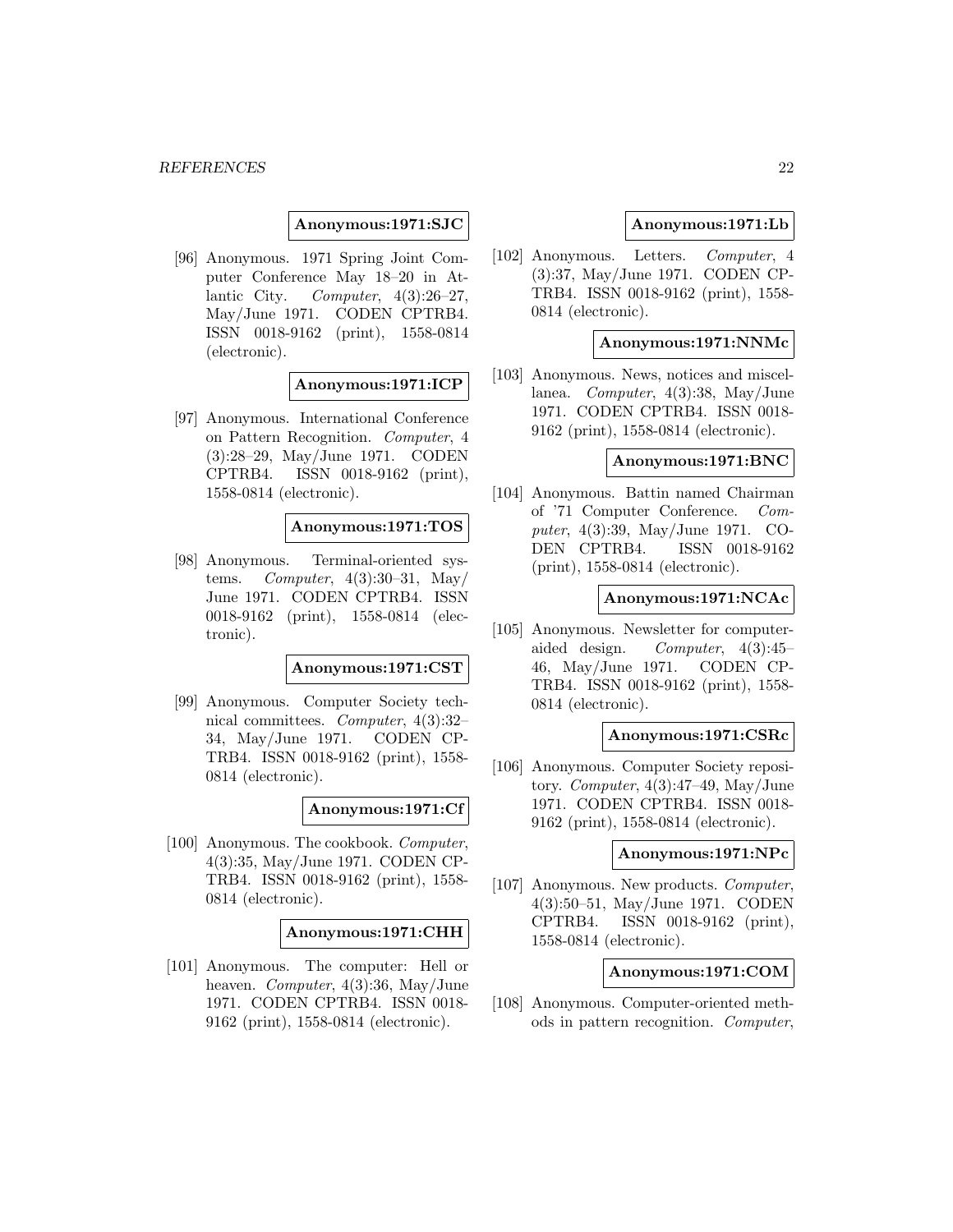**Anonymous:1971:SJC**

[96] Anonymous. 1971 Spring Joint Computer Conference May 18–20 in Atlantic City. *Computer*, 4(3):26–27, May/June 1971. CODEN CPTRB4. ISSN 0018-9162 (print), 1558-0814 (electronic).

**Anonymous:1971:ICP**

[97] Anonymous. International Conference on Pattern Recognition. *Computer*, 4 (3):28–29, May/June 1971. CODEN CPTRB4. ISSN 0018-9162 (print), 1558-0814 (electronic).

**Anonymous:1971:TOS**

[98] Anonymous. Terminal-oriented systems. *Computer*, 4(3):30–31, May/June 1971. CODEN CPTRB4. ISSN 0018-9162 (print), 1558-0814 (electronic).

**Anonymous:1971:CST**

[99] Anonymous. Computer Society technical committees. *Computer*, 4(3):32–34, May/June 1971. CODEN CPTRB4. ISSN 0018-9162 (print), 1558-0814 (electronic).

**Anonymous:1971:Cf**

[100] Anonymous. The cookbook. *Computer*, 4(3):35, May/June 1971. CODEN CPTRB4. ISSN 0018-9162 (print), 1558-0814 (electronic).

**Anonymous:1971:CHH**

[101] Anonymous. The computer: Hell or heaven. *Computer*, 4(3):36, May/June 1971. CODEN CPTRB4. ISSN 0018-9162 (print), 1558-0814 (electronic).

**Anonymous:1971:Lb**

[102] Anonymous. Letters. *Computer*, 4 (3):37, May/June 1971. CODEN CPTRB4. ISSN 0018-9162 (print), 1558-0814 (electronic).

**Anonymous:1971:NNMc**

[103] Anonymous. News, notices and miscellanea. *Computer*, 4(3):38, May/June 1971. CODEN CPTRB4. ISSN 0018-9162 (print), 1558-0814 (electronic).

**Anonymous:1971:BNC**

[104] Anonymous. Battin named Chairman of '71 Computer Conference. *Computer*, 4(3):39, May/June 1971. CODEN CPTRB4. ISSN 0018-9162 (print), 1558-0814 (electronic).

**Anonymous:1971:NCAc**

[105] Anonymous. Newsletter for computer-aided design. *Computer*, 4(3):45–46, May/June 1971. CODEN CPTRB4. ISSN 0018-9162 (print), 1558-0814 (electronic).

**Anonymous:1971:CSRc**

[106] Anonymous. Computer Society repository. *Computer*, 4(3):47–49, May/June 1971. CODEN CPTRB4. ISSN 0018-9162 (print), 1558-0814 (electronic).

**Anonymous:1971:NPc**

[107] Anonymous. New products. *Computer*, 4(3):50–51, May/June 1971. CODEN CPTRB4. ISSN 0018-9162 (print), 1558-0814 (electronic).

**Anonymous:1971:COM**

[108] Anonymous. Computer-oriented methods in pattern recognition. *Computer*,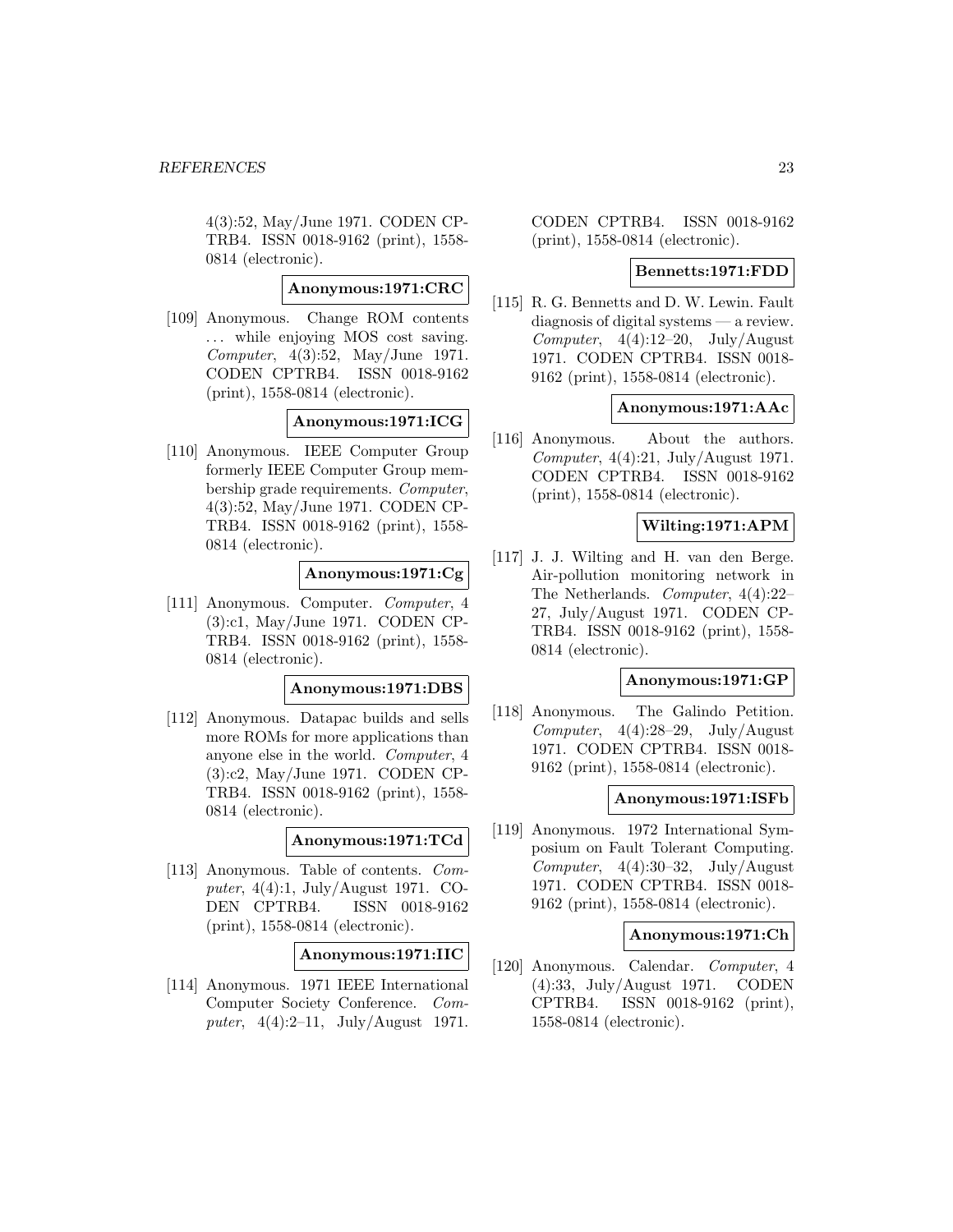4(3):52, May/June 1971. CODEN CPTRB4. ISSN 0018-9162 (print), 1558-0814 (electronic).

**Anonymous:1971:CRC**

[109] Anonymous. Change ROM contents ... while enjoying MOS cost saving. *Computer*, 4(3):52, May/June 1971. CODEN CPTRB4. ISSN 0018-9162 (print), 1558-0814 (electronic).

**Anonymous:1971:ICG**

[110] Anonymous. IEEE Computer Group formerly IEEE Computer Group membership grade requirements. *Computer*, 4(3):52, May/June 1971. CODEN CPTRB4. ISSN 0018-9162 (print), 1558-0814 (electronic).

**Anonymous:1971:Cg**

[111] Anonymous. Computer. *Computer*, 4 (3):c1, May/June 1971. CODEN CPTRB4. ISSN 0018-9162 (print), 1558-0814 (electronic).

**Anonymous:1971:DBS**

[112] Anonymous. Datapac builds and sells more ROMs for more applications than anyone else in the world. *Computer*, 4 (3):c2, May/June 1971. CODEN CPTRB4. ISSN 0018-9162 (print), 1558-0814 (electronic).

**Anonymous:1971:TCd**

[113] Anonymous. Table of contents. *Computer*, 4(4):1, July/August 1971. CODEN CPTRB4. ISSN 0018-9162 (print), 1558-0814 (electronic).

**Anonymous:1971:IIC**

[114] Anonymous. 1971 IEEE International Computer Society Conference. *Computer*, 4(4):2–11, July/August 1971. CODEN CPTRB4. ISSN 0018-9162 (print), 1558-0814 (electronic).

**Bennetts:1971:FDD**

[115] R. G. Bennetts and D. W. Lewin. Fault diagnosis of digital systems — a review. *Computer*, 4(4):12–20, July/August 1971. CODEN CPTRB4. ISSN 0018-9162 (print), 1558-0814 (electronic).

**Anonymous:1971:AAc**

[116] Anonymous. About the authors. *Computer*, 4(4):21, July/August 1971. CODEN CPTRB4. ISSN 0018-9162 (print), 1558-0814 (electronic).

**Wilting:1971:APM**

[117] J. J. Wilting and H. van den Berge. Air-pollution monitoring network in The Netherlands. *Computer*, 4(4):22–27, July/August 1971. CODEN CPTRB4. ISSN 0018-9162 (print), 1558-0814 (electronic).

**Anonymous:1971:GP**

[118] Anonymous. The Galindo Petition. *Computer*, 4(4):28–29, July/August 1971. CODEN CPTRB4. ISSN 0018-9162 (print), 1558-0814 (electronic).

**Anonymous:1971:ISFb**

[119] Anonymous. 1972 International Symposium on Fault Tolerant Computing. *Computer*, 4(4):30–32, July/August 1971. CODEN CPTRB4. ISSN 0018-9162 (print), 1558-0814 (electronic).

**Anonymous:1971:Ch**

[120] Anonymous. Calendar. *Computer*, 4 (4):33, July/August 1971. CODEN CPTRB4. ISSN 0018-9162 (print), 1558-0814 (electronic).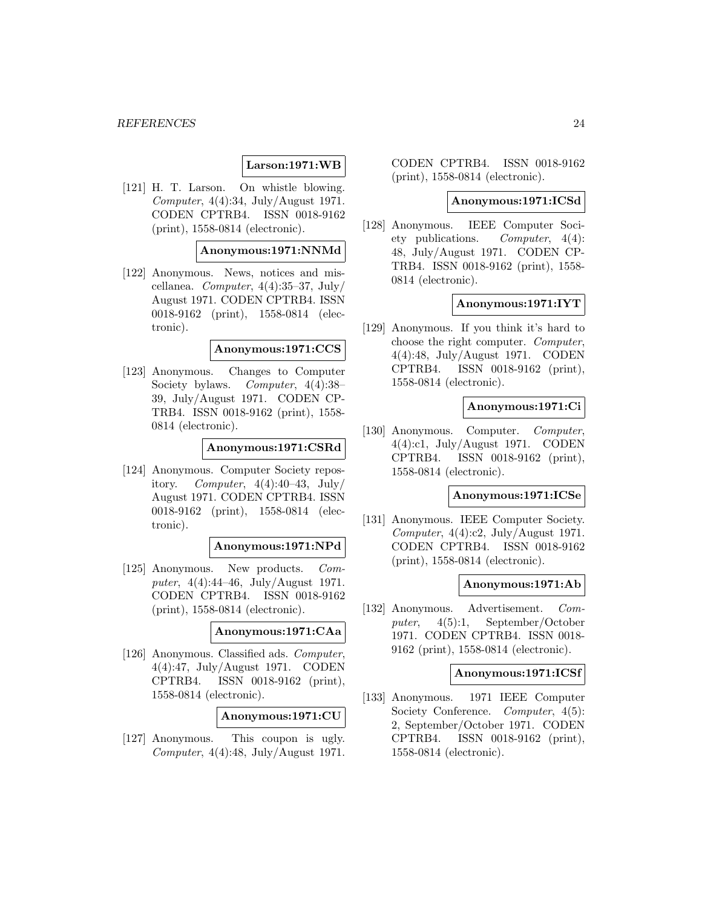**Larson:1971:WB**

[121] H. T. Larson. On whistle blowing. *Computer*, 4(4):34, July/August 1971. CODEN CPTRB4. ISSN 0018-9162 (print), 1558-0814 (electronic).

**Anonymous:1971:NNMd**

[122] Anonymous. News, notices and miscellanea. *Computer*, 4(4):35–37, July/August 1971. CODEN CPTRB4. ISSN 0018-9162 (print), 1558-0814 (electronic).

**Anonymous:1971:CCS**

[123] Anonymous. Changes to Computer Society bylaws. *Computer*, 4(4):38–39, July/August 1971. CODEN CPTRB4. ISSN 0018-9162 (print), 1558-0814 (electronic).

**Anonymous:1971:CSRd**

[124] Anonymous. Computer Society repository. *Computer*, 4(4):40–43, July/August 1971. CODEN CPTRB4. ISSN 0018-9162 (print), 1558-0814 (electronic).

**Anonymous:1971:NPd**

[125] Anonymous. New products. *Computer*, 4(4):44–46, July/August 1971. CODEN CPTRB4. ISSN 0018-9162 (print), 1558-0814 (electronic).

**Anonymous:1971:CAa**

[126] Anonymous. Classified ads. *Computer*, 4(4):47, July/August 1971. CODEN CPTRB4. ISSN 0018-9162 (print), 1558-0814 (electronic).

**Anonymous:1971:CU**

[127] Anonymous. This coupon is ugly. *Computer*, 4(4):48, July/August 1971. CODEN CPTRB4. ISSN 0018-9162 (print), 1558-0814 (electronic).

**Anonymous:1971:ICSd**

[128] Anonymous. IEEE Computer Society publications. *Computer*, 4(4):48, July/August 1971. CODEN CPTRB4. ISSN 0018-9162 (print), 1558-0814 (electronic).

**Anonymous:1971:IYT**

[129] Anonymous. If you think it's hard to choose the right computer. *Computer*, 4(4):48, July/August 1971. CODEN CPTRB4. ISSN 0018-9162 (print), 1558-0814 (electronic).

**Anonymous:1971:Ci**

[130] Anonymous. Computer. *Computer*, 4(4):c1, July/August 1971. CODEN CPTRB4. ISSN 0018-9162 (print), 1558-0814 (electronic).

**Anonymous:1971:ICSe**

[131] Anonymous. IEEE Computer Society. *Computer*, 4(4):c2, July/August 1971. CODEN CPTRB4. ISSN 0018-9162 (print), 1558-0814 (electronic).

**Anonymous:1971:Ab**

[132] Anonymous. Advertisement. *Computer*, 4(5):1, September/October 1971. CODEN CPTRB4. ISSN 0018-9162 (print), 1558-0814 (electronic).

**Anonymous:1971:ICSf**

[133] Anonymous. 1971 IEEE Computer Society Conference. *Computer*, 4(5):2, September/October 1971. CODEN CPTRB4. ISSN 0018-9162 (print), 1558-0814 (electronic).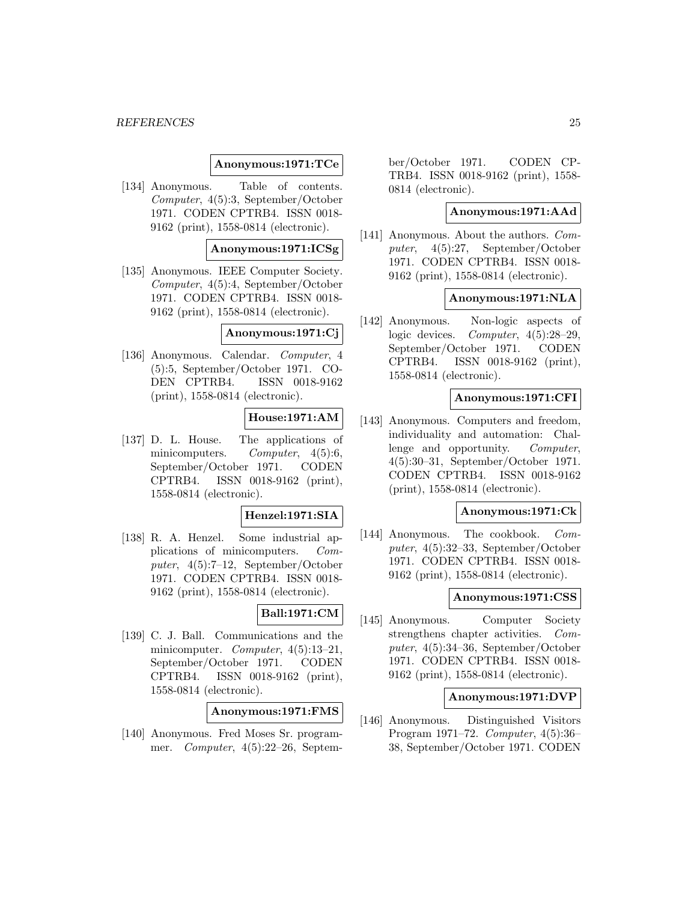**Anonymous:1971:TCe**

[134] Anonymous. Table of contents. *Computer*, 4(5):3, September/October 1971. CODEN CPTRB4. ISSN 0018-9162 (print), 1558-0814 (electronic).

**Anonymous:1971:ICSg**

[135] Anonymous. IEEE Computer Society. *Computer*, 4(5):4, September/October 1971. CODEN CPTRB4. ISSN 0018-9162 (print), 1558-0814 (electronic).

**Anonymous:1971:Cj**

[136] Anonymous. Calendar. *Computer*, 4 (5):5, September/October 1971. CODEN CPTRB4. ISSN 0018-9162 (print), 1558-0814 (electronic).

**House:1971:AM**

[137] D. L. House. The applications of minicomputers. *Computer*, 4(5):6, September/October 1971. CODEN CPTRB4. ISSN 0018-9162 (print), 1558-0814 (electronic).

**Henzel:1971:SIA**

[138] R. A. Henzel. Some industrial applications of minicomputers. *Computer*, 4(5):7–12, September/October 1971. CODEN CPTRB4. ISSN 0018-9162 (print), 1558-0814 (electronic).

**Ball:1971:CM**

[139] C. J. Ball. Communications and the minicomputer. *Computer*, 4(5):13–21, September/October 1971. CODEN CPTRB4. ISSN 0018-9162 (print), 1558-0814 (electronic).

**Anonymous:1971:FMS**

[140] Anonymous. Fred Moses Sr. programmer. *Computer*, 4(5):22–26, September/October 1971. CODEN CPTRB4. ISSN 0018-9162 (print), 1558-0814 (electronic).

**Anonymous:1971:AAd**

[141] Anonymous. About the authors. *Computer*, 4(5):27, September/October 1971. CODEN CPTRB4. ISSN 0018-9162 (print), 1558-0814 (electronic).

**Anonymous:1971:NLA**

[142] Anonymous. Non-logic aspects of logic devices. *Computer*, 4(5):28–29, September/October 1971. CODEN CPTRB4. ISSN 0018-9162 (print), 1558-0814 (electronic).

**Anonymous:1971:CFI**

[143] Anonymous. Computers and freedom, individuality and automation: Challenge and opportunity. *Computer*, 4(5):30–31, September/October 1971. CODEN CPTRB4. ISSN 0018-9162 (print), 1558-0814 (electronic).

**Anonymous:1971:Ck**

[144] Anonymous. The cookbook. *Computer*, 4(5):32–33, September/October 1971. CODEN CPTRB4. ISSN 0018-9162 (print), 1558-0814 (electronic).

**Anonymous:1971:CSS**

[145] Anonymous. Computer Society strengthens chapter activities. *Computer*, 4(5):34–36, September/October 1971. CODEN CPTRB4. ISSN 0018-9162 (print), 1558-0814 (electronic).

**Anonymous:1971:DVP**

[146] Anonymous. Distinguished Visitors Program 1971–72. *Computer*, 4(5):36–38, September/October 1971. CODEN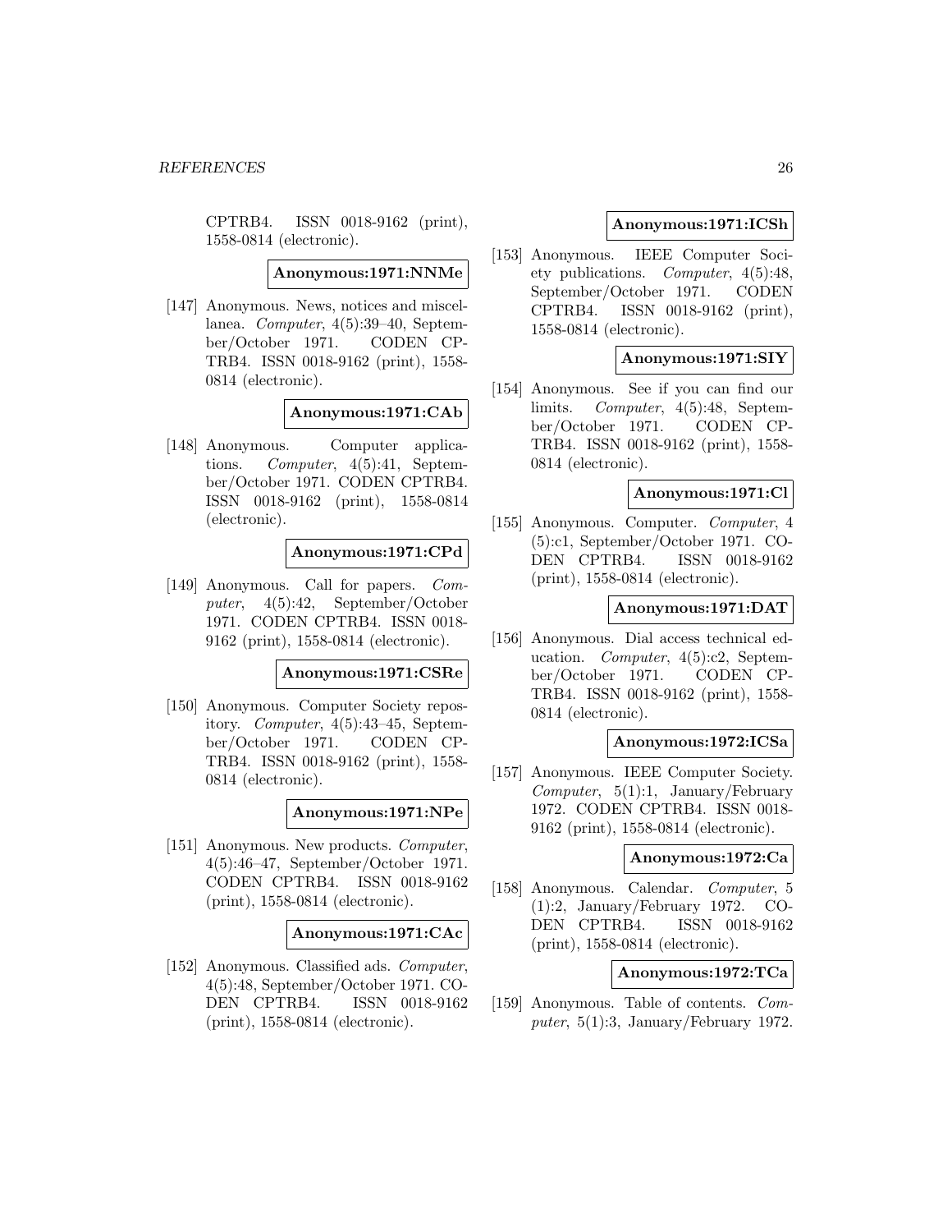CPTRB4. ISSN 0018-9162 (print), 1558-0814 (electronic).

**Anonymous:1971:NNMe**

[147] Anonymous. News, notices and miscellanea. *Computer*, 4(5):39–40, September/October 1971. CODEN CPTRB4. ISSN 0018-9162 (print), 1558-0814 (electronic).

**Anonymous:1971:CAb**

[148] Anonymous. Computer applications. *Computer*, 4(5):41, September/October 1971. CODEN CPTRB4. ISSN 0018-9162 (print), 1558-0814 (electronic).

**Anonymous:1971:CPd**

[149] Anonymous. Call for papers. *Computer*, 4(5):42, September/October 1971. CODEN CPTRB4. ISSN 0018-9162 (print), 1558-0814 (electronic).

**Anonymous:1971:CSRe**

[150] Anonymous. Computer Society repository. *Computer*, 4(5):43–45, September/October 1971. CODEN CPTRB4. ISSN 0018-9162 (print), 1558-0814 (electronic).

**Anonymous:1971:NPe**

[151] Anonymous. New products. *Computer*, 4(5):46–47, September/October 1971. CODEN CPTRB4. ISSN 0018-9162 (print), 1558-0814 (electronic).

**Anonymous:1971:CAc**

[152] Anonymous. Classified ads. *Computer*, 4(5):48, September/October 1971. CODEN CPTRB4. ISSN 0018-9162 (print), 1558-0814 (electronic).

**Anonymous:1971:ICSh**

[153] Anonymous. IEEE Computer Society publications. *Computer*, 4(5):48, September/October 1971. CODEN CPTRB4. ISSN 0018-9162 (print), 1558-0814 (electronic).

**Anonymous:1971:SIY**

[154] Anonymous. See if you can find our limits. *Computer*, 4(5):48, September/October 1971. CODEN CPTRB4. ISSN 0018-9162 (print), 1558-0814 (electronic).

**Anonymous:1971:Cl**

[155] Anonymous. Computer. *Computer*, 4 (5):c1, September/October 1971. CODEN CPTRB4. ISSN 0018-9162 (print), 1558-0814 (electronic).

**Anonymous:1971:DAT**

[156] Anonymous. Dial access technical education. *Computer*, 4(5):c2, September/October 1971. CODEN CPTRB4. ISSN 0018-9162 (print), 1558-0814 (electronic).

**Anonymous:1972:ICSa**

[157] Anonymous. IEEE Computer Society. *Computer*, 5(1):1, January/February 1972. CODEN CPTRB4. ISSN 0018-9162 (print), 1558-0814 (electronic).

**Anonymous:1972:Ca**

[158] Anonymous. Calendar. *Computer*, 5 (1):2, January/February 1972. CODEN CPTRB4. ISSN 0018-9162 (print), 1558-0814 (electronic).

**Anonymous:1972:TCa**

[159] Anonymous. Table of contents. *Computer*, 5(1):3, January/February 1972.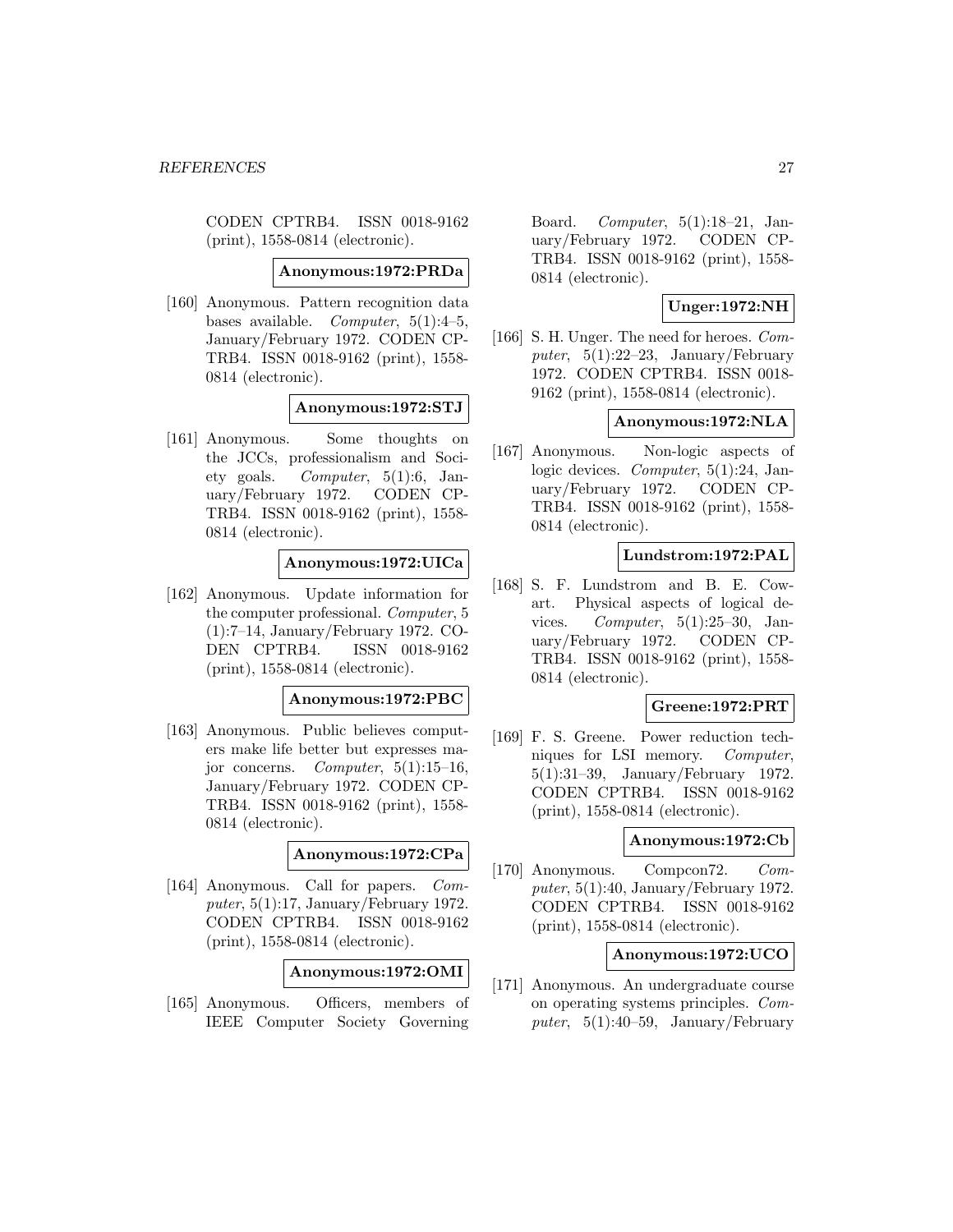CODEN CPTRB4. ISSN 0018-9162 (print), 1558-0814 (electronic).

**Anonymous:1972:PRDa**

[160] Anonymous. Pattern recognition data bases available. *Computer*, 5(1):4–5, January/February 1972. CODEN CPTRB4. ISSN 0018-9162 (print), 1558-0814 (electronic).

**Anonymous:1972:STJ**

[161] Anonymous. Some thoughts on the JCCs, professionalism and Society goals. *Computer*, 5(1):6, January/February 1972. CODEN CPTRB4. ISSN 0018-9162 (print), 1558-0814 (electronic).

**Anonymous:1972:UICa**

[162] Anonymous. Update information for the computer professional. *Computer*, 5 (1):7–14, January/February 1972. CODEN CPTRB4. ISSN 0018-9162 (print), 1558-0814 (electronic).

**Anonymous:1972:PBC**

[163] Anonymous. Public believes computers make life better but expresses major concerns. *Computer*, 5(1):15–16, January/February 1972. CODEN CPTRB4. ISSN 0018-9162 (print), 1558-0814 (electronic).

**Anonymous:1972:CPa**

[164] Anonymous. Call for papers. *Computer*, 5(1):17, January/February 1972. CODEN CPTRB4. ISSN 0018-9162 (print), 1558-0814 (electronic).

**Anonymous:1972:OMI**

[165] Anonymous. Officers, members of IEEE Computer Society Governing Board. *Computer*, 5(1):18–21, January/February 1972. CODEN CPTRB4. ISSN 0018-9162 (print), 1558-0814 (electronic).

**Unger:1972:NH**

[166] S. H. Unger. The need for heroes. *Computer*, 5(1):22–23, January/February 1972. CODEN CPTRB4. ISSN 0018-9162 (print), 1558-0814 (electronic).

**Anonymous:1972:NLA**

[167] Anonymous. Non-logic aspects of logic devices. *Computer*, 5(1):24, January/February 1972. CODEN CPTRB4. ISSN 0018-9162 (print), 1558-0814 (electronic).

**Lundstrom:1972:PAL**

[168] S. F. Lundstrom and B. E. Cowart. Physical aspects of logical devices. *Computer*, 5(1):25–30, January/February 1972. CODEN CPTRB4. ISSN 0018-9162 (print), 1558-0814 (electronic).

**Greene:1972:PRT**

[169] F. S. Greene. Power reduction techniques for LSI memory. *Computer*, 5(1):31–39, January/February 1972. CODEN CPTRB4. ISSN 0018-9162 (print), 1558-0814 (electronic).

**Anonymous:1972:Cb**

[170] Anonymous. Compcon72. *Computer*, 5(1):40, January/February 1972. CODEN CPTRB4. ISSN 0018-9162 (print), 1558-0814 (electronic).

**Anonymous:1972:UCO**

[171] Anonymous. An undergraduate course on operating systems principles. *Computer*, 5(1):40–59, January/February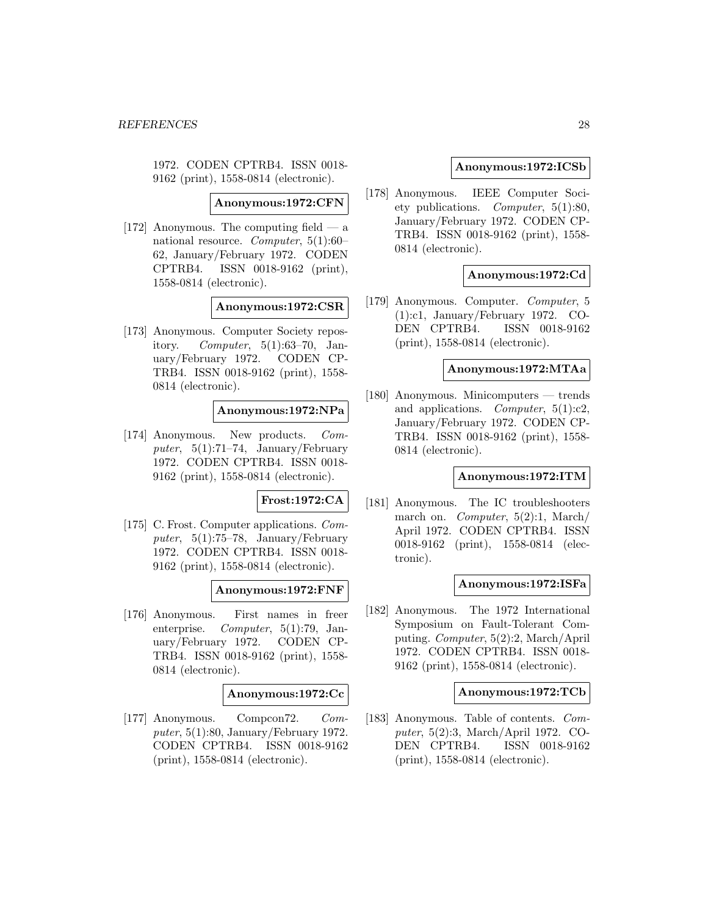1972. CODEN CPTRB4. ISSN 0018-9162 (print), 1558-0814 (electronic).

**Anonymous:1972:CFN**

[172] Anonymous. The computing field — a national resource. *Computer*, 5(1):60–62, January/February 1972. CODEN CPTRB4. ISSN 0018-9162 (print), 1558-0814 (electronic).

**Anonymous:1972:CSR**

[173] Anonymous. Computer Society repository. *Computer*, 5(1):63–70, January/February 1972. CODEN CPTRB4. ISSN 0018-9162 (print), 1558-0814 (electronic).

**Anonymous:1972:NPa**

[174] Anonymous. New products. *Computer*, 5(1):71–74, January/February 1972. CODEN CPTRB4. ISSN 0018-9162 (print), 1558-0814 (electronic).

**Frost:1972:CA**

[175] C. Frost. Computer applications. *Computer*, 5(1):75–78, January/February 1972. CODEN CPTRB4. ISSN 0018-9162 (print), 1558-0814 (electronic).

**Anonymous:1972:FNF**

[176] Anonymous. First names in freer enterprise. *Computer*, 5(1):79, January/February 1972. CODEN CPTRB4. ISSN 0018-9162 (print), 1558-0814 (electronic).

**Anonymous:1972:Cc**

[177] Anonymous. Compcon72. *Computer*, 5(1):80, January/February 1972. CODEN CPTRB4. ISSN 0018-9162 (print), 1558-0814 (electronic).

**Anonymous:1972:ICSb**

[178] Anonymous. IEEE Computer Society publications. *Computer*, 5(1):80, January/February 1972. CODEN CPTRB4. ISSN 0018-9162 (print), 1558-0814 (electronic).

**Anonymous:1972:Cd**

[179] Anonymous. Computer. *Computer*, 5 (1):c1, January/February 1972. CODEN CPTRB4. ISSN 0018-9162 (print), 1558-0814 (electronic).

**Anonymous:1972:MTAa**

[180] Anonymous. Minicomputers — trends and applications. *Computer*, 5(1):c2, January/February 1972. CODEN CPTRB4. ISSN 0018-9162 (print), 1558-0814 (electronic).

**Anonymous:1972:ITM**

[181] Anonymous. The IC troubleshooters march on. *Computer*, 5(2):1, March/April 1972. CODEN CPTRB4. ISSN 0018-9162 (print), 1558-0814 (electronic).

**Anonymous:1972:ISFa**

[182] Anonymous. The 1972 International Symposium on Fault-Tolerant Computing. *Computer*, 5(2):2, March/April 1972. CODEN CPTRB4. ISSN 0018-9162 (print), 1558-0814 (electronic).

**Anonymous:1972:TCb**

[183] Anonymous. Table of contents. *Computer*, 5(2):3, March/April 1972. CODEN CPTRB4. ISSN 0018-9162 (print), 1558-0814 (electronic).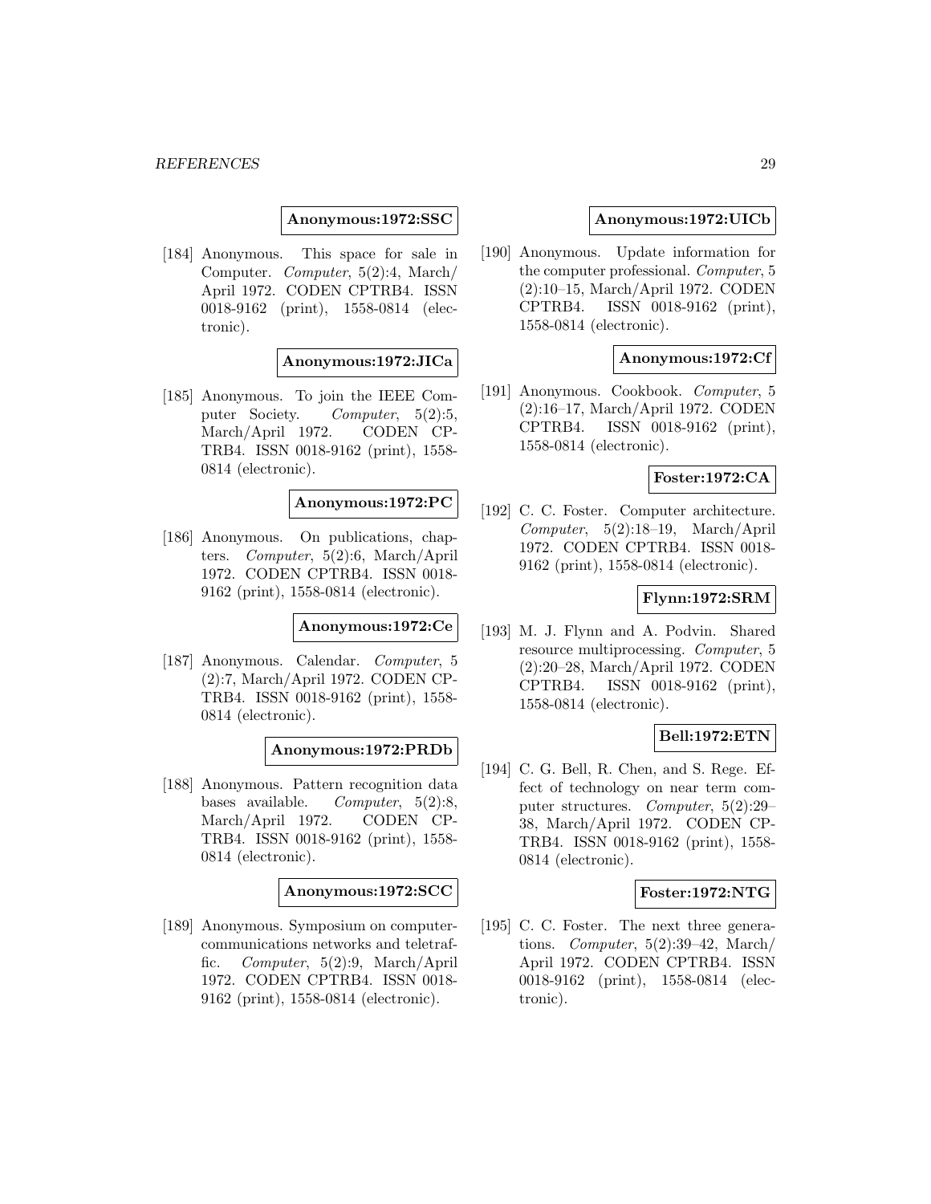**Anonymous:1972:SSC**

[184] Anonymous. This space for sale in Computer. *Computer*, 5(2):4, March/ April 1972. CODEN CPTRB4. ISSN 0018-9162 (print), 1558-0814 (electronic).

**Anonymous:1972:JICa**

[185] Anonymous. To join the IEEE Computer Society. *Computer*, 5(2):5, March/April 1972. CODEN CPTRB4. ISSN 0018-9162 (print), 1558-0814 (electronic).

**Anonymous:1972:PC**

[186] Anonymous. On publications, chapters. *Computer*, 5(2):6, March/April 1972. CODEN CPTRB4. ISSN 0018-9162 (print), 1558-0814 (electronic).

**Anonymous:1972:Ce**

[187] Anonymous. Calendar. *Computer*, 5 (2):7, March/April 1972. CODEN CPTRB4. ISSN 0018-9162 (print), 1558-0814 (electronic).

**Anonymous:1972:PRDb**

[188] Anonymous. Pattern recognition data bases available. *Computer*, 5(2):8, March/April 1972. CODEN CPTRB4. ISSN 0018-9162 (print), 1558-0814 (electronic).

**Anonymous:1972:SCC**

[189] Anonymous. Symposium on computer-communications networks and teletraffic. *Computer*, 5(2):9, March/April 1972. CODEN CPTRB4. ISSN 0018-9162 (print), 1558-0814 (electronic).

**Anonymous:1972:UICb**

[190] Anonymous. Update information for the computer professional. *Computer*, 5 (2):10–15, March/April 1972. CODEN CPTRB4. ISSN 0018-9162 (print), 1558-0814 (electronic).

**Anonymous:1972:Cf**

[191] Anonymous. Cookbook. *Computer*, 5 (2):16–17, March/April 1972. CODEN CPTRB4. ISSN 0018-9162 (print), 1558-0814 (electronic).

**Foster:1972:CA**

[192] C. C. Foster. Computer architecture. *Computer*, 5(2):18–19, March/April 1972. CODEN CPTRB4. ISSN 0018-9162 (print), 1558-0814 (electronic).

**Flynn:1972:SRM**

[193] M. J. Flynn and A. Podvin. Shared resource multiprocessing. *Computer*, 5 (2):20–28, March/April 1972. CODEN CPTRB4. ISSN 0018-9162 (print), 1558-0814 (electronic).

**Bell:1972:ETN**

[194] C. G. Bell, R. Chen, and S. Rege. Effect of technology on near term computer structures. *Computer*, 5(2):29–38, March/April 1972. CODEN CPTRB4. ISSN 0018-9162 (print), 1558-0814 (electronic).

**Foster:1972:NTG**

[195] C. C. Foster. The next three generations. *Computer*, 5(2):39–42, March/ April 1972. CODEN CPTRB4. ISSN 0018-9162 (print), 1558-0814 (electronic).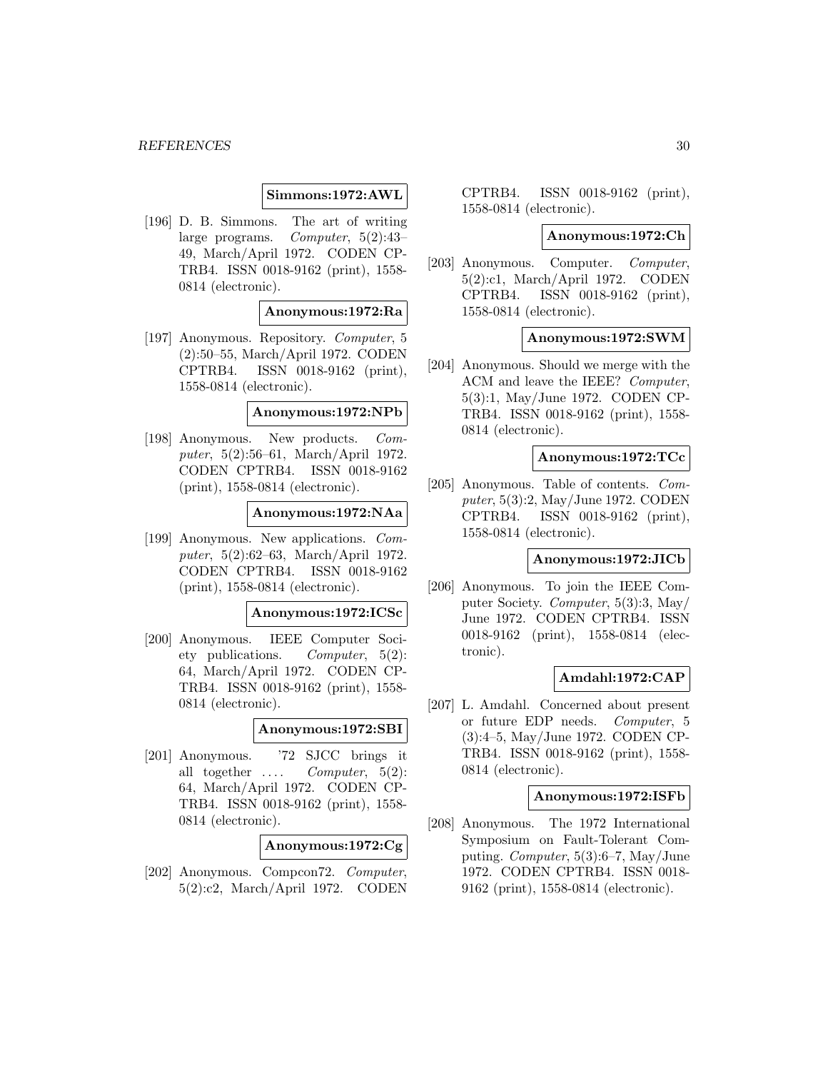**Simmons:1972:AWL**

[196] D. B. Simmons. The art of writing large programs. *Computer*, 5(2):43–49, March/April 1972. CODEN CPTRB4. ISSN 0018-9162 (print), 1558-0814 (electronic).

**Anonymous:1972:Ra**

[197] Anonymous. Repository. *Computer*, 5 (2):50–55, March/April 1972. CODEN CPTRB4. ISSN 0018-9162 (print), 1558-0814 (electronic).

**Anonymous:1972:NPb**

[198] Anonymous. New products. *Computer*, 5(2):56–61, March/April 1972. CODEN CPTRB4. ISSN 0018-9162 (print), 1558-0814 (electronic).

**Anonymous:1972:NAa**

[199] Anonymous. New applications. *Computer*, 5(2):62–63, March/April 1972. CODEN CPTRB4. ISSN 0018-9162 (print), 1558-0814 (electronic).

**Anonymous:1972:ICSc**

[200] Anonymous. IEEE Computer Society publications. *Computer*, 5(2): 64, March/April 1972. CODEN CPTRB4. ISSN 0018-9162 (print), 1558-0814 (electronic).

**Anonymous:1972:SBI**

[201] Anonymous. '72 SJCC brings it all together .... *Computer*, 5(2): 64, March/April 1972. CODEN CPTRB4. ISSN 0018-9162 (print), 1558-0814 (electronic).

**Anonymous:1972:Cg**

[202] Anonymous. Compcon72. *Computer*, 5(2):c2, March/April 1972. CODEN CPTRB4. ISSN 0018-9162 (print), 1558-0814 (electronic).

**Anonymous:1972:Ch**

[203] Anonymous. Computer. *Computer*, 5(2):c1, March/April 1972. CODEN CPTRB4. ISSN 0018-9162 (print), 1558-0814 (electronic).

**Anonymous:1972:SWM**

[204] Anonymous. Should we merge with the ACM and leave the IEEE? *Computer*, 5(3):1, May/June 1972. CODEN CPTRB4. ISSN 0018-9162 (print), 1558-0814 (electronic).

**Anonymous:1972:TCc**

[205] Anonymous. Table of contents. *Computer*, 5(3):2, May/June 1972. CODEN CPTRB4. ISSN 0018-9162 (print), 1558-0814 (electronic).

**Anonymous:1972:JICb**

[206] Anonymous. To join the IEEE Computer Society. *Computer*, 5(3):3, May/June 1972. CODEN CPTRB4. ISSN 0018-9162 (print), 1558-0814 (electronic).

**Amdahl:1972:CAP**

[207] L. Amdahl. Concerned about present or future EDP needs. *Computer*, 5 (3):4–5, May/June 1972. CODEN CPTRB4. ISSN 0018-9162 (print), 1558-0814 (electronic).

**Anonymous:1972:ISFb**

[208] Anonymous. The 1972 International Symposium on Fault-Tolerant Computing. *Computer*, 5(3):6–7, May/June 1972. CODEN CPTRB4. ISSN 0018-9162 (print), 1558-0814 (electronic).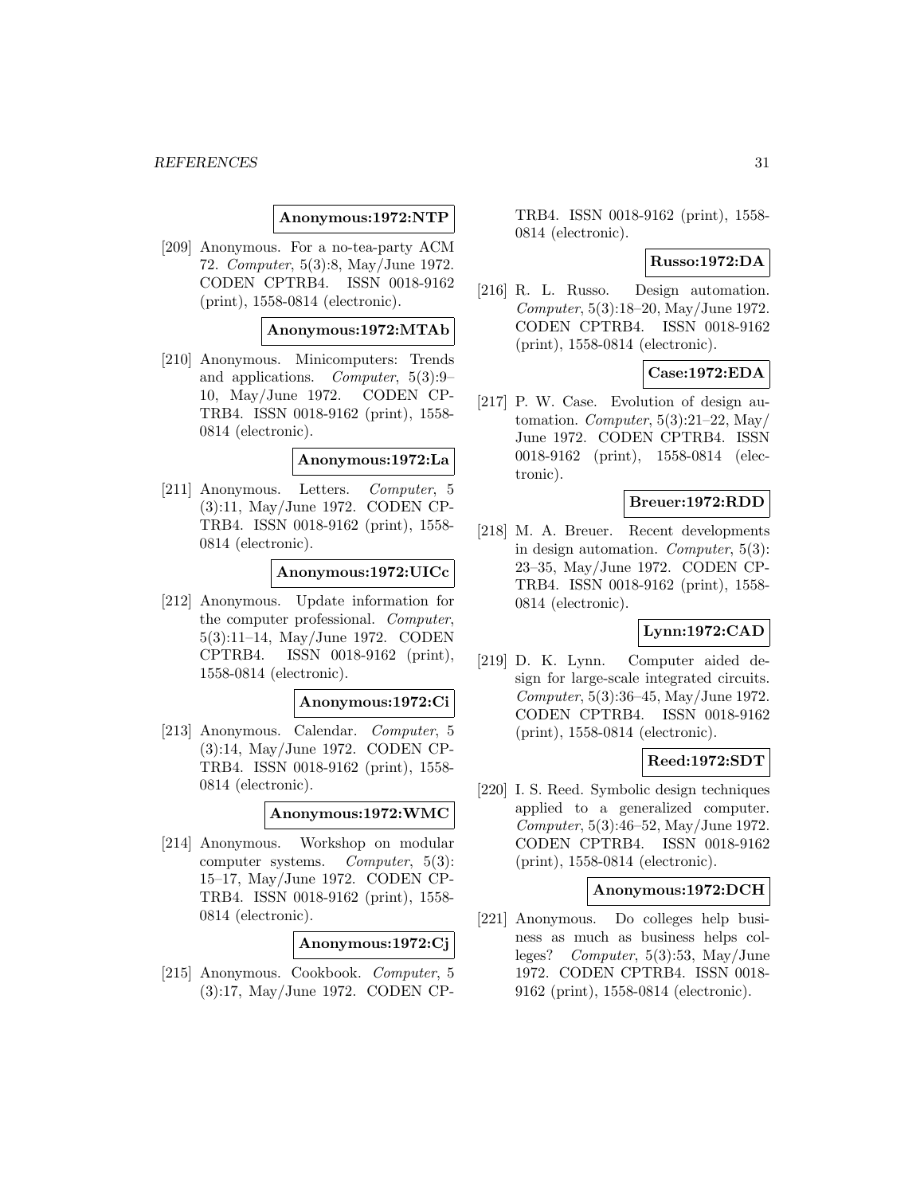**Anonymous:1972:NTP**

[209] Anonymous. For a no-tea-party ACM 72. *Computer*, 5(3):8, May/June 1972. CODEN CPTRB4. ISSN 0018-9162 (print), 1558-0814 (electronic).

**Anonymous:1972:MTAb**

[210] Anonymous. Minicomputers: Trends and applications. *Computer*, 5(3):9–10, May/June 1972. CODEN CPTRB4. ISSN 0018-9162 (print), 1558-0814 (electronic).

**Anonymous:1972:La**

[211] Anonymous. Letters. *Computer*, 5 (3):11, May/June 1972. CODEN CPTRB4. ISSN 0018-9162 (print), 1558-0814 (electronic).

**Anonymous:1972:UICc**

[212] Anonymous. Update information for the computer professional. *Computer*, 5(3):11–14, May/June 1972. CODEN CPTRB4. ISSN 0018-9162 (print), 1558-0814 (electronic).

**Anonymous:1972:Ci**

[213] Anonymous. Calendar. *Computer*, 5 (3):14, May/June 1972. CODEN CPTRB4. ISSN 0018-9162 (print), 1558-0814 (electronic).

**Anonymous:1972:WMC**

[214] Anonymous. Workshop on modular computer systems. *Computer*, 5(3): 15–17, May/June 1972. CODEN CPTRB4. ISSN 0018-9162 (print), 1558-0814 (electronic).

**Anonymous:1972:Cj**

[215] Anonymous. Cookbook. *Computer*, 5 (3):17, May/June 1972. CODEN CPTRB4. ISSN 0018-9162 (print), 1558-0814 (electronic).

**Russo:1972:DA**

[216] R. L. Russo. Design automation. *Computer*, 5(3):18–20, May/June 1972. CODEN CPTRB4. ISSN 0018-9162 (print), 1558-0814 (electronic).

**Case:1972:EDA**

[217] P. W. Case. Evolution of design automation. *Computer*, 5(3):21–22, May/June 1972. CODEN CPTRB4. ISSN 0018-9162 (print), 1558-0814 (electronic).

**Breuer:1972:RDD**

[218] M. A. Breuer. Recent developments in design automation. *Computer*, 5(3): 23–35, May/June 1972. CODEN CPTRB4. ISSN 0018-9162 (print), 1558-0814 (electronic).

**Lynn:1972:CAD**

[219] D. K. Lynn. Computer aided design for large-scale integrated circuits. *Computer*, 5(3):36–45, May/June 1972. CODEN CPTRB4. ISSN 0018-9162 (print), 1558-0814 (electronic).

**Reed:1972:SDT**

[220] I. S. Reed. Symbolic design techniques applied to a generalized computer. *Computer*, 5(3):46–52, May/June 1972. CODEN CPTRB4. ISSN 0018-9162 (print), 1558-0814 (electronic).

**Anonymous:1972:DCH**

[221] Anonymous. Do colleges help business as much as business helps colleges? *Computer*, 5(3):53, May/June 1972. CODEN CPTRB4. ISSN 0018-9162 (print), 1558-0814 (electronic).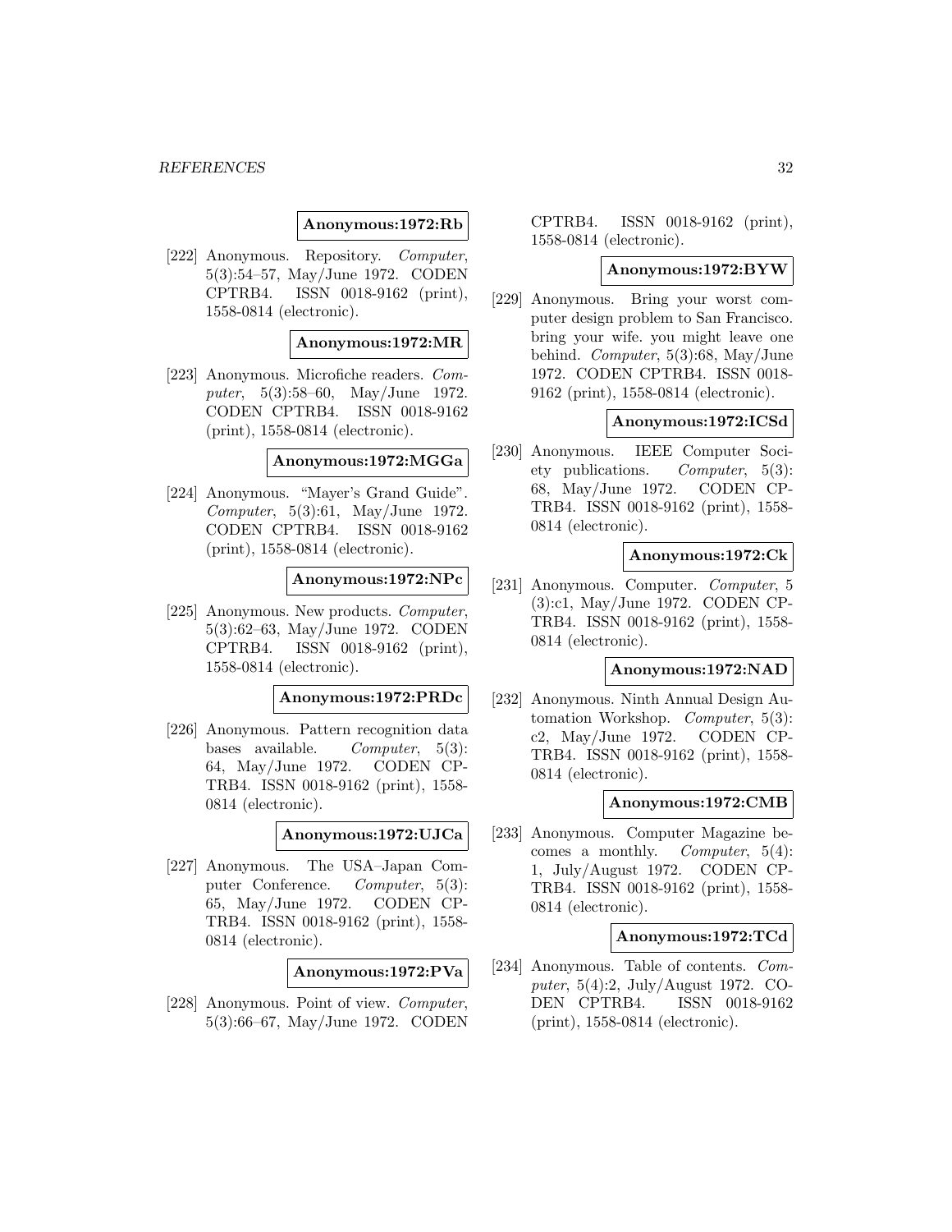**Anonymous:1972:Rb**

[222] Anonymous. Repository. *Computer*, 5(3):54–57, May/June 1972. CODEN CPTRB4. ISSN 0018-9162 (print), 1558-0814 (electronic).

**Anonymous:1972:MR**

[223] Anonymous. Microfiche readers. *Computer*, 5(3):58–60, May/June 1972. CODEN CPTRB4. ISSN 0018-9162 (print), 1558-0814 (electronic).

**Anonymous:1972:MGGa**

[224] Anonymous. "Mayer's Grand Guide". *Computer*, 5(3):61, May/June 1972. CODEN CPTRB4. ISSN 0018-9162 (print), 1558-0814 (electronic).

**Anonymous:1972:NPc**

[225] Anonymous. New products. *Computer*, 5(3):62–63, May/June 1972. CODEN CPTRB4. ISSN 0018-9162 (print), 1558-0814 (electronic).

**Anonymous:1972:PRDc**

[226] Anonymous. Pattern recognition data bases available. *Computer*, 5(3): 64, May/June 1972. CODEN CPTRB4. ISSN 0018-9162 (print), 1558-0814 (electronic).

**Anonymous:1972:UJCa**

[227] Anonymous. The USA–Japan Computer Conference. *Computer*, 5(3): 65, May/June 1972. CODEN CPTRB4. ISSN 0018-9162 (print), 1558-0814 (electronic).

**Anonymous:1972:PVa**

[228] Anonymous. Point of view. *Computer*, 5(3):66–67, May/June 1972. CODEN CPTRB4. ISSN 0018-9162 (print), 1558-0814 (electronic).

**Anonymous:1972:BYW**

[229] Anonymous. Bring your worst computer design problem to San Francisco. bring your wife. you might leave one behind. *Computer*, 5(3):68, May/June 1972. CODEN CPTRB4. ISSN 0018-9162 (print), 1558-0814 (electronic).

**Anonymous:1972:ICSd**

[230] Anonymous. IEEE Computer Society publications. *Computer*, 5(3): 68, May/June 1972. CODEN CPTRB4. ISSN 0018-9162 (print), 1558-0814 (electronic).

**Anonymous:1972:Ck**

[231] Anonymous. Computer. *Computer*, 5 (3):c1, May/June 1972. CODEN CPTRB4. ISSN 0018-9162 (print), 1558-0814 (electronic).

**Anonymous:1972:NAD**

[232] Anonymous. Ninth Annual Design Automation Workshop. *Computer*, 5(3): c2, May/June 1972. CODEN CPTRB4. ISSN 0018-9162 (print), 1558-0814 (electronic).

**Anonymous:1972:CMB**

[233] Anonymous. Computer Magazine becomes a monthly. *Computer*, 5(4): 1, July/August 1972. CODEN CPTRB4. ISSN 0018-9162 (print), 1558-0814 (electronic).

**Anonymous:1972:TCd**

[234] Anonymous. Table of contents. *Computer*, 5(4):2, July/August 1972. CODEN CPTRB4. ISSN 0018-9162 (print), 1558-0814 (electronic).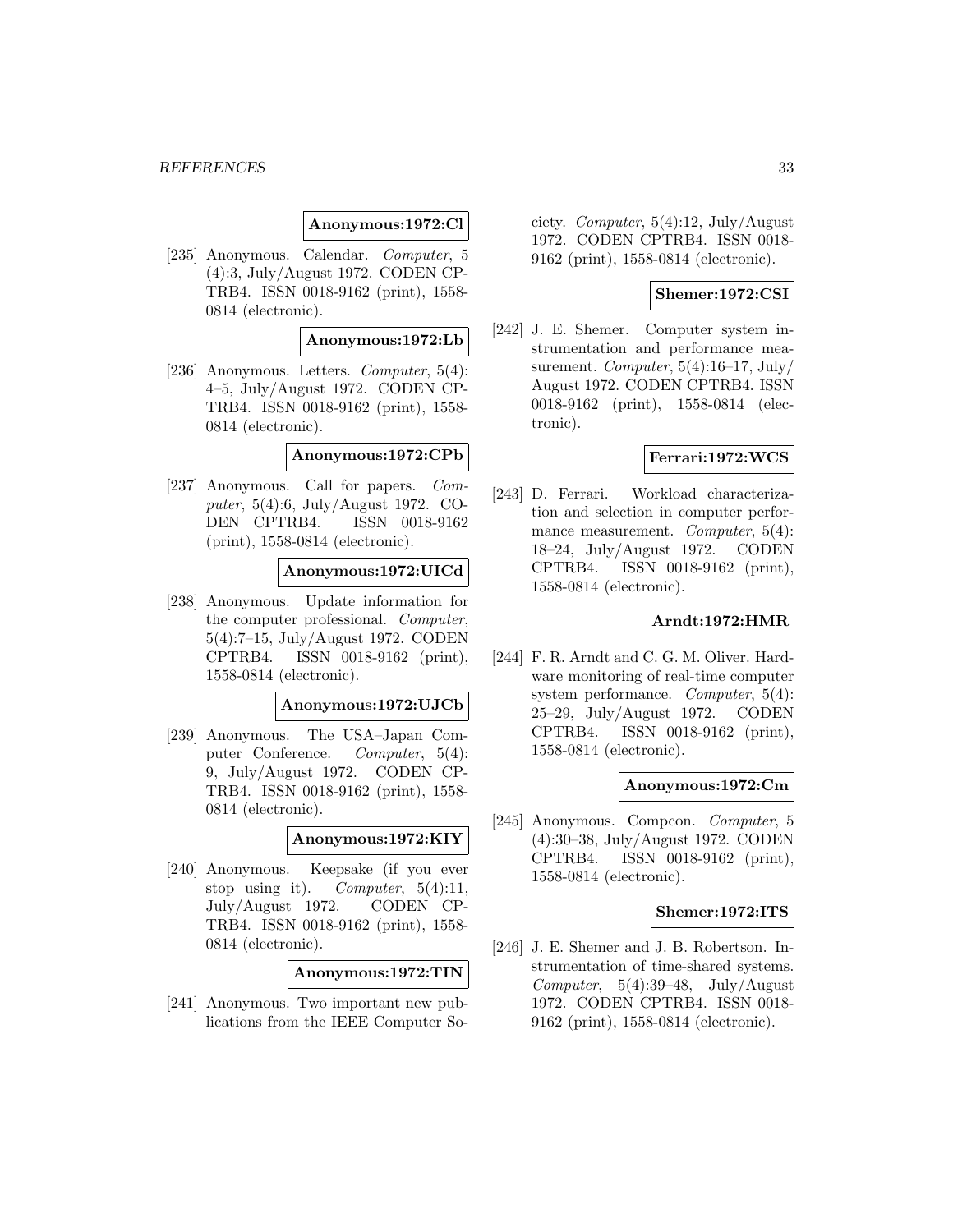**Anonymous:1972:Cl**

[235] Anonymous. Calendar. *Computer*, 5 (4):3, July/August 1972. CODEN CPTRB4. ISSN 0018-9162 (print), 1558-0814 (electronic).

**Anonymous:1972:Lb**

[236] Anonymous. Letters. *Computer*, 5(4): 4–5, July/August 1972. CODEN CPTRB4. ISSN 0018-9162 (print), 1558-0814 (electronic).

**Anonymous:1972:CPb**

[237] Anonymous. Call for papers. *Computer*, 5(4):6, July/August 1972. CODEN CPTRB4. ISSN 0018-9162 (print), 1558-0814 (electronic).

**Anonymous:1972:UICd**

[238] Anonymous. Update information for the computer professional. *Computer*, 5(4):7–15, July/August 1972. CODEN CPTRB4. ISSN 0018-9162 (print), 1558-0814 (electronic).

**Anonymous:1972:UJCb**

[239] Anonymous. The USA–Japan Computer Conference. *Computer*, 5(4): 9, July/August 1972. CODEN CPTRB4. ISSN 0018-9162 (print), 1558-0814 (electronic).

**Anonymous:1972:KIY**

[240] Anonymous. Keepsake (if you ever stop using it). *Computer*, 5(4):11, July/August 1972. CODEN CPTRB4. ISSN 0018-9162 (print), 1558-0814 (electronic).

**Anonymous:1972:TIN**

[241] Anonymous. Two important new publications from the IEEE Computer Society. *Computer*, 5(4):12, July/August 1972. CODEN CPTRB4. ISSN 0018-9162 (print), 1558-0814 (electronic).

**Shemer:1972:CSI**

[242] J. E. Shemer. Computer system instrumentation and performance measurement. *Computer*, 5(4):16–17, July/August 1972. CODEN CPTRB4. ISSN 0018-9162 (print), 1558-0814 (electronic).

**Ferrari:1972:WCS**

[243] D. Ferrari. Workload characterization and selection in computer performance measurement. *Computer*, 5(4): 18–24, July/August 1972. CODEN CPTRB4. ISSN 0018-9162 (print), 1558-0814 (electronic).

**Arndt:1972:HMR**

[244] F. R. Arndt and C. G. M. Oliver. Hardware monitoring of real-time computer system performance. *Computer*, 5(4): 25–29, July/August 1972. CODEN CPTRB4. ISSN 0018-9162 (print), 1558-0814 (electronic).

**Anonymous:1972:Cm**

[245] Anonymous. Compcon. *Computer*, 5 (4):30–38, July/August 1972. CODEN CPTRB4. ISSN 0018-9162 (print), 1558-0814 (electronic).

**Shemer:1972:ITS**

[246] J. E. Shemer and J. B. Robertson. Instrumentation of time-shared systems. *Computer*, 5(4):39–48, July/August 1972. CODEN CPTRB4. ISSN 0018-9162 (print), 1558-0814 (electronic).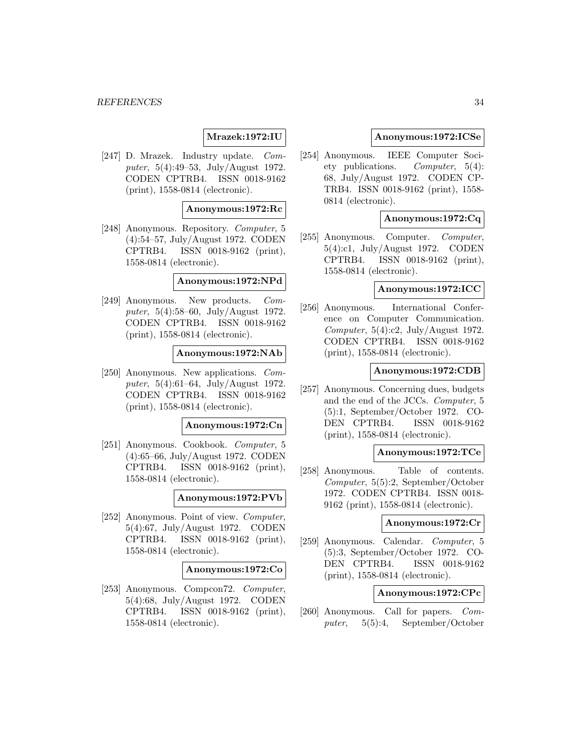**Mrazek:1972:IU**

[247] D. Mrazek. Industry update. *Computer*, 5(4):49–53, July/August 1972. CODEN CPTRB4. ISSN 0018-9162 (print), 1558-0814 (electronic).

**Anonymous:1972:Rc**

[248] Anonymous. Repository. *Computer*, 5 (4):54–57, July/August 1972. CODEN CPTRB4. ISSN 0018-9162 (print), 1558-0814 (electronic).

**Anonymous:1972:NPd**

[249] Anonymous. New products. *Computer*, 5(4):58–60, July/August 1972. CODEN CPTRB4. ISSN 0018-9162 (print), 1558-0814 (electronic).

**Anonymous:1972:NAb**

[250] Anonymous. New applications. *Computer*, 5(4):61–64, July/August 1972. CODEN CPTRB4. ISSN 0018-9162 (print), 1558-0814 (electronic).

**Anonymous:1972:Cn**

[251] Anonymous. Cookbook. *Computer*, 5 (4):65–66, July/August 1972. CODEN CPTRB4. ISSN 0018-9162 (print), 1558-0814 (electronic).

**Anonymous:1972:PVb**

[252] Anonymous. Point of view. *Computer*, 5(4):67, July/August 1972. CODEN CPTRB4. ISSN 0018-9162 (print), 1558-0814 (electronic).

**Anonymous:1972:Co**

[253] Anonymous. Compcon72. *Computer*, 5(4):68, July/August 1972. CODEN CPTRB4. ISSN 0018-9162 (print), 1558-0814 (electronic).

**Anonymous:1972:ICSe**

[254] Anonymous. IEEE Computer Society publications. *Computer*, 5(4): 68, July/August 1972. CODEN CPTRB4. ISSN 0018-9162 (print), 1558-0814 (electronic).

**Anonymous:1972:Cq**

[255] Anonymous. Computer. *Computer*, 5(4):c1, July/August 1972. CODEN CPTRB4. ISSN 0018-9162 (print), 1558-0814 (electronic).

**Anonymous:1972:ICC**

[256] Anonymous. International Conference on Computer Communication. *Computer*, 5(4):c2, July/August 1972. CODEN CPTRB4. ISSN 0018-9162 (print), 1558-0814 (electronic).

**Anonymous:1972:CDB**

[257] Anonymous. Concerning dues, budgets and the end of the JCCs. *Computer*, 5 (5):1, September/October 1972. CODEN CPTRB4. ISSN 0018-9162 (print), 1558-0814 (electronic).

**Anonymous:1972:TCe**

[258] Anonymous. Table of contents. *Computer*, 5(5):2, September/October 1972. CODEN CPTRB4. ISSN 0018-9162 (print), 1558-0814 (electronic).

**Anonymous:1972:Cr**

[259] Anonymous. Calendar. *Computer*, 5 (5):3, September/October 1972. CODEN CPTRB4. ISSN 0018-9162 (print), 1558-0814 (electronic).

**Anonymous:1972:CPc**

[260] Anonymous. Call for papers. *Computer*, 5(5):4, September/October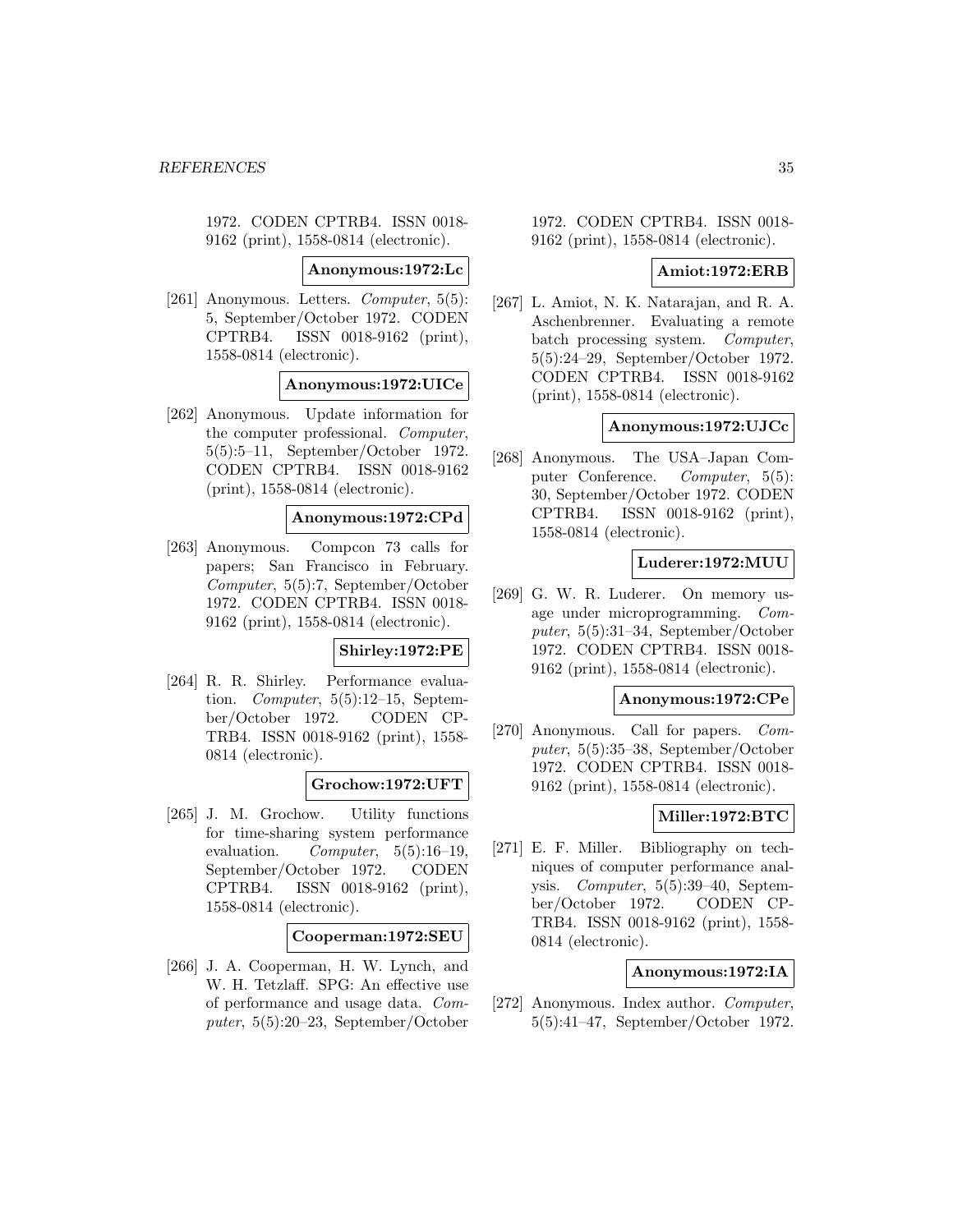1972. CODEN CPTRB4. ISSN 0018-9162 (print), 1558-0814 (electronic).

**Anonymous:1972:Lc**

[261] Anonymous. Letters. *Computer*, 5(5): 5, September/October 1972. CODEN CPTRB4. ISSN 0018-9162 (print), 1558-0814 (electronic).

**Anonymous:1972:UICe**

[262] Anonymous. Update information for the computer professional. *Computer*, 5(5):5–11, September/October 1972. CODEN CPTRB4. ISSN 0018-9162 (print), 1558-0814 (electronic).

**Anonymous:1972:CPd**

[263] Anonymous. Compcon 73 calls for papers; San Francisco in February. *Computer*, 5(5):7, September/October 1972. CODEN CPTRB4. ISSN 0018-9162 (print), 1558-0814 (electronic).

**Shirley:1972:PE**

[264] R. R. Shirley. Performance evaluation. *Computer*, 5(5):12–15, September/October 1972. CODEN CPTRB4. ISSN 0018-9162 (print), 1558-0814 (electronic).

**Grochow:1972:UFT**

[265] J. M. Grochow. Utility functions for time-sharing system performance evaluation. *Computer*, 5(5):16–19, September/October 1972. CODEN CPTRB4. ISSN 0018-9162 (print), 1558-0814 (electronic).

**Cooperman:1972:SEU**

[266] J. A. Cooperman, H. W. Lynch, and W. H. Tetzlaff. SPG: An effective use of performance and usage data. *Computer*, 5(5):20–23, September/October 1972. CODEN CPTRB4. ISSN 0018-9162 (print), 1558-0814 (electronic).

**Amiot:1972:ERB**

[267] L. Amiot, N. K. Natarajan, and R. A. Aschenbrenner. Evaluating a remote batch processing system. *Computer*, 5(5):24–29, September/October 1972. CODEN CPTRB4. ISSN 0018-9162 (print), 1558-0814 (electronic).

**Anonymous:1972:UJCc**

[268] Anonymous. The USA–Japan Computer Conference. *Computer*, 5(5): 30, September/October 1972. CODEN CPTRB4. ISSN 0018-9162 (print), 1558-0814 (electronic).

**Luderer:1972:MUU**

[269] G. W. R. Luderer. On memory usage under microprogramming. *Computer*, 5(5):31–34, September/October 1972. CODEN CPTRB4. ISSN 0018-9162 (print), 1558-0814 (electronic).

**Anonymous:1972:CPe**

[270] Anonymous. Call for papers. *Computer*, 5(5):35–38, September/October 1972. CODEN CPTRB4. ISSN 0018-9162 (print), 1558-0814 (electronic).

**Miller:1972:BTC**

[271] E. F. Miller. Bibliography on techniques of computer performance analysis. *Computer*, 5(5):39–40, September/October 1972. CODEN CPTRB4. ISSN 0018-9162 (print), 1558-0814 (electronic).

**Anonymous:1972:IA**

[272] Anonymous. Index author. *Computer*, 5(5):41–47, September/October 1972.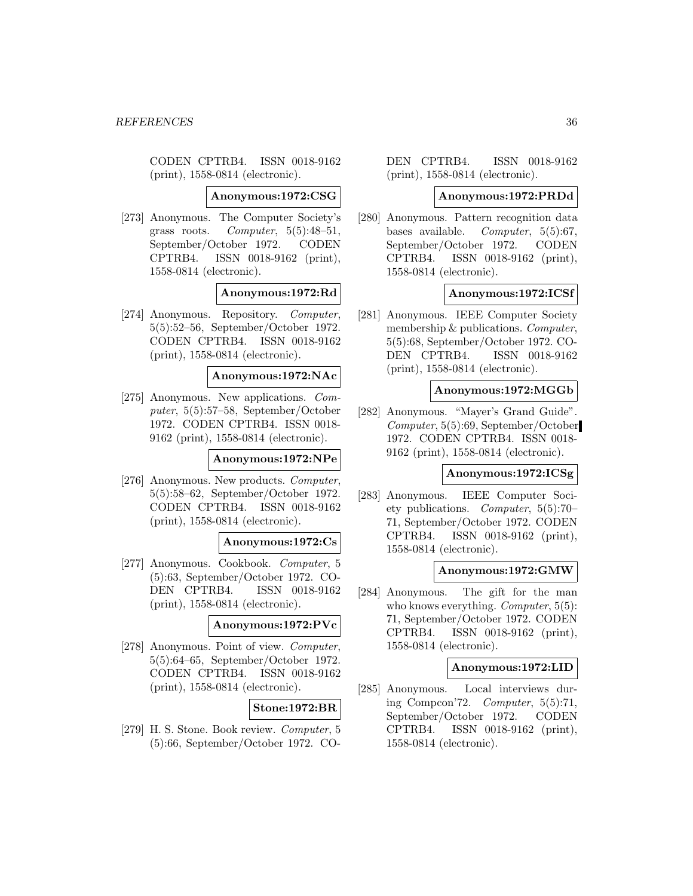CODEN CPTRB4. ISSN 0018-9162 (print), 1558-0814 (electronic).

**Anonymous:1972:CSG**

[273] Anonymous. The Computer Society's grass roots. *Computer*, 5(5):48–51, September/October 1972. CODEN CPTRB4. ISSN 0018-9162 (print), 1558-0814 (electronic).

**Anonymous:1972:Rd**

[274] Anonymous. Repository. *Computer*, 5(5):52–56, September/October 1972. CODEN CPTRB4. ISSN 0018-9162 (print), 1558-0814 (electronic).

**Anonymous:1972:NAc**

[275] Anonymous. New applications. *Computer*, 5(5):57–58, September/October 1972. CODEN CPTRB4. ISSN 0018-9162 (print), 1558-0814 (electronic).

**Anonymous:1972:NPe**

[276] Anonymous. New products. *Computer*, 5(5):58–62, September/October 1972. CODEN CPTRB4. ISSN 0018-9162 (print), 1558-0814 (electronic).

**Anonymous:1972:Cs**

[277] Anonymous. Cookbook. *Computer*, 5 (5):63, September/October 1972. CODEN CPTRB4. ISSN 0018-9162 (print), 1558-0814 (electronic).

**Anonymous:1972:PVc**

[278] Anonymous. Point of view. *Computer*, 5(5):64–65, September/October 1972. CODEN CPTRB4. ISSN 0018-9162 (print), 1558-0814 (electronic).

**Stone:1972:BR**

[279] H. S. Stone. Book review. *Computer*, 5 (5):66, September/October 1972. CODEN CPTRB4. ISSN 0018-9162 (print), 1558-0814 (electronic).

**Anonymous:1972:PRDd**

[280] Anonymous. Pattern recognition data bases available. *Computer*, 5(5):67, September/October 1972. CODEN CPTRB4. ISSN 0018-9162 (print), 1558-0814 (electronic).

**Anonymous:1972:ICSf**

[281] Anonymous. IEEE Computer Society membership & publications. *Computer*, 5(5):68, September/October 1972. CODEN CPTRB4. ISSN 0018-9162 (print), 1558-0814 (electronic).

**Anonymous:1972:MGGb**

[282] Anonymous. "Mayer's Grand Guide". *Computer*, 5(5):69, September/October 1972. CODEN CPTRB4. ISSN 0018-9162 (print), 1558-0814 (electronic).

**Anonymous:1972:ICSg**

[283] Anonymous. IEEE Computer Society publications. *Computer*, 5(5):70–71, September/October 1972. CODEN CPTRB4. ISSN 0018-9162 (print), 1558-0814 (electronic).

**Anonymous:1972:GMW**

[284] Anonymous. The gift for the man who knows everything. *Computer*, 5(5): 71, September/October 1972. CODEN CPTRB4. ISSN 0018-9162 (print), 1558-0814 (electronic).

**Anonymous:1972:LID**

[285] Anonymous. Local interviews during Compcon'72. *Computer*, 5(5):71, September/October 1972. CODEN CPTRB4. ISSN 0018-9162 (print), 1558-0814 (electronic).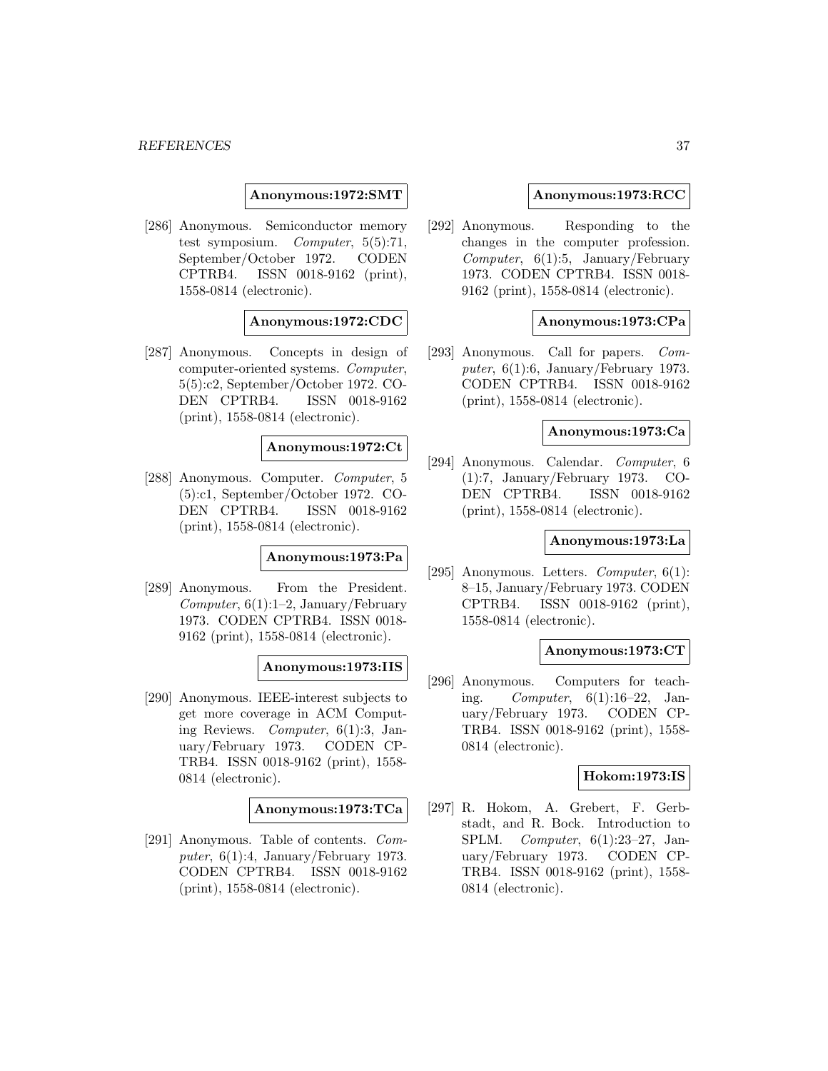**Anonymous:1972:SMT**

[286] Anonymous. Semiconductor memory test symposium. *Computer*, 5(5):71, September/October 1972. CODEN CPTRB4. ISSN 0018-9162 (print), 1558-0814 (electronic).

**Anonymous:1972:CDC**

[287] Anonymous. Concepts in design of computer-oriented systems. *Computer*, 5(5):c2, September/October 1972. CODEN CPTRB4. ISSN 0018-9162 (print), 1558-0814 (electronic).

**Anonymous:1972:Ct**

[288] Anonymous. Computer. *Computer*, 5 (5):c1, September/October 1972. CODEN CPTRB4. ISSN 0018-9162 (print), 1558-0814 (electronic).

**Anonymous:1973:Pa**

[289] Anonymous. From the President. *Computer*, 6(1):1–2, January/February 1973. CODEN CPTRB4. ISSN 0018-9162 (print), 1558-0814 (electronic).

**Anonymous:1973:IIS**

[290] Anonymous. IEEE-interest subjects to get more coverage in ACM Computing Reviews. *Computer*, 6(1):3, January/February 1973. CODEN CPTRB4. ISSN 0018-9162 (print), 1558-0814 (electronic).

**Anonymous:1973:TCa**

[291] Anonymous. Table of contents. *Computer*, 6(1):4, January/February 1973. CODEN CPTRB4. ISSN 0018-9162 (print), 1558-0814 (electronic).

**Anonymous:1973:RCC**

[292] Anonymous. Responding to the changes in the computer profession. *Computer*, 6(1):5, January/February 1973. CODEN CPTRB4. ISSN 0018-9162 (print), 1558-0814 (electronic).

**Anonymous:1973:CPa**

[293] Anonymous. Call for papers. *Computer*, 6(1):6, January/February 1973. CODEN CPTRB4. ISSN 0018-9162 (print), 1558-0814 (electronic).

**Anonymous:1973:Ca**

[294] Anonymous. Calendar. *Computer*, 6 (1):7, January/February 1973. CODEN CPTRB4. ISSN 0018-9162 (print), 1558-0814 (electronic).

**Anonymous:1973:La**

[295] Anonymous. Letters. *Computer*, 6(1): 8–15, January/February 1973. CODEN CPTRB4. ISSN 0018-9162 (print), 1558-0814 (electronic).

**Anonymous:1973:CT**

[296] Anonymous. Computers for teaching. *Computer*, 6(1):16–22, January/February 1973. CODEN CPTRB4. ISSN 0018-9162 (print), 1558-0814 (electronic).

**Hokom:1973:IS**

[297] R. Hokom, A. Grebert, F. Gerbstadt, and R. Bock. Introduction to SPLM. *Computer*, 6(1):23–27, January/February 1973. CODEN CPTRB4. ISSN 0018-9162 (print), 1558-0814 (electronic).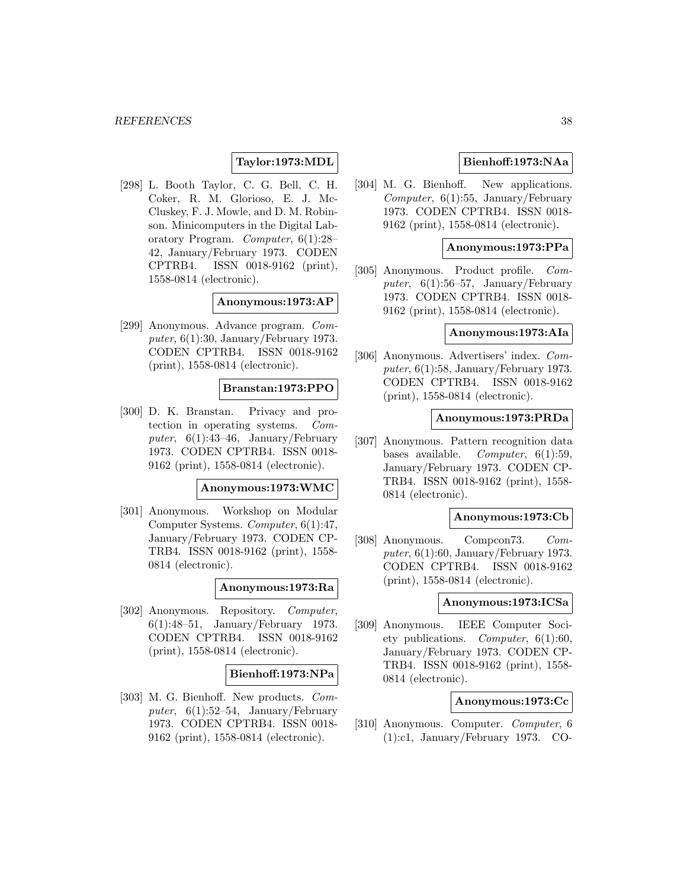**Taylor:1973:MDL**

[298] L. Booth Taylor, C. G. Bell, C. H. Coker, R. M. Glorioso, E. J. McCluskey, F. J. Mowle, and D. M. Robinson. Minicomputers in the Digital Laboratory Program. *Computer*, 6(1):28–42, January/February 1973. CODEN CPTRB4. ISSN 0018-9162 (print), 1558-0814 (electronic).

**Anonymous:1973:AP**

[299] Anonymous. Advance program. *Computer*, 6(1):30, January/February 1973. CODEN CPTRB4. ISSN 0018-9162 (print), 1558-0814 (electronic).

**Branstan:1973:PPO**

[300] D. K. Branstan. Privacy and protection in operating systems. *Computer*, 6(1):43–46, January/February 1973. CODEN CPTRB4. ISSN 0018-9162 (print), 1558-0814 (electronic).

**Anonymous:1973:WMC**

[301] Anonymous. Workshop on Modular Computer Systems. *Computer*, 6(1):47, January/February 1973. CODEN CPTRB4. ISSN 0018-9162 (print), 1558-0814 (electronic).

**Anonymous:1973:Ra**

[302] Anonymous. Repository. *Computer*, 6(1):48–51, January/February 1973. CODEN CPTRB4. ISSN 0018-9162 (print), 1558-0814 (electronic).

**Bienhoff:1973:NPa**

[303] M. G. Bienhoff. New products. *Computer*, 6(1):52–54, January/February 1973. CODEN CPTRB4. ISSN 0018-9162 (print), 1558-0814 (electronic).

**Bienhoff:1973:NAa**

[304] M. G. Bienhoff. New applications. *Computer*, 6(1):55, January/February 1973. CODEN CPTRB4. ISSN 0018-9162 (print), 1558-0814 (electronic).

**Anonymous:1973:PPa**

[305] Anonymous. Product profile. *Computer*, 6(1):56–57, January/February 1973. CODEN CPTRB4. ISSN 0018-9162 (print), 1558-0814 (electronic).

**Anonymous:1973:AIa**

[306] Anonymous. Advertisers' index. *Computer*, 6(1):58, January/February 1973. CODEN CPTRB4. ISSN 0018-9162 (print), 1558-0814 (electronic).

**Anonymous:1973:PRDa**

[307] Anonymous. Pattern recognition data bases available. *Computer*, 6(1):59, January/February 1973. CODEN CPTRB4. ISSN 0018-9162 (print), 1558-0814 (electronic).

**Anonymous:1973:Cb**

[308] Anonymous. Compcon73. *Computer*, 6(1):60, January/February 1973. CODEN CPTRB4. ISSN 0018-9162 (print), 1558-0814 (electronic).

**Anonymous:1973:ICSa**

[309] Anonymous. IEEE Computer Society publications. *Computer*, 6(1):60, January/February 1973. CODEN CPTRB4. ISSN 0018-9162 (print), 1558-0814 (electronic).

**Anonymous:1973:Cc**

[310] Anonymous. Computer. *Computer*, 6 (1):c1, January/February 1973. CO-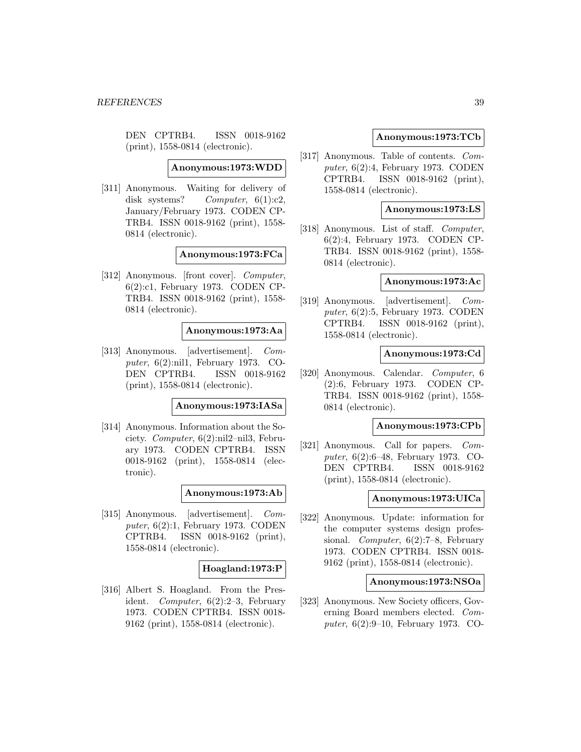DEN CPTRB4. ISSN 0018-9162 (print), 1558-0814 (electronic).

**Anonymous:1973:WDD**

[311] Anonymous. Waiting for delivery of disk systems? *Computer*, 6(1):c2, January/February 1973. CODEN CPTRB4. ISSN 0018-9162 (print), 1558-0814 (electronic).

**Anonymous:1973:FCa**

[312] Anonymous. [front cover]. *Computer*, 6(2):c1, February 1973. CODEN CPTRB4. ISSN 0018-9162 (print), 1558-0814 (electronic).

**Anonymous:1973:Aa**

[313] Anonymous. [advertisement]. *Computer*, 6(2):nil1, February 1973. CODEN CPTRB4. ISSN 0018-9162 (print), 1558-0814 (electronic).

**Anonymous:1973:IASa**

[314] Anonymous. Information about the Society. *Computer*, 6(2):nil2–nil3, February 1973. CODEN CPTRB4. ISSN 0018-9162 (print), 1558-0814 (electronic).

**Anonymous:1973:Ab**

[315] Anonymous. [advertisement]. *Computer*, 6(2):1, February 1973. CODEN CPTRB4. ISSN 0018-9162 (print), 1558-0814 (electronic).

**Hoagland:1973:P**

[316] Albert S. Hoagland. From the President. *Computer*, 6(2):2–3, February 1973. CODEN CPTRB4. ISSN 0018-9162 (print), 1558-0814 (electronic).

**Anonymous:1973:TCb**

[317] Anonymous. Table of contents. *Computer*, 6(2):4, February 1973. CODEN CPTRB4. ISSN 0018-9162 (print), 1558-0814 (electronic).

**Anonymous:1973:LS**

[318] Anonymous. List of staff. *Computer*, 6(2):4, February 1973. CODEN CPTRB4. ISSN 0018-9162 (print), 1558-0814 (electronic).

**Anonymous:1973:Ac**

[319] Anonymous. [advertisement]. *Computer*, 6(2):5, February 1973. CODEN CPTRB4. ISSN 0018-9162 (print), 1558-0814 (electronic).

**Anonymous:1973:Cd**

[320] Anonymous. Calendar. *Computer*, 6 (2):6, February 1973. CODEN CPTRB4. ISSN 0018-9162 (print), 1558-0814 (electronic).

**Anonymous:1973:CPb**

[321] Anonymous. Call for papers. *Computer*, 6(2):6–48, February 1973. CODEN CPTRB4. ISSN 0018-9162 (print), 1558-0814 (electronic).

**Anonymous:1973:UICa**

[322] Anonymous. Update: information for the computer systems design professional. *Computer*, 6(2):7–8, February 1973. CODEN CPTRB4. ISSN 0018-9162 (print), 1558-0814 (electronic).

**Anonymous:1973:NSOa**

[323] Anonymous. New Society officers, Governing Board members elected. *Computer*, 6(2):9–10, February 1973. CO-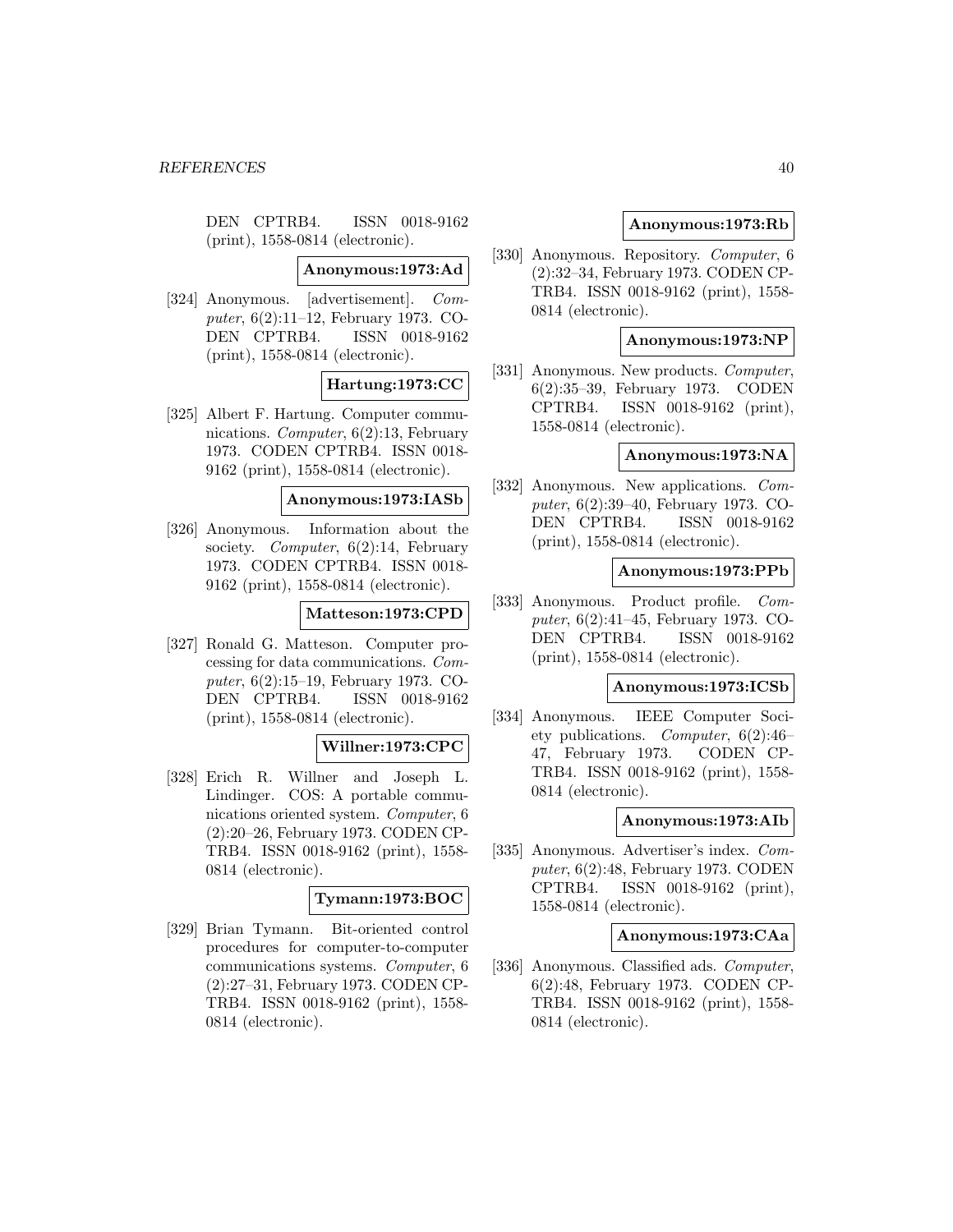DEN CPTRB4. ISSN 0018-9162 (print), 1558-0814 (electronic).

**Anonymous:1973:Ad**

[324] Anonymous. [advertisement]. *Computer*, 6(2):11–12, February 1973. CODEN CPTRB4. ISSN 0018-9162 (print), 1558-0814 (electronic).

**Hartung:1973:CC**

[325] Albert F. Hartung. Computer communications. *Computer*, 6(2):13, February 1973. CODEN CPTRB4. ISSN 0018-9162 (print), 1558-0814 (electronic).

**Anonymous:1973:IASb**

[326] Anonymous. Information about the society. *Computer*, 6(2):14, February 1973. CODEN CPTRB4. ISSN 0018-9162 (print), 1558-0814 (electronic).

**Matteson:1973:CPD**

[327] Ronald G. Matteson. Computer processing for data communications. *Computer*, 6(2):15–19, February 1973. CODEN CPTRB4. ISSN 0018-9162 (print), 1558-0814 (electronic).

**Willner:1973:CPC**

[328] Erich R. Willner and Joseph L. Lindinger. COS: A portable communications oriented system. *Computer*, 6 (2):20–26, February 1973. CODEN CPTRB4. ISSN 0018-9162 (print), 1558-0814 (electronic).

**Tymann:1973:BOC**

[329] Brian Tymann. Bit-oriented control procedures for computer-to-computer communications systems. *Computer*, 6 (2):27–31, February 1973. CODEN CPTRB4. ISSN 0018-9162 (print), 1558-0814 (electronic).

**Anonymous:1973:Rb**

[330] Anonymous. Repository. *Computer*, 6 (2):32–34, February 1973. CODEN CPTRB4. ISSN 0018-9162 (print), 1558-0814 (electronic).

**Anonymous:1973:NP**

[331] Anonymous. New products. *Computer*, 6(2):35–39, February 1973. CODEN CPTRB4. ISSN 0018-9162 (print), 1558-0814 (electronic).

**Anonymous:1973:NA**

[332] Anonymous. New applications. *Computer*, 6(2):39–40, February 1973. CODEN CPTRB4. ISSN 0018-9162 (print), 1558-0814 (electronic).

**Anonymous:1973:PPb**

[333] Anonymous. Product profile. *Computer*, 6(2):41–45, February 1973. CODEN CPTRB4. ISSN 0018-9162 (print), 1558-0814 (electronic).

**Anonymous:1973:ICSb**

[334] Anonymous. IEEE Computer Society publications. *Computer*, 6(2):46–47, February 1973. CODEN CPTRB4. ISSN 0018-9162 (print), 1558-0814 (electronic).

**Anonymous:1973:AIb**

[335] Anonymous. Advertiser's index. *Computer*, 6(2):48, February 1973. CODEN CPTRB4. ISSN 0018-9162 (print), 1558-0814 (electronic).

**Anonymous:1973:CAa**

[336] Anonymous. Classified ads. *Computer*, 6(2):48, February 1973. CODEN CPTRB4. ISSN 0018-9162 (print), 1558-0814 (electronic).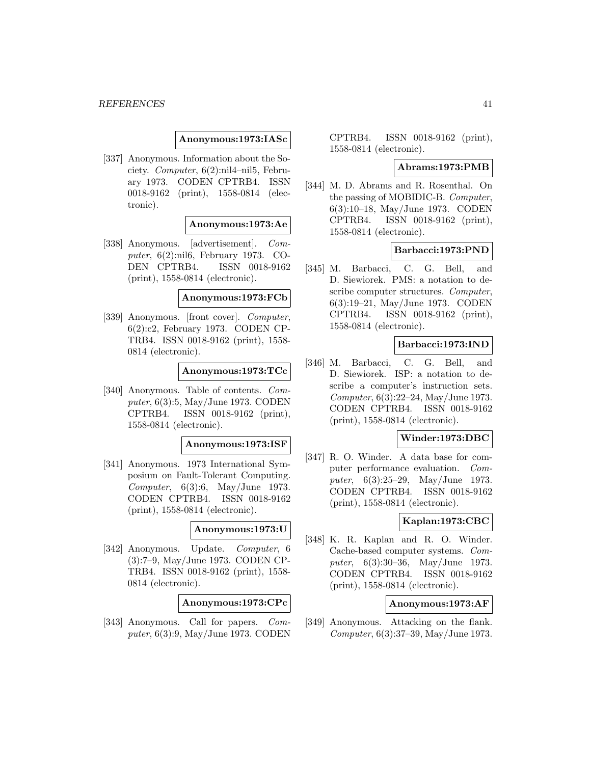**Anonymous:1973:IASc**

[337] Anonymous. Information about the Society. *Computer*, 6(2):nil4–nil5, February 1973. CODEN CPTRB4. ISSN 0018-9162 (print), 1558-0814 (electronic).

**Anonymous:1973:Ae**

[338] Anonymous. [advertisement]. *Computer*, 6(2):nil6, February 1973. CODEN CPTRB4. ISSN 0018-9162 (print), 1558-0814 (electronic).

**Anonymous:1973:FCb**

[339] Anonymous. [front cover]. *Computer*, 6(2):c2, February 1973. CODEN CPTRB4. ISSN 0018-9162 (print), 1558-0814 (electronic).

**Anonymous:1973:TCc**

[340] Anonymous. Table of contents. *Computer*, 6(3):5, May/June 1973. CODEN CPTRB4. ISSN 0018-9162 (print), 1558-0814 (electronic).

**Anonymous:1973:ISF**

[341] Anonymous. 1973 International Symposium on Fault-Tolerant Computing. *Computer*, 6(3):6, May/June 1973. CODEN CPTRB4. ISSN 0018-9162 (print), 1558-0814 (electronic).

**Anonymous:1973:U**

[342] Anonymous. Update. *Computer*, 6 (3):7–9, May/June 1973. CODEN CPTRB4. ISSN 0018-9162 (print), 1558-0814 (electronic).

**Anonymous:1973:CPc**

[343] Anonymous. Call for papers. *Computer*, 6(3):9, May/June 1973. CODEN CPTRB4. ISSN 0018-9162 (print), 1558-0814 (electronic).

**Abrams:1973:PMB**

[344] M. D. Abrams and R. Rosenthal. On the passing of MOBIDIC-B. *Computer*, 6(3):10–18, May/June 1973. CODEN CPTRB4. ISSN 0018-9162 (print), 1558-0814 (electronic).

**Barbacci:1973:PND**

[345] M. Barbacci, C. G. Bell, and D. Siewiorek. PMS: a notation to describe computer structures. *Computer*, 6(3):19–21, May/June 1973. CODEN CPTRB4. ISSN 0018-9162 (print), 1558-0814 (electronic).

**Barbacci:1973:IND**

[346] M. Barbacci, C. G. Bell, and D. Siewiorek. ISP: a notation to describe a computer's instruction sets. *Computer*, 6(3):22–24, May/June 1973. CODEN CPTRB4. ISSN 0018-9162 (print), 1558-0814 (electronic).

**Winder:1973:DBC**

[347] R. O. Winder. A data base for computer performance evaluation. *Computer*, 6(3):25–29, May/June 1973. CODEN CPTRB4. ISSN 0018-9162 (print), 1558-0814 (electronic).

**Kaplan:1973:CBC**

[348] K. R. Kaplan and R. O. Winder. Cache-based computer systems. *Computer*, 6(3):30–36, May/June 1973. CODEN CPTRB4. ISSN 0018-9162 (print), 1558-0814 (electronic).

**Anonymous:1973:AF**

[349] Anonymous. Attacking on the flank. *Computer*, 6(3):37–39, May/June 1973.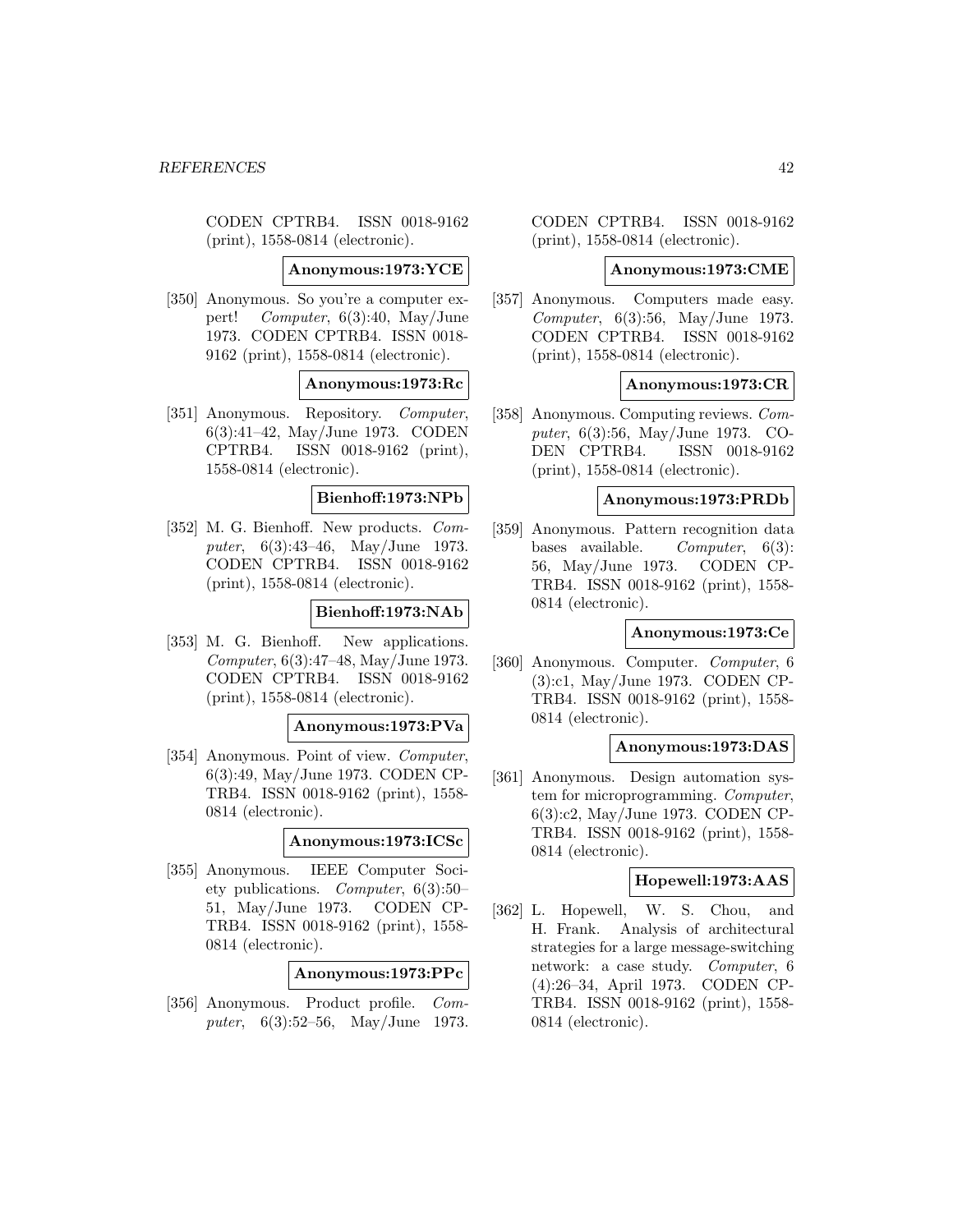CODEN CPTRB4. ISSN 0018-9162 (print), 1558-0814 (electronic).

**Anonymous:1973:YCE**

[350] Anonymous. So you're a computer expert! *Computer*, 6(3):40, May/June 1973. CODEN CPTRB4. ISSN 0018-9162 (print), 1558-0814 (electronic).

**Anonymous:1973:Rc**

[351] Anonymous. Repository. *Computer*, 6(3):41–42, May/June 1973. CODEN CPTRB4. ISSN 0018-9162 (print), 1558-0814 (electronic).

**Bienhoff:1973:NPb**

[352] M. G. Bienhoff. New products. *Computer*, 6(3):43–46, May/June 1973. CODEN CPTRB4. ISSN 0018-9162 (print), 1558-0814 (electronic).

**Bienhoff:1973:NAb**

[353] M. G. Bienhoff. New applications. *Computer*, 6(3):47–48, May/June 1973. CODEN CPTRB4. ISSN 0018-9162 (print), 1558-0814 (electronic).

**Anonymous:1973:PVa**

[354] Anonymous. Point of view. *Computer*, 6(3):49, May/June 1973. CODEN CPTRB4. ISSN 0018-9162 (print), 1558-0814 (electronic).

**Anonymous:1973:ICSc**

[355] Anonymous. IEEE Computer Society publications. *Computer*, 6(3):50–51, May/June 1973. CODEN CPTRB4. ISSN 0018-9162 (print), 1558-0814 (electronic).

**Anonymous:1973:PPc**

[356] Anonymous. Product profile. *Computer*, 6(3):52–56, May/June 1973. CODEN CPTRB4. ISSN 0018-9162 (print), 1558-0814 (electronic).

**Anonymous:1973:CME**

[357] Anonymous. Computers made easy. *Computer*, 6(3):56, May/June 1973. CODEN CPTRB4. ISSN 0018-9162 (print), 1558-0814 (electronic).

**Anonymous:1973:CR**

[358] Anonymous. Computing reviews. *Computer*, 6(3):56, May/June 1973. CODEN CPTRB4. ISSN 0018-9162 (print), 1558-0814 (electronic).

**Anonymous:1973:PRDb**

[359] Anonymous. Pattern recognition data bases available. *Computer*, 6(3):56, May/June 1973. CODEN CPTRB4. ISSN 0018-9162 (print), 1558-0814 (electronic).

**Anonymous:1973:Ce**

[360] Anonymous. Computer. *Computer*, 6(3):c1, May/June 1973. CODEN CPTRB4. ISSN 0018-9162 (print), 1558-0814 (electronic).

**Anonymous:1973:DAS**

[361] Anonymous. Design automation system for microprogramming. *Computer*, 6(3):c2, May/June 1973. CODEN CPTRB4. ISSN 0018-9162 (print), 1558-0814 (electronic).

**Hopewell:1973:AAS**

[362] L. Hopewell, W. S. Chou, and H. Frank. Analysis of architectural strategies for a large message-switching network: a case study. *Computer*, 6(4):26–34, April 1973. CODEN CPTRB4. ISSN 0018-9162 (print), 1558-0814 (electronic).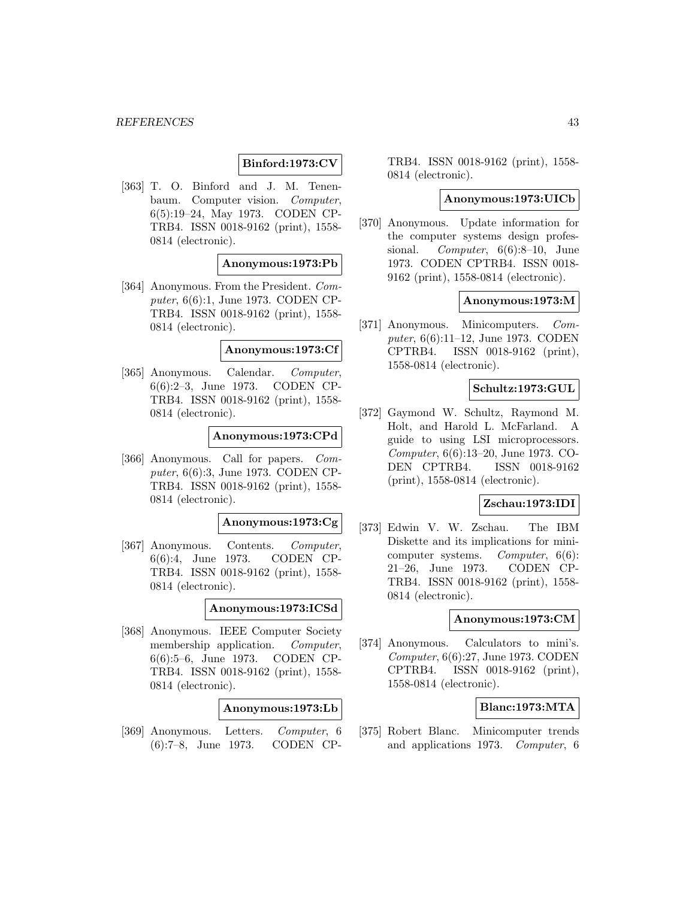**Binford:1973:CV**

[363] T. O. Binford and J. M. Tenenbaum. Computer vision. *Computer*, 6(5):19–24, May 1973. CODEN CPTRB4. ISSN 0018-9162 (print), 1558-0814 (electronic).

**Anonymous:1973:Pb**

[364] Anonymous. From the President. *Computer*, 6(6):1, June 1973. CODEN CPTRB4. ISSN 0018-9162 (print), 1558-0814 (electronic).

**Anonymous:1973:Cf**

[365] Anonymous. Calendar. *Computer*, 6(6):2–3, June 1973. CODEN CPTRB4. ISSN 0018-9162 (print), 1558-0814 (electronic).

**Anonymous:1973:CPd**

[366] Anonymous. Call for papers. *Computer*, 6(6):3, June 1973. CODEN CPTRB4. ISSN 0018-9162 (print), 1558-0814 (electronic).

**Anonymous:1973:Cg**

[367] Anonymous. Contents. *Computer*, 6(6):4, June 1973. CODEN CPTRB4. ISSN 0018-9162 (print), 1558-0814 (electronic).

**Anonymous:1973:ICSd**

[368] Anonymous. IEEE Computer Society membership application. *Computer*, 6(6):5–6, June 1973. CODEN CPTRB4. ISSN 0018-9162 (print), 1558-0814 (electronic).

**Anonymous:1973:Lb**

[369] Anonymous. Letters. *Computer*, 6 (6):7–8, June 1973. CODEN CPTRB4. ISSN 0018-9162 (print), 1558-0814 (electronic).

**Anonymous:1973:UICb**

[370] Anonymous. Update information for the computer systems design professional. *Computer*, 6(6):8–10, June 1973. CODEN CPTRB4. ISSN 0018-9162 (print), 1558-0814 (electronic).

**Anonymous:1973:M**

[371] Anonymous. Minicomputers. *Computer*, 6(6):11–12, June 1973. CODEN CPTRB4. ISSN 0018-9162 (print), 1558-0814 (electronic).

**Schultz:1973:GUL**

[372] Gaymond W. Schultz, Raymond M. Holt, and Harold L. McFarland. A guide to using LSI microprocessors. *Computer*, 6(6):13–20, June 1973. CODEN CPTRB4. ISSN 0018-9162 (print), 1558-0814 (electronic).

**Zschau:1973:IDI**

[373] Edwin V. W. Zschau. The IBM Diskette and its implications for minicomputer systems. *Computer*, 6(6): 21–26, June 1973. CODEN CPTRB4. ISSN 0018-9162 (print), 1558-0814 (electronic).

**Anonymous:1973:CM**

[374] Anonymous. Calculators to mini's. *Computer*, 6(6):27, June 1973. CODEN CPTRB4. ISSN 0018-9162 (print), 1558-0814 (electronic).

**Blanc:1973:MTA**

[375] Robert Blanc. Minicomputer trends and applications 1973. *Computer*, 6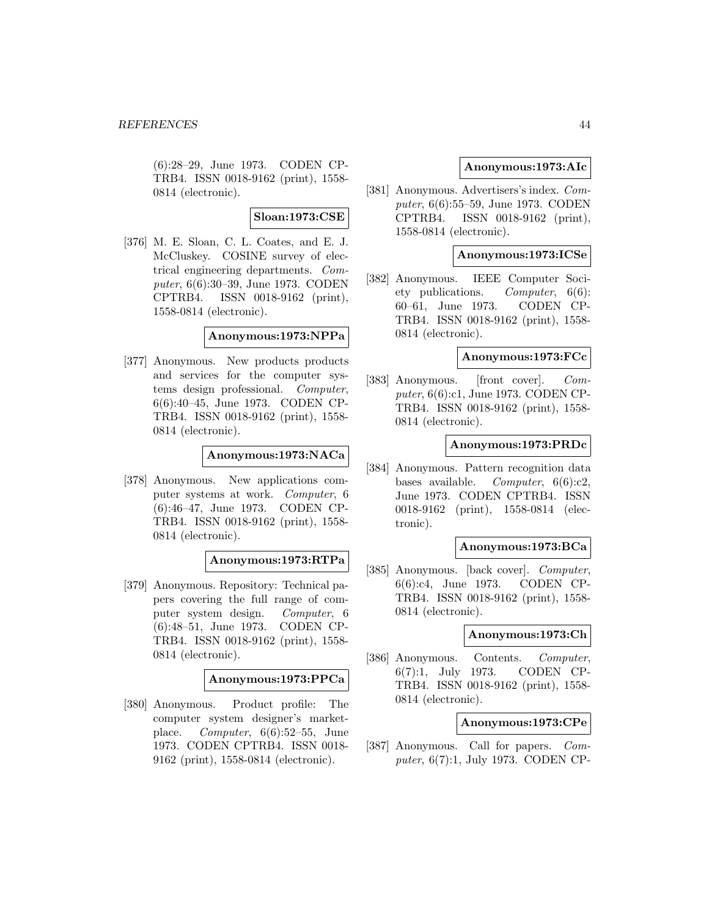(6):28–29, June 1973. CODEN CPTRB4. ISSN 0018-9162 (print), 1558-0814 (electronic).

**Sloan:1973:CSE**

[376] M. E. Sloan, C. L. Coates, and E. J. McCluskey. COSINE survey of electrical engineering departments. *Computer*, 6(6):30–39, June 1973. CODEN CPTRB4. ISSN 0018-9162 (print), 1558-0814 (electronic).

**Anonymous:1973:NPPa**

[377] Anonymous. New products products and services for the computer systems design professional. *Computer*, 6(6):40–45, June 1973. CODEN CPTRB4. ISSN 0018-9162 (print), 1558-0814 (electronic).

**Anonymous:1973:NACa**

[378] Anonymous. New applications computer systems at work. *Computer*, 6 (6):46–47, June 1973. CODEN CPTRB4. ISSN 0018-9162 (print), 1558-0814 (electronic).

**Anonymous:1973:RTPa**

[379] Anonymous. Repository: Technical papers covering the full range of computer system design. *Computer*, 6 (6):48–51, June 1973. CODEN CPTRB4. ISSN 0018-9162 (print), 1558-0814 (electronic).

**Anonymous:1973:PPCa**

[380] Anonymous. Product profile: The computer system designer's marketplace. *Computer*, 6(6):52–55, June 1973. CODEN CPTRB4. ISSN 0018-9162 (print), 1558-0814 (electronic).

**Anonymous:1973:AIc**

[381] Anonymous. Advertisers's index. *Computer*, 6(6):55–59, June 1973. CODEN CPTRB4. ISSN 0018-9162 (print), 1558-0814 (electronic).

**Anonymous:1973:ICSe**

[382] Anonymous. IEEE Computer Society publications. *Computer*, 6(6): 60–61, June 1973. CODEN CPTRB4. ISSN 0018-9162 (print), 1558-0814 (electronic).

**Anonymous:1973:FCc**

[383] Anonymous. [front cover]. *Computer*, 6(6):c1, June 1973. CODEN CPTRB4. ISSN 0018-9162 (print), 1558-0814 (electronic).

**Anonymous:1973:PRDc**

[384] Anonymous. Pattern recognition data bases available. *Computer*, 6(6):c2, June 1973. CODEN CPTRB4. ISSN 0018-9162 (print), 1558-0814 (electronic).

**Anonymous:1973:BCa**

[385] Anonymous. [back cover]. *Computer*, 6(6):c4, June 1973. CODEN CPTRB4. ISSN 0018-9162 (print), 1558-0814 (electronic).

**Anonymous:1973:Ch**

[386] Anonymous. Contents. *Computer*, 6(7):1, July 1973. CODEN CPTRB4. ISSN 0018-9162 (print), 1558-0814 (electronic).

**Anonymous:1973:CPe**

[387] Anonymous. Call for papers. *Computer*, 6(7):1, July 1973. CODEN CP-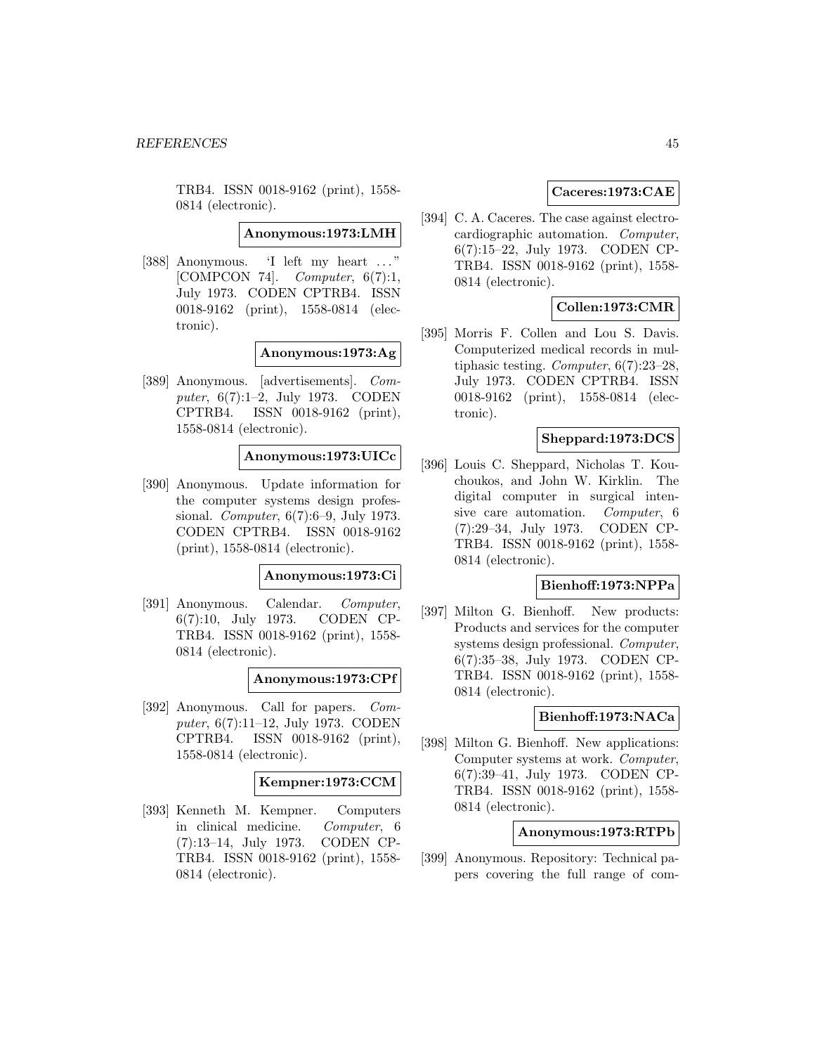TRB4. ISSN 0018-9162 (print), 1558-0814 (electronic).

**Anonymous:1973:LMH**

[388] Anonymous. 'I left my heart ..." [COMPCON 74]. *Computer*, 6(7):1, July 1973. CODEN CPTRB4. ISSN 0018-9162 (print), 1558-0814 (electronic).

**Anonymous:1973:Ag**

[389] Anonymous. [advertisements]. *Computer*, 6(7):1–2, July 1973. CODEN CPTRB4. ISSN 0018-9162 (print), 1558-0814 (electronic).

**Anonymous:1973:UICc**

[390] Anonymous. Update information for the computer systems design professional. *Computer*, 6(7):6–9, July 1973. CODEN CPTRB4. ISSN 0018-9162 (print), 1558-0814 (electronic).

**Anonymous:1973:Ci**

[391] Anonymous. Calendar. *Computer*, 6(7):10, July 1973. CODEN CPTRB4. ISSN 0018-9162 (print), 1558-0814 (electronic).

**Anonymous:1973:CPf**

[392] Anonymous. Call for papers. *Computer*, 6(7):11–12, July 1973. CODEN CPTRB4. ISSN 0018-9162 (print), 1558-0814 (electronic).

**Kempner:1973:CCM**

[393] Kenneth M. Kempner. Computers in clinical medicine. *Computer*, 6 (7):13–14, July 1973. CODEN CPTRB4. ISSN 0018-9162 (print), 1558-0814 (electronic).

**Caceres:1973:CAE**

[394] C. A. Caceres. The case against electrocardiographic automation. *Computer*, 6(7):15–22, July 1973. CODEN CPTRB4. ISSN 0018-9162 (print), 1558-0814 (electronic).

**Collen:1973:CMR**

[395] Morris F. Collen and Lou S. Davis. Computerized medical records in multiphasic testing. *Computer*, 6(7):23–28, July 1973. CODEN CPTRB4. ISSN 0018-9162 (print), 1558-0814 (electronic).

**Sheppard:1973:DCS**

[396] Louis C. Sheppard, Nicholas T. Kouchoukos, and John W. Kirklin. The digital computer in surgical intensive care automation. *Computer*, 6 (7):29–34, July 1973. CODEN CPTRB4. ISSN 0018-9162 (print), 1558-0814 (electronic).

**Bienhoff:1973:NPPa**

[397] Milton G. Bienhoff. New products: Products and services for the computer systems design professional. *Computer*, 6(7):35–38, July 1973. CODEN CPTRB4. ISSN 0018-9162 (print), 1558-0814 (electronic).

**Bienhoff:1973:NACa**

[398] Milton G. Bienhoff. New applications: Computer systems at work. *Computer*, 6(7):39–41, July 1973. CODEN CPTRB4. ISSN 0018-9162 (print), 1558-0814 (electronic).

**Anonymous:1973:RTPb**

[399] Anonymous. Repository: Technical papers covering the full range of com-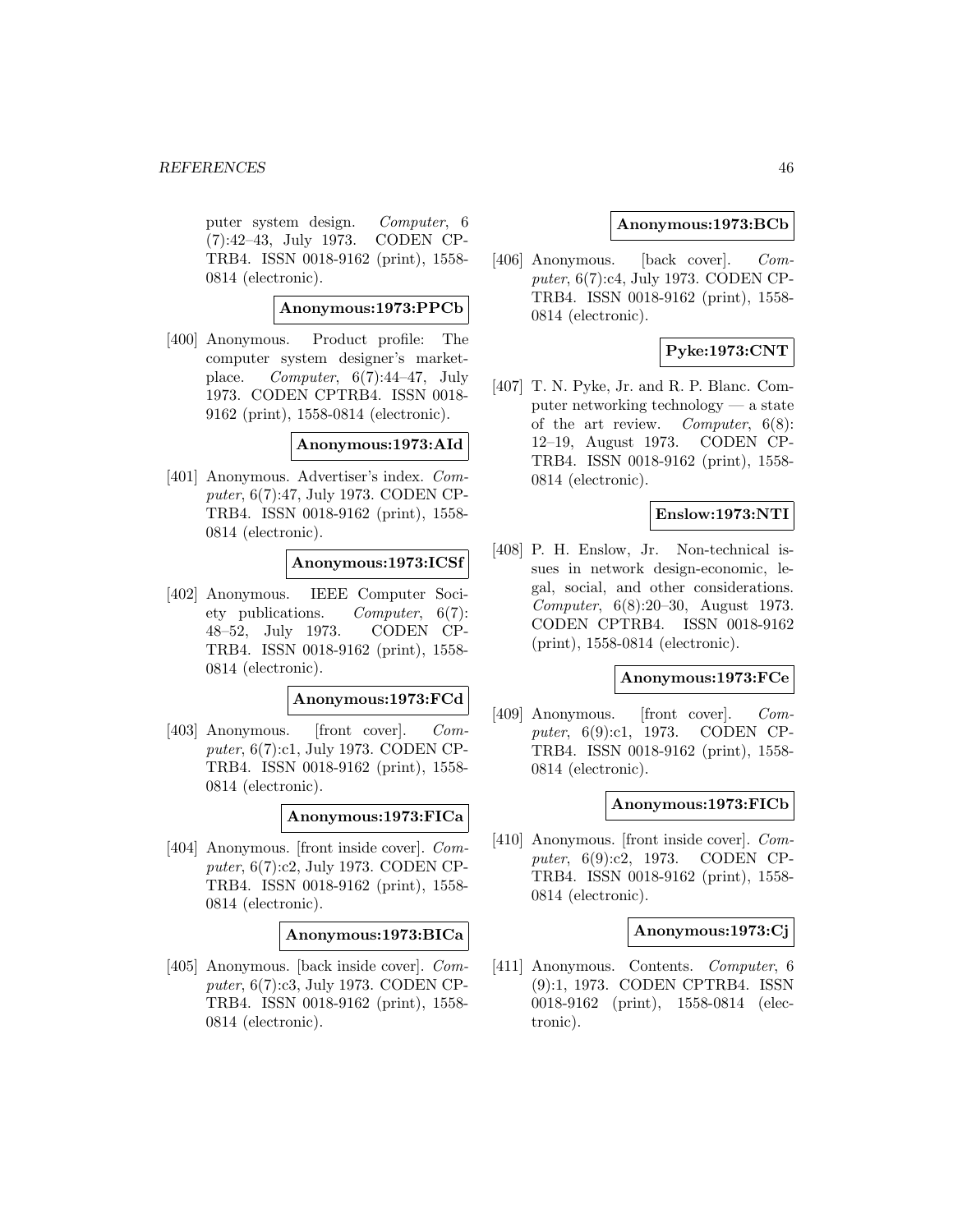puter system design. *Computer*, 6 (7):42–43, July 1973. CODEN CPTRB4. ISSN 0018-9162 (print), 1558-0814 (electronic).

**Anonymous:1973:PPCb**

[400] Anonymous. Product profile: The computer system designer's marketplace. *Computer*, 6(7):44–47, July 1973. CODEN CPTRB4. ISSN 0018-9162 (print), 1558-0814 (electronic).

**Anonymous:1973:AId**

[401] Anonymous. Advertiser's index. *Computer*, 6(7):47, July 1973. CODEN CPTRB4. ISSN 0018-9162 (print), 1558-0814 (electronic).

**Anonymous:1973:ICSf**

[402] Anonymous. IEEE Computer Society publications. *Computer*, 6(7): 48–52, July 1973. CODEN CPTRB4. ISSN 0018-9162 (print), 1558-0814 (electronic).

**Anonymous:1973:FCd**

[403] Anonymous. [front cover]. *Computer*, 6(7):c1, July 1973. CODEN CPTRB4. ISSN 0018-9162 (print), 1558-0814 (electronic).

**Anonymous:1973:FICa**

[404] Anonymous. [front inside cover]. *Computer*, 6(7):c2, July 1973. CODEN CPTRB4. ISSN 0018-9162 (print), 1558-0814 (electronic).

**Anonymous:1973:BICa**

[405] Anonymous. [back inside cover]. *Computer*, 6(7):c3, July 1973. CODEN CPTRB4. ISSN 0018-9162 (print), 1558-0814 (electronic).

**Anonymous:1973:BCb**

[406] Anonymous. [back cover]. *Computer*, 6(7):c4, July 1973. CODEN CPTRB4. ISSN 0018-9162 (print), 1558-0814 (electronic).

**Pyke:1973:CNT**

[407] T. N. Pyke, Jr. and R. P. Blanc. Computer networking technology — a state of the art review. *Computer*, 6(8): 12–19, August 1973. CODEN CPTRB4. ISSN 0018-9162 (print), 1558-0814 (electronic).

**Enslow:1973:NTI**

[408] P. H. Enslow, Jr. Non-technical issues in network design-economic, legal, social, and other considerations. *Computer*, 6(8):20–30, August 1973. CODEN CPTRB4. ISSN 0018-9162 (print), 1558-0814 (electronic).

**Anonymous:1973:FCe**

[409] Anonymous. [front cover]. *Computer*, 6(9):c1, 1973. CODEN CPTRB4. ISSN 0018-9162 (print), 1558-0814 (electronic).

**Anonymous:1973:FICb**

[410] Anonymous. [front inside cover]. *Computer*, 6(9):c2, 1973. CODEN CPTRB4. ISSN 0018-9162 (print), 1558-0814 (electronic).

**Anonymous:1973:Cj**

[411] Anonymous. Contents. *Computer*, 6 (9):1, 1973. CODEN CPTRB4. ISSN 0018-9162 (print), 1558-0814 (electronic).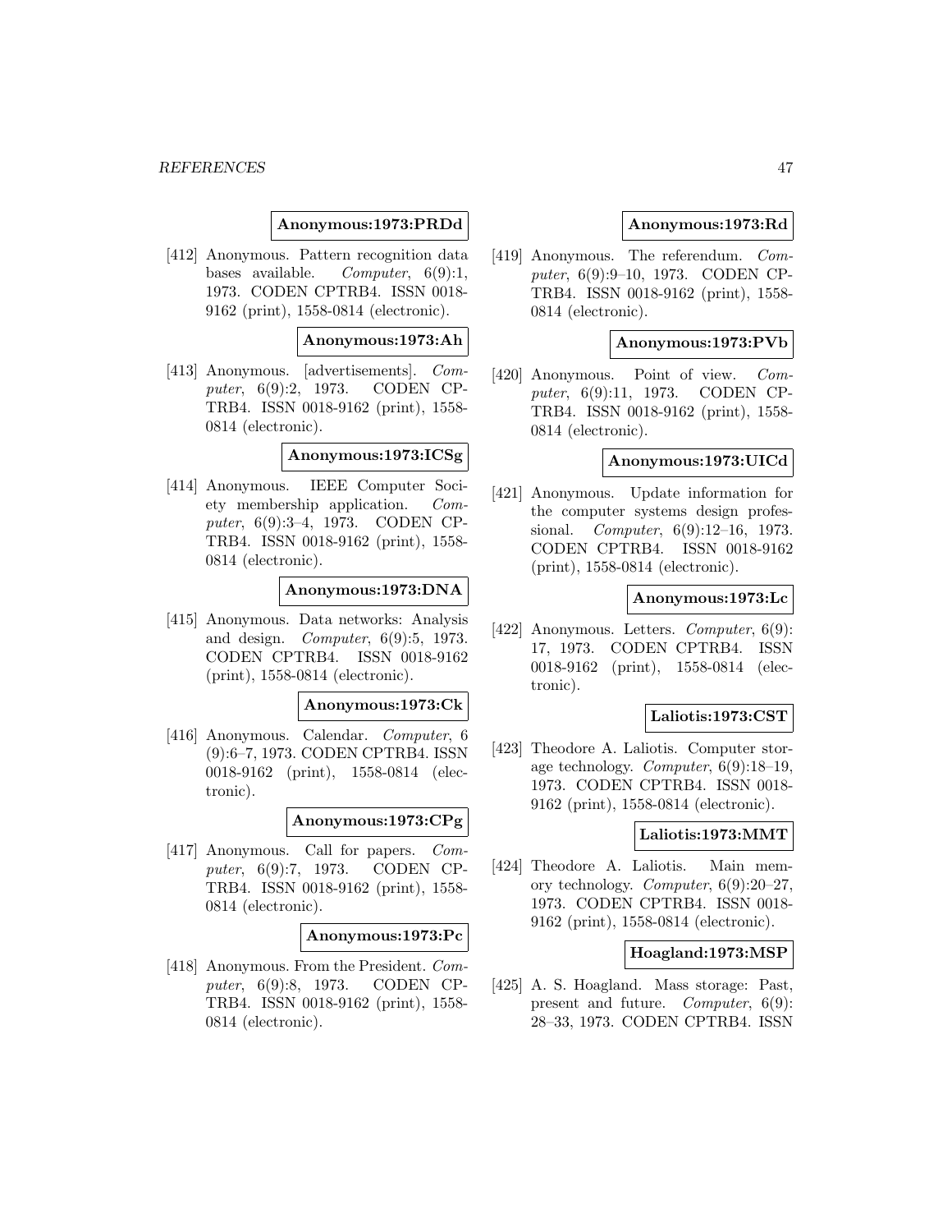**Anonymous:1973:PRDd**

[412] Anonymous. Pattern recognition data bases available. *Computer*, 6(9):1, 1973. CODEN CPTRB4. ISSN 0018-9162 (print), 1558-0814 (electronic).

**Anonymous:1973:Ah**

[413] Anonymous. [advertisements]. *Computer*, 6(9):2, 1973. CODEN CPTRB4. ISSN 0018-9162 (print), 1558-0814 (electronic).

**Anonymous:1973:ICSg**

[414] Anonymous. IEEE Computer Society membership application. *Computer*, 6(9):3–4, 1973. CODEN CPTRB4. ISSN 0018-9162 (print), 1558-0814 (electronic).

**Anonymous:1973:DNA**

[415] Anonymous. Data networks: Analysis and design. *Computer*, 6(9):5, 1973. CODEN CPTRB4. ISSN 0018-9162 (print), 1558-0814 (electronic).

**Anonymous:1973:Ck**

[416] Anonymous. Calendar. *Computer*, 6 (9):6–7, 1973. CODEN CPTRB4. ISSN 0018-9162 (print), 1558-0814 (electronic).

**Anonymous:1973:CPg**

[417] Anonymous. Call for papers. *Computer*, 6(9):7, 1973. CODEN CPTRB4. ISSN 0018-9162 (print), 1558-0814 (electronic).

**Anonymous:1973:Pc**

[418] Anonymous. From the President. *Computer*, 6(9):8, 1973. CODEN CPTRB4. ISSN 0018-9162 (print), 1558-0814 (electronic).

**Anonymous:1973:Rd**

[419] Anonymous. The referendum. *Computer*, 6(9):9–10, 1973. CODEN CPTRB4. ISSN 0018-9162 (print), 1558-0814 (electronic).

**Anonymous:1973:PVb**

[420] Anonymous. Point of view. *Computer*, 6(9):11, 1973. CODEN CPTRB4. ISSN 0018-9162 (print), 1558-0814 (electronic).

**Anonymous:1973:UICd**

[421] Anonymous. Update information for the computer systems design professional. *Computer*, 6(9):12–16, 1973. CODEN CPTRB4. ISSN 0018-9162 (print), 1558-0814 (electronic).

**Anonymous:1973:Lc**

[422] Anonymous. Letters. *Computer*, 6(9):17, 1973. CODEN CPTRB4. ISSN 0018-9162 (print), 1558-0814 (electronic).

**Laliotis:1973:CST**

[423] Theodore A. Laliotis. Computer storage technology. *Computer*, 6(9):18–19, 1973. CODEN CPTRB4. ISSN 0018-9162 (print), 1558-0814 (electronic).

**Laliotis:1973:MMT**

[424] Theodore A. Laliotis. Main memory technology. *Computer*, 6(9):20–27, 1973. CODEN CPTRB4. ISSN 0018-9162 (print), 1558-0814 (electronic).

**Hoagland:1973:MSP**

[425] A. S. Hoagland. Mass storage: Past, present and future. *Computer*, 6(9):28–33, 1973. CODEN CPTRB4. ISSN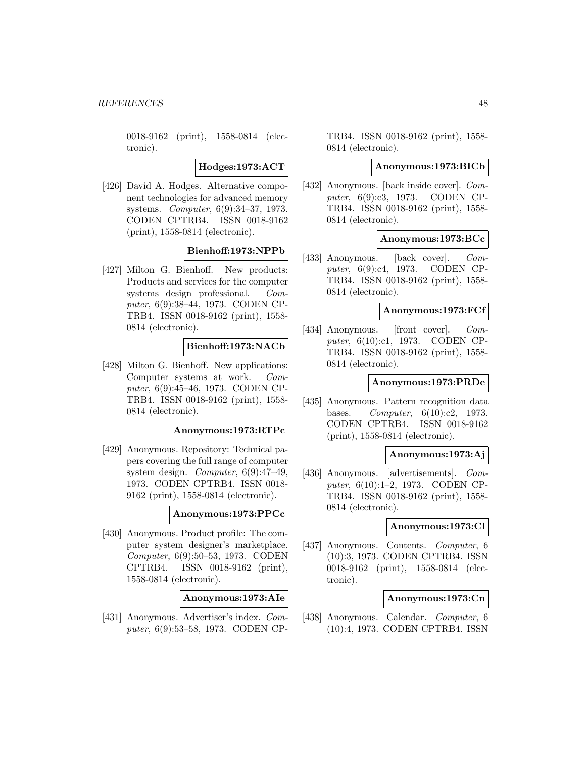0018-9162 (print), 1558-0814 (electronic).

**Hodges:1973:ACT**

[426] David A. Hodges. Alternative component technologies for advanced memory systems. *Computer*, 6(9):34–37, 1973. CODEN CPTRB4. ISSN 0018-9162 (print), 1558-0814 (electronic).

**Bienhoff:1973:NPPb**

[427] Milton G. Bienhoff. New products: Products and services for the computer systems design professional. *Computer*, 6(9):38–44, 1973. CODEN CPTRB4. ISSN 0018-9162 (print), 1558-0814 (electronic).

**Bienhoff:1973:NACb**

[428] Milton G. Bienhoff. New applications: Computer systems at work. *Computer*, 6(9):45–46, 1973. CODEN CPTRB4. ISSN 0018-9162 (print), 1558-0814 (electronic).

**Anonymous:1973:RTPc**

[429] Anonymous. Repository: Technical papers covering the full range of computer system design. *Computer*, 6(9):47–49, 1973. CODEN CPTRB4. ISSN 0018-9162 (print), 1558-0814 (electronic).

**Anonymous:1973:PPCc**

[430] Anonymous. Product profile: The computer system designer's marketplace. *Computer*, 6(9):50–53, 1973. CODEN CPTRB4. ISSN 0018-9162 (print), 1558-0814 (electronic).

**Anonymous:1973:AIe**

[431] Anonymous. Advertiser's index. *Computer*, 6(9):53–58, 1973. CODEN CPTRB4. ISSN 0018-9162 (print), 1558-0814 (electronic).

**Anonymous:1973:BICb**

[432] Anonymous. [back inside cover]. *Computer*, 6(9):c3, 1973. CODEN CPTRB4. ISSN 0018-9162 (print), 1558-0814 (electronic).

**Anonymous:1973:BCc**

[433] Anonymous. [back cover]. *Computer*, 6(9):c4, 1973. CODEN CPTRB4. ISSN 0018-9162 (print), 1558-0814 (electronic).

**Anonymous:1973:FCf**

[434] Anonymous. [front cover]. *Computer*, 6(10):c1, 1973. CODEN CPTRB4. ISSN 0018-9162 (print), 1558-0814 (electronic).

**Anonymous:1973:PRDe**

[435] Anonymous. Pattern recognition data bases. *Computer*, 6(10):c2, 1973. CODEN CPTRB4. ISSN 0018-9162 (print), 1558-0814 (electronic).

**Anonymous:1973:Aj**

[436] Anonymous. [advertisements]. *Computer*, 6(10):1–2, 1973. CODEN CPTRB4. ISSN 0018-9162 (print), 1558-0814 (electronic).

**Anonymous:1973:Cl**

[437] Anonymous. Contents. *Computer*, 6 (10):3, 1973. CODEN CPTRB4. ISSN 0018-9162 (print), 1558-0814 (electronic).

**Anonymous:1973:Cn**

[438] Anonymous. Calendar. *Computer*, 6 (10):4, 1973. CODEN CPTRB4. ISSN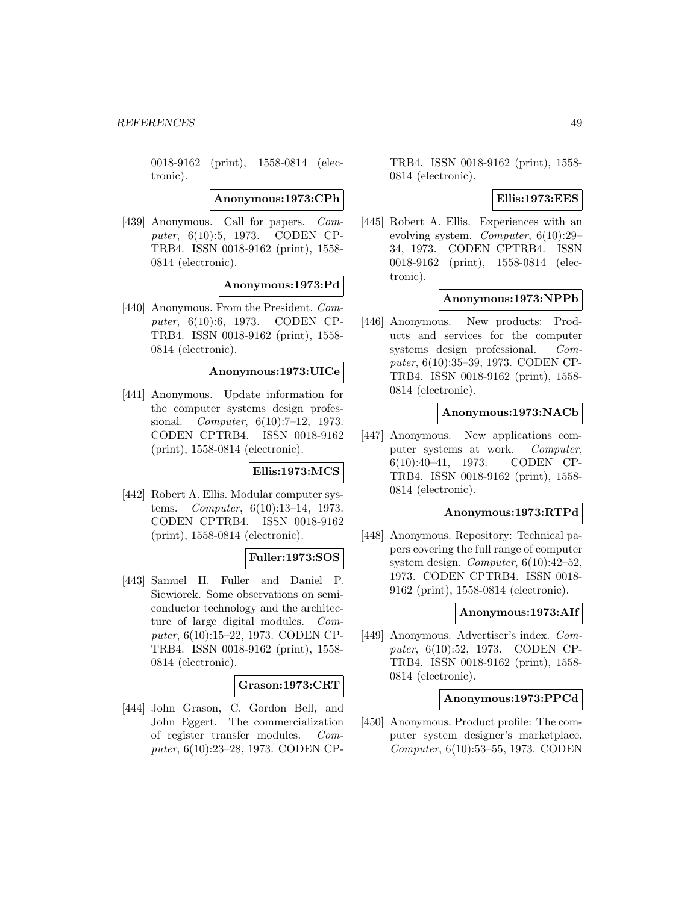0018-9162 (print), 1558-0814 (electronic).

**Anonymous:1973:CPh**

[439] Anonymous. Call for papers. *Computer*, 6(10):5, 1973. CODEN CPTRB4. ISSN 0018-9162 (print), 1558-0814 (electronic).

**Anonymous:1973:Pd**

[440] Anonymous. From the President. *Computer*, 6(10):6, 1973. CODEN CPTRB4. ISSN 0018-9162 (print), 1558-0814 (electronic).

**Anonymous:1973:UICe**

[441] Anonymous. Update information for the computer systems design professional. *Computer*, 6(10):7–12, 1973. CODEN CPTRB4. ISSN 0018-9162 (print), 1558-0814 (electronic).

**Ellis:1973:MCS**

[442] Robert A. Ellis. Modular computer systems. *Computer*, 6(10):13–14, 1973. CODEN CPTRB4. ISSN 0018-9162 (print), 1558-0814 (electronic).

**Fuller:1973:SOS**

[443] Samuel H. Fuller and Daniel P. Siewiorek. Some observations on semiconductor technology and the architecture of large digital modules. *Computer*, 6(10):15–22, 1973. CODEN CPTRB4. ISSN 0018-9162 (print), 1558-0814 (electronic).

**Grason:1973:CRT**

[444] John Grason, C. Gordon Bell, and John Eggert. The commercialization of register transfer modules. *Computer*, 6(10):23–28, 1973. CODEN CPTRB4. ISSN 0018-9162 (print), 1558-0814 (electronic).

**Ellis:1973:EES**

[445] Robert A. Ellis. Experiences with an evolving system. *Computer*, 6(10):29–34, 1973. CODEN CPTRB4. ISSN 0018-9162 (print), 1558-0814 (electronic).

**Anonymous:1973:NPPb**

[446] Anonymous. New products: Products and services for the computer systems design professional. *Computer*, 6(10):35–39, 1973. CODEN CPTRB4. ISSN 0018-9162 (print), 1558-0814 (electronic).

**Anonymous:1973:NACb**

[447] Anonymous. New applications computer systems at work. *Computer*, 6(10):40–41, 1973. CODEN CPTRB4. ISSN 0018-9162 (print), 1558-0814 (electronic).

**Anonymous:1973:RTPd**

[448] Anonymous. Repository: Technical papers covering the full range of computer system design. *Computer*, 6(10):42–52, 1973. CODEN CPTRB4. ISSN 0018-9162 (print), 1558-0814 (electronic).

**Anonymous:1973:AIf**

[449] Anonymous. Advertiser's index. *Computer*, 6(10):52, 1973. CODEN CPTRB4. ISSN 0018-9162 (print), 1558-0814 (electronic).

**Anonymous:1973:PPCd**

[450] Anonymous. Product profile: The computer system designer's marketplace. *Computer*, 6(10):53–55, 1973. CODEN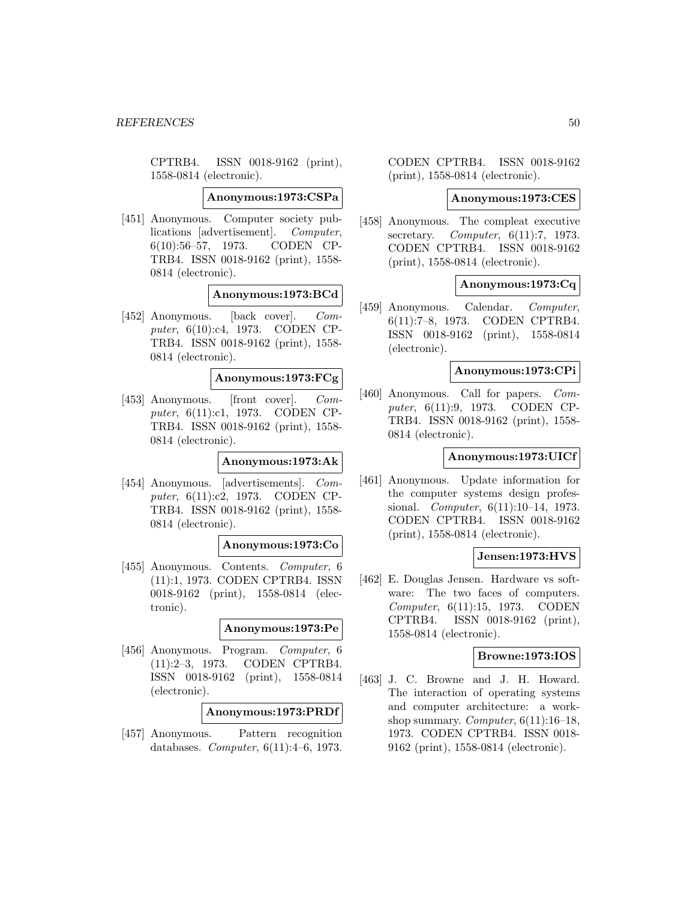CPTRB4. ISSN 0018-9162 (print), 1558-0814 (electronic).

**Anonymous:1973:CSPa**

[451] Anonymous. Computer society publications [advertisement]. *Computer*, 6(10):56–57, 1973. CODEN CPTRB4. ISSN 0018-9162 (print), 1558-0814 (electronic).

**Anonymous:1973:BCd**

[452] Anonymous. [back cover]. *Computer*, 6(10):c4, 1973. CODEN CPTRB4. ISSN 0018-9162 (print), 1558-0814 (electronic).

**Anonymous:1973:FCg**

[453] Anonymous. [front cover]. *Computer*, 6(11):c1, 1973. CODEN CPTRB4. ISSN 0018-9162 (print), 1558-0814 (electronic).

**Anonymous:1973:Ak**

[454] Anonymous. [advertisements]. *Computer*, 6(11):c2, 1973. CODEN CPTRB4. ISSN 0018-9162 (print), 1558-0814 (electronic).

**Anonymous:1973:Co**

[455] Anonymous. Contents. *Computer*, 6 (11):1, 1973. CODEN CPTRB4. ISSN 0018-9162 (print), 1558-0814 (electronic).

**Anonymous:1973:Pe**

[456] Anonymous. Program. *Computer*, 6 (11):2–3, 1973. CODEN CPTRB4. ISSN 0018-9162 (print), 1558-0814 (electronic).

**Anonymous:1973:PRDf**

[457] Anonymous. Pattern recognition databases. *Computer*, 6(11):4–6, 1973. CODEN CPTRB4. ISSN 0018-9162 (print), 1558-0814 (electronic).

**Anonymous:1973:CES**

[458] Anonymous. The compleat executive secretary. *Computer*, 6(11):7, 1973. CODEN CPTRB4. ISSN 0018-9162 (print), 1558-0814 (electronic).

**Anonymous:1973:Cq**

[459] Anonymous. Calendar. *Computer*, 6(11):7–8, 1973. CODEN CPTRB4. ISSN 0018-9162 (print), 1558-0814 (electronic).

**Anonymous:1973:CPi**

[460] Anonymous. Call for papers. *Computer*, 6(11):9, 1973. CODEN CPTRB4. ISSN 0018-9162 (print), 1558-0814 (electronic).

**Anonymous:1973:UICf**

[461] Anonymous. Update information for the computer systems design professional. *Computer*, 6(11):10–14, 1973. CODEN CPTRB4. ISSN 0018-9162 (print), 1558-0814 (electronic).

**Jensen:1973:HVS**

[462] E. Douglas Jensen. Hardware vs software: The two faces of computers. *Computer*, 6(11):15, 1973. CODEN CPTRB4. ISSN 0018-9162 (print), 1558-0814 (electronic).

**Browne:1973:IOS**

[463] J. C. Browne and J. H. Howard. The interaction of operating systems and computer architecture: a workshop summary. *Computer*, 6(11):16–18, 1973. CODEN CPTRB4. ISSN 0018-9162 (print), 1558-0814 (electronic).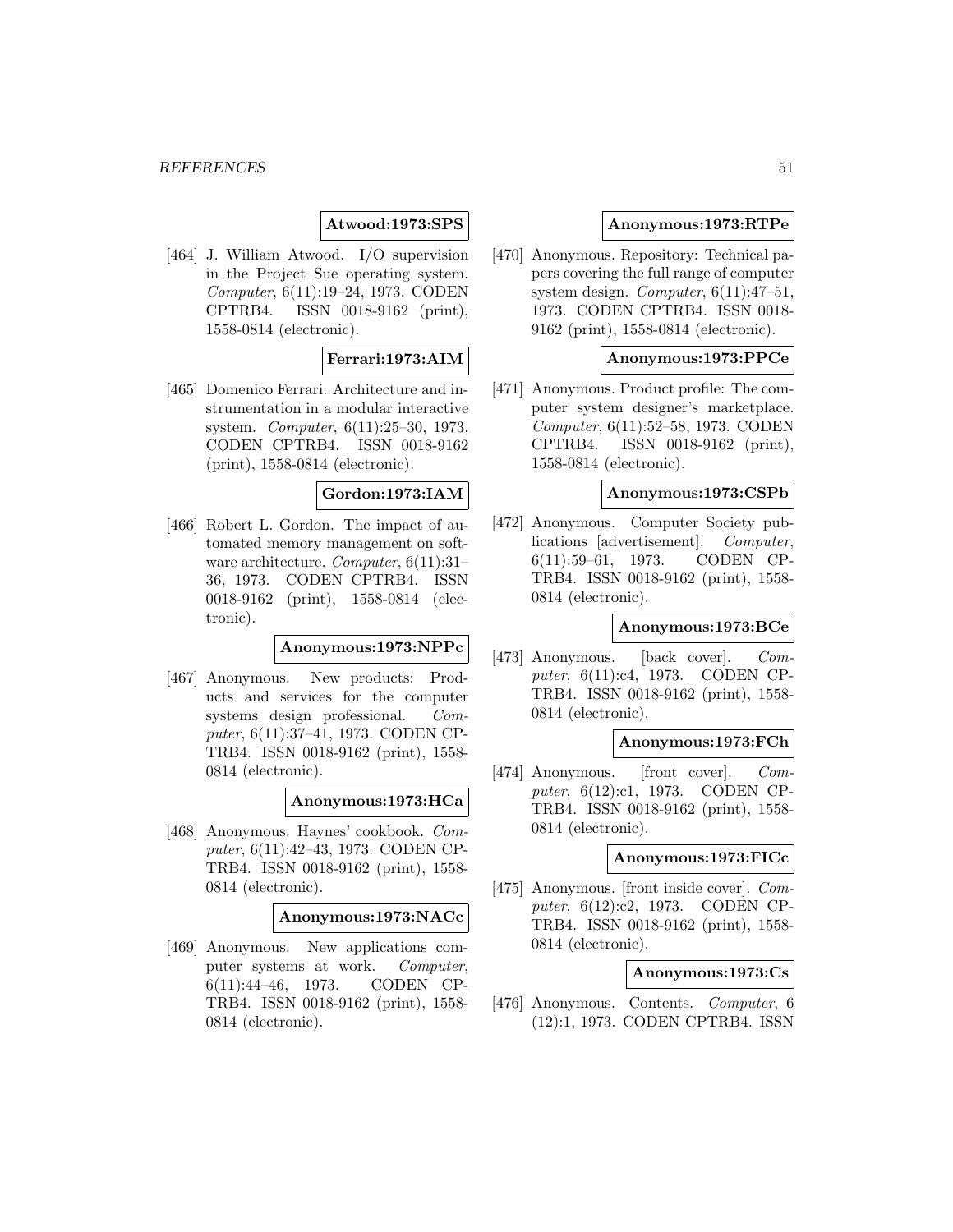**Atwood:1973:SPS**

[464] J. William Atwood. I/O supervision in the Project Sue operating system. *Computer*, 6(11):19–24, 1973. CODEN CPTRB4. ISSN 0018-9162 (print), 1558-0814 (electronic).

**Ferrari:1973:AIM**

[465] Domenico Ferrari. Architecture and instrumentation in a modular interactive system. *Computer*, 6(11):25–30, 1973. CODEN CPTRB4. ISSN 0018-9162 (print), 1558-0814 (electronic).

**Gordon:1973:IAM**

[466] Robert L. Gordon. The impact of automated memory management on software architecture. *Computer*, 6(11):31–36, 1973. CODEN CPTRB4. ISSN 0018-9162 (print), 1558-0814 (electronic).

**Anonymous:1973:NPPc**

[467] Anonymous. New products: Products and services for the computer systems design professional. *Computer*, 6(11):37–41, 1973. CODEN CPTRB4. ISSN 0018-9162 (print), 1558-0814 (electronic).

**Anonymous:1973:HCa**

[468] Anonymous. Haynes' cookbook. *Computer*, 6(11):42–43, 1973. CODEN CPTRB4. ISSN 0018-9162 (print), 1558-0814 (electronic).

**Anonymous:1973:NACc**

[469] Anonymous. New applications computer systems at work. *Computer*, 6(11):44–46, 1973. CODEN CPTRB4. ISSN 0018-9162 (print), 1558-0814 (electronic).

**Anonymous:1973:RTPe**

[470] Anonymous. Repository: Technical papers covering the full range of computer system design. *Computer*, 6(11):47–51, 1973. CODEN CPTRB4. ISSN 0018-9162 (print), 1558-0814 (electronic).

**Anonymous:1973:PPCe**

[471] Anonymous. Product profile: The computer system designer's marketplace. *Computer*, 6(11):52–58, 1973. CODEN CPTRB4. ISSN 0018-9162 (print), 1558-0814 (electronic).

**Anonymous:1973:CSPb**

[472] Anonymous. Computer Society publications [advertisement]. *Computer*, 6(11):59–61, 1973. CODEN CPTRB4. ISSN 0018-9162 (print), 1558-0814 (electronic).

**Anonymous:1973:BCe**

[473] Anonymous. [back cover]. *Computer*, 6(11):c4, 1973. CODEN CPTRB4. ISSN 0018-9162 (print), 1558-0814 (electronic).

**Anonymous:1973:FCh**

[474] Anonymous. [front cover]. *Computer*, 6(12):c1, 1973. CODEN CPTRB4. ISSN 0018-9162 (print), 1558-0814 (electronic).

**Anonymous:1973:FICc**

[475] Anonymous. [front inside cover]. *Computer*, 6(12):c2, 1973. CODEN CPTRB4. ISSN 0018-9162 (print), 1558-0814 (electronic).

**Anonymous:1973:Cs**

[476] Anonymous. Contents. *Computer*, 6 (12):1, 1973. CODEN CPTRB4. ISSN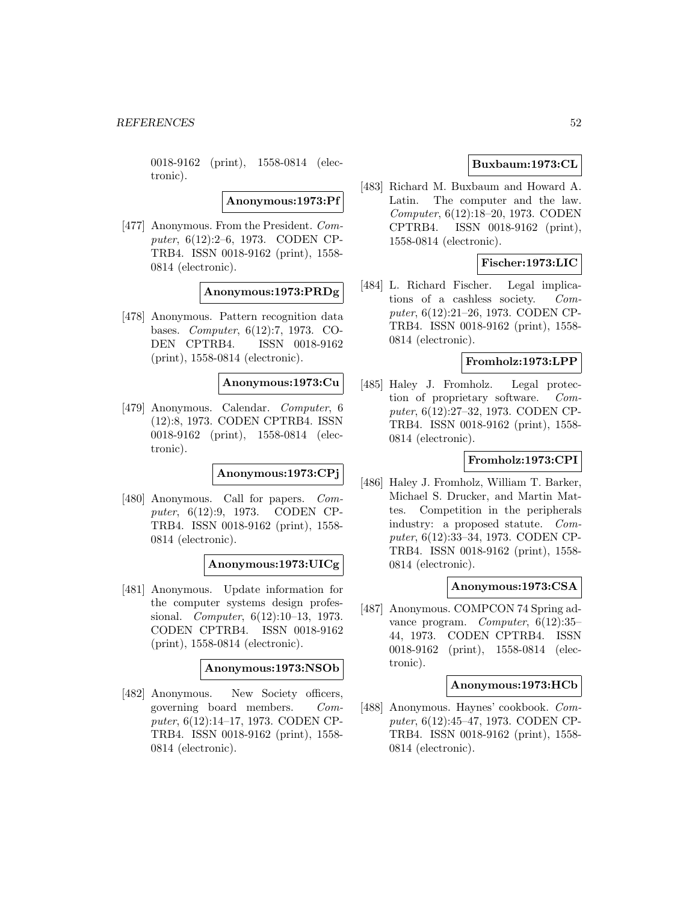0018-9162 (print), 1558-0814 (electronic).

**Anonymous:1973:Pf**

[477] Anonymous. From the President. *Computer*, 6(12):2–6, 1973. CODEN CPTRB4. ISSN 0018-9162 (print), 1558-0814 (electronic).

**Anonymous:1973:PRDg**

[478] Anonymous. Pattern recognition data bases. *Computer*, 6(12):7, 1973. CODEN CPTRB4. ISSN 0018-9162 (print), 1558-0814 (electronic).

**Anonymous:1973:Cu**

[479] Anonymous. Calendar. *Computer*, 6 (12):8, 1973. CODEN CPTRB4. ISSN 0018-9162 (print), 1558-0814 (electronic).

**Anonymous:1973:CPj**

[480] Anonymous. Call for papers. *Computer*, 6(12):9, 1973. CODEN CPTRB4. ISSN 0018-9162 (print), 1558-0814 (electronic).

**Anonymous:1973:UICg**

[481] Anonymous. Update information for the computer systems design professional. *Computer*, 6(12):10–13, 1973. CODEN CPTRB4. ISSN 0018-9162 (print), 1558-0814 (electronic).

**Anonymous:1973:NSOb**

[482] Anonymous. New Society officers, governing board members. *Computer*, 6(12):14–17, 1973. CODEN CPTRB4. ISSN 0018-9162 (print), 1558-0814 (electronic).

**Buxbaum:1973:CL**

[483] Richard M. Buxbaum and Howard A. Latin. The computer and the law. *Computer*, 6(12):18–20, 1973. CODEN CPTRB4. ISSN 0018-9162 (print), 1558-0814 (electronic).

**Fischer:1973:LIC**

[484] L. Richard Fischer. Legal implications of a cashless society. *Computer*, 6(12):21–26, 1973. CODEN CPTRB4. ISSN 0018-9162 (print), 1558-0814 (electronic).

**Fromholz:1973:LPP**

[485] Haley J. Fromholz. Legal protection of proprietary software. *Computer*, 6(12):27–32, 1973. CODEN CPTRB4. ISSN 0018-9162 (print), 1558-0814 (electronic).

**Fromholz:1973:CPI**

[486] Haley J. Fromholz, William T. Barker, Michael S. Drucker, and Martin Mattes. Competition in the peripherals industry: a proposed statute. *Computer*, 6(12):33–34, 1973. CODEN CPTRB4. ISSN 0018-9162 (print), 1558-0814 (electronic).

**Anonymous:1973:CSA**

[487] Anonymous. COMPCON 74 Spring advance program. *Computer*, 6(12):35–44, 1973. CODEN CPTRB4. ISSN 0018-9162 (print), 1558-0814 (electronic).

**Anonymous:1973:HCb**

[488] Anonymous. Haynes' cookbook. *Computer*, 6(12):45–47, 1973. CODEN CPTRB4. ISSN 0018-9162 (print), 1558-0814 (electronic).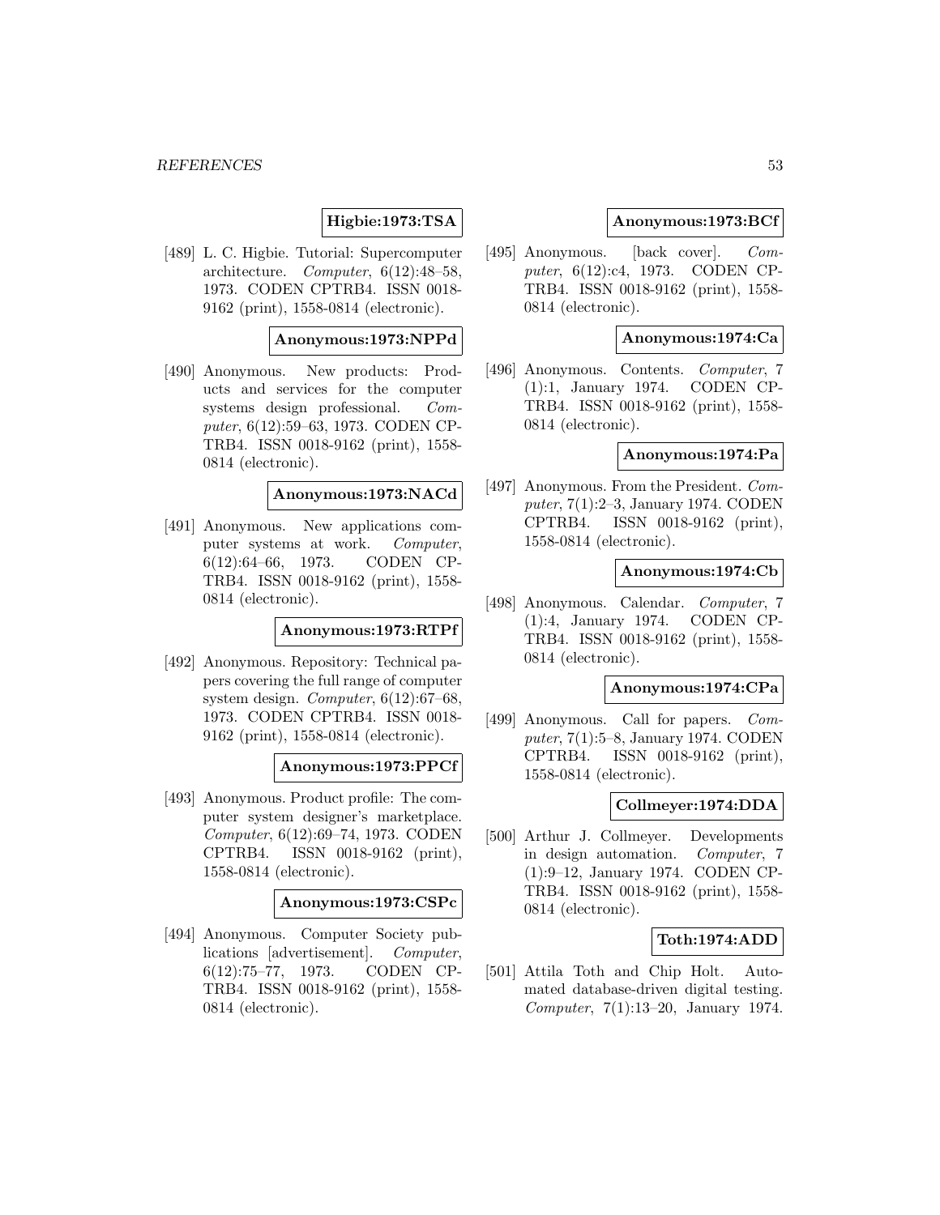**Higbie:1973:TSA**

[489] L. C. Higbie. Tutorial: Supercomputer architecture. *Computer*, 6(12):48–58, 1973. CODEN CPTRB4. ISSN 0018-9162 (print), 1558-0814 (electronic).

**Anonymous:1973:NPPd**

[490] Anonymous. New products: Products and services for the computer systems design professional. *Computer*, 6(12):59–63, 1973. CODEN CPTRB4. ISSN 0018-9162 (print), 1558-0814 (electronic).

**Anonymous:1973:NACd**

[491] Anonymous. New applications computer systems at work. *Computer*, 6(12):64–66, 1973. CODEN CPTRB4. ISSN 0018-9162 (print), 1558-0814 (electronic).

**Anonymous:1973:RTPf**

[492] Anonymous. Repository: Technical papers covering the full range of computer system design. *Computer*, 6(12):67–68, 1973. CODEN CPTRB4. ISSN 0018-9162 (print), 1558-0814 (electronic).

**Anonymous:1973:PPCf**

[493] Anonymous. Product profile: The computer system designer's marketplace. *Computer*, 6(12):69–74, 1973. CODEN CPTRB4. ISSN 0018-9162 (print), 1558-0814 (electronic).

**Anonymous:1973:CSPc**

[494] Anonymous. Computer Society publications [advertisement]. *Computer*, 6(12):75–77, 1973. CODEN CPTRB4. ISSN 0018-9162 (print), 1558-0814 (electronic).

**Anonymous:1973:BCf**

[495] Anonymous. [back cover]. *Computer*, 6(12):c4, 1973. CODEN CPTRB4. ISSN 0018-9162 (print), 1558-0814 (electronic).

**Anonymous:1974:Ca**

[496] Anonymous. Contents. *Computer*, 7 (1):1, January 1974. CODEN CPTRB4. ISSN 0018-9162 (print), 1558-0814 (electronic).

**Anonymous:1974:Pa**

[497] Anonymous. From the President. *Computer*, 7(1):2–3, January 1974. CODEN CPTRB4. ISSN 0018-9162 (print), 1558-0814 (electronic).

**Anonymous:1974:Cb**

[498] Anonymous. Calendar. *Computer*, 7 (1):4, January 1974. CODEN CPTRB4. ISSN 0018-9162 (print), 1558-0814 (electronic).

**Anonymous:1974:CPa**

[499] Anonymous. Call for papers. *Computer*, 7(1):5–8, January 1974. CODEN CPTRB4. ISSN 0018-9162 (print), 1558-0814 (electronic).

**Collmeyer:1974:DDA**

[500] Arthur J. Collmeyer. Developments in design automation. *Computer*, 7 (1):9–12, January 1974. CODEN CPTRB4. ISSN 0018-9162 (print), 1558-0814 (electronic).

**Toth:1974:ADD**

[501] Attila Toth and Chip Holt. Automated database-driven digital testing. *Computer*, 7(1):13–20, January 1974.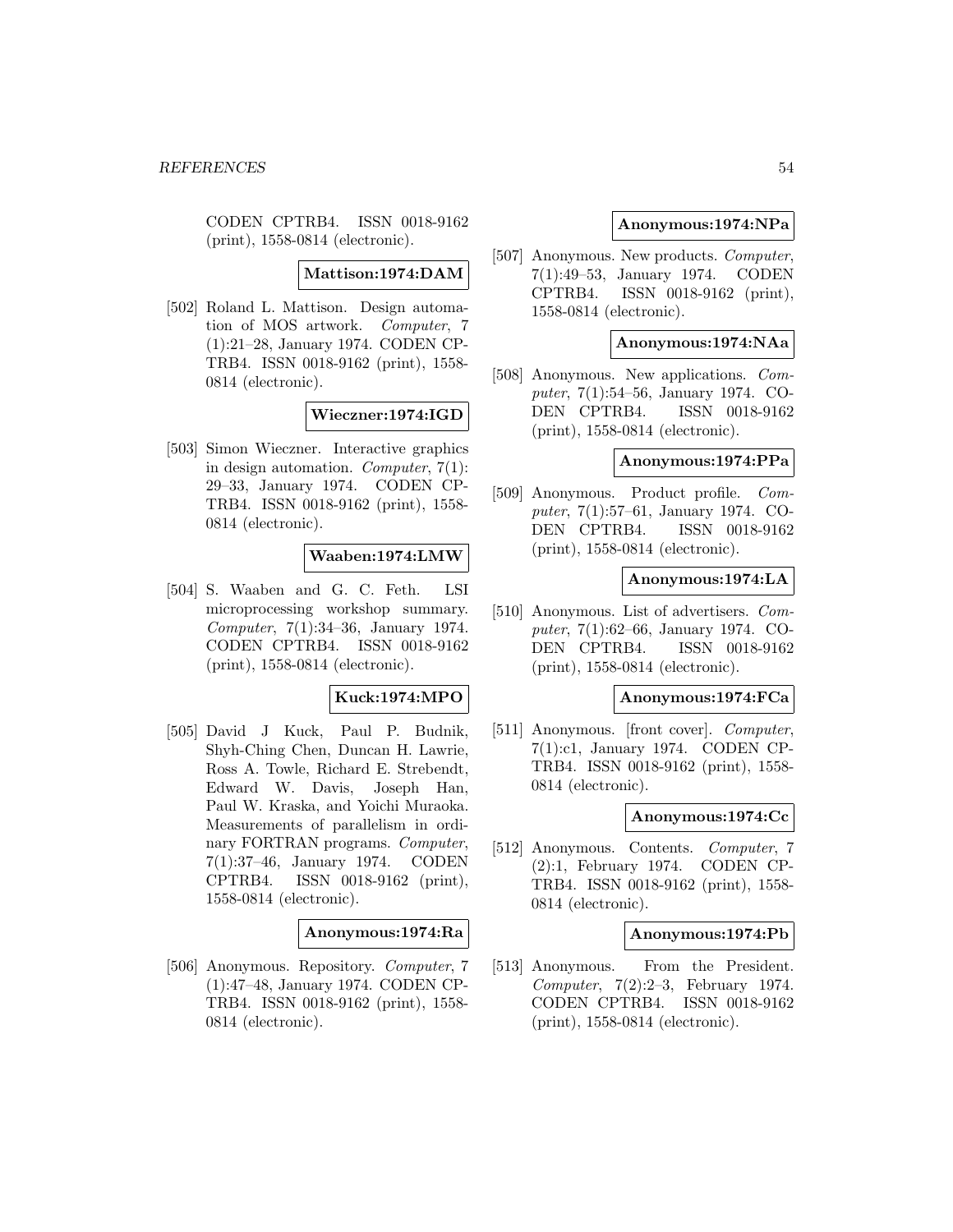CODEN CPTRB4. ISSN 0018-9162 (print), 1558-0814 (electronic).

**Mattison:1974:DAM**

[502] Roland L. Mattison. Design automation of MOS artwork. *Computer*, 7(1):21–28, January 1974. CODEN CPTRB4. ISSN 0018-9162 (print), 1558-0814 (electronic).

**Wieczner:1974:IGD**

[503] Simon Wieczner. Interactive graphics in design automation. *Computer*, 7(1):29–33, January 1974. CODEN CPTRB4. ISSN 0018-9162 (print), 1558-0814 (electronic).

**Waaben:1974:LMW**

[504] S. Waaben and G. C. Feth. LSI microprocessing workshop summary. *Computer*, 7(1):34–36, January 1974. CODEN CPTRB4. ISSN 0018-9162 (print), 1558-0814 (electronic).

**Kuck:1974:MPO**

[505] David J Kuck, Paul P. Budnik, Shyh-Ching Chen, Duncan H. Lawrie, Ross A. Towle, Richard E. Strebendt, Edward W. Davis, Joseph Han, Paul W. Kraska, and Yoichi Muraoka. Measurements of parallelism in ordinary FORTRAN programs. *Computer*, 7(1):37–46, January 1974. CODEN CPTRB4. ISSN 0018-9162 (print), 1558-0814 (electronic).

**Anonymous:1974:Ra**

[506] Anonymous. Repository. *Computer*, 7(1):47–48, January 1974. CODEN CPTRB4. ISSN 0018-9162 (print), 1558-0814 (electronic).

**Anonymous:1974:NPa**

[507] Anonymous. New products. *Computer*, 7(1):49–53, January 1974. CODEN CPTRB4. ISSN 0018-9162 (print), 1558-0814 (electronic).

**Anonymous:1974:NAa**

[508] Anonymous. New applications. *Computer*, 7(1):54–56, January 1974. CODEN CPTRB4. ISSN 0018-9162 (print), 1558-0814 (electronic).

**Anonymous:1974:PPa**

[509] Anonymous. Product profile. *Computer*, 7(1):57–61, January 1974. CODEN CPTRB4. ISSN 0018-9162 (print), 1558-0814 (electronic).

**Anonymous:1974:LA**

[510] Anonymous. List of advertisers. *Computer*, 7(1):62–66, January 1974. CODEN CPTRB4. ISSN 0018-9162 (print), 1558-0814 (electronic).

**Anonymous:1974:FCa**

[511] Anonymous. [front cover]. *Computer*, 7(1):c1, January 1974. CODEN CPTRB4. ISSN 0018-9162 (print), 1558-0814 (electronic).

**Anonymous:1974:Cc**

[512] Anonymous. Contents. *Computer*, 7(2):1, February 1974. CODEN CPTRB4. ISSN 0018-9162 (print), 1558-0814 (electronic).

**Anonymous:1974:Pb**

[513] Anonymous. From the President. *Computer*, 7(2):2–3, February 1974. CODEN CPTRB4. ISSN 0018-9162 (print), 1558-0814 (electronic).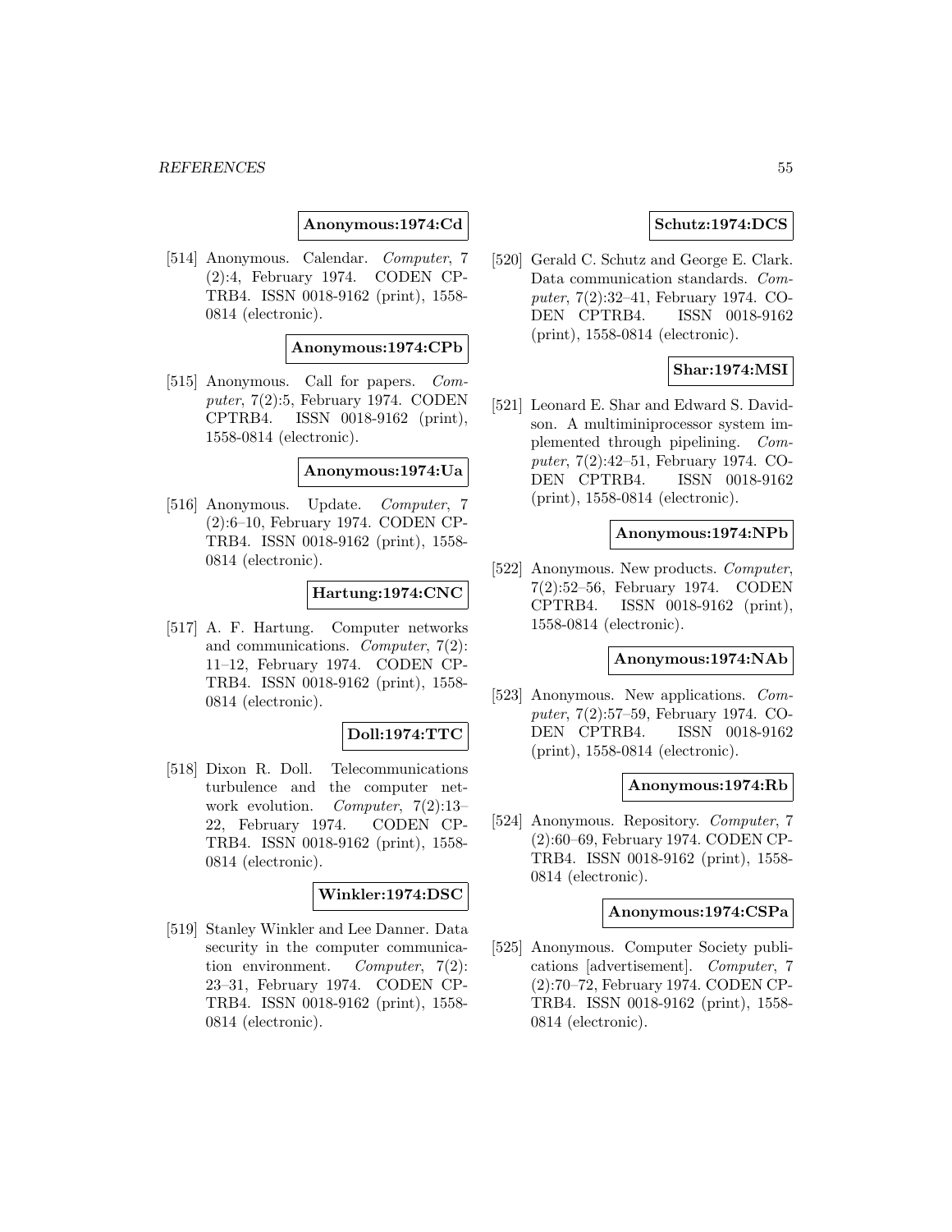**Anonymous:1974:Cd**

[514] Anonymous. Calendar. *Computer*, 7 (2):4, February 1974. CODEN CPTRB4. ISSN 0018-9162 (print), 1558-0814 (electronic).

**Anonymous:1974:CPb**

[515] Anonymous. Call for papers. *Computer*, 7(2):5, February 1974. CODEN CPTRB4. ISSN 0018-9162 (print), 1558-0814 (electronic).

**Anonymous:1974:Ua**

[516] Anonymous. Update. *Computer*, 7 (2):6–10, February 1974. CODEN CPTRB4. ISSN 0018-9162 (print), 1558-0814 (electronic).

**Hartung:1974:CNC**

[517] A. F. Hartung. Computer networks and communications. *Computer*, 7(2): 11–12, February 1974. CODEN CPTRB4. ISSN 0018-9162 (print), 1558-0814 (electronic).

**Doll:1974:TTC**

[518] Dixon R. Doll. Telecommunications turbulence and the computer network evolution. *Computer*, 7(2):13–22, February 1974. CODEN CPTRB4. ISSN 0018-9162 (print), 1558-0814 (electronic).

**Winkler:1974:DSC**

[519] Stanley Winkler and Lee Danner. Data security in the computer communication environment. *Computer*, 7(2): 23–31, February 1974. CODEN CPTRB4. ISSN 0018-9162 (print), 1558-0814 (electronic).

**Schutz:1974:DCS**

[520] Gerald C. Schutz and George E. Clark. Data communication standards. *Computer*, 7(2):32–41, February 1974. CODEN CPTRB4. ISSN 0018-9162 (print), 1558-0814 (electronic).

**Shar:1974:MSI**

[521] Leonard E. Shar and Edward S. Davidson. A multiminiprocessor system implemented through pipelining. *Computer*, 7(2):42–51, February 1974. CODEN CPTRB4. ISSN 0018-9162 (print), 1558-0814 (electronic).

**Anonymous:1974:NPb**

[522] Anonymous. New products. *Computer*, 7(2):52–56, February 1974. CODEN CPTRB4. ISSN 0018-9162 (print), 1558-0814 (electronic).

**Anonymous:1974:NAb**

[523] Anonymous. New applications. *Computer*, 7(2):57–59, February 1974. CODEN CPTRB4. ISSN 0018-9162 (print), 1558-0814 (electronic).

**Anonymous:1974:Rb**

[524] Anonymous. Repository. *Computer*, 7 (2):60–69, February 1974. CODEN CPTRB4. ISSN 0018-9162 (print), 1558-0814 (electronic).

**Anonymous:1974:CSPa**

[525] Anonymous. Computer Society publications [advertisement]. *Computer*, 7 (2):70–72, February 1974. CODEN CPTRB4. ISSN 0018-9162 (print), 1558-0814 (electronic).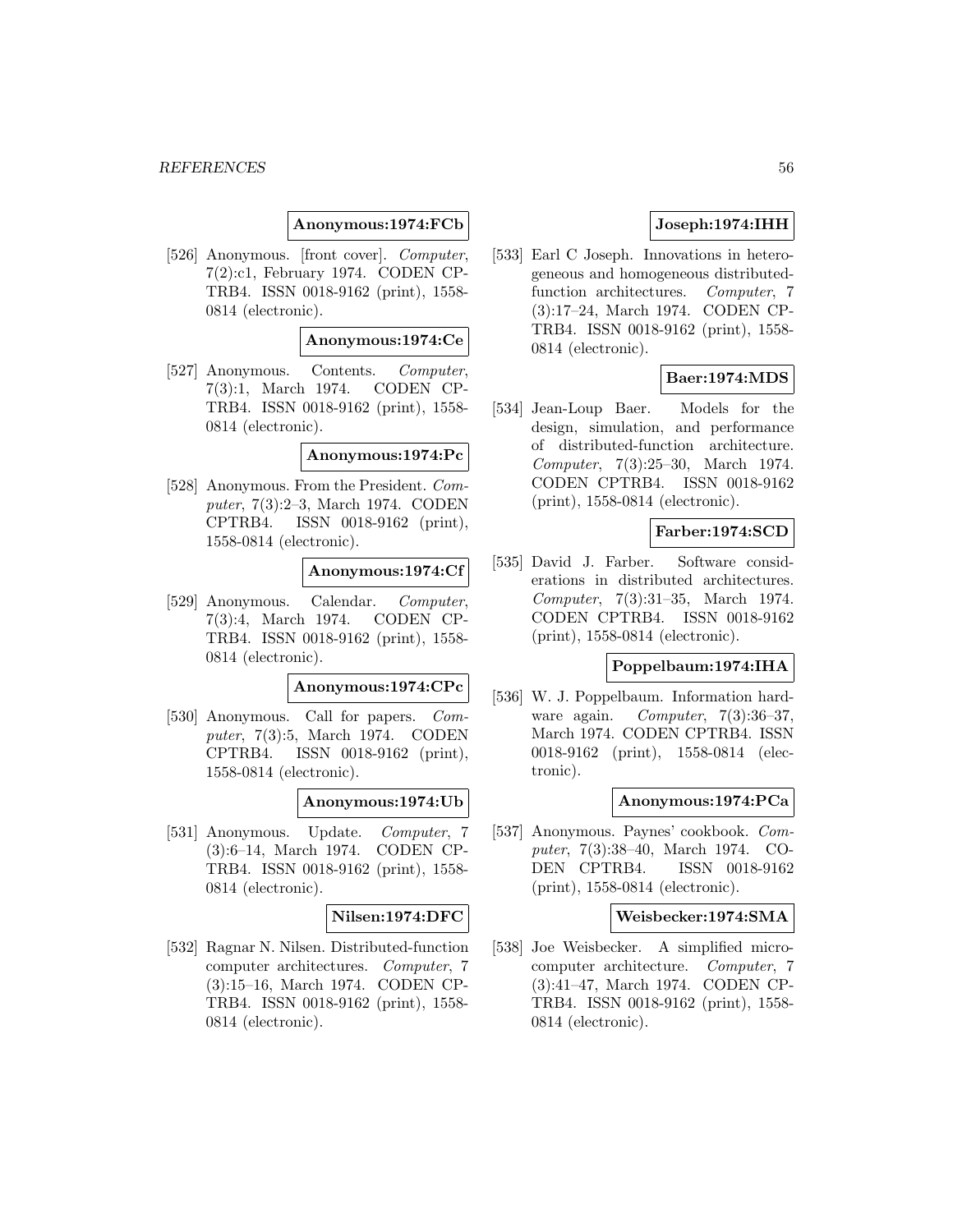**Anonymous:1974:FCb**

[526] Anonymous. [front cover]. *Computer*, 7(2):c1, February 1974. CODEN CPTRB4. ISSN 0018-9162 (print), 1558-0814 (electronic).

**Anonymous:1974:Ce**

[527] Anonymous. Contents. *Computer*, 7(3):1, March 1974. CODEN CPTRB4. ISSN 0018-9162 (print), 1558-0814 (electronic).

**Anonymous:1974:Pc**

[528] Anonymous. From the President. *Computer*, 7(3):2–3, March 1974. CODEN CPTRB4. ISSN 0018-9162 (print), 1558-0814 (electronic).

**Anonymous:1974:Cf**

[529] Anonymous. Calendar. *Computer*, 7(3):4, March 1974. CODEN CPTRB4. ISSN 0018-9162 (print), 1558-0814 (electronic).

**Anonymous:1974:CPc**

[530] Anonymous. Call for papers. *Computer*, 7(3):5, March 1974. CODEN CPTRB4. ISSN 0018-9162 (print), 1558-0814 (electronic).

**Anonymous:1974:Ub**

[531] Anonymous. Update. *Computer*, 7 (3):6–14, March 1974. CODEN CPTRB4. ISSN 0018-9162 (print), 1558-0814 (electronic).

**Nilsen:1974:DFC**

[532] Ragnar N. Nilsen. Distributed-function computer architectures. *Computer*, 7 (3):15–16, March 1974. CODEN CPTRB4. ISSN 0018-9162 (print), 1558-0814 (electronic).

**Joseph:1974:IHH**

[533] Earl C Joseph. Innovations in heterogeneous and homogeneous distributed-function architectures. *Computer*, 7 (3):17–24, March 1974. CODEN CPTRB4. ISSN 0018-9162 (print), 1558-0814 (electronic).

**Baer:1974:MDS**

[534] Jean-Loup Baer. Models for the design, simulation, and performance of distributed-function architecture. *Computer*, 7(3):25–30, March 1974. CODEN CPTRB4. ISSN 0018-9162 (print), 1558-0814 (electronic).

**Farber:1974:SCD**

[535] David J. Farber. Software considerations in distributed architectures. *Computer*, 7(3):31–35, March 1974. CODEN CPTRB4. ISSN 0018-9162 (print), 1558-0814 (electronic).

**Poppelbaum:1974:IHA**

[536] W. J. Poppelbaum. Information hardware again. *Computer*, 7(3):36–37, March 1974. CODEN CPTRB4. ISSN 0018-9162 (print), 1558-0814 (electronic).

**Anonymous:1974:PCa**

[537] Anonymous. Paynes' cookbook. *Computer*, 7(3):38–40, March 1974. CODEN CPTRB4. ISSN 0018-9162 (print), 1558-0814 (electronic).

**Weisbecker:1974:SMA**

[538] Joe Weisbecker. A simplified microcomputer architecture. *Computer*, 7 (3):41–47, March 1974. CODEN CPTRB4. ISSN 0018-9162 (print), 1558-0814 (electronic).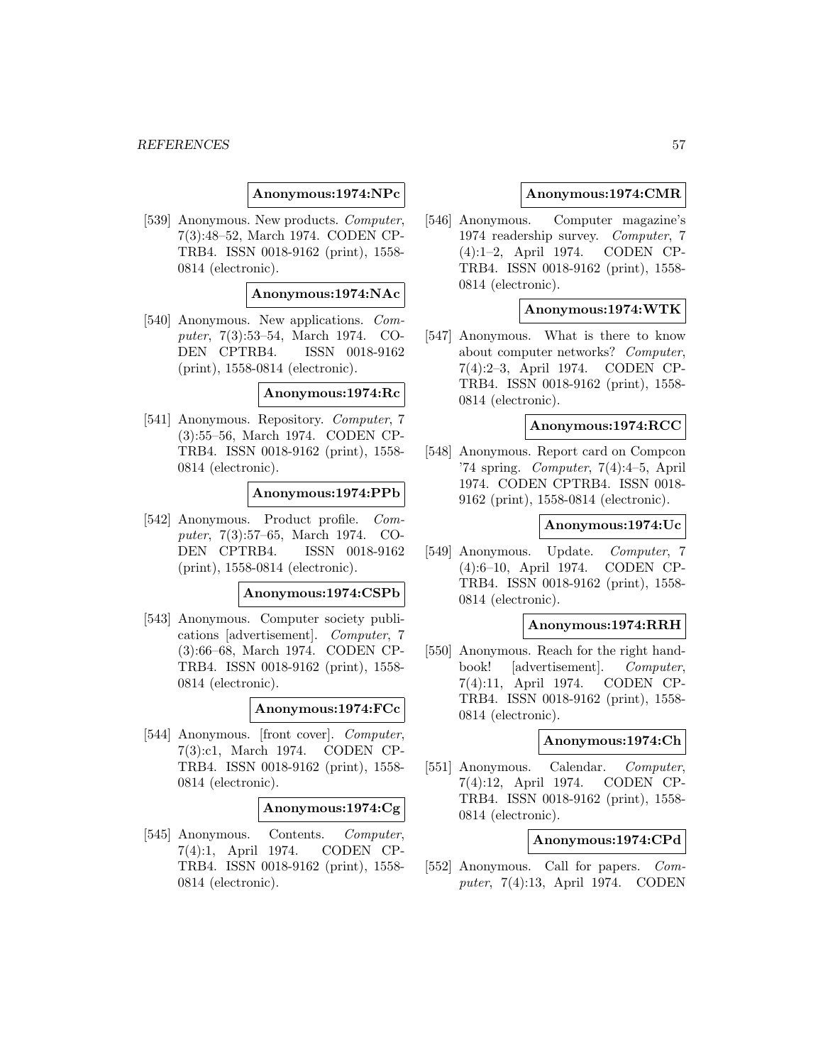**Anonymous:1974:NPc**

[539] Anonymous. New products. *Computer*, 7(3):48–52, March 1974. CODEN CPTRB4. ISSN 0018-9162 (print), 1558-0814 (electronic).

**Anonymous:1974:NAc**

[540] Anonymous. New applications. *Computer*, 7(3):53–54, March 1974. CODEN CPTRB4. ISSN 0018-9162 (print), 1558-0814 (electronic).

**Anonymous:1974:Rc**

[541] Anonymous. Repository. *Computer*, 7 (3):55–56, March 1974. CODEN CPTRB4. ISSN 0018-9162 (print), 1558-0814 (electronic).

**Anonymous:1974:PPb**

[542] Anonymous. Product profile. *Computer*, 7(3):57–65, March 1974. CODEN CPTRB4. ISSN 0018-9162 (print), 1558-0814 (electronic).

**Anonymous:1974:CSPb**

[543] Anonymous. Computer society publications [advertisement]. *Computer*, 7 (3):66–68, March 1974. CODEN CPTRB4. ISSN 0018-9162 (print), 1558-0814 (electronic).

**Anonymous:1974:FCc**

[544] Anonymous. [front cover]. *Computer*, 7(3):c1, March 1974. CODEN CPTRB4. ISSN 0018-9162 (print), 1558-0814 (electronic).

**Anonymous:1974:Cg**

[545] Anonymous. Contents. *Computer*, 7(4):1, April 1974. CODEN CPTRB4. ISSN 0018-9162 (print), 1558-0814 (electronic).

**Anonymous:1974:CMR**

[546] Anonymous. Computer magazine's 1974 readership survey. *Computer*, 7 (4):1–2, April 1974. CODEN CPTRB4. ISSN 0018-9162 (print), 1558-0814 (electronic).

**Anonymous:1974:WTK**

[547] Anonymous. What is there to know about computer networks? *Computer*, 7(4):2–3, April 1974. CODEN CPTRB4. ISSN 0018-9162 (print), 1558-0814 (electronic).

**Anonymous:1974:RCC**

[548] Anonymous. Report card on Compcon '74 spring. *Computer*, 7(4):4–5, April 1974. CODEN CPTRB4. ISSN 0018-9162 (print), 1558-0814 (electronic).

**Anonymous:1974:Uc**

[549] Anonymous. Update. *Computer*, 7 (4):6–10, April 1974. CODEN CPTRB4. ISSN 0018-9162 (print), 1558-0814 (electronic).

**Anonymous:1974:RRH**

[550] Anonymous. Reach for the right handbook! [advertisement]. *Computer*, 7(4):11, April 1974. CODEN CPTRB4. ISSN 0018-9162 (print), 1558-0814 (electronic).

**Anonymous:1974:Ch**

[551] Anonymous. Calendar. *Computer*, 7(4):12, April 1974. CODEN CPTRB4. ISSN 0018-9162 (print), 1558-0814 (electronic).

**Anonymous:1974:CPd**

[552] Anonymous. Call for papers. *Computer*, 7(4):13, April 1974. CODEN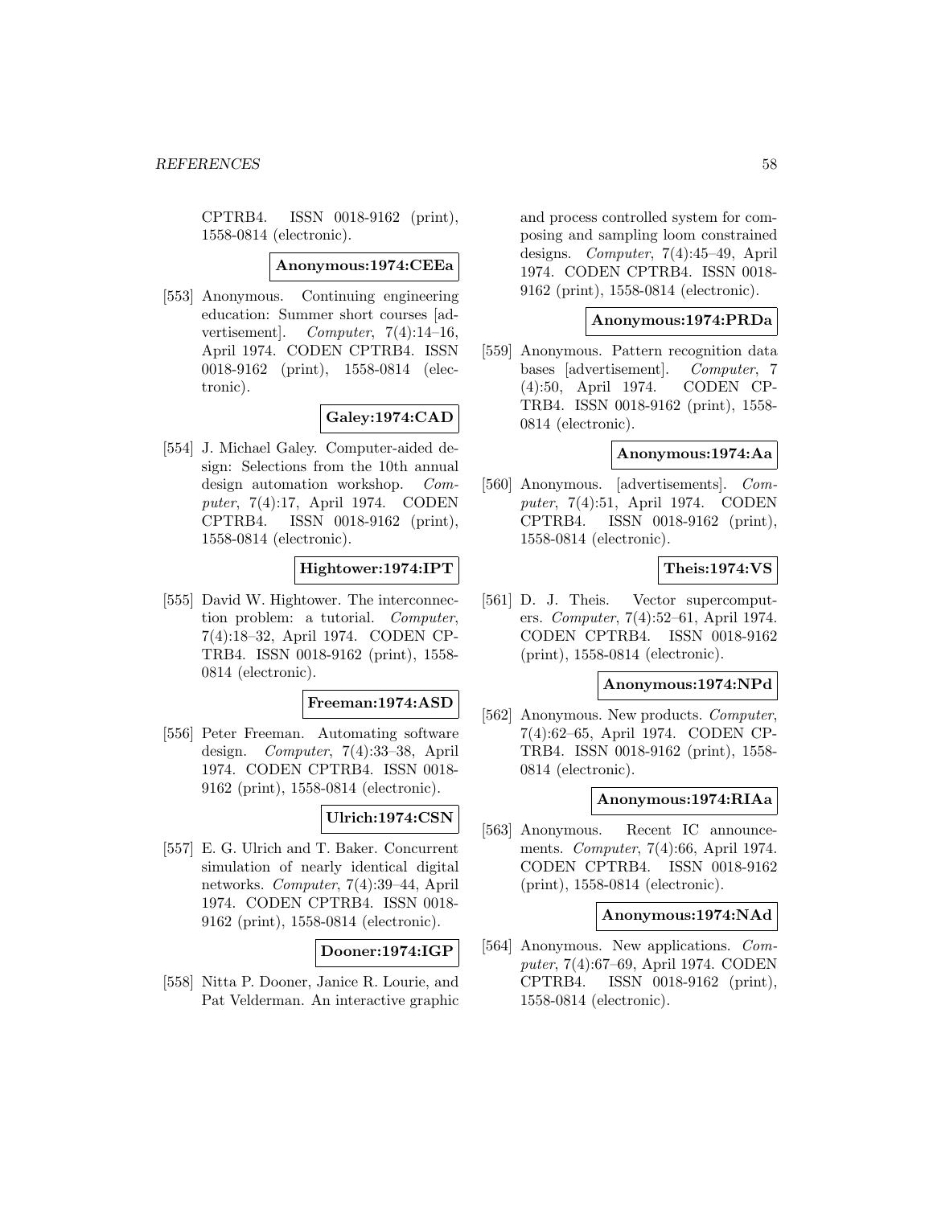CPTRB4. ISSN 0018-9162 (print), 1558-0814 (electronic).

**Anonymous:1974:CEEa**

[553] Anonymous. Continuing engineering education: Summer short courses [advertisement]. *Computer*, 7(4):14–16, April 1974. CODEN CPTRB4. ISSN 0018-9162 (print), 1558-0814 (electronic).

**Galey:1974:CAD**

[554] J. Michael Galey. Computer-aided design: Selections from the 10th annual design automation workshop. *Computer*, 7(4):17, April 1974. CODEN CPTRB4. ISSN 0018-9162 (print), 1558-0814 (electronic).

**Hightower:1974:IPT**

[555] David W. Hightower. The interconnection problem: a tutorial. *Computer*, 7(4):18–32, April 1974. CODEN CPTRB4. ISSN 0018-9162 (print), 1558-0814 (electronic).

**Freeman:1974:ASD**

[556] Peter Freeman. Automating software design. *Computer*, 7(4):33–38, April 1974. CODEN CPTRB4. ISSN 0018-9162 (print), 1558-0814 (electronic).

**Ulrich:1974:CSN**

[557] E. G. Ulrich and T. Baker. Concurrent simulation of nearly identical digital networks. *Computer*, 7(4):39–44, April 1974. CODEN CPTRB4. ISSN 0018-9162 (print), 1558-0814 (electronic).

**Dooner:1974:IGP**

[558] Nitta P. Dooner, Janice R. Lourie, and Pat Velderman. An interactive graphic and process controlled system for composing and sampling loom constrained designs. *Computer*, 7(4):45–49, April 1974. CODEN CPTRB4. ISSN 0018-9162 (print), 1558-0814 (electronic).

**Anonymous:1974:PRDa**

[559] Anonymous. Pattern recognition data bases [advertisement]. *Computer*, 7 (4):50, April 1974. CODEN CPTRB4. ISSN 0018-9162 (print), 1558-0814 (electronic).

**Anonymous:1974:Aa**

[560] Anonymous. [advertisements]. *Computer*, 7(4):51, April 1974. CODEN CPTRB4. ISSN 0018-9162 (print), 1558-0814 (electronic).

**Theis:1974:VS**

[561] D. J. Theis. Vector supercomputers. *Computer*, 7(4):52–61, April 1974. CODEN CPTRB4. ISSN 0018-9162 (print), 1558-0814 (electronic).

**Anonymous:1974:NPd**

[562] Anonymous. New products. *Computer*, 7(4):62–65, April 1974. CODEN CPTRB4. ISSN 0018-9162 (print), 1558-0814 (electronic).

**Anonymous:1974:RIAa**

[563] Anonymous. Recent IC announcements. *Computer*, 7(4):66, April 1974. CODEN CPTRB4. ISSN 0018-9162 (print), 1558-0814 (electronic).

**Anonymous:1974:NAd**

[564] Anonymous. New applications. *Computer*, 7(4):67–69, April 1974. CODEN CPTRB4. ISSN 0018-9162 (print), 1558-0814 (electronic).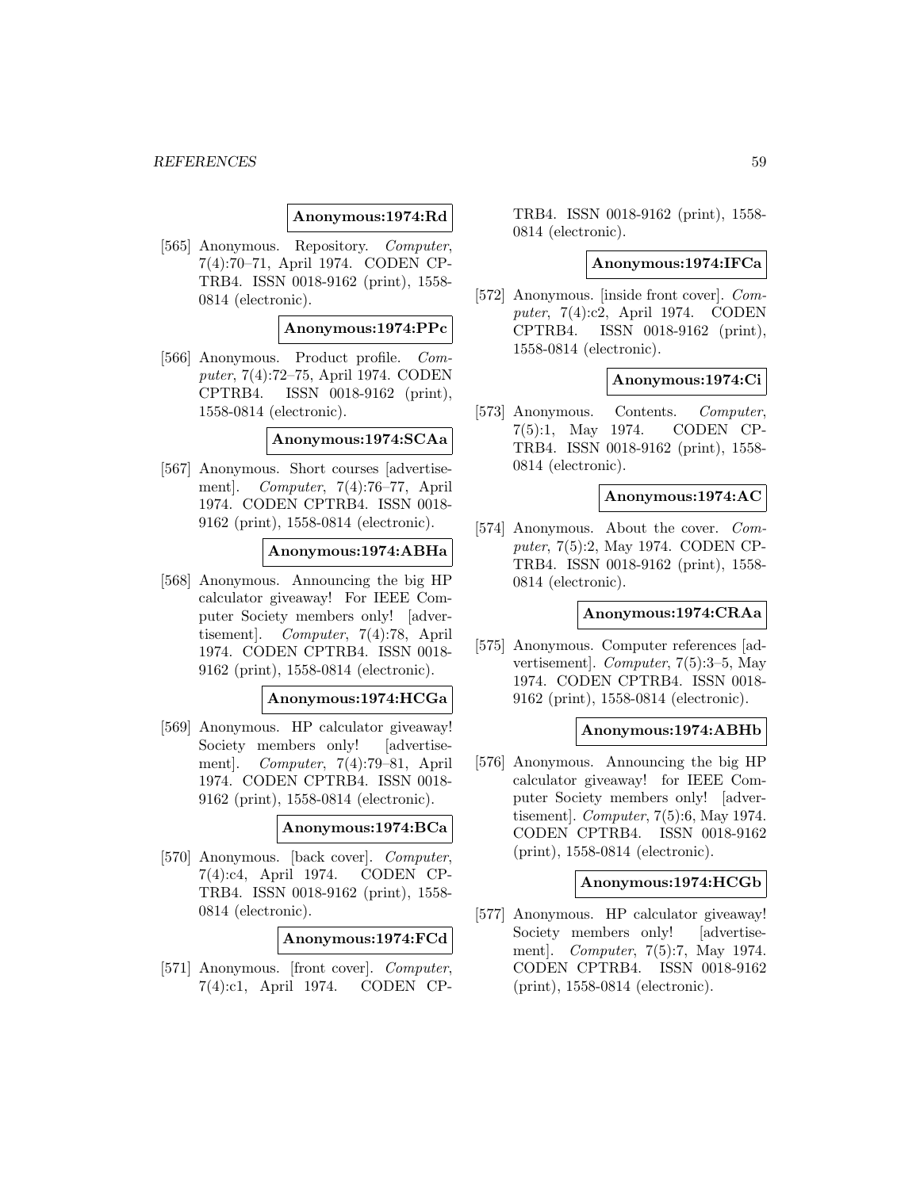**Anonymous:1974:Rd**

[565] Anonymous. Repository. *Computer*, 7(4):70–71, April 1974. CODEN CPTRB4. ISSN 0018-9162 (print), 1558-0814 (electronic).

**Anonymous:1974:PPc**

[566] Anonymous. Product profile. *Computer*, 7(4):72–75, April 1974. CODEN CPTRB4. ISSN 0018-9162 (print), 1558-0814 (electronic).

**Anonymous:1974:SCAa**

[567] Anonymous. Short courses [advertisement]. *Computer*, 7(4):76–77, April 1974. CODEN CPTRB4. ISSN 0018-9162 (print), 1558-0814 (electronic).

**Anonymous:1974:ABHa**

[568] Anonymous. Announcing the big HP calculator giveaway! For IEEE Computer Society members only! [advertisement]. *Computer*, 7(4):78, April 1974. CODEN CPTRB4. ISSN 0018-9162 (print), 1558-0814 (electronic).

**Anonymous:1974:HCGa**

[569] Anonymous. HP calculator giveaway! Society members only! [advertisement]. *Computer*, 7(4):79–81, April 1974. CODEN CPTRB4. ISSN 0018-9162 (print), 1558-0814 (electronic).

**Anonymous:1974:BCa**

[570] Anonymous. [back cover]. *Computer*, 7(4):c4, April 1974. CODEN CPTRB4. ISSN 0018-9162 (print), 1558-0814 (electronic).

**Anonymous:1974:FCd**

[571] Anonymous. [front cover]. *Computer*, 7(4):c1, April 1974. CODEN CPTRB4. ISSN 0018-9162 (print), 1558-0814 (electronic).

**Anonymous:1974:IFCa**

[572] Anonymous. [inside front cover]. *Computer*, 7(4):c2, April 1974. CODEN CPTRB4. ISSN 0018-9162 (print), 1558-0814 (electronic).

**Anonymous:1974:Ci**

[573] Anonymous. Contents. *Computer*, 7(5):1, May 1974. CODEN CPTRB4. ISSN 0018-9162 (print), 1558-0814 (electronic).

**Anonymous:1974:AC**

[574] Anonymous. About the cover. *Computer*, 7(5):2, May 1974. CODEN CPTRB4. ISSN 0018-9162 (print), 1558-0814 (electronic).

**Anonymous:1974:CRAa**

[575] Anonymous. Computer references [advertisement]. *Computer*, 7(5):3–5, May 1974. CODEN CPTRB4. ISSN 0018-9162 (print), 1558-0814 (electronic).

**Anonymous:1974:ABHb**

[576] Anonymous. Announcing the big HP calculator giveaway! for IEEE Computer Society members only! [advertisement]. *Computer*, 7(5):6, May 1974. CODEN CPTRB4. ISSN 0018-9162 (print), 1558-0814 (electronic).

**Anonymous:1974:HCGb**

[577] Anonymous. HP calculator giveaway! Society members only! [advertisement]. *Computer*, 7(5):7, May 1974. CODEN CPTRB4. ISSN 0018-9162 (print), 1558-0814 (electronic).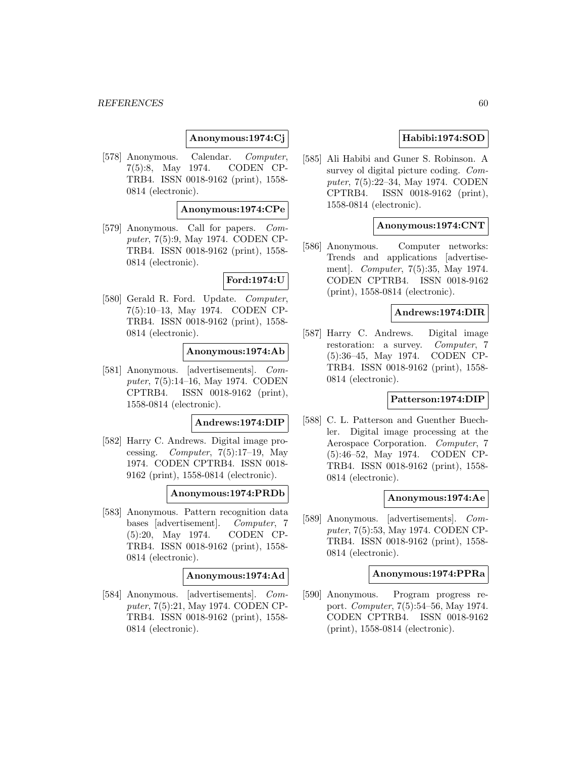**Anonymous:1974:Cj**

[578] Anonymous. Calendar. *Computer*, 7(5):8, May 1974. CODEN CPTRB4. ISSN 0018-9162 (print), 1558-0814 (electronic).

**Anonymous:1974:CPe**

[579] Anonymous. Call for papers. *Computer*, 7(5):9, May 1974. CODEN CPTRB4. ISSN 0018-9162 (print), 1558-0814 (electronic).

**Ford:1974:U**

[580] Gerald R. Ford. Update. *Computer*, 7(5):10–13, May 1974. CODEN CPTRB4. ISSN 0018-9162 (print), 1558-0814 (electronic).

**Anonymous:1974:Ab**

[581] Anonymous. [advertisements]. *Computer*, 7(5):14–16, May 1974. CODEN CPTRB4. ISSN 0018-9162 (print), 1558-0814 (electronic).

**Andrews:1974:DIP**

[582] Harry C. Andrews. Digital image processing. *Computer*, 7(5):17–19, May 1974. CODEN CPTRB4. ISSN 0018-9162 (print), 1558-0814 (electronic).

**Anonymous:1974:PRDb**

[583] Anonymous. Pattern recognition data bases [advertisement]. *Computer*, 7(5):20, May 1974. CODEN CPTRB4. ISSN 0018-9162 (print), 1558-0814 (electronic).

**Anonymous:1974:Ad**

[584] Anonymous. [advertisements]. *Computer*, 7(5):21, May 1974. CODEN CPTRB4. ISSN 0018-9162 (print), 1558-0814 (electronic).

**Habibi:1974:SOD**

[585] Ali Habibi and Guner S. Robinson. A survey ol digital picture coding. *Computer*, 7(5):22–34, May 1974. CODEN CPTRB4. ISSN 0018-9162 (print), 1558-0814 (electronic).

**Anonymous:1974:CNT**

[586] Anonymous. Computer networks: Trends and applications [advertisement]. *Computer*, 7(5):35, May 1974. CODEN CPTRB4. ISSN 0018-9162 (print), 1558-0814 (electronic).

**Andrews:1974:DIR**

[587] Harry C. Andrews. Digital image restoration: a survey. *Computer*, 7(5):36–45, May 1974. CODEN CPTRB4. ISSN 0018-9162 (print), 1558-0814 (electronic).

**Patterson:1974:DIP**

[588] C. L. Patterson and Guenther Buechler. Digital image processing at the Aerospace Corporation. *Computer*, 7(5):46–52, May 1974. CODEN CPTRB4. ISSN 0018-9162 (print), 1558-0814 (electronic).

**Anonymous:1974:Ae**

[589] Anonymous. [advertisements]. *Computer*, 7(5):53, May 1974. CODEN CPTRB4. ISSN 0018-9162 (print), 1558-0814 (electronic).

**Anonymous:1974:PPRa**

[590] Anonymous. Program progress report. *Computer*, 7(5):54–56, May 1974. CODEN CPTRB4. ISSN 0018-9162 (print), 1558-0814 (electronic).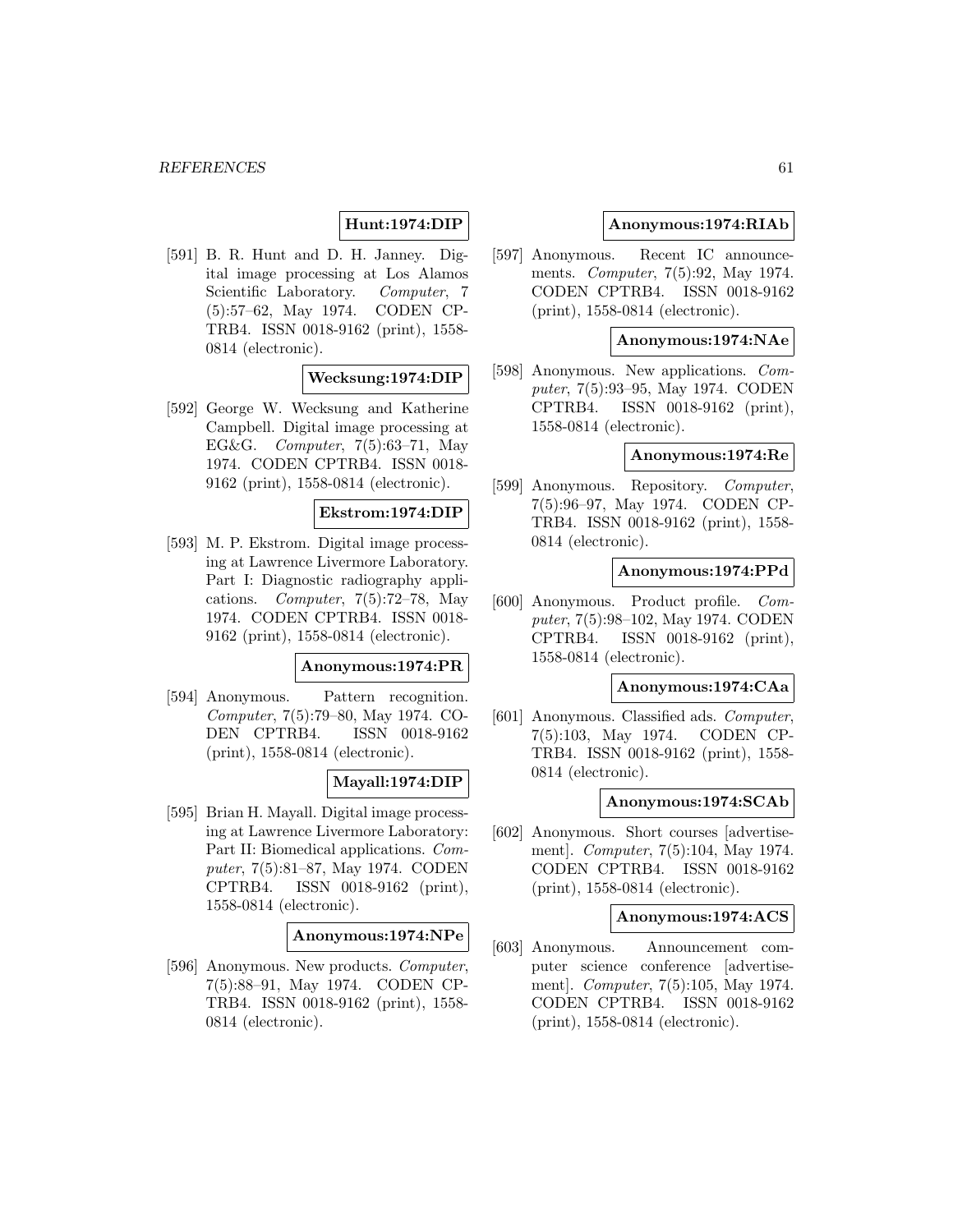**Hunt:1974:DIP**

[591] B. R. Hunt and D. H. Janney. Digital image processing at Los Alamos Scientific Laboratory. *Computer*, 7 (5):57–62, May 1974. CODEN CPTRB4. ISSN 0018-9162 (print), 1558-0814 (electronic).

**Wecksung:1974:DIP**

[592] George W. Wecksung and Katherine Campbell. Digital image processing at EG&G. *Computer*, 7(5):63–71, May 1974. CODEN CPTRB4. ISSN 0018-9162 (print), 1558-0814 (electronic).

**Ekstrom:1974:DIP**

[593] M. P. Ekstrom. Digital image processing at Lawrence Livermore Laboratory. Part I: Diagnostic radiography applications. *Computer*, 7(5):72–78, May 1974. CODEN CPTRB4. ISSN 0018-9162 (print), 1558-0814 (electronic).

**Anonymous:1974:PR**

[594] Anonymous. Pattern recognition. *Computer*, 7(5):79–80, May 1974. CODEN CPTRB4. ISSN 0018-9162 (print), 1558-0814 (electronic).

**Mayall:1974:DIP**

[595] Brian H. Mayall. Digital image processing at Lawrence Livermore Laboratory: Part II: Biomedical applications. *Computer*, 7(5):81–87, May 1974. CODEN CPTRB4. ISSN 0018-9162 (print), 1558-0814 (electronic).

**Anonymous:1974:NPe**

[596] Anonymous. New products. *Computer*, 7(5):88–91, May 1974. CODEN CPTRB4. ISSN 0018-9162 (print), 1558-0814 (electronic).

**Anonymous:1974:RIAb**

[597] Anonymous. Recent IC announcements. *Computer*, 7(5):92, May 1974. CODEN CPTRB4. ISSN 0018-9162 (print), 1558-0814 (electronic).

**Anonymous:1974:NAe**

[598] Anonymous. New applications. *Computer*, 7(5):93–95, May 1974. CODEN CPTRB4. ISSN 0018-9162 (print), 1558-0814 (electronic).

**Anonymous:1974:Re**

[599] Anonymous. Repository. *Computer*, 7(5):96–97, May 1974. CODEN CPTRB4. ISSN 0018-9162 (print), 1558-0814 (electronic).

**Anonymous:1974:PPd**

[600] Anonymous. Product profile. *Computer*, 7(5):98–102, May 1974. CODEN CPTRB4. ISSN 0018-9162 (print), 1558-0814 (electronic).

**Anonymous:1974:CAa**

[601] Anonymous. Classified ads. *Computer*, 7(5):103, May 1974. CODEN CPTRB4. ISSN 0018-9162 (print), 1558-0814 (electronic).

**Anonymous:1974:SCAb**

[602] Anonymous. Short courses [advertisement]. *Computer*, 7(5):104, May 1974. CODEN CPTRB4. ISSN 0018-9162 (print), 1558-0814 (electronic).

**Anonymous:1974:ACS**

[603] Anonymous. Announcement computer science conference [advertisement]. *Computer*, 7(5):105, May 1974. CODEN CPTRB4. ISSN 0018-9162 (print), 1558-0814 (electronic).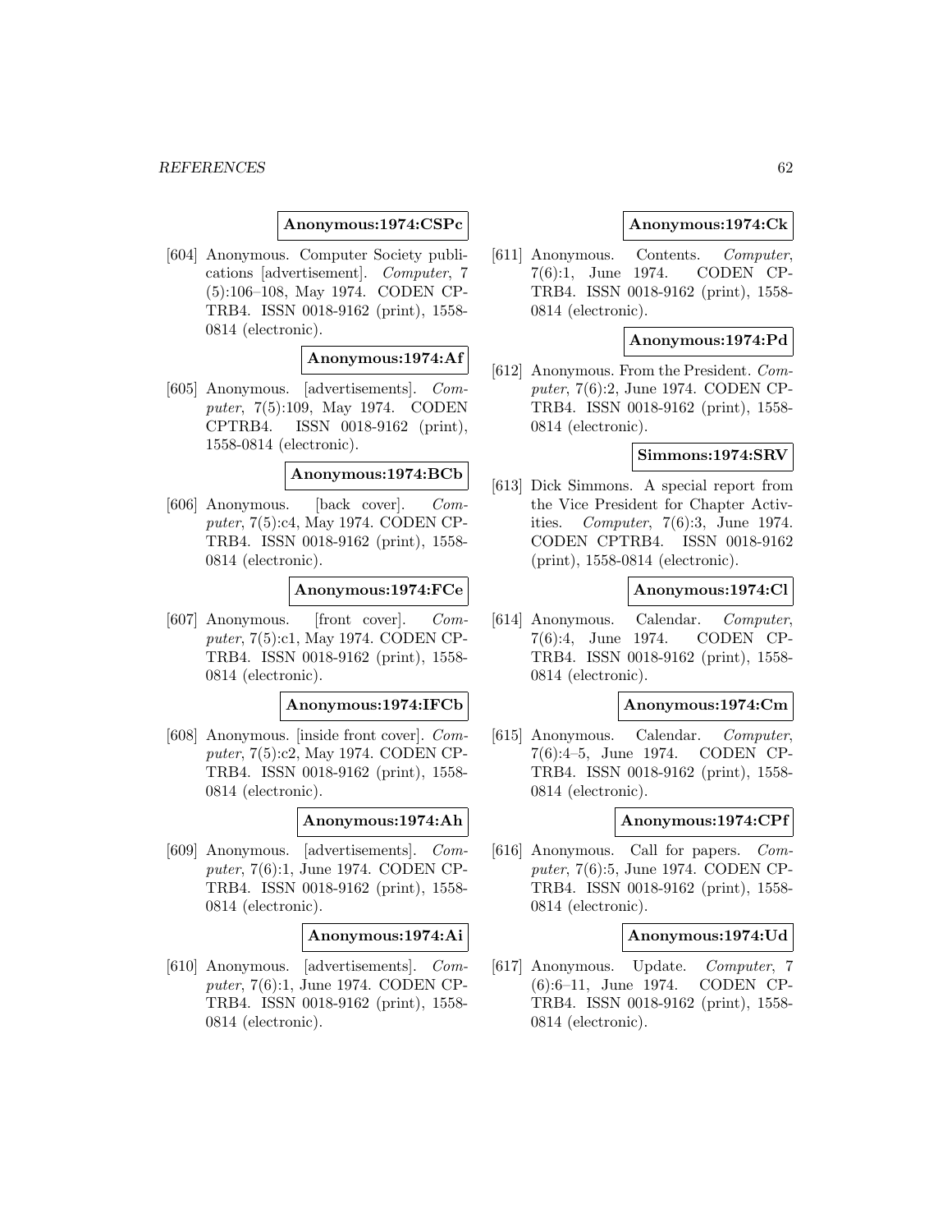**Anonymous:1974:CSPc**

[604] Anonymous. Computer Society publications [advertisement]. *Computer*, 7 (5):106–108, May 1974. CODEN CPTRB4. ISSN 0018-9162 (print), 1558-0814 (electronic).

**Anonymous:1974:Af**

[605] Anonymous. [advertisements]. *Computer*, 7(5):109, May 1974. CODEN CPTRB4. ISSN 0018-9162 (print), 1558-0814 (electronic).

**Anonymous:1974:BCb**

[606] Anonymous. [back cover]. *Computer*, 7(5):c4, May 1974. CODEN CPTRB4. ISSN 0018-9162 (print), 1558-0814 (electronic).

**Anonymous:1974:FCe**

[607] Anonymous. [front cover]. *Computer*, 7(5):c1, May 1974. CODEN CPTRB4. ISSN 0018-9162 (print), 1558-0814 (electronic).

**Anonymous:1974:IFCb**

[608] Anonymous. [inside front cover]. *Computer*, 7(5):c2, May 1974. CODEN CPTRB4. ISSN 0018-9162 (print), 1558-0814 (electronic).

**Anonymous:1974:Ah**

[609] Anonymous. [advertisements]. *Computer*, 7(6):1, June 1974. CODEN CPTRB4. ISSN 0018-9162 (print), 1558-0814 (electronic).

**Anonymous:1974:Ai**

[610] Anonymous. [advertisements]. *Computer*, 7(6):1, June 1974. CODEN CPTRB4. ISSN 0018-9162 (print), 1558-0814 (electronic).

**Anonymous:1974:Ck**

[611] Anonymous. Contents. *Computer*, 7(6):1, June 1974. CODEN CPTRB4. ISSN 0018-9162 (print), 1558-0814 (electronic).

**Anonymous:1974:Pd**

[612] Anonymous. From the President. *Computer*, 7(6):2, June 1974. CODEN CPTRB4. ISSN 0018-9162 (print), 1558-0814 (electronic).

**Simmons:1974:SRV**

[613] Dick Simmons. A special report from the Vice President for Chapter Activities. *Computer*, 7(6):3, June 1974. CODEN CPTRB4. ISSN 0018-9162 (print), 1558-0814 (electronic).

**Anonymous:1974:Cl**

[614] Anonymous. Calendar. *Computer*, 7(6):4, June 1974. CODEN CPTRB4. ISSN 0018-9162 (print), 1558-0814 (electronic).

**Anonymous:1974:Cm**

[615] Anonymous. Calendar. *Computer*, 7(6):4–5, June 1974. CODEN CPTRB4. ISSN 0018-9162 (print), 1558-0814 (electronic).

**Anonymous:1974:CPf**

[616] Anonymous. Call for papers. *Computer*, 7(6):5, June 1974. CODEN CPTRB4. ISSN 0018-9162 (print), 1558-0814 (electronic).

**Anonymous:1974:Ud**

[617] Anonymous. Update. *Computer*, 7 (6):6–11, June 1974. CODEN CPTRB4. ISSN 0018-9162 (print), 1558-0814 (electronic).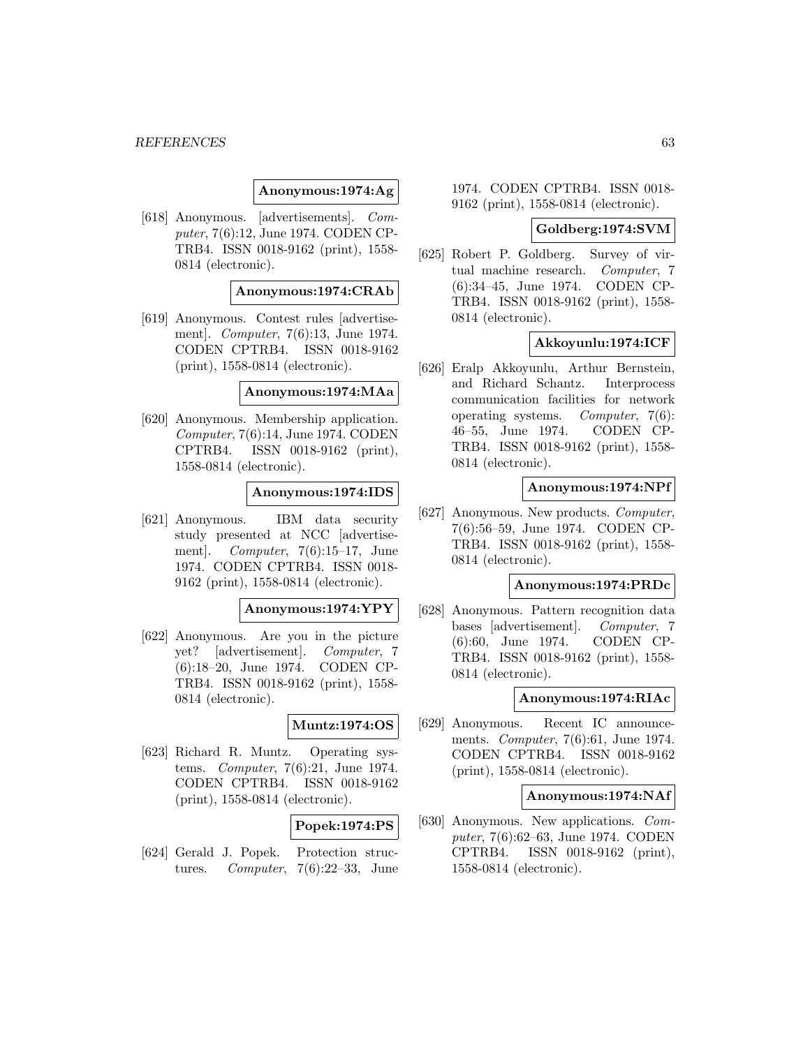**Anonymous:1974:Ag**

[618] Anonymous. [advertisements]. *Computer*, 7(6):12, June 1974. CODEN CPTRB4. ISSN 0018-9162 (print), 1558-0814 (electronic).

**Anonymous:1974:CRAb**

[619] Anonymous. Contest rules [advertisement]. *Computer*, 7(6):13, June 1974. CODEN CPTRB4. ISSN 0018-9162 (print), 1558-0814 (electronic).

**Anonymous:1974:MAa**

[620] Anonymous. Membership application. *Computer*, 7(6):14, June 1974. CODEN CPTRB4. ISSN 0018-9162 (print), 1558-0814 (electronic).

**Anonymous:1974:IDS**

[621] Anonymous. IBM data security study presented at NCC [advertisement]. *Computer*, 7(6):15–17, June 1974. CODEN CPTRB4. ISSN 0018-9162 (print), 1558-0814 (electronic).

**Anonymous:1974:YPY**

[622] Anonymous. Are you in the picture yet? [advertisement]. *Computer*, 7(6):18–20, June 1974. CODEN CPTRB4. ISSN 0018-9162 (print), 1558-0814 (electronic).

**Muntz:1974:OS**

[623] Richard R. Muntz. Operating systems. *Computer*, 7(6):21, June 1974. CODEN CPTRB4. ISSN 0018-9162 (print), 1558-0814 (electronic).

**Popek:1974:PS**

[624] Gerald J. Popek. Protection structures. *Computer*, 7(6):22–33, June 1974. CODEN CPTRB4. ISSN 0018-9162 (print), 1558-0814 (electronic).

**Goldberg:1974:SVM**

[625] Robert P. Goldberg. Survey of virtual machine research. *Computer*, 7(6):34–45, June 1974. CODEN CPTRB4. ISSN 0018-9162 (print), 1558-0814 (electronic).

**Akkoyunlu:1974:ICF**

[626] Eralp Akkoyunlu, Arthur Bernstein, and Richard Schantz. Interprocess communication facilities for network operating systems. *Computer*, 7(6):46–55, June 1974. CODEN CPTRB4. ISSN 0018-9162 (print), 1558-0814 (electronic).

**Anonymous:1974:NPf**

[627] Anonymous. New products. *Computer*, 7(6):56–59, June 1974. CODEN CPTRB4. ISSN 0018-9162 (print), 1558-0814 (electronic).

**Anonymous:1974:PRDc**

[628] Anonymous. Pattern recognition data bases [advertisement]. *Computer*, 7(6):60, June 1974. CODEN CPTRB4. ISSN 0018-9162 (print), 1558-0814 (electronic).

**Anonymous:1974:RIAc**

[629] Anonymous. Recent IC announcements. *Computer*, 7(6):61, June 1974. CODEN CPTRB4. ISSN 0018-9162 (print), 1558-0814 (electronic).

**Anonymous:1974:NAf**

[630] Anonymous. New applications. *Computer*, 7(6):62–63, June 1974. CODEN CPTRB4. ISSN 0018-9162 (print), 1558-0814 (electronic).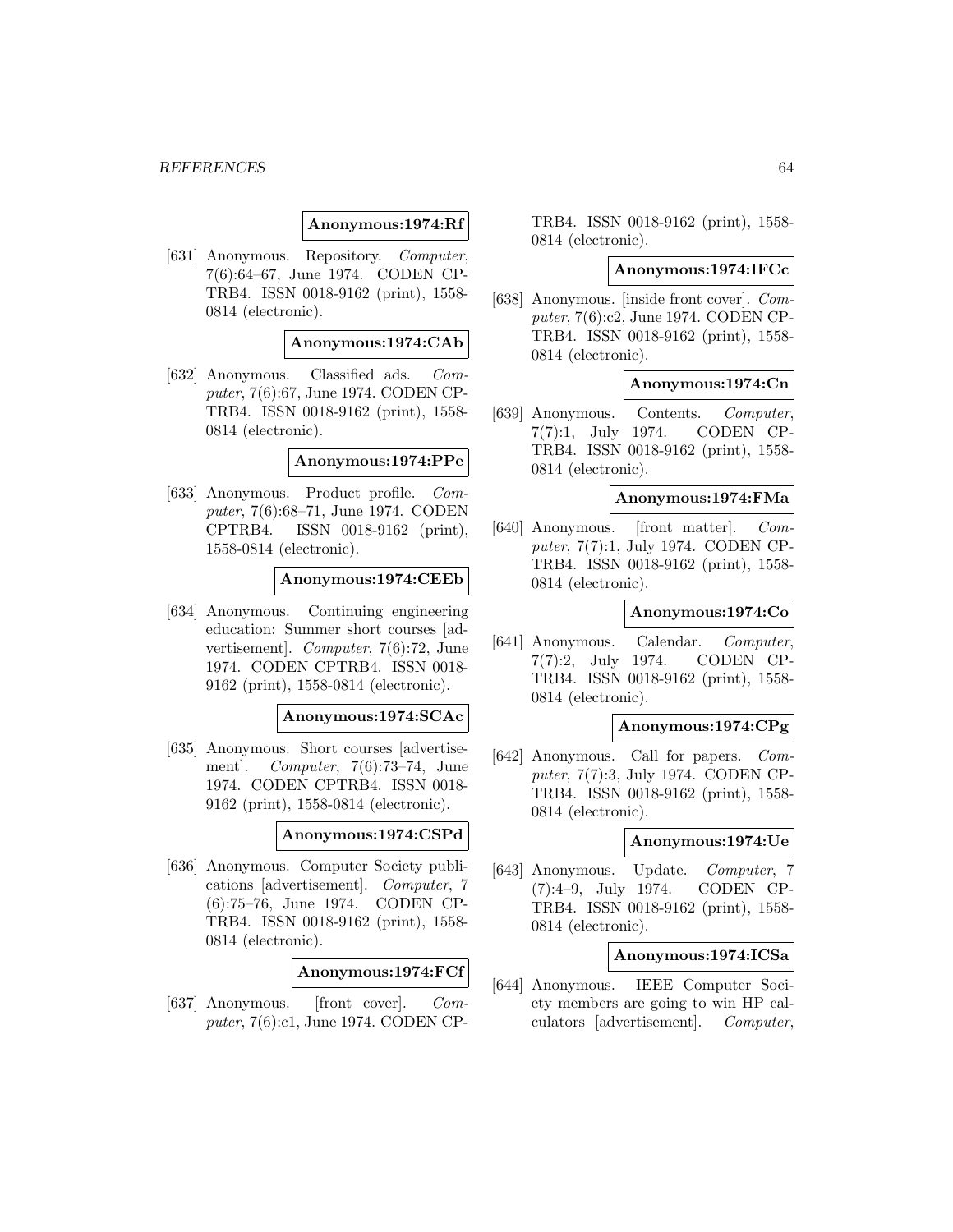**Anonymous:1974:Rf**

[631] Anonymous. Repository. *Computer*, 7(6):64–67, June 1974. CODEN CPTRB4. ISSN 0018-9162 (print), 1558-0814 (electronic).

**Anonymous:1974:CAb**

[632] Anonymous. Classified ads. *Computer*, 7(6):67, June 1974. CODEN CPTRB4. ISSN 0018-9162 (print), 1558-0814 (electronic).

**Anonymous:1974:PPe**

[633] Anonymous. Product profile. *Computer*, 7(6):68–71, June 1974. CODEN CPTRB4. ISSN 0018-9162 (print), 1558-0814 (electronic).

**Anonymous:1974:CEEb**

[634] Anonymous. Continuing engineering education: Summer short courses [advertisement]. *Computer*, 7(6):72, June 1974. CODEN CPTRB4. ISSN 0018-9162 (print), 1558-0814 (electronic).

**Anonymous:1974:SCAc**

[635] Anonymous. Short courses [advertisement]. *Computer*, 7(6):73–74, June 1974. CODEN CPTRB4. ISSN 0018-9162 (print), 1558-0814 (electronic).

**Anonymous:1974:CSPd**

[636] Anonymous. Computer Society publications [advertisement]. *Computer*, 7 (6):75–76, June 1974. CODEN CPTRB4. ISSN 0018-9162 (print), 1558-0814 (electronic).

**Anonymous:1974:FCf**

[637] Anonymous. [front cover]. *Computer*, 7(6):c1, June 1974. CODEN CPTRB4. ISSN 0018-9162 (print), 1558-0814 (electronic).

**Anonymous:1974:IFCc**

[638] Anonymous. [inside front cover]. *Computer*, 7(6):c2, June 1974. CODEN CPTRB4. ISSN 0018-9162 (print), 1558-0814 (electronic).

**Anonymous:1974:Cn**

[639] Anonymous. Contents. *Computer*, 7(7):1, July 1974. CODEN CPTRB4. ISSN 0018-9162 (print), 1558-0814 (electronic).

**Anonymous:1974:FMa**

[640] Anonymous. [front matter]. *Computer*, 7(7):1, July 1974. CODEN CPTRB4. ISSN 0018-9162 (print), 1558-0814 (electronic).

**Anonymous:1974:Co**

[641] Anonymous. Calendar. *Computer*, 7(7):2, July 1974. CODEN CPTRB4. ISSN 0018-9162 (print), 1558-0814 (electronic).

**Anonymous:1974:CPg**

[642] Anonymous. Call for papers. *Computer*, 7(7):3, July 1974. CODEN CPTRB4. ISSN 0018-9162 (print), 1558-0814 (electronic).

**Anonymous:1974:Ue**

[643] Anonymous. Update. *Computer*, 7 (7):4–9, July 1974. CODEN CPTRB4. ISSN 0018-9162 (print), 1558-0814 (electronic).

**Anonymous:1974:ICSa**

[644] Anonymous. IEEE Computer Society members are going to win HP calculators [advertisement]. *Computer*,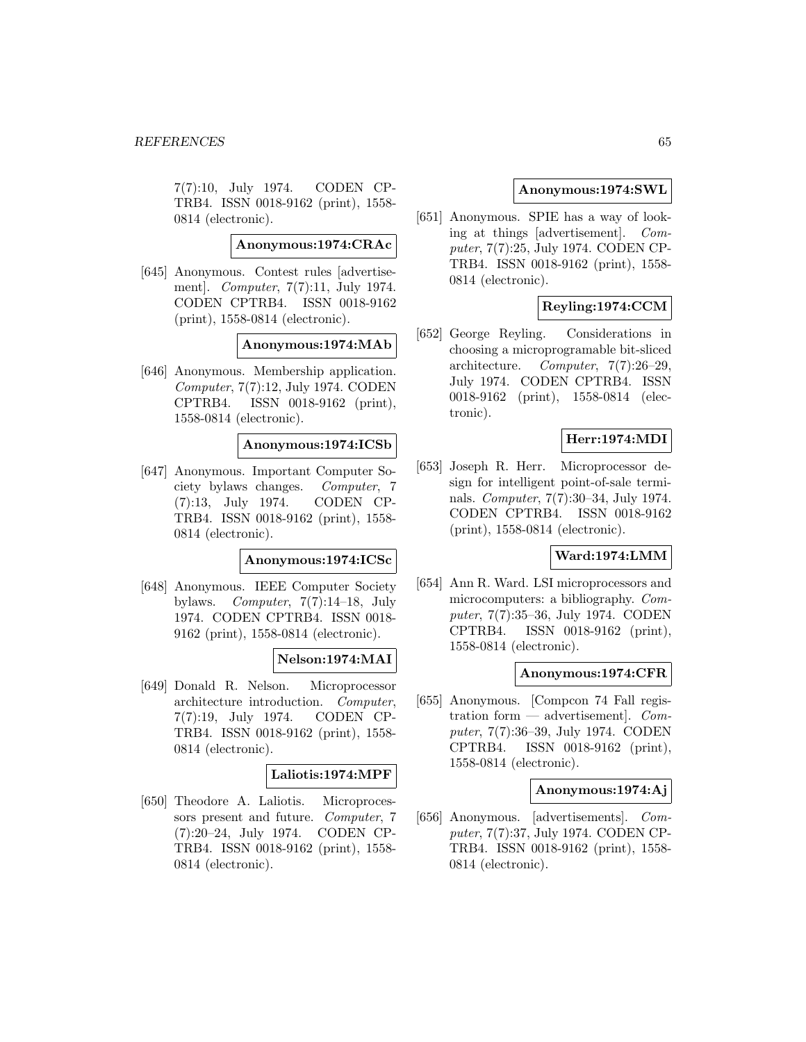7(7):10, July 1974. CODEN CPTRB4. ISSN 0018-9162 (print), 1558-0814 (electronic).

**Anonymous:1974:CRAc**

[645] Anonymous. Contest rules [advertisement]. *Computer*, 7(7):11, July 1974. CODEN CPTRB4. ISSN 0018-9162 (print), 1558-0814 (electronic).

**Anonymous:1974:MAb**

[646] Anonymous. Membership application. *Computer*, 7(7):12, July 1974. CODEN CPTRB4. ISSN 0018-9162 (print), 1558-0814 (electronic).

**Anonymous:1974:ICSb**

[647] Anonymous. Important Computer Society bylaws changes. *Computer*, 7 (7):13, July 1974. CODEN CPTRB4. ISSN 0018-9162 (print), 1558-0814 (electronic).

**Anonymous:1974:ICSc**

[648] Anonymous. IEEE Computer Society bylaws. *Computer*, 7(7):14–18, July 1974. CODEN CPTRB4. ISSN 0018-9162 (print), 1558-0814 (electronic).

**Nelson:1974:MAI**

[649] Donald R. Nelson. Microprocessor architecture introduction. *Computer*, 7(7):19, July 1974. CODEN CPTRB4. ISSN 0018-9162 (print), 1558-0814 (electronic).

**Laliotis:1974:MPF**

[650] Theodore A. Laliotis. Microprocessors present and future. *Computer*, 7 (7):20–24, July 1974. CODEN CPTRB4. ISSN 0018-9162 (print), 1558-0814 (electronic).

**Anonymous:1974:SWL**

[651] Anonymous. SPIE has a way of looking at things [advertisement]. *Computer*, 7(7):25, July 1974. CODEN CPTRB4. ISSN 0018-9162 (print), 1558-0814 (electronic).

**Reyling:1974:CCM**

[652] George Reyling. Considerations in choosing a microprogramable bit-sliced architecture. *Computer*, 7(7):26–29, July 1974. CODEN CPTRB4. ISSN 0018-9162 (print), 1558-0814 (electronic).

**Herr:1974:MDI**

[653] Joseph R. Herr. Microprocessor design for intelligent point-of-sale terminals. *Computer*, 7(7):30–34, July 1974. CODEN CPTRB4. ISSN 0018-9162 (print), 1558-0814 (electronic).

**Ward:1974:LMM**

[654] Ann R. Ward. LSI microprocessors and microcomputers: a bibliography. *Computer*, 7(7):35–36, July 1974. CODEN CPTRB4. ISSN 0018-9162 (print), 1558-0814 (electronic).

**Anonymous:1974:CFR**

[655] Anonymous. [Compcon 74 Fall registration form — advertisement]. *Computer*, 7(7):36–39, July 1974. CODEN CPTRB4. ISSN 0018-9162 (print), 1558-0814 (electronic).

**Anonymous:1974:Aj**

[656] Anonymous. [advertisements]. *Computer*, 7(7):37, July 1974. CODEN CPTRB4. ISSN 0018-9162 (print), 1558-0814 (electronic).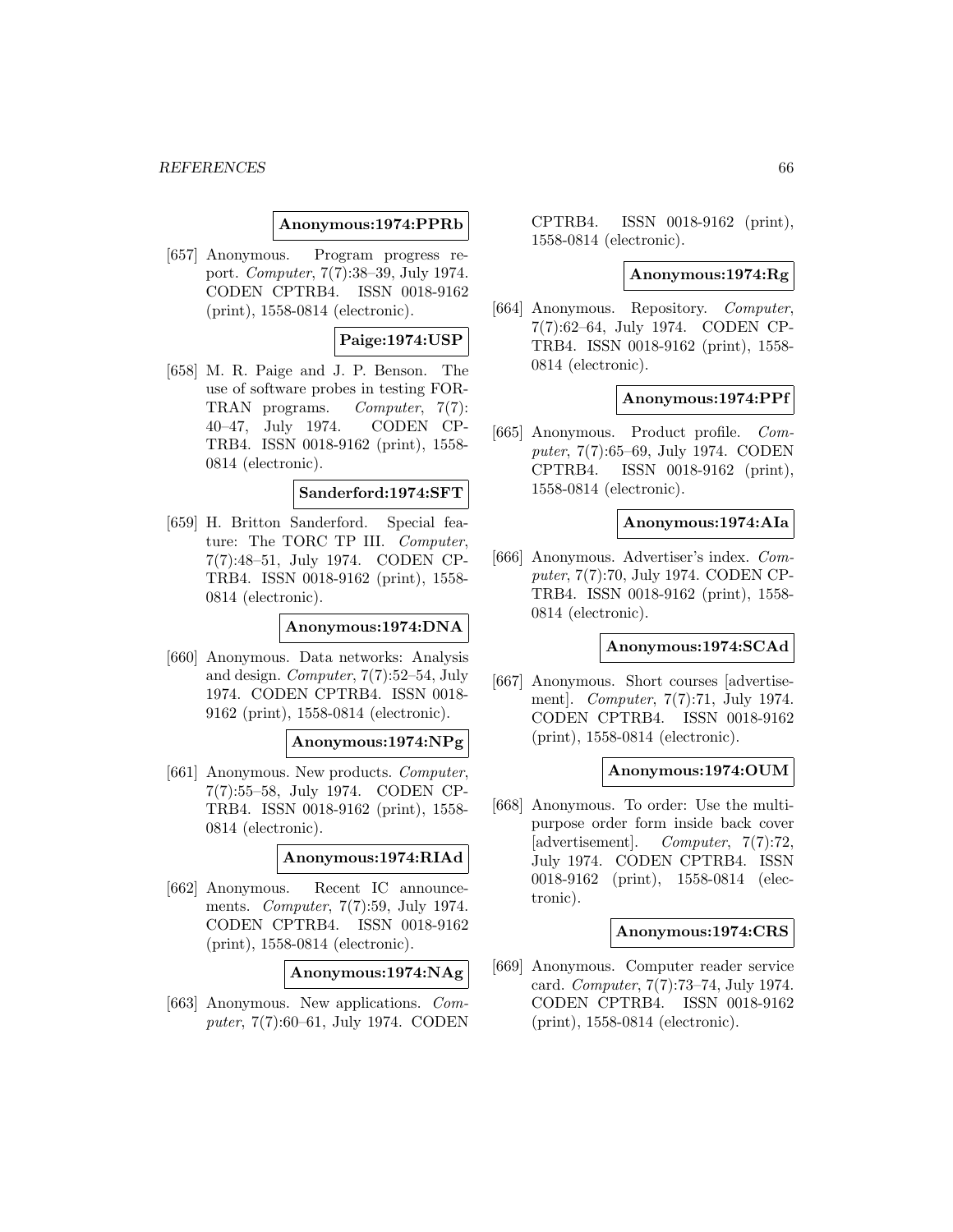**Anonymous:1974:PPRb**

[657] Anonymous. Program progress report. *Computer*, 7(7):38–39, July 1974. CODEN CPTRB4. ISSN 0018-9162 (print), 1558-0814 (electronic).

**Paige:1974:USP**

[658] M. R. Paige and J. P. Benson. The use of software probes in testing FORTRAN programs. *Computer*, 7(7): 40–47, July 1974. CODEN CPTRB4. ISSN 0018-9162 (print), 1558-0814 (electronic).

**Sanderford:1974:SFT**

[659] H. Britton Sanderford. Special feature: The TORC TP III. *Computer*, 7(7):48–51, July 1974. CODEN CPTRB4. ISSN 0018-9162 (print), 1558-0814 (electronic).

**Anonymous:1974:DNA**

[660] Anonymous. Data networks: Analysis and design. *Computer*, 7(7):52–54, July 1974. CODEN CPTRB4. ISSN 0018-9162 (print), 1558-0814 (electronic).

**Anonymous:1974:NPg**

[661] Anonymous. New products. *Computer*, 7(7):55–58, July 1974. CODEN CPTRB4. ISSN 0018-9162 (print), 1558-0814 (electronic).

**Anonymous:1974:RIAd**

[662] Anonymous. Recent IC announcements. *Computer*, 7(7):59, July 1974. CODEN CPTRB4. ISSN 0018-9162 (print), 1558-0814 (electronic).

**Anonymous:1974:NAg**

[663] Anonymous. New applications. *Computer*, 7(7):60–61, July 1974. CODEN CPTRB4. ISSN 0018-9162 (print), 1558-0814 (electronic).

**Anonymous:1974:Rg**

[664] Anonymous. Repository. *Computer*, 7(7):62–64, July 1974. CODEN CPTRB4. ISSN 0018-9162 (print), 1558-0814 (electronic).

**Anonymous:1974:PPf**

[665] Anonymous. Product profile. *Computer*, 7(7):65–69, July 1974. CODEN CPTRB4. ISSN 0018-9162 (print), 1558-0814 (electronic).

**Anonymous:1974:AIa**

[666] Anonymous. Advertiser's index. *Computer*, 7(7):70, July 1974. CODEN CPTRB4. ISSN 0018-9162 (print), 1558-0814 (electronic).

**Anonymous:1974:SCAd**

[667] Anonymous. Short courses [advertisement]. *Computer*, 7(7):71, July 1974. CODEN CPTRB4. ISSN 0018-9162 (print), 1558-0814 (electronic).

**Anonymous:1974:OUM**

[668] Anonymous. To order: Use the multipurpose order form inside back cover [advertisement]. *Computer*, 7(7):72, July 1974. CODEN CPTRB4. ISSN 0018-9162 (print), 1558-0814 (electronic).

**Anonymous:1974:CRS**

[669] Anonymous. Computer reader service card. *Computer*, 7(7):73–74, July 1974. CODEN CPTRB4. ISSN 0018-9162 (print), 1558-0814 (electronic).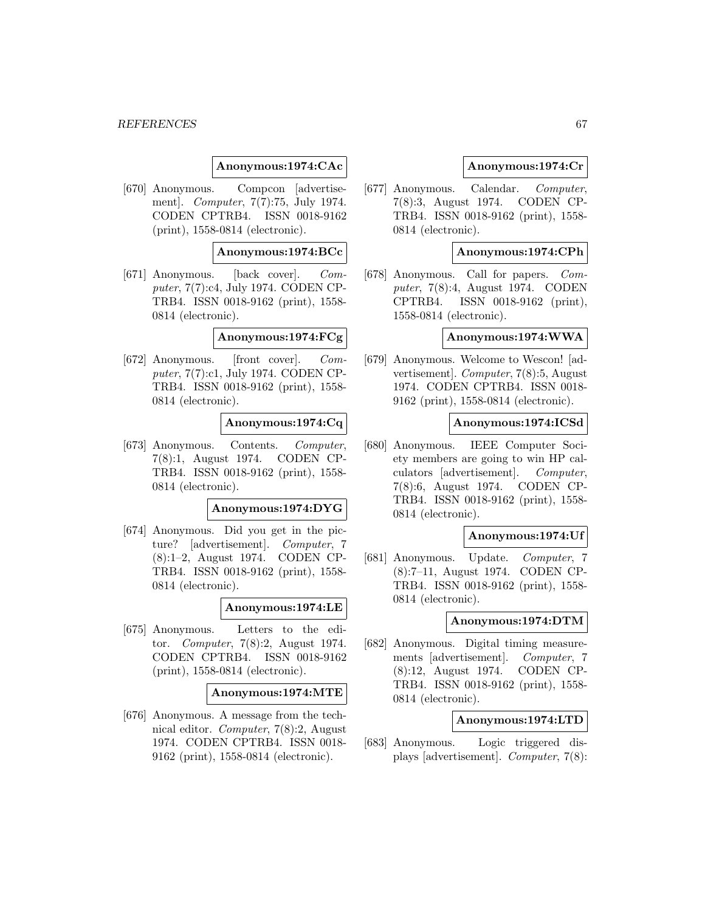**Anonymous:1974:CAc**

[670] Anonymous. Compcon [advertisement]. *Computer*, 7(7):75, July 1974. CODEN CPTRB4. ISSN 0018-9162 (print), 1558-0814 (electronic).

**Anonymous:1974:BCc**

[671] Anonymous. [back cover]. *Computer*, 7(7):c4, July 1974. CODEN CPTRB4. ISSN 0018-9162 (print), 1558-0814 (electronic).

**Anonymous:1974:FCg**

[672] Anonymous. [front cover]. *Computer*, 7(7):c1, July 1974. CODEN CPTRB4. ISSN 0018-9162 (print), 1558-0814 (electronic).

**Anonymous:1974:Cq**

[673] Anonymous. Contents. *Computer*, 7(8):1, August 1974. CODEN CPTRB4. ISSN 0018-9162 (print), 1558-0814 (electronic).

**Anonymous:1974:DYG**

[674] Anonymous. Did you get in the picture? [advertisement]. *Computer*, 7 (8):1–2, August 1974. CODEN CPTRB4. ISSN 0018-9162 (print), 1558-0814 (electronic).

**Anonymous:1974:LE**

[675] Anonymous. Letters to the editor. *Computer*, 7(8):2, August 1974. CODEN CPTRB4. ISSN 0018-9162 (print), 1558-0814 (electronic).

**Anonymous:1974:MTE**

[676] Anonymous. A message from the technical editor. *Computer*, 7(8):2, August 1974. CODEN CPTRB4. ISSN 0018-9162 (print), 1558-0814 (electronic).

**Anonymous:1974:Cr**

[677] Anonymous. Calendar. *Computer*, 7(8):3, August 1974. CODEN CPTRB4. ISSN 0018-9162 (print), 1558-0814 (electronic).

**Anonymous:1974:CPh**

[678] Anonymous. Call for papers. *Computer*, 7(8):4, August 1974. CODEN CPTRB4. ISSN 0018-9162 (print), 1558-0814 (electronic).

**Anonymous:1974:WWA**

[679] Anonymous. Welcome to Wescon! [advertisement]. *Computer*, 7(8):5, August 1974. CODEN CPTRB4. ISSN 0018-9162 (print), 1558-0814 (electronic).

**Anonymous:1974:ICSd**

[680] Anonymous. IEEE Computer Society members are going to win HP calculators [advertisement]. *Computer*, 7(8):6, August 1974. CODEN CPTRB4. ISSN 0018-9162 (print), 1558-0814 (electronic).

**Anonymous:1974:Uf**

[681] Anonymous. Update. *Computer*, 7 (8):7–11, August 1974. CODEN CPTRB4. ISSN 0018-9162 (print), 1558-0814 (electronic).

**Anonymous:1974:DTM**

[682] Anonymous. Digital timing measurements [advertisement]. *Computer*, 7 (8):12, August 1974. CODEN CPTRB4. ISSN 0018-9162 (print), 1558-0814 (electronic).

**Anonymous:1974:LTD**

[683] Anonymous. Logic triggered displays [advertisement]. *Computer*, 7(8):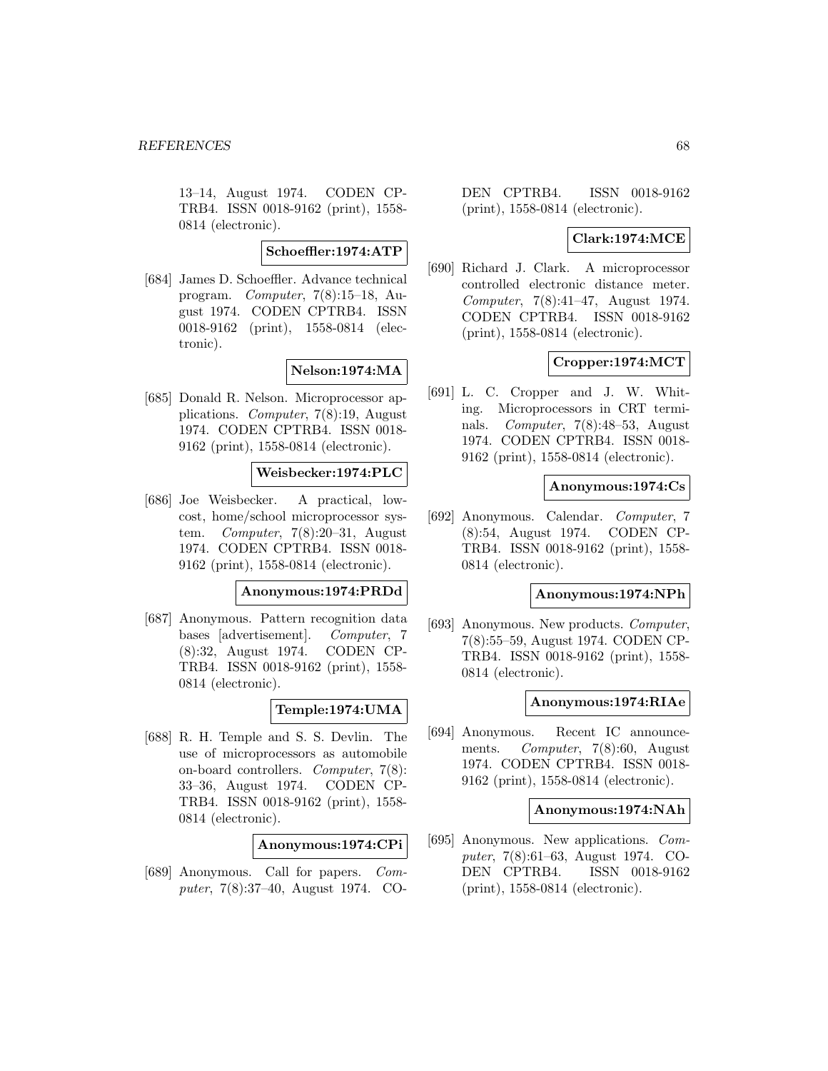13–14, August 1974. CODEN CPTRB4. ISSN 0018-9162 (print), 1558-0814 (electronic).

**Schoeffler:1974:ATP**

[684] James D. Schoeffler. Advance technical program. *Computer*, 7(8):15–18, August 1974. CODEN CPTRB4. ISSN 0018-9162 (print), 1558-0814 (electronic).

**Nelson:1974:MA**

[685] Donald R. Nelson. Microprocessor applications. *Computer*, 7(8):19, August 1974. CODEN CPTRB4. ISSN 0018-9162 (print), 1558-0814 (electronic).

**Weisbecker:1974:PLC**

[686] Joe Weisbecker. A practical, low-cost, home/school microprocessor system. *Computer*, 7(8):20–31, August 1974. CODEN CPTRB4. ISSN 0018-9162 (print), 1558-0814 (electronic).

**Anonymous:1974:PRDd**

[687] Anonymous. Pattern recognition data bases [advertisement]. *Computer*, 7(8):32, August 1974. CODEN CPTRB4. ISSN 0018-9162 (print), 1558-0814 (electronic).

**Temple:1974:UMA**

[688] R. H. Temple and S. S. Devlin. The use of microprocessors as automobile on-board controllers. *Computer*, 7(8):33–36, August 1974. CODEN CPTRB4. ISSN 0018-9162 (print), 1558-0814 (electronic).

**Anonymous:1974:CPi**

[689] Anonymous. Call for papers. *Computer*, 7(8):37–40, August 1974. CODEN CPTRB4. ISSN 0018-9162 (print), 1558-0814 (electronic).

**Clark:1974:MCE**

[690] Richard J. Clark. A microprocessor controlled electronic distance meter. *Computer*, 7(8):41–47, August 1974. CODEN CPTRB4. ISSN 0018-9162 (print), 1558-0814 (electronic).

**Cropper:1974:MCT**

[691] L. C. Cropper and J. W. Whiting. Microprocessors in CRT terminals. *Computer*, 7(8):48–53, August 1974. CODEN CPTRB4. ISSN 0018-9162 (print), 1558-0814 (electronic).

**Anonymous:1974:Cs**

[692] Anonymous. Calendar. *Computer*, 7(8):54, August 1974. CODEN CPTRB4. ISSN 0018-9162 (print), 1558-0814 (electronic).

**Anonymous:1974:NPh**

[693] Anonymous. New products. *Computer*, 7(8):55–59, August 1974. CODEN CPTRB4. ISSN 0018-9162 (print), 1558-0814 (electronic).

**Anonymous:1974:RIAe**

[694] Anonymous. Recent IC announcements. *Computer*, 7(8):60, August 1974. CODEN CPTRB4. ISSN 0018-9162 (print), 1558-0814 (electronic).

**Anonymous:1974:NAh**

[695] Anonymous. New applications. *Computer*, 7(8):61–63, August 1974. CODEN CPTRB4. ISSN 0018-9162 (print), 1558-0814 (electronic).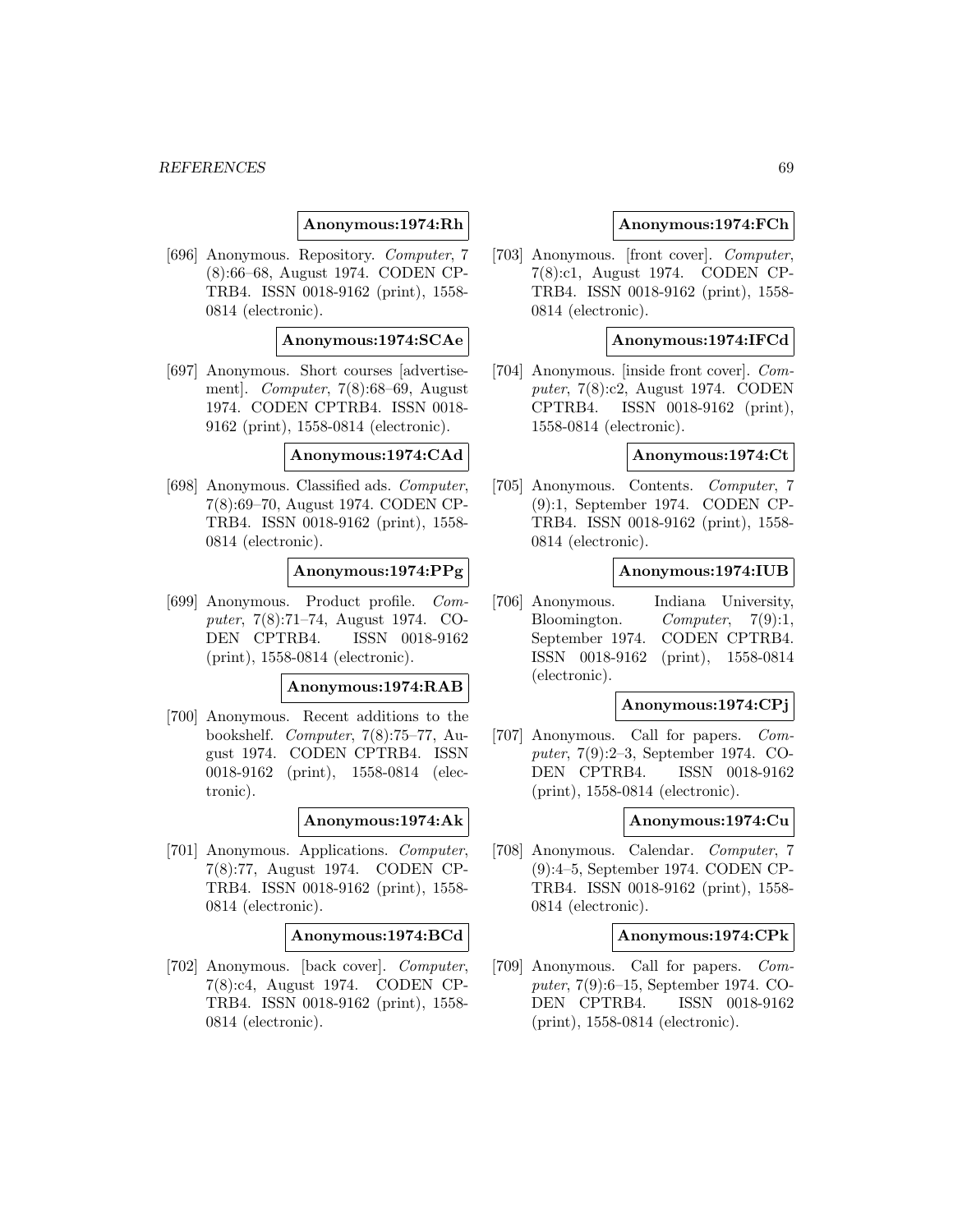**Anonymous:1974:Rh**

[696] Anonymous. Repository. *Computer*, 7 (8):66–68, August 1974. CODEN CPTRB4. ISSN 0018-9162 (print), 1558-0814 (electronic).

**Anonymous:1974:SCAe**

[697] Anonymous. Short courses [advertisement]. *Computer*, 7(8):68–69, August 1974. CODEN CPTRB4. ISSN 0018-9162 (print), 1558-0814 (electronic).

**Anonymous:1974:CAd**

[698] Anonymous. Classified ads. *Computer*, 7(8):69–70, August 1974. CODEN CPTRB4. ISSN 0018-9162 (print), 1558-0814 (electronic).

**Anonymous:1974:PPg**

[699] Anonymous. Product profile. *Computer*, 7(8):71–74, August 1974. CODEN CPTRB4. ISSN 0018-9162 (print), 1558-0814 (electronic).

**Anonymous:1974:RAB**

[700] Anonymous. Recent additions to the bookshelf. *Computer*, 7(8):75–77, August 1974. CODEN CPTRB4. ISSN 0018-9162 (print), 1558-0814 (electronic).

**Anonymous:1974:Ak**

[701] Anonymous. Applications. *Computer*, 7(8):77, August 1974. CODEN CPTRB4. ISSN 0018-9162 (print), 1558-0814 (electronic).

**Anonymous:1974:BCd**

[702] Anonymous. [back cover]. *Computer*, 7(8):c4, August 1974. CODEN CPTRB4. ISSN 0018-9162 (print), 1558-0814 (electronic).

**Anonymous:1974:FCh**

[703] Anonymous. [front cover]. *Computer*, 7(8):c1, August 1974. CODEN CPTRB4. ISSN 0018-9162 (print), 1558-0814 (electronic).

**Anonymous:1974:IFCd**

[704] Anonymous. [inside front cover]. *Computer*, 7(8):c2, August 1974. CODEN CPTRB4. ISSN 0018-9162 (print), 1558-0814 (electronic).

**Anonymous:1974:Ct**

[705] Anonymous. Contents. *Computer*, 7 (9):1, September 1974. CODEN CPTRB4. ISSN 0018-9162 (print), 1558-0814 (electronic).

**Anonymous:1974:IUB**

[706] Anonymous. Indiana University, Bloomington. *Computer*, 7(9):1, September 1974. CODEN CPTRB4. ISSN 0018-9162 (print), 1558-0814 (electronic).

**Anonymous:1974:CPj**

[707] Anonymous. Call for papers. *Computer*, 7(9):2–3, September 1974. CODEN CPTRB4. ISSN 0018-9162 (print), 1558-0814 (electronic).

**Anonymous:1974:Cu**

[708] Anonymous. Calendar. *Computer*, 7 (9):4–5, September 1974. CODEN CPTRB4. ISSN 0018-9162 (print), 1558-0814 (electronic).

**Anonymous:1974:CPk**

[709] Anonymous. Call for papers. *Computer*, 7(9):6–15, September 1974. CODEN CPTRB4. ISSN 0018-9162 (print), 1558-0814 (electronic).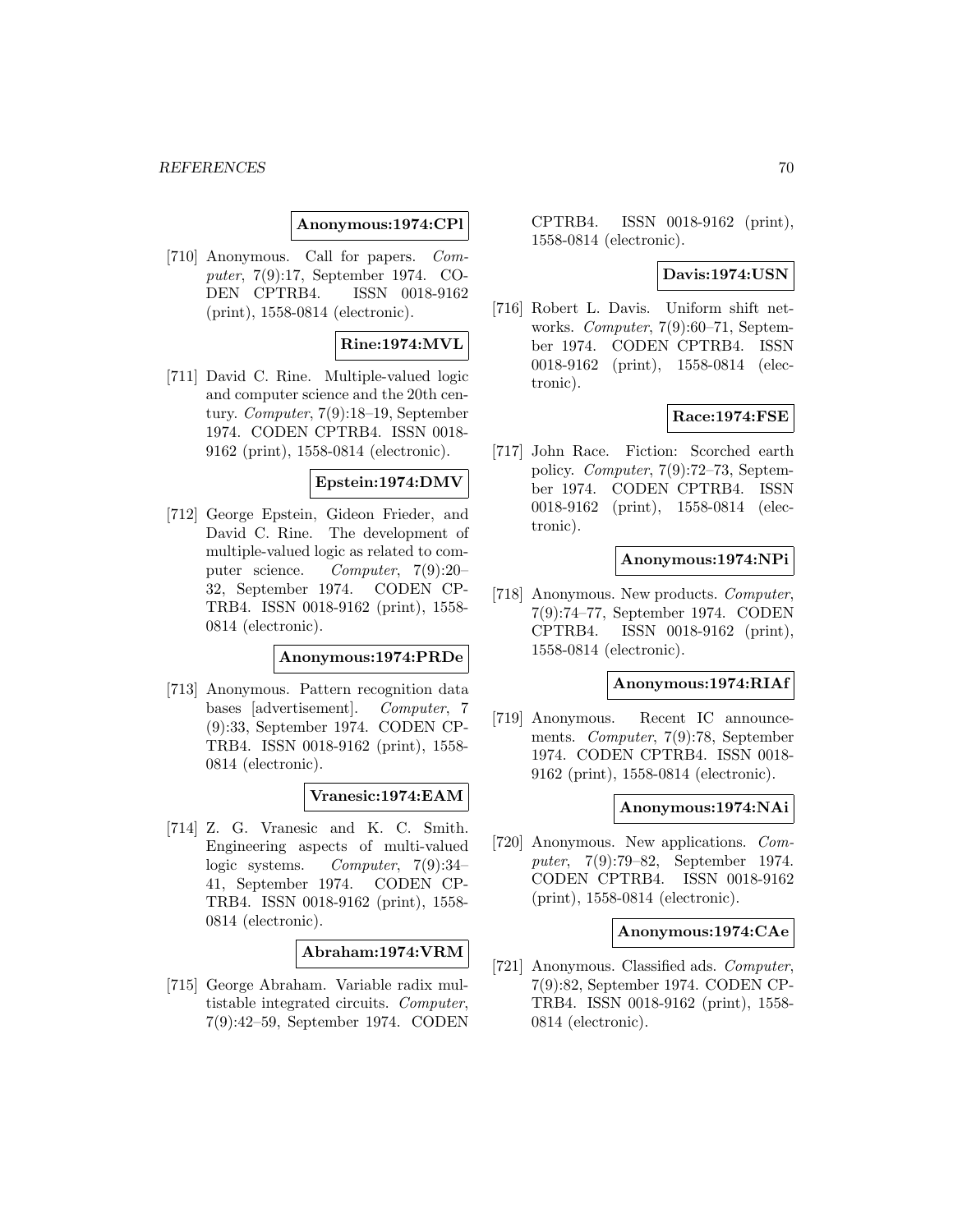**Anonymous:1974:CPl**

[710] Anonymous. Call for papers. *Computer*, 7(9):17, September 1974. CODEN CPTRB4. ISSN 0018-9162 (print), 1558-0814 (electronic).

**Rine:1974:MVL**

[711] David C. Rine. Multiple-valued logic and computer science and the 20th century. *Computer*, 7(9):18–19, September 1974. CODEN CPTRB4. ISSN 0018-9162 (print), 1558-0814 (electronic).

**Epstein:1974:DMV**

[712] George Epstein, Gideon Frieder, and David C. Rine. The development of multiple-valued logic as related to computer science. *Computer*, 7(9):20–32, September 1974. CODEN CPTRB4. ISSN 0018-9162 (print), 1558-0814 (electronic).

**Anonymous:1974:PRDe**

[713] Anonymous. Pattern recognition data bases [advertisement]. *Computer*, 7(9):33, September 1974. CODEN CPTRB4. ISSN 0018-9162 (print), 1558-0814 (electronic).

**Vranesic:1974:EAM**

[714] Z. G. Vranesic and K. C. Smith. Engineering aspects of multi-valued logic systems. *Computer*, 7(9):34–41, September 1974. CODEN CPTRB4. ISSN 0018-9162 (print), 1558-0814 (electronic).

**Abraham:1974:VRM**

[715] George Abraham. Variable radix multistable integrated circuits. *Computer*, 7(9):42–59, September 1974. CODEN CPTRB4. ISSN 0018-9162 (print), 1558-0814 (electronic).

**Davis:1974:USN**

[716] Robert L. Davis. Uniform shift networks. *Computer*, 7(9):60–71, September 1974. CODEN CPTRB4. ISSN 0018-9162 (print), 1558-0814 (electronic).

**Race:1974:FSE**

[717] John Race. Fiction: Scorched earth policy. *Computer*, 7(9):72–73, September 1974. CODEN CPTRB4. ISSN 0018-9162 (print), 1558-0814 (electronic).

**Anonymous:1974:NPi**

[718] Anonymous. New products. *Computer*, 7(9):74–77, September 1974. CODEN CPTRB4. ISSN 0018-9162 (print), 1558-0814 (electronic).

**Anonymous:1974:RIAf**

[719] Anonymous. Recent IC announcements. *Computer*, 7(9):78, September 1974. CODEN CPTRB4. ISSN 0018-9162 (print), 1558-0814 (electronic).

**Anonymous:1974:NAi**

[720] Anonymous. New applications. *Computer*, 7(9):79–82, September 1974. CODEN CPTRB4. ISSN 0018-9162 (print), 1558-0814 (electronic).

**Anonymous:1974:CAe**

[721] Anonymous. Classified ads. *Computer*, 7(9):82, September 1974. CODEN CPTRB4. ISSN 0018-9162 (print), 1558-0814 (electronic).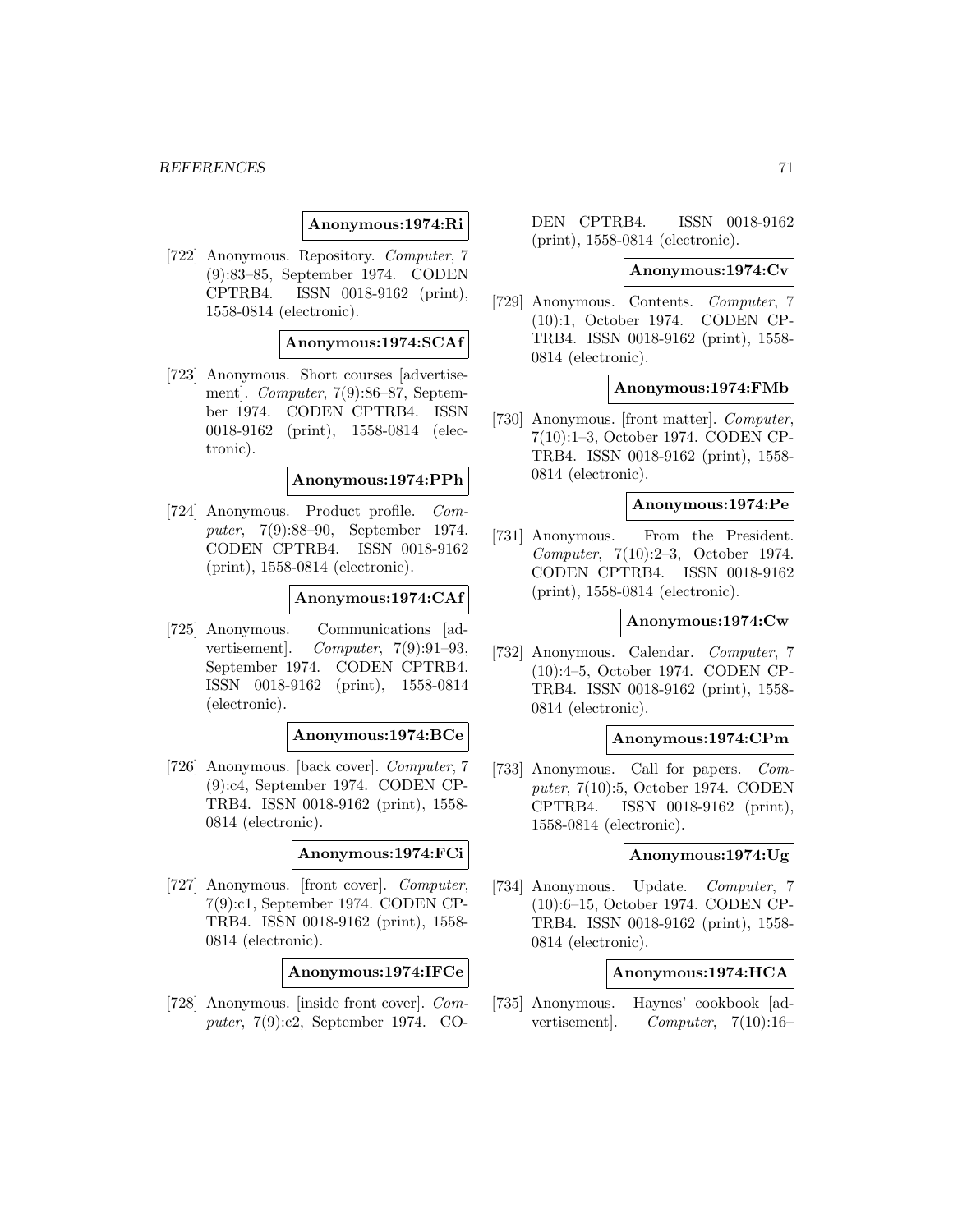**Anonymous:1974:Ri**

[722] Anonymous. Repository. *Computer*, 7 (9):83–85, September 1974. CODEN CPTRB4. ISSN 0018-9162 (print), 1558-0814 (electronic).

**Anonymous:1974:SCAf**

[723] Anonymous. Short courses [advertisement]. *Computer*, 7(9):86–87, September 1974. CODEN CPTRB4. ISSN 0018-9162 (print), 1558-0814 (electronic).

**Anonymous:1974:PPh**

[724] Anonymous. Product profile. *Computer*, 7(9):88–90, September 1974. CODEN CPTRB4. ISSN 0018-9162 (print), 1558-0814 (electronic).

**Anonymous:1974:CAf**

[725] Anonymous. Communications [advertisement]. *Computer*, 7(9):91–93, September 1974. CODEN CPTRB4. ISSN 0018-9162 (print), 1558-0814 (electronic).

**Anonymous:1974:BCe**

[726] Anonymous. [back cover]. *Computer*, 7 (9):c4, September 1974. CODEN CPTRB4. ISSN 0018-9162 (print), 1558-0814 (electronic).

**Anonymous:1974:FCi**

[727] Anonymous. [front cover]. *Computer*, 7(9):c1, September 1974. CODEN CPTRB4. ISSN 0018-9162 (print), 1558-0814 (electronic).

**Anonymous:1974:IFCe**

[728] Anonymous. [inside front cover]. *Computer*, 7(9):c2, September 1974. CODEN CPTRB4. ISSN 0018-9162 (print), 1558-0814 (electronic).

**Anonymous:1974:Cv**

[729] Anonymous. Contents. *Computer*, 7 (10):1, October 1974. CODEN CPTRB4. ISSN 0018-9162 (print), 1558-0814 (electronic).

**Anonymous:1974:FMb**

[730] Anonymous. [front matter]. *Computer*, 7(10):1–3, October 1974. CODEN CPTRB4. ISSN 0018-9162 (print), 1558-0814 (electronic).

**Anonymous:1974:Pe**

[731] Anonymous. From the President. *Computer*, 7(10):2–3, October 1974. CODEN CPTRB4. ISSN 0018-9162 (print), 1558-0814 (electronic).

**Anonymous:1974:Cw**

[732] Anonymous. Calendar. *Computer*, 7 (10):4–5, October 1974. CODEN CPTRB4. ISSN 0018-9162 (print), 1558-0814 (electronic).

**Anonymous:1974:CPm**

[733] Anonymous. Call for papers. *Computer*, 7(10):5, October 1974. CODEN CPTRB4. ISSN 0018-9162 (print), 1558-0814 (electronic).

**Anonymous:1974:Ug**

[734] Anonymous. Update. *Computer*, 7 (10):6–15, October 1974. CODEN CPTRB4. ISSN 0018-9162 (print), 1558-0814 (electronic).

**Anonymous:1974:HCA**

[735] Anonymous. Haynes' cookbook [advertisement]. *Computer*, 7(10):16–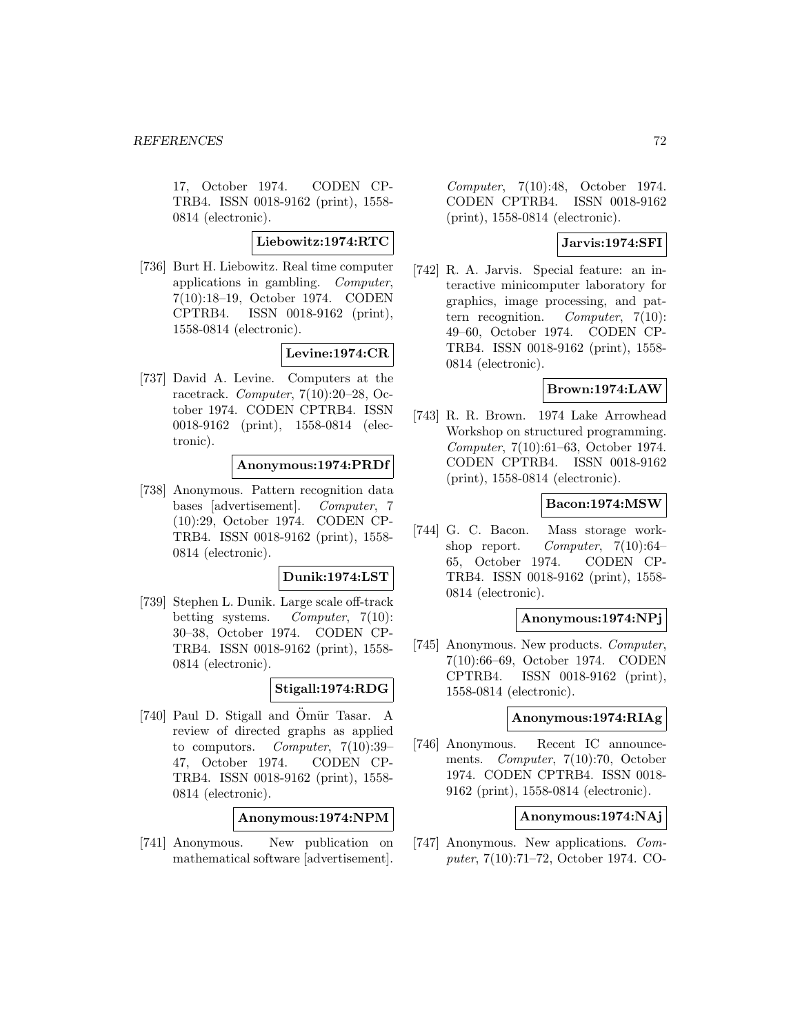17, October 1974. CODEN CPTRB4. ISSN 0018-9162 (print), 1558-0814 (electronic).

**Liebowitz:1974:RTC**

[736] Burt H. Liebowitz. Real time computer applications in gambling. *Computer*, 7(10):18–19, October 1974. CODEN CPTRB4. ISSN 0018-9162 (print), 1558-0814 (electronic).

**Levine:1974:CR**

[737] David A. Levine. Computers at the racetrack. *Computer*, 7(10):20–28, October 1974. CODEN CPTRB4. ISSN 0018-9162 (print), 1558-0814 (electronic).

**Anonymous:1974:PRDf**

[738] Anonymous. Pattern recognition data bases [advertisement]. *Computer*, 7 (10):29, October 1974. CODEN CPTRB4. ISSN 0018-9162 (print), 1558-0814 (electronic).

**Dunik:1974:LST**

[739] Stephen L. Dunik. Large scale off-track betting systems. *Computer*, 7(10): 30–38, October 1974. CODEN CPTRB4. ISSN 0018-9162 (print), 1558-0814 (electronic).

**Stigall:1974:RDG**

[740] Paul D. Stigall and Ömür Tasar. A review of directed graphs as applied to computors. *Computer*, 7(10):39–47, October 1974. CODEN CPTRB4. ISSN 0018-9162 (print), 1558-0814 (electronic).

**Anonymous:1974:NPM**

[741] Anonymous. New publication on mathematical software [advertisement]. *Computer*, 7(10):48, October 1974. CODEN CPTRB4. ISSN 0018-9162 (print), 1558-0814 (electronic).

**Jarvis:1974:SFI**

[742] R. A. Jarvis. Special feature: an interactive minicomputer laboratory for graphics, image processing, and pattern recognition. *Computer*, 7(10): 49–60, October 1974. CODEN CPTRB4. ISSN 0018-9162 (print), 1558-0814 (electronic).

**Brown:1974:LAW**

[743] R. R. Brown. 1974 Lake Arrowhead Workshop on structured programming. *Computer*, 7(10):61–63, October 1974. CODEN CPTRB4. ISSN 0018-9162 (print), 1558-0814 (electronic).

**Bacon:1974:MSW**

[744] G. C. Bacon. Mass storage workshop report. *Computer*, 7(10):64–65, October 1974. CODEN CPTRB4. ISSN 0018-9162 (print), 1558-0814 (electronic).

**Anonymous:1974:NPj**

[745] Anonymous. New products. *Computer*, 7(10):66–69, October 1974. CODEN CPTRB4. ISSN 0018-9162 (print), 1558-0814 (electronic).

**Anonymous:1974:RIAg**

[746] Anonymous. Recent IC announcements. *Computer*, 7(10):70, October 1974. CODEN CPTRB4. ISSN 0018-9162 (print), 1558-0814 (electronic).

**Anonymous:1974:NAj**

[747] Anonymous. New applications. *Computer*, 7(10):71–72, October 1974. CO-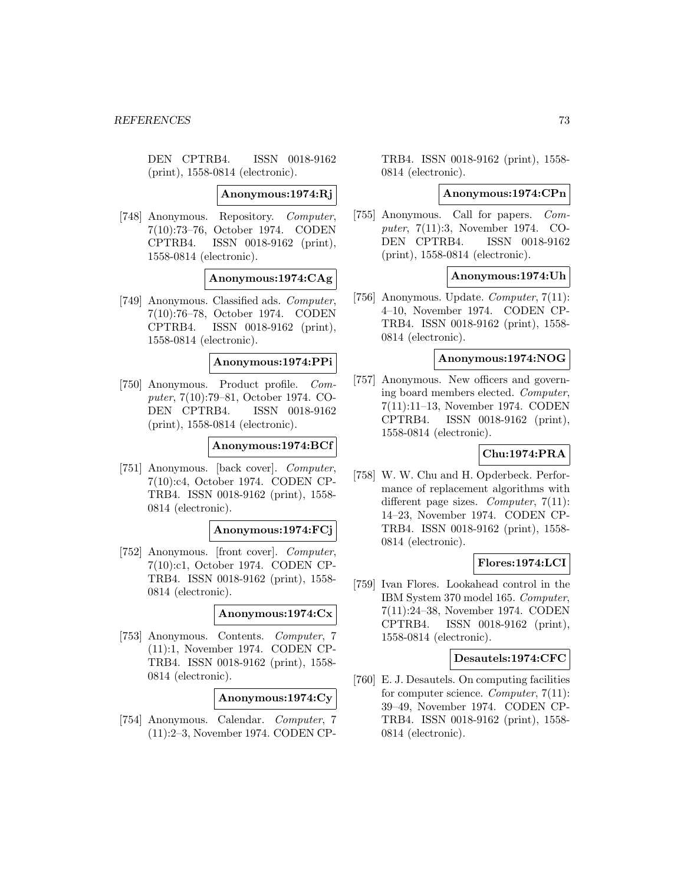DEN CPTRB4. ISSN 0018-9162 (print), 1558-0814 (electronic).

**Anonymous:1974:Rj**

[748] Anonymous. Repository. *Computer*, 7(10):73–76, October 1974. CODEN CPTRB4. ISSN 0018-9162 (print), 1558-0814 (electronic).

**Anonymous:1974:CAg**

[749] Anonymous. Classified ads. *Computer*, 7(10):76–78, October 1974. CODEN CPTRB4. ISSN 0018-9162 (print), 1558-0814 (electronic).

**Anonymous:1974:PPi**

[750] Anonymous. Product profile. *Computer*, 7(10):79–81, October 1974. CODEN CPTRB4. ISSN 0018-9162 (print), 1558-0814 (electronic).

**Anonymous:1974:BCf**

[751] Anonymous. [back cover]. *Computer*, 7(10):c4, October 1974. CODEN CPTRB4. ISSN 0018-9162 (print), 1558-0814 (electronic).

**Anonymous:1974:FCj**

[752] Anonymous. [front cover]. *Computer*, 7(10):c1, October 1974. CODEN CPTRB4. ISSN 0018-9162 (print), 1558-0814 (electronic).

**Anonymous:1974:Cx**

[753] Anonymous. Contents. *Computer*, 7 (11):1, November 1974. CODEN CPTRB4. ISSN 0018-9162 (print), 1558-0814 (electronic).

**Anonymous:1974:Cy**

[754] Anonymous. Calendar. *Computer*, 7 (11):2–3, November 1974. CODEN CPTRB4. ISSN 0018-9162 (print), 1558-0814 (electronic).

**Anonymous:1974:CPn**

[755] Anonymous. Call for papers. *Computer*, 7(11):3, November 1974. CODEN CPTRB4. ISSN 0018-9162 (print), 1558-0814 (electronic).

**Anonymous:1974:Uh**

[756] Anonymous. Update. *Computer*, 7(11): 4–10, November 1974. CODEN CPTRB4. ISSN 0018-9162 (print), 1558-0814 (electronic).

**Anonymous:1974:NOG**

[757] Anonymous. New officers and governing board members elected. *Computer*, 7(11):11–13, November 1974. CODEN CPTRB4. ISSN 0018-9162 (print), 1558-0814 (electronic).

**Chu:1974:PRA**

[758] W. W. Chu and H. Opderbeck. Performance of replacement algorithms with different page sizes. *Computer*, 7(11): 14–23, November 1974. CODEN CPTRB4. ISSN 0018-9162 (print), 1558-0814 (electronic).

**Flores:1974:LCI**

[759] Ivan Flores. Lookahead control in the IBM System 370 model 165. *Computer*, 7(11):24–38, November 1974. CODEN CPTRB4. ISSN 0018-9162 (print), 1558-0814 (electronic).

**Desautels:1974:CFC**

[760] E. J. Desautels. On computing facilities for computer science. *Computer*, 7(11): 39–49, November 1974. CODEN CPTRB4. ISSN 0018-9162 (print), 1558-0814 (electronic).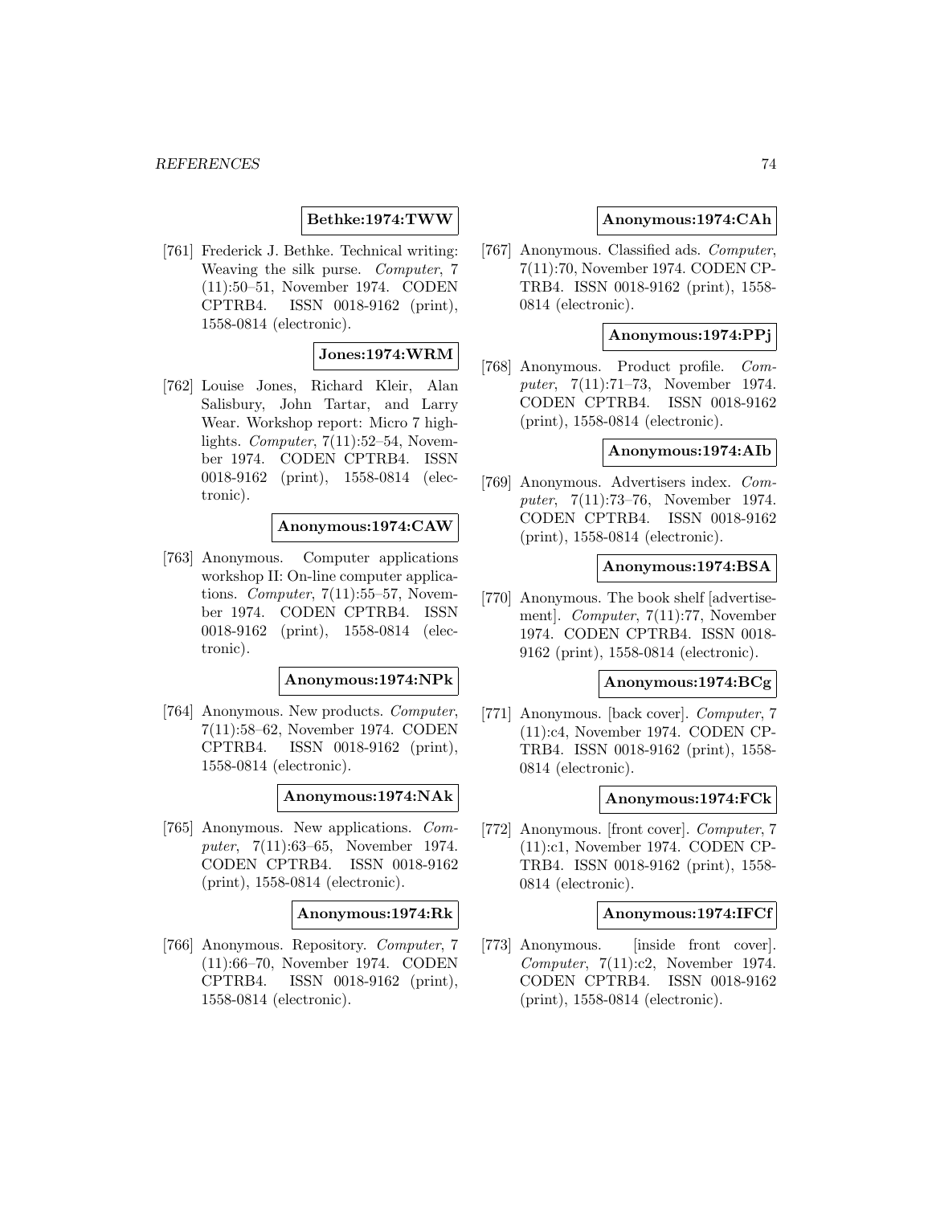**Bethke:1974:TWW**

[761] Frederick J. Bethke. Technical writing: Weaving the silk purse. *Computer*, 7 (11):50–51, November 1974. CODEN CPTRB4. ISSN 0018-9162 (print), 1558-0814 (electronic).

**Jones:1974:WRM**

[762] Louise Jones, Richard Kleir, Alan Salisbury, John Tartar, and Larry Wear. Workshop report: Micro 7 highlights. *Computer*, 7(11):52–54, November 1974. CODEN CPTRB4. ISSN 0018-9162 (print), 1558-0814 (electronic).

**Anonymous:1974:CAW**

[763] Anonymous. Computer applications workshop II: On-line computer applications. *Computer*, 7(11):55–57, November 1974. CODEN CPTRB4. ISSN 0018-9162 (print), 1558-0814 (electronic).

**Anonymous:1974:NPk**

[764] Anonymous. New products. *Computer*, 7(11):58–62, November 1974. CODEN CPTRB4. ISSN 0018-9162 (print), 1558-0814 (electronic).

**Anonymous:1974:NAk**

[765] Anonymous. New applications. *Computer*, 7(11):63–65, November 1974. CODEN CPTRB4. ISSN 0018-9162 (print), 1558-0814 (electronic).

**Anonymous:1974:Rk**

[766] Anonymous. Repository. *Computer*, 7 (11):66–70, November 1974. CODEN CPTRB4. ISSN 0018-9162 (print), 1558-0814 (electronic).

**Anonymous:1974:CAh**

[767] Anonymous. Classified ads. *Computer*, 7(11):70, November 1974. CODEN CPTRB4. ISSN 0018-9162 (print), 1558-0814 (electronic).

**Anonymous:1974:PPj**

[768] Anonymous. Product profile. *Computer*, 7(11):71–73, November 1974. CODEN CPTRB4. ISSN 0018-9162 (print), 1558-0814 (electronic).

**Anonymous:1974:AIb**

[769] Anonymous. Advertisers index. *Computer*, 7(11):73–76, November 1974. CODEN CPTRB4. ISSN 0018-9162 (print), 1558-0814 (electronic).

**Anonymous:1974:BSA**

[770] Anonymous. The book shelf [advertisement]. *Computer*, 7(11):77, November 1974. CODEN CPTRB4. ISSN 0018-9162 (print), 1558-0814 (electronic).

**Anonymous:1974:BCg**

[771] Anonymous. [back cover]. *Computer*, 7 (11):c4, November 1974. CODEN CPTRB4. ISSN 0018-9162 (print), 1558-0814 (electronic).

**Anonymous:1974:FCk**

[772] Anonymous. [front cover]. *Computer*, 7 (11):c1, November 1974. CODEN CPTRB4. ISSN 0018-9162 (print), 1558-0814 (electronic).

**Anonymous:1974:IFCf**

[773] Anonymous. [inside front cover]. *Computer*, 7(11):c2, November 1974. CODEN CPTRB4. ISSN 0018-9162 (print), 1558-0814 (electronic).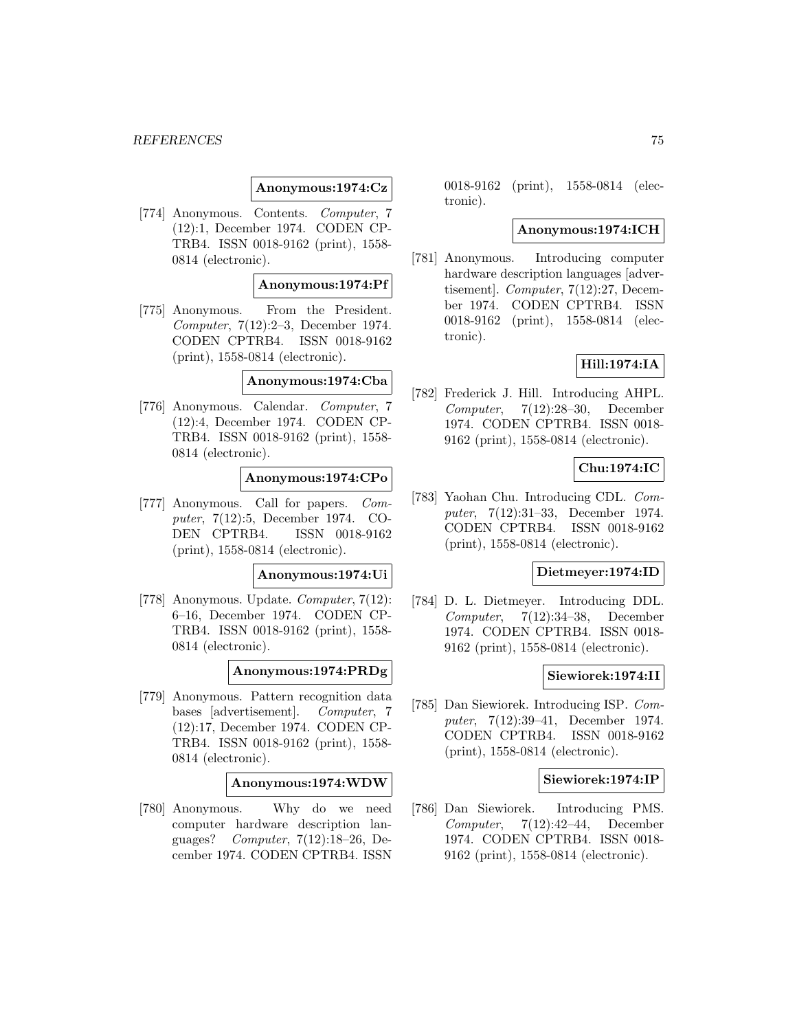**Anonymous:1974:Cz**

[774] Anonymous. Contents. *Computer*, 7 (12):1, December 1974. CODEN CPTRB4. ISSN 0018-9162 (print), 1558-0814 (electronic).

**Anonymous:1974:Pf**

[775] Anonymous. From the President. *Computer*, 7(12):2–3, December 1974. CODEN CPTRB4. ISSN 0018-9162 (print), 1558-0814 (electronic).

**Anonymous:1974:Cba**

[776] Anonymous. Calendar. *Computer*, 7 (12):4, December 1974. CODEN CPTRB4. ISSN 0018-9162 (print), 1558-0814 (electronic).

**Anonymous:1974:CPo**

[777] Anonymous. Call for papers. *Computer*, 7(12):5, December 1974. CODEN CPTRB4. ISSN 0018-9162 (print), 1558-0814 (electronic).

**Anonymous:1974:Ui**

[778] Anonymous. Update. *Computer*, 7(12): 6–16, December 1974. CODEN CPTRB4. ISSN 0018-9162 (print), 1558-0814 (electronic).

**Anonymous:1974:PRDg**

[779] Anonymous. Pattern recognition data bases [advertisement]. *Computer*, 7 (12):17, December 1974. CODEN CPTRB4. ISSN 0018-9162 (print), 1558-0814 (electronic).

**Anonymous:1974:WDW**

[780] Anonymous. Why do we need computer hardware description languages? *Computer*, 7(12):18–26, December 1974. CODEN CPTRB4. ISSN 0018-9162 (print), 1558-0814 (electronic).

**Anonymous:1974:ICH**

[781] Anonymous. Introducing computer hardware description languages [advertisement]. *Computer*, 7(12):27, December 1974. CODEN CPTRB4. ISSN 0018-9162 (print), 1558-0814 (electronic).

**Hill:1974:IA**

[782] Frederick J. Hill. Introducing AHPL. *Computer*, 7(12):28–30, December 1974. CODEN CPTRB4. ISSN 0018-9162 (print), 1558-0814 (electronic).

**Chu:1974:IC**

[783] Yaohan Chu. Introducing CDL. *Computer*, 7(12):31–33, December 1974. CODEN CPTRB4. ISSN 0018-9162 (print), 1558-0814 (electronic).

**Dietmeyer:1974:ID**

[784] D. L. Dietmeyer. Introducing DDL. *Computer*, 7(12):34–38, December 1974. CODEN CPTRB4. ISSN 0018-9162 (print), 1558-0814 (electronic).

**Siewiorek:1974:II**

[785] Dan Siewiorek. Introducing ISP. *Computer*, 7(12):39–41, December 1974. CODEN CPTRB4. ISSN 0018-9162 (print), 1558-0814 (electronic).

**Siewiorek:1974:IP**

[786] Dan Siewiorek. Introducing PMS. *Computer*, 7(12):42–44, December 1974. CODEN CPTRB4. ISSN 0018-9162 (print), 1558-0814 (electronic).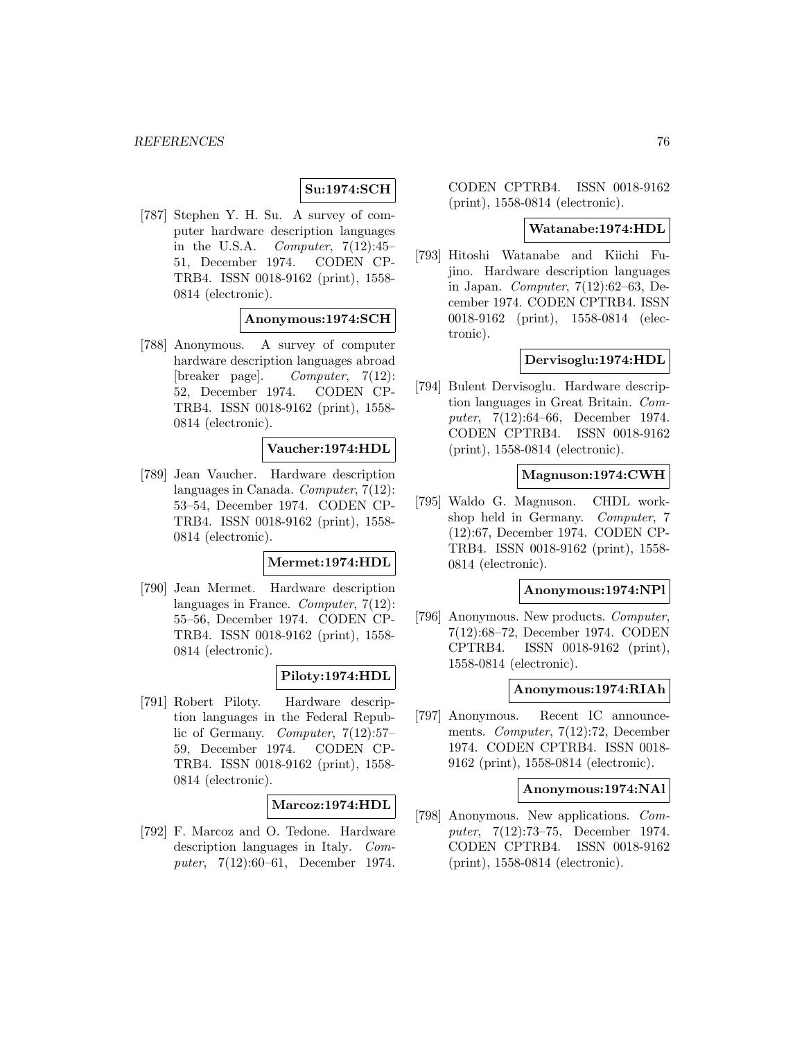**Su:1974:SCH**

[787] Stephen Y. H. Su. A survey of computer hardware description languages in the U.S.A. *Computer*, 7(12):45–51, December 1974. CODEN CPTRB4. ISSN 0018-9162 (print), 1558-0814 (electronic).

**Anonymous:1974:SCH**

[788] Anonymous. A survey of computer hardware description languages abroad [breaker page]. *Computer*, 7(12): 52, December 1974. CODEN CPTRB4. ISSN 0018-9162 (print), 1558-0814 (electronic).

**Vaucher:1974:HDL**

[789] Jean Vaucher. Hardware description languages in Canada. *Computer*, 7(12): 53–54, December 1974. CODEN CPTRB4. ISSN 0018-9162 (print), 1558-0814 (electronic).

**Mermet:1974:HDL**

[790] Jean Mermet. Hardware description languages in France. *Computer*, 7(12): 55–56, December 1974. CODEN CPTRB4. ISSN 0018-9162 (print), 1558-0814 (electronic).

**Piloty:1974:HDL**

[791] Robert Piloty. Hardware description languages in the Federal Republic of Germany. *Computer*, 7(12):57–59, December 1974. CODEN CPTRB4. ISSN 0018-9162 (print), 1558-0814 (electronic).

**Marcoz:1974:HDL**

[792] F. Marcoz and O. Tedone. Hardware description languages in Italy. *Computer*, 7(12):60–61, December 1974. CODEN CPTRB4. ISSN 0018-9162 (print), 1558-0814 (electronic).

**Watanabe:1974:HDL**

[793] Hitoshi Watanabe and Kiichi Fujino. Hardware description languages in Japan. *Computer*, 7(12):62–63, December 1974. CODEN CPTRB4. ISSN 0018-9162 (print), 1558-0814 (electronic).

**Dervisoglu:1974:HDL**

[794] Bulent Dervisoglu. Hardware description languages in Great Britain. *Computer*, 7(12):64–66, December 1974. CODEN CPTRB4. ISSN 0018-9162 (print), 1558-0814 (electronic).

**Magnuson:1974:CWH**

[795] Waldo G. Magnuson. CHDL workshop held in Germany. *Computer*, 7 (12):67, December 1974. CODEN CPTRB4. ISSN 0018-9162 (print), 1558-0814 (electronic).

**Anonymous:1974:NPl**

[796] Anonymous. New products. *Computer*, 7(12):68–72, December 1974. CODEN CPTRB4. ISSN 0018-9162 (print), 1558-0814 (electronic).

**Anonymous:1974:RIAh**

[797] Anonymous. Recent IC announcements. *Computer*, 7(12):72, December 1974. CODEN CPTRB4. ISSN 0018-9162 (print), 1558-0814 (electronic).

**Anonymous:1974:NAl**

[798] Anonymous. New applications. *Computer*, 7(12):73–75, December 1974. CODEN CPTRB4. ISSN 0018-9162 (print), 1558-0814 (electronic).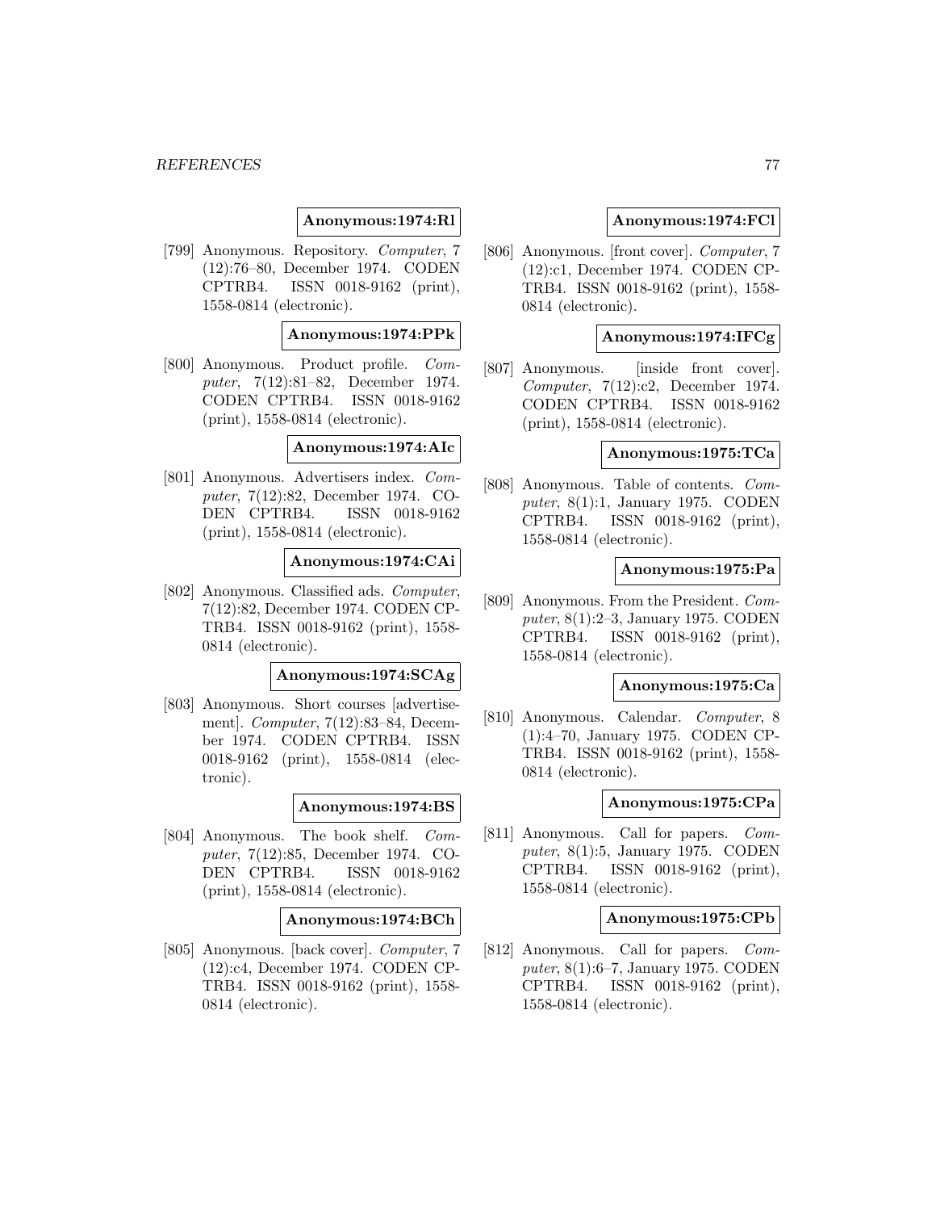**Anonymous:1974:Rl**

[799] Anonymous. Repository. *Computer*, 7 (12):76–80, December 1974. CODEN CPTRB4. ISSN 0018-9162 (print), 1558-0814 (electronic).

**Anonymous:1974:PPk**

[800] Anonymous. Product profile. *Computer*, 7(12):81–82, December 1974. CODEN CPTRB4. ISSN 0018-9162 (print), 1558-0814 (electronic).

**Anonymous:1974:AIc**

[801] Anonymous. Advertisers index. *Computer*, 7(12):82, December 1974. CODEN CPTRB4. ISSN 0018-9162 (print), 1558-0814 (electronic).

**Anonymous:1974:CAi**

[802] Anonymous. Classified ads. *Computer*, 7(12):82, December 1974. CODEN CPTRB4. ISSN 0018-9162 (print), 1558-0814 (electronic).

**Anonymous:1974:SCAg**

[803] Anonymous. Short courses [advertisement]. *Computer*, 7(12):83–84, December 1974. CODEN CPTRB4. ISSN 0018-9162 (print), 1558-0814 (electronic).

**Anonymous:1974:BS**

[804] Anonymous. The book shelf. *Computer*, 7(12):85, December 1974. CODEN CPTRB4. ISSN 0018-9162 (print), 1558-0814 (electronic).

**Anonymous:1974:BCh**

[805] Anonymous. [back cover]. *Computer*, 7 (12):c4, December 1974. CODEN CPTRB4. ISSN 0018-9162 (print), 1558-0814 (electronic).

**Anonymous:1974:FCl**

[806] Anonymous. [front cover]. *Computer*, 7 (12):c1, December 1974. CODEN CPTRB4. ISSN 0018-9162 (print), 1558-0814 (electronic).

**Anonymous:1974:IFCg**

[807] Anonymous. [inside front cover]. *Computer*, 7(12):c2, December 1974. CODEN CPTRB4. ISSN 0018-9162 (print), 1558-0814 (electronic).

**Anonymous:1975:TCa**

[808] Anonymous. Table of contents. *Computer*, 8(1):1, January 1975. CODEN CPTRB4. ISSN 0018-9162 (print), 1558-0814 (electronic).

**Anonymous:1975:Pa**

[809] Anonymous. From the President. *Computer*, 8(1):2–3, January 1975. CODEN CPTRB4. ISSN 0018-9162 (print), 1558-0814 (electronic).

**Anonymous:1975:Ca**

[810] Anonymous. Calendar. *Computer*, 8 (1):4–70, January 1975. CODEN CPTRB4. ISSN 0018-9162 (print), 1558-0814 (electronic).

**Anonymous:1975:CPa**

[811] Anonymous. Call for papers. *Computer*, 8(1):5, January 1975. CODEN CPTRB4. ISSN 0018-9162 (print), 1558-0814 (electronic).

**Anonymous:1975:CPb**

[812] Anonymous. Call for papers. *Computer*, 8(1):6–7, January 1975. CODEN CPTRB4. ISSN 0018-9162 (print), 1558-0814 (electronic).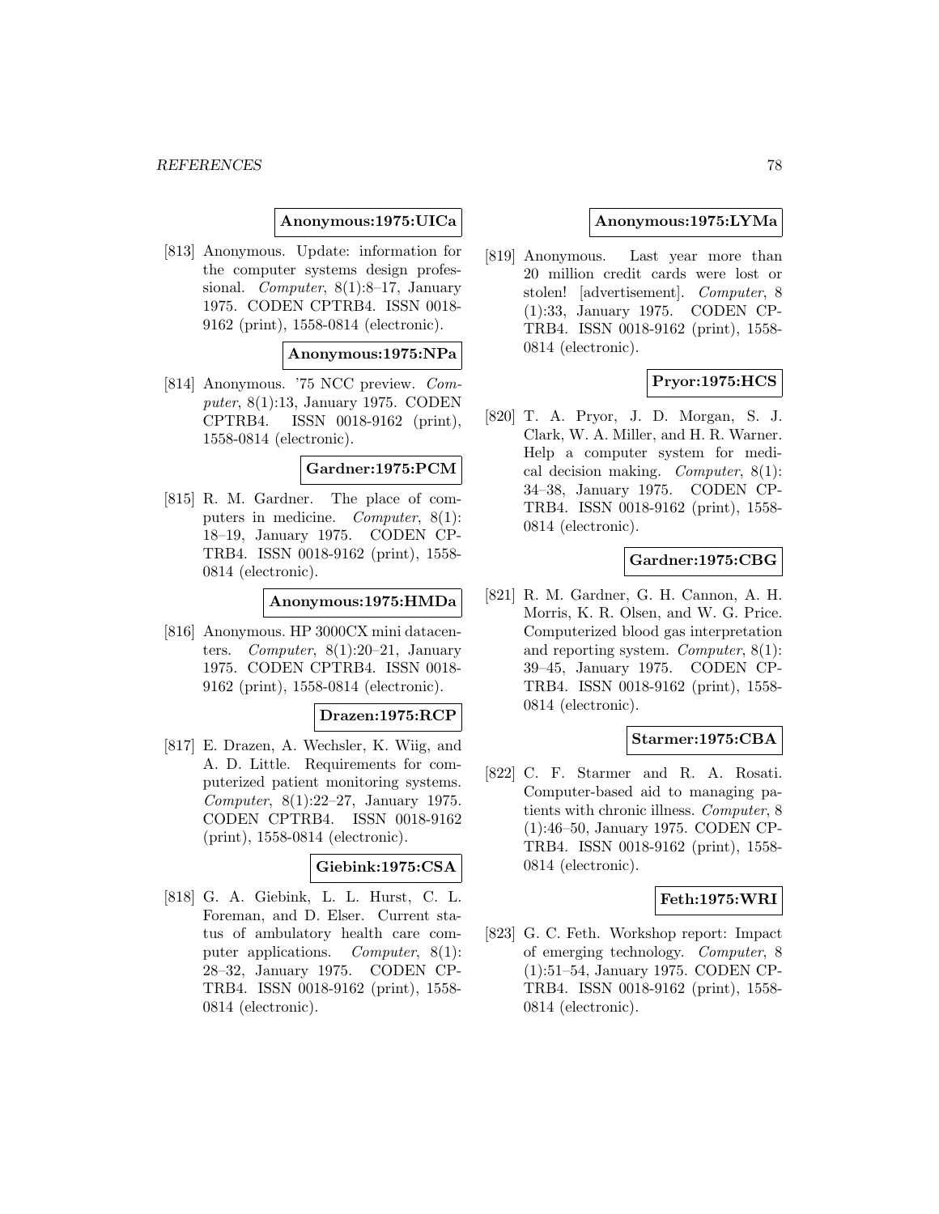**Anonymous:1975:UICa**

[813] Anonymous. Update: information for the computer systems design professional. *Computer*, 8(1):8–17, January 1975. CODEN CPTRB4. ISSN 0018-9162 (print), 1558-0814 (electronic).

**Anonymous:1975:NPa**

[814] Anonymous. '75 NCC preview. *Computer*, 8(1):13, January 1975. CODEN CPTRB4. ISSN 0018-9162 (print), 1558-0814 (electronic).

**Gardner:1975:PCM**

[815] R. M. Gardner. The place of computers in medicine. *Computer*, 8(1): 18–19, January 1975. CODEN CPTRB4. ISSN 0018-9162 (print), 1558-0814 (electronic).

**Anonymous:1975:HMDa**

[816] Anonymous. HP 3000CX mini datacenters. *Computer*, 8(1):20–21, January 1975. CODEN CPTRB4. ISSN 0018-9162 (print), 1558-0814 (electronic).

**Drazen:1975:RCP**

[817] E. Drazen, A. Wechsler, K. Wiig, and A. D. Little. Requirements for computerized patient monitoring systems. *Computer*, 8(1):22–27, January 1975. CODEN CPTRB4. ISSN 0018-9162 (print), 1558-0814 (electronic).

**Giebink:1975:CSA**

[818] G. A. Giebink, L. L. Hurst, C. L. Foreman, and D. Elser. Current status of ambulatory health care computer applications. *Computer*, 8(1): 28–32, January 1975. CODEN CPTRB4. ISSN 0018-9162 (print), 1558-0814 (electronic).

**Anonymous:1975:LYMa**

[819] Anonymous. Last year more than 20 million credit cards were lost or stolen! [advertisement]. *Computer*, 8 (1):33, January 1975. CODEN CPTRB4. ISSN 0018-9162 (print), 1558-0814 (electronic).

**Pryor:1975:HCS**

[820] T. A. Pryor, J. D. Morgan, S. J. Clark, W. A. Miller, and H. R. Warner. Help a computer system for medical decision making. *Computer*, 8(1): 34–38, January 1975. CODEN CPTRB4. ISSN 0018-9162 (print), 1558-0814 (electronic).

**Gardner:1975:CBG**

[821] R. M. Gardner, G. H. Cannon, A. H. Morris, K. R. Olsen, and W. G. Price. Computerized blood gas interpretation and reporting system. *Computer*, 8(1): 39–45, January 1975. CODEN CPTRB4. ISSN 0018-9162 (print), 1558-0814 (electronic).

**Starmer:1975:CBA**

[822] C. F. Starmer and R. A. Rosati. Computer-based aid to managing patients with chronic illness. *Computer*, 8 (1):46–50, January 1975. CODEN CPTRB4. ISSN 0018-9162 (print), 1558-0814 (electronic).

**Feth:1975:WRI**

[823] G. C. Feth. Workshop report: Impact of emerging technology. *Computer*, 8 (1):51–54, January 1975. CODEN CPTRB4. ISSN 0018-9162 (print), 1558-0814 (electronic).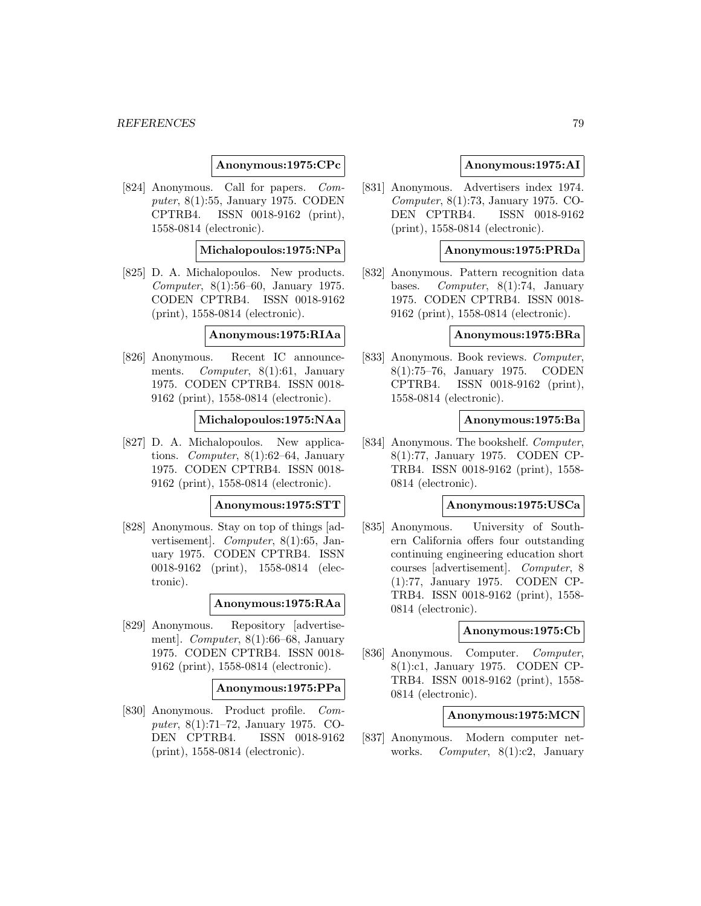**Anonymous:1975:CPc**

[824] Anonymous. Call for papers. *Computer*, 8(1):55, January 1975. CODEN CPTRB4. ISSN 0018-9162 (print), 1558-0814 (electronic).

**Michalopoulos:1975:NPa**

[825] D. A. Michalopoulos. New products. *Computer*, 8(1):56–60, January 1975. CODEN CPTRB4. ISSN 0018-9162 (print), 1558-0814 (electronic).

**Anonymous:1975:RIAa**

[826] Anonymous. Recent IC announcements. *Computer*, 8(1):61, January 1975. CODEN CPTRB4. ISSN 0018-9162 (print), 1558-0814 (electronic).

**Michalopoulos:1975:NAa**

[827] D. A. Michalopoulos. New applications. *Computer*, 8(1):62–64, January 1975. CODEN CPTRB4. ISSN 0018-9162 (print), 1558-0814 (electronic).

**Anonymous:1975:STT**

[828] Anonymous. Stay on top of things [advertisement]. *Computer*, 8(1):65, January 1975. CODEN CPTRB4. ISSN 0018-9162 (print), 1558-0814 (electronic).

**Anonymous:1975:RAa**

[829] Anonymous. Repository [advertisement]. *Computer*, 8(1):66–68, January 1975. CODEN CPTRB4. ISSN 0018-9162 (print), 1558-0814 (electronic).

**Anonymous:1975:PPa**

[830] Anonymous. Product profile. *Computer*, 8(1):71–72, January 1975. CODEN CPTRB4. ISSN 0018-9162 (print), 1558-0814 (electronic).

**Anonymous:1975:AI**

[831] Anonymous. Advertisers index 1974. *Computer*, 8(1):73, January 1975. CODEN CPTRB4. ISSN 0018-9162 (print), 1558-0814 (electronic).

**Anonymous:1975:PRDa**

[832] Anonymous. Pattern recognition data bases. *Computer*, 8(1):74, January 1975. CODEN CPTRB4. ISSN 0018-9162 (print), 1558-0814 (electronic).

**Anonymous:1975:BRa**

[833] Anonymous. Book reviews. *Computer*, 8(1):75–76, January 1975. CODEN CPTRB4. ISSN 0018-9162 (print), 1558-0814 (electronic).

**Anonymous:1975:Ba**

[834] Anonymous. The bookshelf. *Computer*, 8(1):77, January 1975. CODEN CPTRB4. ISSN 0018-9162 (print), 1558-0814 (electronic).

**Anonymous:1975:USCa**

[835] Anonymous. University of Southern California offers four outstanding continuing engineering education short courses [advertisement]. *Computer*, 8 (1):77, January 1975. CODEN CPTRB4. ISSN 0018-9162 (print), 1558-0814 (electronic).

**Anonymous:1975:Cb**

[836] Anonymous. Computer. *Computer*, 8(1):c1, January 1975. CODEN CPTRB4. ISSN 0018-9162 (print), 1558-0814 (electronic).

**Anonymous:1975:MCN**

[837] Anonymous. Modern computer networks. *Computer*, 8(1):c2, January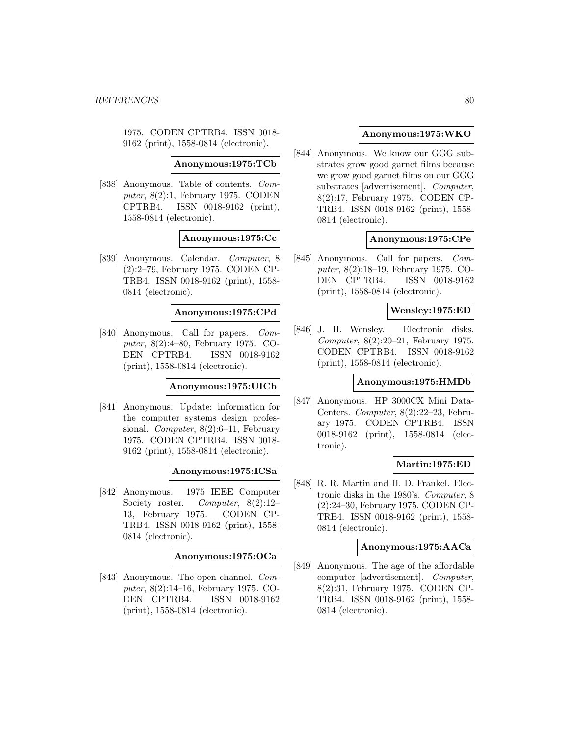1975. CODEN CPTRB4. ISSN 0018-9162 (print), 1558-0814 (electronic).

**Anonymous:1975:TCb**

[838] Anonymous. Table of contents. *Computer*, 8(2):1, February 1975. CODEN CPTRB4. ISSN 0018-9162 (print), 1558-0814 (electronic).

**Anonymous:1975:Cc**

[839] Anonymous. Calendar. *Computer*, 8 (2):2–79, February 1975. CODEN CPTRB4. ISSN 0018-9162 (print), 1558-0814 (electronic).

**Anonymous:1975:CPd**

[840] Anonymous. Call for papers. *Computer*, 8(2):4–80, February 1975. CODEN CPTRB4. ISSN 0018-9162 (print), 1558-0814 (electronic).

**Anonymous:1975:UICb**

[841] Anonymous. Update: information for the computer systems design professional. *Computer*, 8(2):6–11, February 1975. CODEN CPTRB4. ISSN 0018-9162 (print), 1558-0814 (electronic).

**Anonymous:1975:ICSa**

[842] Anonymous. 1975 IEEE Computer Society roster. *Computer*, 8(2):12–13, February 1975. CODEN CPTRB4. ISSN 0018-9162 (print), 1558-0814 (electronic).

**Anonymous:1975:OCa**

[843] Anonymous. The open channel. *Computer*, 8(2):14–16, February 1975. CODEN CPTRB4. ISSN 0018-9162 (print), 1558-0814 (electronic).

**Anonymous:1975:WKO**

[844] Anonymous. We know our GGG substrates grow good garnet films because we grow good garnet films on our GGG substrates [advertisement]. *Computer*, 8(2):17, February 1975. CODEN CPTRB4. ISSN 0018-9162 (print), 1558-0814 (electronic).

**Anonymous:1975:CPe**

[845] Anonymous. Call for papers. *Computer*, 8(2):18–19, February 1975. CODEN CPTRB4. ISSN 0018-9162 (print), 1558-0814 (electronic).

**Wensley:1975:ED**

[846] J. H. Wensley. Electronic disks. *Computer*, 8(2):20–21, February 1975. CODEN CPTRB4. ISSN 0018-9162 (print), 1558-0814 (electronic).

**Anonymous:1975:HMDb**

[847] Anonymous. HP 3000CX Mini Data-Centers. *Computer*, 8(2):22–23, February 1975. CODEN CPTRB4. ISSN 0018-9162 (print), 1558-0814 (electronic).

**Martin:1975:ED**

[848] R. R. Martin and H. D. Frankel. Electronic disks in the 1980's. *Computer*, 8 (2):24–30, February 1975. CODEN CPTRB4. ISSN 0018-9162 (print), 1558-0814 (electronic).

**Anonymous:1975:AACa**

[849] Anonymous. The age of the affordable computer [advertisement]. *Computer*, 8(2):31, February 1975. CODEN CPTRB4. ISSN 0018-9162 (print), 1558-0814 (electronic).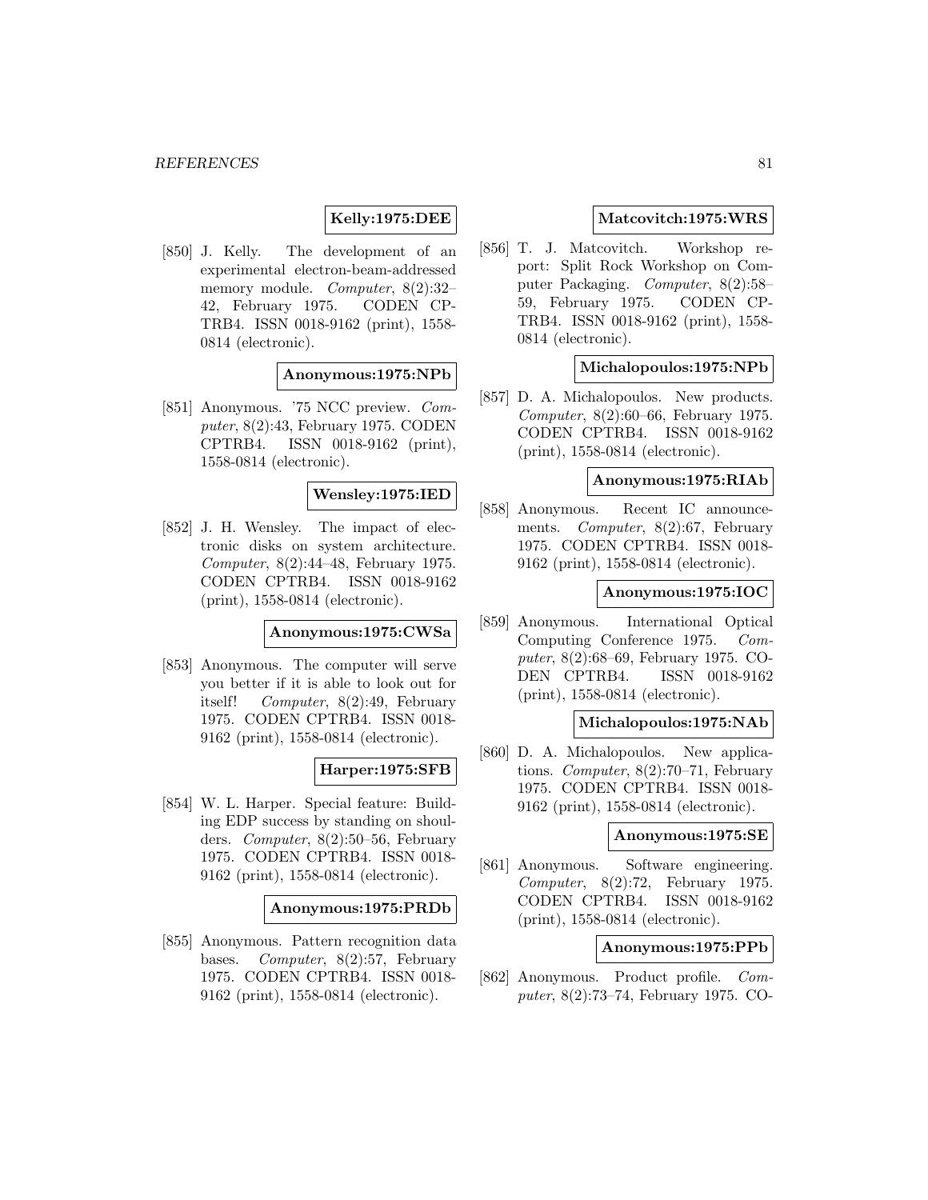**Kelly:1975:DEE**

[850] J. Kelly. The development of an experimental electron-beam-addressed memory module. *Computer*, 8(2):32–42, February 1975. CODEN CPTRB4. ISSN 0018-9162 (print), 1558-0814 (electronic).

**Anonymous:1975:NPb**

[851] Anonymous. '75 NCC preview. *Computer*, 8(2):43, February 1975. CODEN CPTRB4. ISSN 0018-9162 (print), 1558-0814 (electronic).

**Wensley:1975:IED**

[852] J. H. Wensley. The impact of electronic disks on system architecture. *Computer*, 8(2):44–48, February 1975. CODEN CPTRB4. ISSN 0018-9162 (print), 1558-0814 (electronic).

**Anonymous:1975:CWSa**

[853] Anonymous. The computer will serve you better if it is able to look out for itself! *Computer*, 8(2):49, February 1975. CODEN CPTRB4. ISSN 0018-9162 (print), 1558-0814 (electronic).

**Harper:1975:SFB**

[854] W. L. Harper. Special feature: Building EDP success by standing on shoulders. *Computer*, 8(2):50–56, February 1975. CODEN CPTRB4. ISSN 0018-9162 (print), 1558-0814 (electronic).

**Anonymous:1975:PRDb**

[855] Anonymous. Pattern recognition data bases. *Computer*, 8(2):57, February 1975. CODEN CPTRB4. ISSN 0018-9162 (print), 1558-0814 (electronic).

**Matcovitch:1975:WRS**

[856] T. J. Matcovitch. Workshop report: Split Rock Workshop on Computer Packaging. *Computer*, 8(2):58–59, February 1975. CODEN CPTRB4. ISSN 0018-9162 (print), 1558-0814 (electronic).

**Michalopoulos:1975:NPb**

[857] D. A. Michalopoulos. New products. *Computer*, 8(2):60–66, February 1975. CODEN CPTRB4. ISSN 0018-9162 (print), 1558-0814 (electronic).

**Anonymous:1975:RIAb**

[858] Anonymous. Recent IC announcements. *Computer*, 8(2):67, February 1975. CODEN CPTRB4. ISSN 0018-9162 (print), 1558-0814 (electronic).

**Anonymous:1975:IOC**

[859] Anonymous. International Optical Computing Conference 1975. *Computer*, 8(2):68–69, February 1975. CODEN CPTRB4. ISSN 0018-9162 (print), 1558-0814 (electronic).

**Michalopoulos:1975:NAb**

[860] D. A. Michalopoulos. New applications. *Computer*, 8(2):70–71, February 1975. CODEN CPTRB4. ISSN 0018-9162 (print), 1558-0814 (electronic).

**Anonymous:1975:SE**

[861] Anonymous. Software engineering. *Computer*, 8(2):72, February 1975. CODEN CPTRB4. ISSN 0018-9162 (print), 1558-0814 (electronic).

**Anonymous:1975:PPb**

[862] Anonymous. Product profile. *Computer*, 8(2):73–74, February 1975. CO-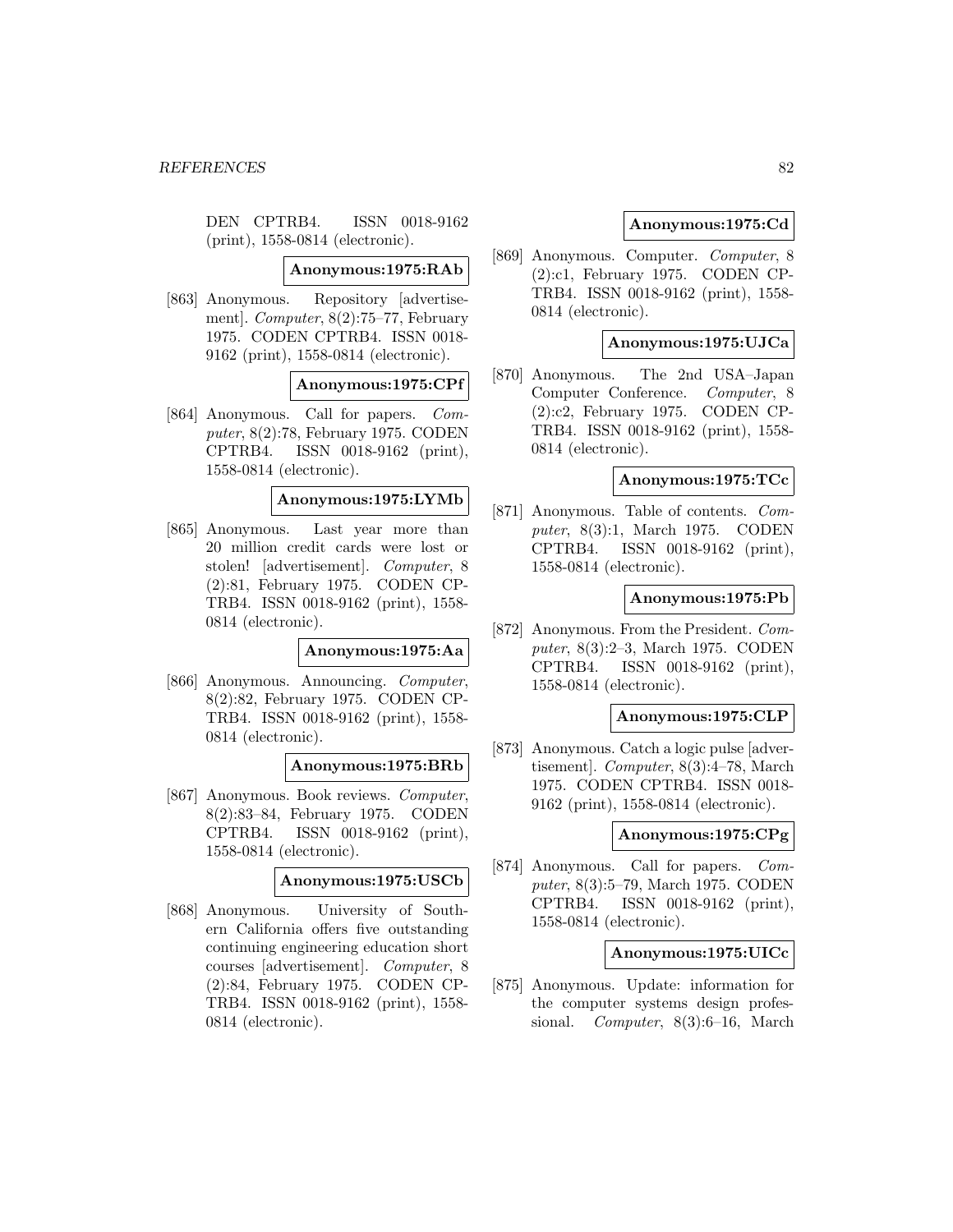DEN CPTRB4. ISSN 0018-9162 (print), 1558-0814 (electronic).

**Anonymous:1975:RAb**

[863] Anonymous. Repository [advertisement]. *Computer*, 8(2):75–77, February 1975. CODEN CPTRB4. ISSN 0018-9162 (print), 1558-0814 (electronic).

**Anonymous:1975:CPf**

[864] Anonymous. Call for papers. *Computer*, 8(2):78, February 1975. CODEN CPTRB4. ISSN 0018-9162 (print), 1558-0814 (electronic).

**Anonymous:1975:LYMb**

[865] Anonymous. Last year more than 20 million credit cards were lost or stolen! [advertisement]. *Computer*, 8 (2):81, February 1975. CODEN CPTRB4. ISSN 0018-9162 (print), 1558-0814 (electronic).

**Anonymous:1975:Aa**

[866] Anonymous. Announcing. *Computer*, 8(2):82, February 1975. CODEN CPTRB4. ISSN 0018-9162 (print), 1558-0814 (electronic).

**Anonymous:1975:BRb**

[867] Anonymous. Book reviews. *Computer*, 8(2):83–84, February 1975. CODEN CPTRB4. ISSN 0018-9162 (print), 1558-0814 (electronic).

**Anonymous:1975:USCb**

[868] Anonymous. University of Southern California offers five outstanding continuing engineering education short courses [advertisement]. *Computer*, 8 (2):84, February 1975. CODEN CPTRB4. ISSN 0018-9162 (print), 1558-0814 (electronic).

**Anonymous:1975:Cd**

[869] Anonymous. Computer. *Computer*, 8 (2):c1, February 1975. CODEN CPTRB4. ISSN 0018-9162 (print), 1558-0814 (electronic).

**Anonymous:1975:UJCa**

[870] Anonymous. The 2nd USA–Japan Computer Conference. *Computer*, 8 (2):c2, February 1975. CODEN CPTRB4. ISSN 0018-9162 (print), 1558-0814 (electronic).

**Anonymous:1975:TCc**

[871] Anonymous. Table of contents. *Computer*, 8(3):1, March 1975. CODEN CPTRB4. ISSN 0018-9162 (print), 1558-0814 (electronic).

**Anonymous:1975:Pb**

[872] Anonymous. From the President. *Computer*, 8(3):2–3, March 1975. CODEN CPTRB4. ISSN 0018-9162 (print), 1558-0814 (electronic).

**Anonymous:1975:CLP**

[873] Anonymous. Catch a logic pulse [advertisement]. *Computer*, 8(3):4–78, March 1975. CODEN CPTRB4. ISSN 0018-9162 (print), 1558-0814 (electronic).

**Anonymous:1975:CPg**

[874] Anonymous. Call for papers. *Computer*, 8(3):5–79, March 1975. CODEN CPTRB4. ISSN 0018-9162 (print), 1558-0814 (electronic).

**Anonymous:1975:UICc**

[875] Anonymous. Update: information for the computer systems design professional. *Computer*, 8(3):6–16, March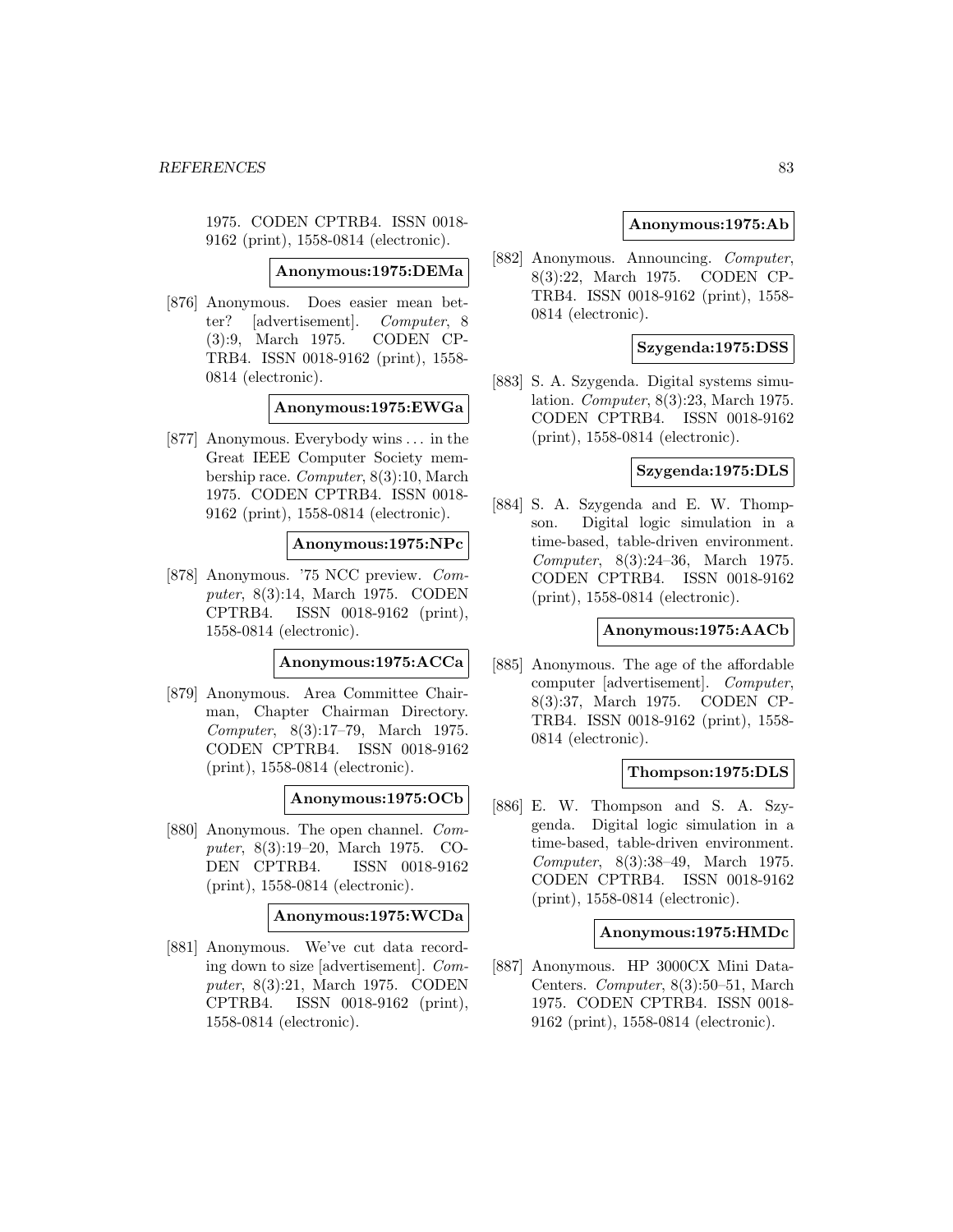1975. CODEN CPTRB4. ISSN 0018-9162 (print), 1558-0814 (electronic).

**Anonymous:1975:DEMa**

[876] Anonymous. Does easier mean better? [advertisement]. *Computer*, 8 (3):9, March 1975. CODEN CPTRB4. ISSN 0018-9162 (print), 1558-0814 (electronic).

**Anonymous:1975:EWGa**

[877] Anonymous. Everybody wins ... in the Great IEEE Computer Society membership race. *Computer*, 8(3):10, March 1975. CODEN CPTRB4. ISSN 0018-9162 (print), 1558-0814 (electronic).

**Anonymous:1975:NPc**

[878] Anonymous. '75 NCC preview. *Computer*, 8(3):14, March 1975. CODEN CPTRB4. ISSN 0018-9162 (print), 1558-0814 (electronic).

**Anonymous:1975:ACCa**

[879] Anonymous. Area Committee Chairman, Chapter Chairman Directory. *Computer*, 8(3):17–79, March 1975. CODEN CPTRB4. ISSN 0018-9162 (print), 1558-0814 (electronic).

**Anonymous:1975:OCb**

[880] Anonymous. The open channel. *Computer*, 8(3):19–20, March 1975. CODEN CPTRB4. ISSN 0018-9162 (print), 1558-0814 (electronic).

**Anonymous:1975:WCDa**

[881] Anonymous. We've cut data recording down to size [advertisement]. *Computer*, 8(3):21, March 1975. CODEN CPTRB4. ISSN 0018-9162 (print), 1558-0814 (electronic).

**Anonymous:1975:Ab**

[882] Anonymous. Announcing. *Computer*, 8(3):22, March 1975. CODEN CPTRB4. ISSN 0018-9162 (print), 1558-0814 (electronic).

**Szygenda:1975:DSS**

[883] S. A. Szygenda. Digital systems simulation. *Computer*, 8(3):23, March 1975. CODEN CPTRB4. ISSN 0018-9162 (print), 1558-0814 (electronic).

**Szygenda:1975:DLS**

[884] S. A. Szygenda and E. W. Thompson. Digital logic simulation in a time-based, table-driven environment. *Computer*, 8(3):24–36, March 1975. CODEN CPTRB4. ISSN 0018-9162 (print), 1558-0814 (electronic).

**Anonymous:1975:AACb**

[885] Anonymous. The age of the affordable computer [advertisement]. *Computer*, 8(3):37, March 1975. CODEN CPTRB4. ISSN 0018-9162 (print), 1558-0814 (electronic).

**Thompson:1975:DLS**

[886] E. W. Thompson and S. A. Szygenda. Digital logic simulation in a time-based, table-driven environment. *Computer*, 8(3):38–49, March 1975. CODEN CPTRB4. ISSN 0018-9162 (print), 1558-0814 (electronic).

**Anonymous:1975:HMDc**

[887] Anonymous. HP 3000CX Mini DataCenters. *Computer*, 8(3):50–51, March 1975. CODEN CPTRB4. ISSN 0018-9162 (print), 1558-0814 (electronic).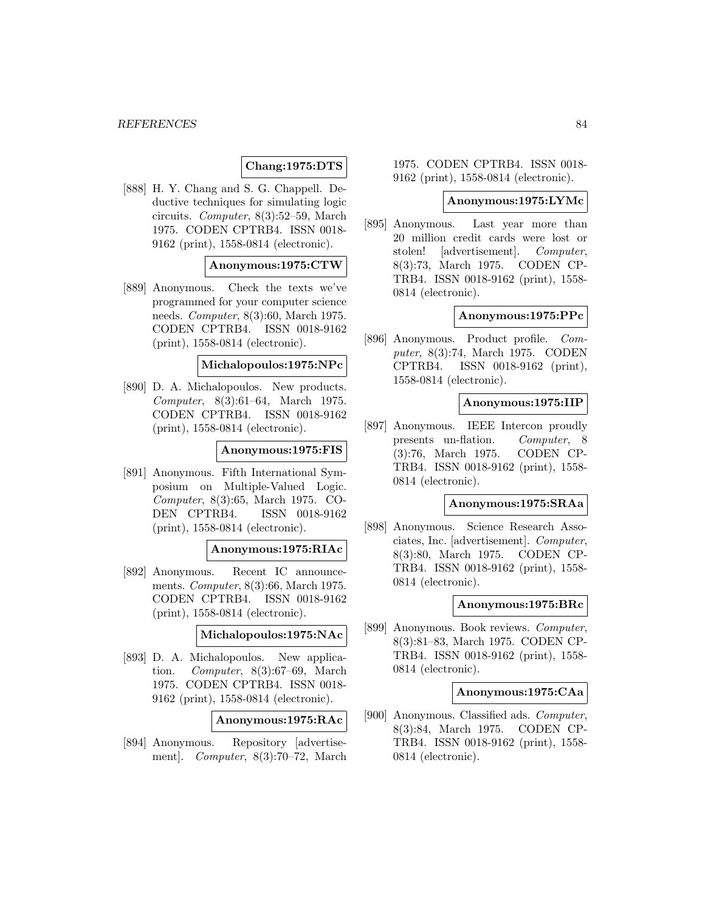**Chang:1975:DTS**

[888] H. Y. Chang and S. G. Chappell. Deductive techniques for simulating logic circuits. *Computer*, 8(3):52–59, March 1975. CODEN CPTRB4. ISSN 0018-9162 (print), 1558-0814 (electronic).

**Anonymous:1975:CTW**

[889] Anonymous. Check the texts we've programmed for your computer science needs. *Computer*, 8(3):60, March 1975. CODEN CPTRB4. ISSN 0018-9162 (print), 1558-0814 (electronic).

**Michalopoulos:1975:NPc**

[890] D. A. Michalopoulos. New products. *Computer*, 8(3):61–64, March 1975. CODEN CPTRB4. ISSN 0018-9162 (print), 1558-0814 (electronic).

**Anonymous:1975:FIS**

[891] Anonymous. Fifth International Symposium on Multiple-Valued Logic. *Computer*, 8(3):65, March 1975. CODEN CPTRB4. ISSN 0018-9162 (print), 1558-0814 (electronic).

**Anonymous:1975:RIAc**

[892] Anonymous. Recent IC announcements. *Computer*, 8(3):66, March 1975. CODEN CPTRB4. ISSN 0018-9162 (print), 1558-0814 (electronic).

**Michalopoulos:1975:NAc**

[893] D. A. Michalopoulos. New application. *Computer*, 8(3):67–69, March 1975. CODEN CPTRB4. ISSN 0018-9162 (print), 1558-0814 (electronic).

**Anonymous:1975:RAc**

[894] Anonymous. Repository [advertisement]. *Computer*, 8(3):70–72, March 1975. CODEN CPTRB4. ISSN 0018-9162 (print), 1558-0814 (electronic).

**Anonymous:1975:LYMc**

[895] Anonymous. Last year more than 20 million credit cards were lost or stolen! [advertisement]. *Computer*, 8(3):73, March 1975. CODEN CPTRB4. ISSN 0018-9162 (print), 1558-0814 (electronic).

**Anonymous:1975:PPc**

[896] Anonymous. Product profile. *Computer*, 8(3):74, March 1975. CODEN CPTRB4. ISSN 0018-9162 (print), 1558-0814 (electronic).

**Anonymous:1975:IIP**

[897] Anonymous. IEEE Intercon proudly presents un-flation. *Computer*, 8 (3):76, March 1975. CODEN CPTRB4. ISSN 0018-9162 (print), 1558-0814 (electronic).

**Anonymous:1975:SRAa**

[898] Anonymous. Science Research Associates, Inc. [advertisement]. *Computer*, 8(3):80, March 1975. CODEN CPTRB4. ISSN 0018-9162 (print), 1558-0814 (electronic).

**Anonymous:1975:BRc**

[899] Anonymous. Book reviews. *Computer*, 8(3):81–83, March 1975. CODEN CPTRB4. ISSN 0018-9162 (print), 1558-0814 (electronic).

**Anonymous:1975:CAa**

[900] Anonymous. Classified ads. *Computer*, 8(3):84, March 1975. CODEN CPTRB4. ISSN 0018-9162 (print), 1558-0814 (electronic).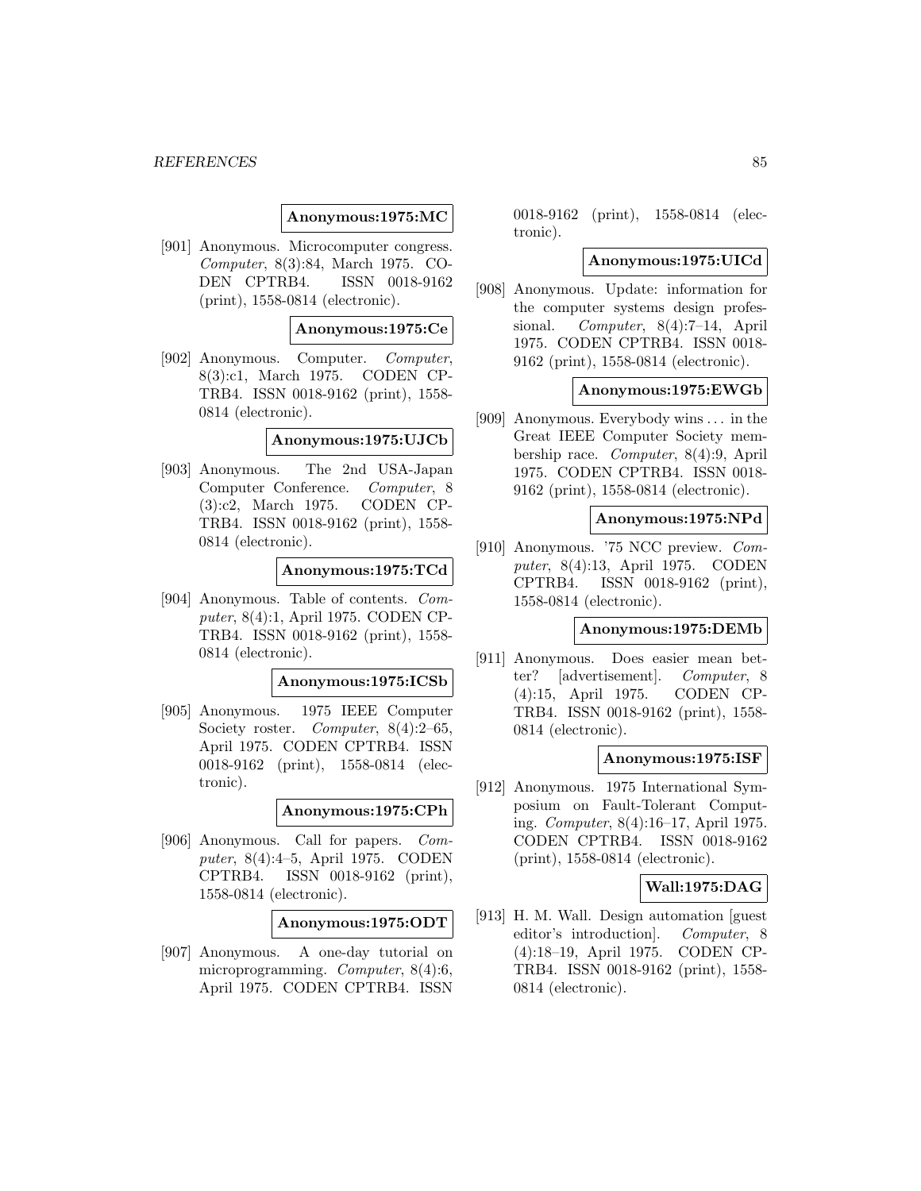**Anonymous:1975:MC**

[901] Anonymous. Microcomputer congress. *Computer*, 8(3):84, March 1975. CODEN CPTRB4. ISSN 0018-9162 (print), 1558-0814 (electronic).

**Anonymous:1975:Ce**

[902] Anonymous. Computer. *Computer*, 8(3):c1, March 1975. CODEN CPTRB4. ISSN 0018-9162 (print), 1558-0814 (electronic).

**Anonymous:1975:UJCb**

[903] Anonymous. The 2nd USA-Japan Computer Conference. *Computer*, 8 (3):c2, March 1975. CODEN CPTRB4. ISSN 0018-9162 (print), 1558-0814 (electronic).

**Anonymous:1975:TCd**

[904] Anonymous. Table of contents. *Computer*, 8(4):1, April 1975. CODEN CPTRB4. ISSN 0018-9162 (print), 1558-0814 (electronic).

**Anonymous:1975:ICSb**

[905] Anonymous. 1975 IEEE Computer Society roster. *Computer*, 8(4):2–65, April 1975. CODEN CPTRB4. ISSN 0018-9162 (print), 1558-0814 (electronic).

**Anonymous:1975:CPh**

[906] Anonymous. Call for papers. *Computer*, 8(4):4–5, April 1975. CODEN CPTRB4. ISSN 0018-9162 (print), 1558-0814 (electronic).

**Anonymous:1975:ODT**

[907] Anonymous. A one-day tutorial on microprogramming. *Computer*, 8(4):6, April 1975. CODEN CPTRB4. ISSN 0018-9162 (print), 1558-0814 (electronic).

**Anonymous:1975:UICd**

[908] Anonymous. Update: information for the computer systems design professional. *Computer*, 8(4):7–14, April 1975. CODEN CPTRB4. ISSN 0018-9162 (print), 1558-0814 (electronic).

**Anonymous:1975:EWGb**

[909] Anonymous. Everybody wins ... in the Great IEEE Computer Society membership race. *Computer*, 8(4):9, April 1975. CODEN CPTRB4. ISSN 0018-9162 (print), 1558-0814 (electronic).

**Anonymous:1975:NPd**

[910] Anonymous. '75 NCC preview. *Computer*, 8(4):13, April 1975. CODEN CPTRB4. ISSN 0018-9162 (print), 1558-0814 (electronic).

**Anonymous:1975:DEMb**

[911] Anonymous. Does easier mean better? [advertisement]. *Computer*, 8 (4):15, April 1975. CODEN CPTRB4. ISSN 0018-9162 (print), 1558-0814 (electronic).

**Anonymous:1975:ISF**

[912] Anonymous. 1975 International Symposium on Fault-Tolerant Computing. *Computer*, 8(4):16–17, April 1975. CODEN CPTRB4. ISSN 0018-9162 (print), 1558-0814 (electronic).

**Wall:1975:DAG**

[913] H. M. Wall. Design automation [guest editor's introduction]. *Computer*, 8 (4):18–19, April 1975. CODEN CPTRB4. ISSN 0018-9162 (print), 1558-0814 (electronic).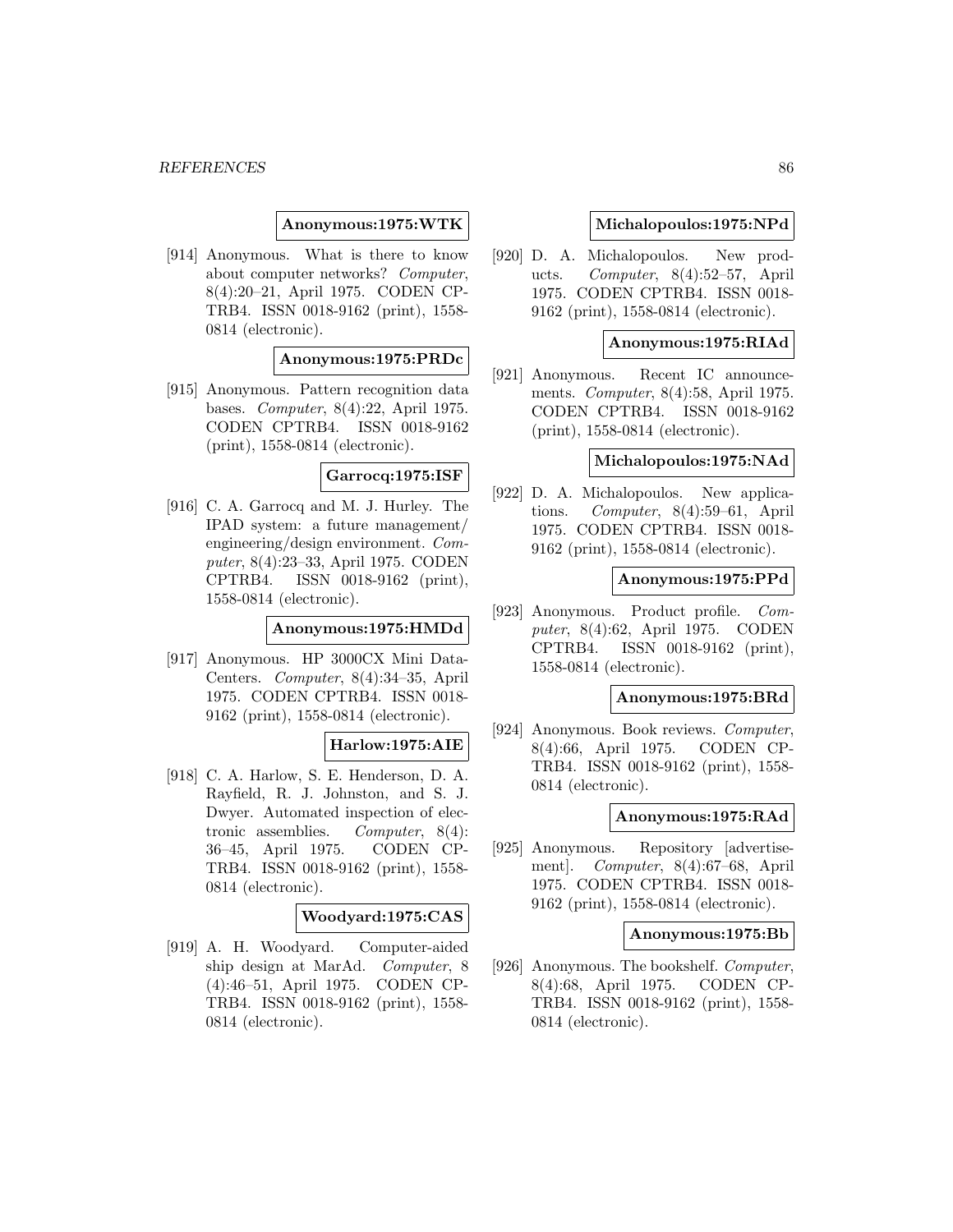**Anonymous:1975:WTK**

[914] Anonymous. What is there to know about computer networks? *Computer*, 8(4):20–21, April 1975. CODEN CPTRB4. ISSN 0018-9162 (print), 1558-0814 (electronic).

**Anonymous:1975:PRDc**

[915] Anonymous. Pattern recognition data bases. *Computer*, 8(4):22, April 1975. CODEN CPTRB4. ISSN 0018-9162 (print), 1558-0814 (electronic).

**Garrocq:1975:ISF**

[916] C. A. Garrocq and M. J. Hurley. The IPAD system: a future management/ engineering/design environment. *Computer*, 8(4):23–33, April 1975. CODEN CPTRB4. ISSN 0018-9162 (print), 1558-0814 (electronic).

**Anonymous:1975:HMDd**

[917] Anonymous. HP 3000CX Mini Data-Centers. *Computer*, 8(4):34–35, April 1975. CODEN CPTRB4. ISSN 0018-9162 (print), 1558-0814 (electronic).

**Harlow:1975:AIE**

[918] C. A. Harlow, S. E. Henderson, D. A. Rayfield, R. J. Johnston, and S. J. Dwyer. Automated inspection of electronic assemblies. *Computer*, 8(4): 36–45, April 1975. CODEN CPTRB4. ISSN 0018-9162 (print), 1558-0814 (electronic).

**Woodyard:1975:CAS**

[919] A. H. Woodyard. Computer-aided ship design at MarAd. *Computer*, 8 (4):46–51, April 1975. CODEN CPTRB4. ISSN 0018-9162 (print), 1558-0814 (electronic).

**Michalopoulos:1975:NPd**

[920] D. A. Michalopoulos. New products. *Computer*, 8(4):52–57, April 1975. CODEN CPTRB4. ISSN 0018-9162 (print), 1558-0814 (electronic).

**Anonymous:1975:RIAd**

[921] Anonymous. Recent IC announcements. *Computer*, 8(4):58, April 1975. CODEN CPTRB4. ISSN 0018-9162 (print), 1558-0814 (electronic).

**Michalopoulos:1975:NAd**

[922] D. A. Michalopoulos. New applications. *Computer*, 8(4):59–61, April 1975. CODEN CPTRB4. ISSN 0018-9162 (print), 1558-0814 (electronic).

**Anonymous:1975:PPd**

[923] Anonymous. Product profile. *Computer*, 8(4):62, April 1975. CODEN CPTRB4. ISSN 0018-9162 (print), 1558-0814 (electronic).

**Anonymous:1975:BRd**

[924] Anonymous. Book reviews. *Computer*, 8(4):66, April 1975. CODEN CPTRB4. ISSN 0018-9162 (print), 1558-0814 (electronic).

**Anonymous:1975:RAd**

[925] Anonymous. Repository [advertisement]. *Computer*, 8(4):67–68, April 1975. CODEN CPTRB4. ISSN 0018-9162 (print), 1558-0814 (electronic).

**Anonymous:1975:Bb**

[926] Anonymous. The bookshelf. *Computer*, 8(4):68, April 1975. CODEN CPTRB4. ISSN 0018-9162 (print), 1558-0814 (electronic).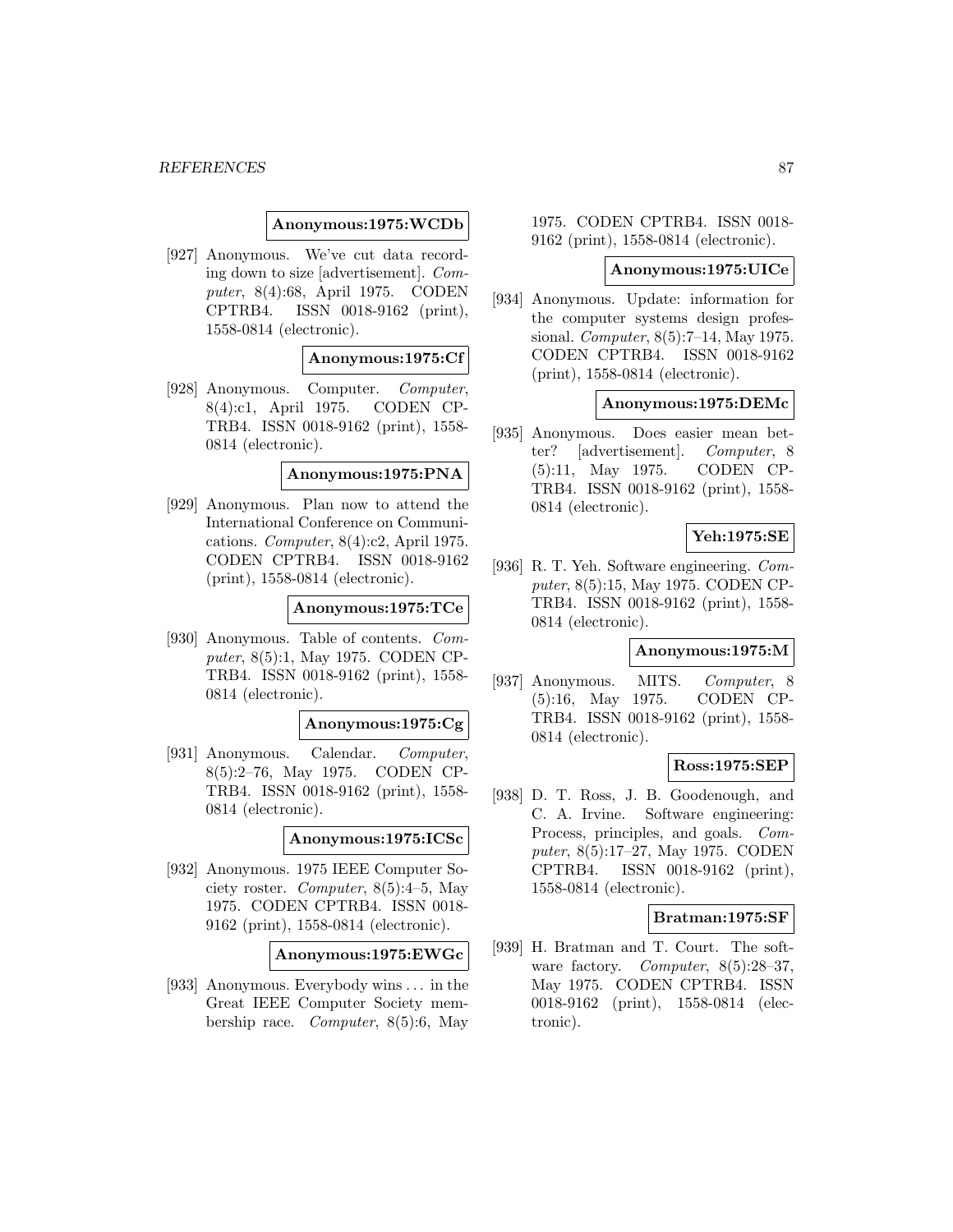**Anonymous:1975:WCDb**

[927] Anonymous. We've cut data recording down to size [advertisement]. *Computer*, 8(4):68, April 1975. CODEN CPTRB4. ISSN 0018-9162 (print), 1558-0814 (electronic).

**Anonymous:1975:Cf**

[928] Anonymous. Computer. *Computer*, 8(4):c1, April 1975. CODEN CPTRB4. ISSN 0018-9162 (print), 1558-0814 (electronic).

**Anonymous:1975:PNA**

[929] Anonymous. Plan now to attend the International Conference on Communications. *Computer*, 8(4):c2, April 1975. CODEN CPTRB4. ISSN 0018-9162 (print), 1558-0814 (electronic).

**Anonymous:1975:TCe**

[930] Anonymous. Table of contents. *Computer*, 8(5):1, May 1975. CODEN CPTRB4. ISSN 0018-9162 (print), 1558-0814 (electronic).

**Anonymous:1975:Cg**

[931] Anonymous. Calendar. *Computer*, 8(5):2–76, May 1975. CODEN CPTRB4. ISSN 0018-9162 (print), 1558-0814 (electronic).

**Anonymous:1975:ICSc**

[932] Anonymous. 1975 IEEE Computer Society roster. *Computer*, 8(5):4–5, May 1975. CODEN CPTRB4. ISSN 0018-9162 (print), 1558-0814 (electronic).

**Anonymous:1975:EWGc**

[933] Anonymous. Everybody wins ... in the Great IEEE Computer Society membership race. *Computer*, 8(5):6, May 1975. CODEN CPTRB4. ISSN 0018-9162 (print), 1558-0814 (electronic).

**Anonymous:1975:UICe**

[934] Anonymous. Update: information for the computer systems design professional. *Computer*, 8(5):7–14, May 1975. CODEN CPTRB4. ISSN 0018-9162 (print), 1558-0814 (electronic).

**Anonymous:1975:DEMc**

[935] Anonymous. Does easier mean better? [advertisement]. *Computer*, 8(5):11, May 1975. CODEN CPTRB4. ISSN 0018-9162 (print), 1558-0814 (electronic).

**Yeh:1975:SE**

[936] R. T. Yeh. Software engineering. *Computer*, 8(5):15, May 1975. CODEN CPTRB4. ISSN 0018-9162 (print), 1558-0814 (electronic).

**Anonymous:1975:M**

[937] Anonymous. MITS. *Computer*, 8(5):16, May 1975. CODEN CPTRB4. ISSN 0018-9162 (print), 1558-0814 (electronic).

**Ross:1975:SEP**

[938] D. T. Ross, J. B. Goodenough, and C. A. Irvine. Software engineering: Process, principles, and goals. *Computer*, 8(5):17–27, May 1975. CODEN CPTRB4. ISSN 0018-9162 (print), 1558-0814 (electronic).

**Bratman:1975:SF**

[939] H. Bratman and T. Court. The software factory. *Computer*, 8(5):28–37, May 1975. CODEN CPTRB4. ISSN 0018-9162 (print), 1558-0814 (electronic).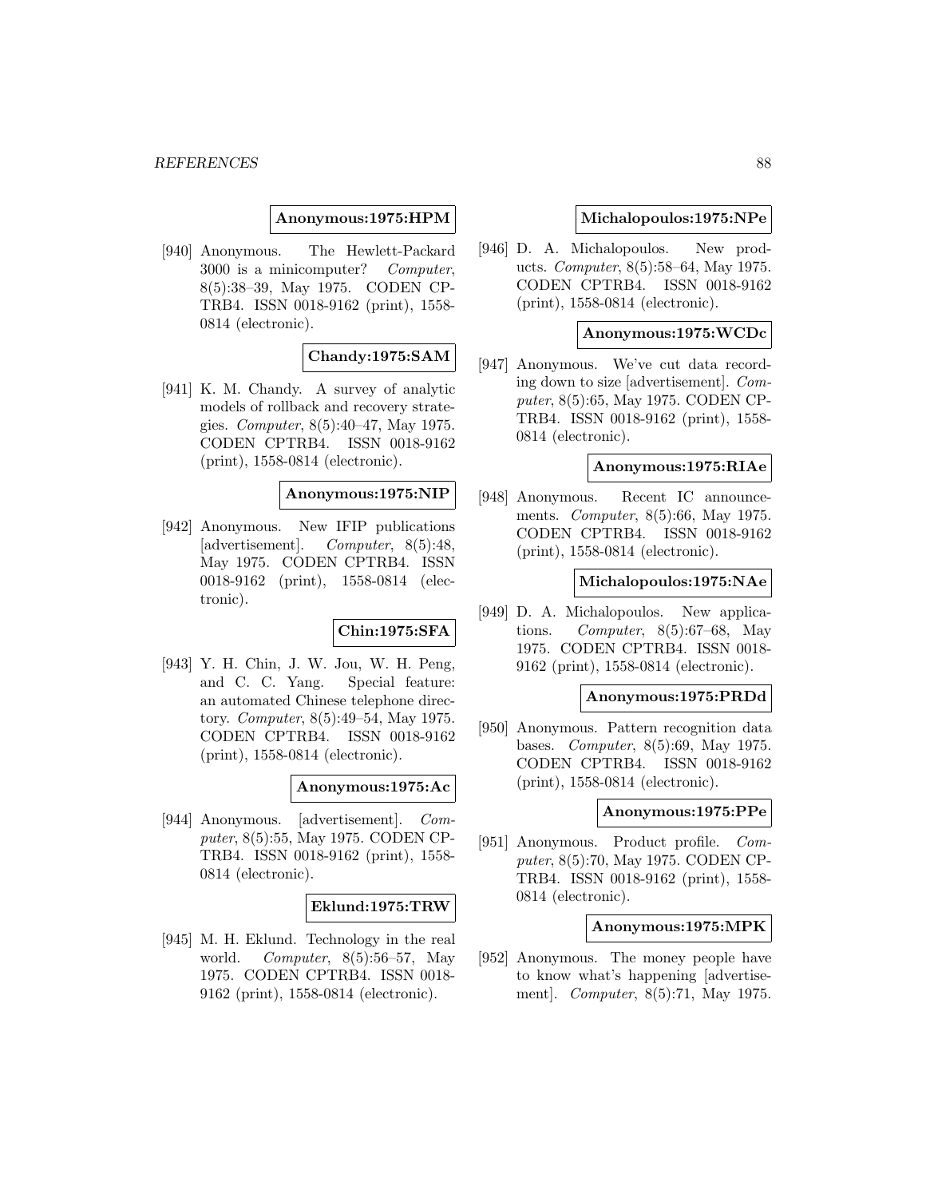**Anonymous:1975:HPM**

[940] Anonymous. The Hewlett-Packard 3000 is a minicomputer? *Computer*, 8(5):38–39, May 1975. CODEN CPTRB4. ISSN 0018-9162 (print), 1558-0814 (electronic).

**Chandy:1975:SAM**

[941] K. M. Chandy. A survey of analytic models of rollback and recovery strategies. *Computer*, 8(5):40–47, May 1975. CODEN CPTRB4. ISSN 0018-9162 (print), 1558-0814 (electronic).

**Anonymous:1975:NIP**

[942] Anonymous. New IFIP publications [advertisement]. *Computer*, 8(5):48, May 1975. CODEN CPTRB4. ISSN 0018-9162 (print), 1558-0814 (electronic).

**Chin:1975:SFA**

[943] Y. H. Chin, J. W. Jou, W. H. Peng, and C. C. Yang. Special feature: an automated Chinese telephone directory. *Computer*, 8(5):49–54, May 1975. CODEN CPTRB4. ISSN 0018-9162 (print), 1558-0814 (electronic).

**Anonymous:1975:Ac**

[944] Anonymous. [advertisement]. *Computer*, 8(5):55, May 1975. CODEN CPTRB4. ISSN 0018-9162 (print), 1558-0814 (electronic).

**Eklund:1975:TRW**

[945] M. H. Eklund. Technology in the real world. *Computer*, 8(5):56–57, May 1975. CODEN CPTRB4. ISSN 0018-9162 (print), 1558-0814 (electronic).

**Michalopoulos:1975:NPe**

[946] D. A. Michalopoulos. New products. *Computer*, 8(5):58–64, May 1975. CODEN CPTRB4. ISSN 0018-9162 (print), 1558-0814 (electronic).

**Anonymous:1975:WCDc**

[947] Anonymous. We've cut data recording down to size [advertisement]. *Computer*, 8(5):65, May 1975. CODEN CPTRB4. ISSN 0018-9162 (print), 1558-0814 (electronic).

**Anonymous:1975:RIAe**

[948] Anonymous. Recent IC announcements. *Computer*, 8(5):66, May 1975. CODEN CPTRB4. ISSN 0018-9162 (print), 1558-0814 (electronic).

**Michalopoulos:1975:NAe**

[949] D. A. Michalopoulos. New applications. *Computer*, 8(5):67–68, May 1975. CODEN CPTRB4. ISSN 0018-9162 (print), 1558-0814 (electronic).

**Anonymous:1975:PRDd**

[950] Anonymous. Pattern recognition data bases. *Computer*, 8(5):69, May 1975. CODEN CPTRB4. ISSN 0018-9162 (print), 1558-0814 (electronic).

**Anonymous:1975:PPe**

[951] Anonymous. Product profile. *Computer*, 8(5):70, May 1975. CODEN CPTRB4. ISSN 0018-9162 (print), 1558-0814 (electronic).

**Anonymous:1975:MPK**

[952] Anonymous. The money people have to know what's happening [advertisement]. *Computer*, 8(5):71, May 1975.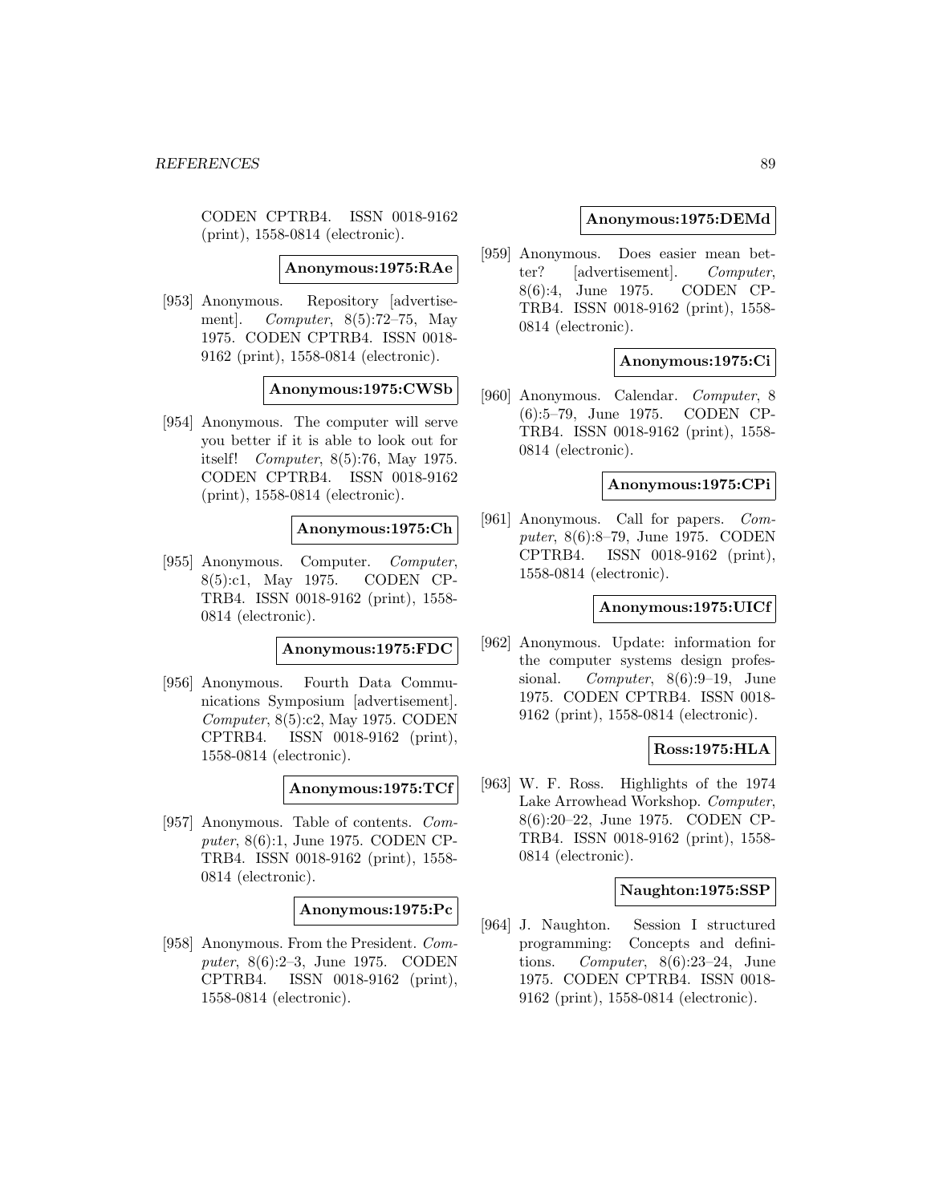CODEN CPTRB4. ISSN 0018-9162 (print), 1558-0814 (electronic).

**Anonymous:1975:RAe**

[953] Anonymous. Repository [advertisement]. *Computer*, 8(5):72–75, May 1975. CODEN CPTRB4. ISSN 0018-9162 (print), 1558-0814 (electronic).

**Anonymous:1975:CWSb**

[954] Anonymous. The computer will serve you better if it is able to look out for itself! *Computer*, 8(5):76, May 1975. CODEN CPTRB4. ISSN 0018-9162 (print), 1558-0814 (electronic).

**Anonymous:1975:Ch**

[955] Anonymous. Computer. *Computer*, 8(5):c1, May 1975. CODEN CPTRB4. ISSN 0018-9162 (print), 1558-0814 (electronic).

**Anonymous:1975:FDC**

[956] Anonymous. Fourth Data Communications Symposium [advertisement]. *Computer*, 8(5):c2, May 1975. CODEN CPTRB4. ISSN 0018-9162 (print), 1558-0814 (electronic).

**Anonymous:1975:TCf**

[957] Anonymous. Table of contents. *Computer*, 8(6):1, June 1975. CODEN CPTRB4. ISSN 0018-9162 (print), 1558-0814 (electronic).

**Anonymous:1975:Pc**

[958] Anonymous. From the President. *Computer*, 8(6):2–3, June 1975. CODEN CPTRB4. ISSN 0018-9162 (print), 1558-0814 (electronic).

**Anonymous:1975:DEMd**

[959] Anonymous. Does easier mean better? [advertisement]. *Computer*, 8(6):4, June 1975. CODEN CPTRB4. ISSN 0018-9162 (print), 1558-0814 (electronic).

**Anonymous:1975:Ci**

[960] Anonymous. Calendar. *Computer*, 8(6):5–79, June 1975. CODEN CPTRB4. ISSN 0018-9162 (print), 1558-0814 (electronic).

**Anonymous:1975:CPi**

[961] Anonymous. Call for papers. *Computer*, 8(6):8–79, June 1975. CODEN CPTRB4. ISSN 0018-9162 (print), 1558-0814 (electronic).

**Anonymous:1975:UICf**

[962] Anonymous. Update: information for the computer systems design professional. *Computer*, 8(6):9–19, June 1975. CODEN CPTRB4. ISSN 0018-9162 (print), 1558-0814 (electronic).

**Ross:1975:HLA**

[963] W. F. Ross. Highlights of the 1974 Lake Arrowhead Workshop. *Computer*, 8(6):20–22, June 1975. CODEN CPTRB4. ISSN 0018-9162 (print), 1558-0814 (electronic).

**Naughton:1975:SSP**

[964] J. Naughton. Session I structured programming: Concepts and definitions. *Computer*, 8(6):23–24, June 1975. CODEN CPTRB4. ISSN 0018-9162 (print), 1558-0814 (electronic).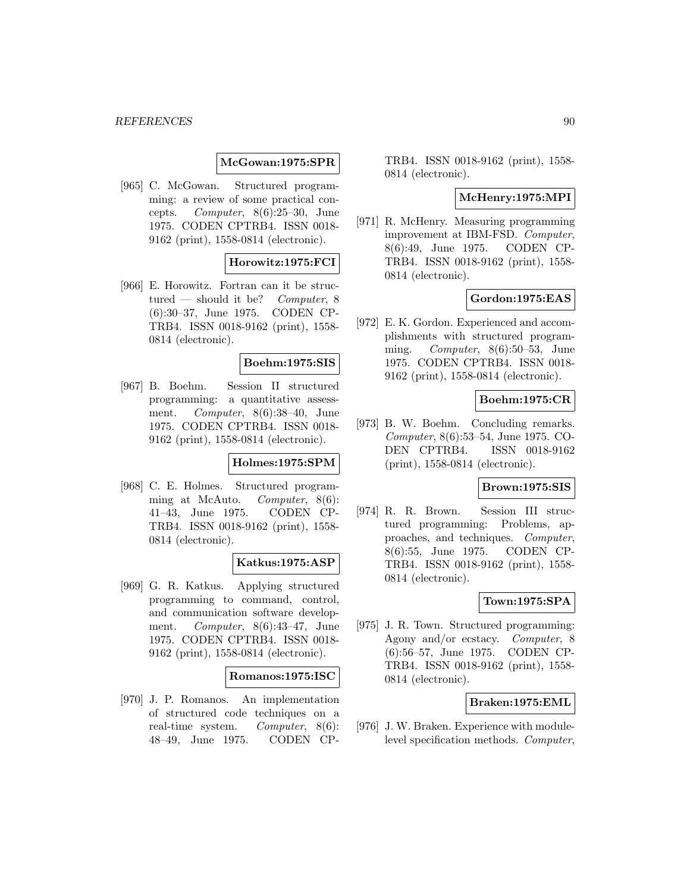**McGowan:1975:SPR**

[965] C. McGowan. Structured programming: a review of some practical concepts. *Computer*, 8(6):25–30, June 1975. CODEN CPTRB4. ISSN 0018-9162 (print), 1558-0814 (electronic).

**Horowitz:1975:FCI**

[966] E. Horowitz. Fortran can it be structured — should it be? *Computer*, 8 (6):30–37, June 1975. CODEN CPTRB4. ISSN 0018-9162 (print), 1558-0814 (electronic).

**Boehm:1975:SIS**

[967] B. Boehm. Session II structured programming: a quantitative assessment. *Computer*, 8(6):38–40, June 1975. CODEN CPTRB4. ISSN 0018-9162 (print), 1558-0814 (electronic).

**Holmes:1975:SPM**

[968] C. E. Holmes. Structured programming at McAuto. *Computer*, 8(6): 41–43, June 1975. CODEN CPTRB4. ISSN 0018-9162 (print), 1558-0814 (electronic).

**Katkus:1975:ASP**

[969] G. R. Katkus. Applying structured programming to command, control, and communication software development. *Computer*, 8(6):43–47, June 1975. CODEN CPTRB4. ISSN 0018-9162 (print), 1558-0814 (electronic).

**Romanos:1975:ISC**

[970] J. P. Romanos. An implementation of structured code techniques on a real-time system. *Computer*, 8(6): 48–49, June 1975. CODEN CPTRB4. ISSN 0018-9162 (print), 1558-0814 (electronic).

**McHenry:1975:MPI**

[971] R. McHenry. Measuring programming improvement at IBM-FSD. *Computer*, 8(6):49, June 1975. CODEN CPTRB4. ISSN 0018-9162 (print), 1558-0814 (electronic).

**Gordon:1975:EAS**

[972] E. K. Gordon. Experienced and accomplishments with structured programming. *Computer*, 8(6):50–53, June 1975. CODEN CPTRB4. ISSN 0018-9162 (print), 1558-0814 (electronic).

**Boehm:1975:CR**

[973] B. W. Boehm. Concluding remarks. *Computer*, 8(6):53–54, June 1975. CODEN CPTRB4. ISSN 0018-9162 (print), 1558-0814 (electronic).

**Brown:1975:SIS**

[974] R. R. Brown. Session III structured programming: Problems, approaches, and techniques. *Computer*, 8(6):55, June 1975. CODEN CPTRB4. ISSN 0018-9162 (print), 1558-0814 (electronic).

**Town:1975:SPA**

[975] J. R. Town. Structured programming: Agony and/or ecstacy. *Computer*, 8 (6):56–57, June 1975. CODEN CPTRB4. ISSN 0018-9162 (print), 1558-0814 (electronic).

**Braken:1975:EML**

[976] J. W. Braken. Experience with module-level specification methods. *Computer*,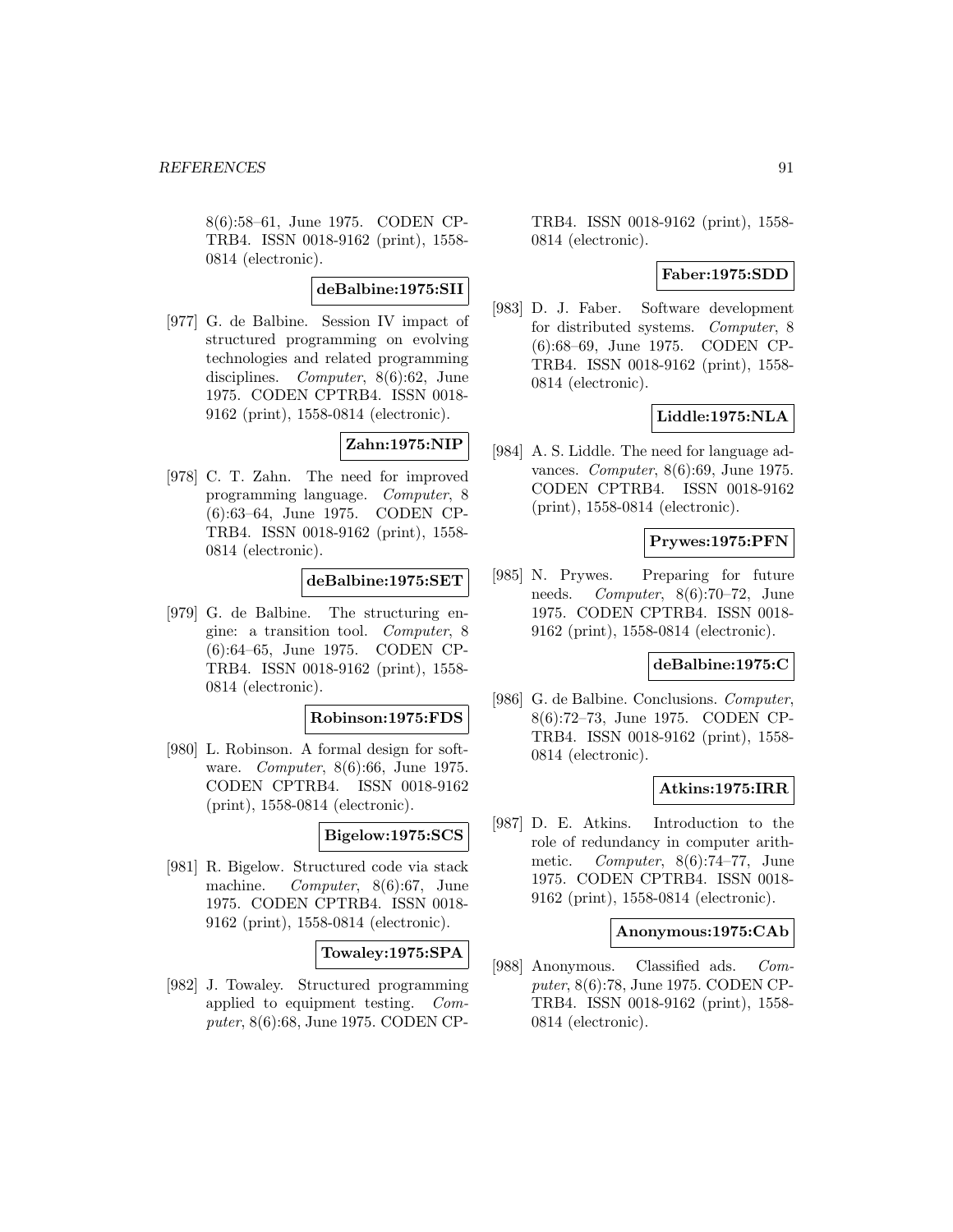8(6):58–61, June 1975. CODEN CPTRB4. ISSN 0018-9162 (print), 1558-0814 (electronic).

**deBalbine:1975:SII**

[977] G. de Balbine. Session IV impact of structured programming on evolving technologies and related programming disciplines. *Computer*, 8(6):62, June 1975. CODEN CPTRB4. ISSN 0018-9162 (print), 1558-0814 (electronic).

**Zahn:1975:NIP**

[978] C. T. Zahn. The need for improved programming language. *Computer*, 8 (6):63–64, June 1975. CODEN CPTRB4. ISSN 0018-9162 (print), 1558-0814 (electronic).

**deBalbine:1975:SET**

[979] G. de Balbine. The structuring engine: a transition tool. *Computer*, 8 (6):64–65, June 1975. CODEN CPTRB4. ISSN 0018-9162 (print), 1558-0814 (electronic).

**Robinson:1975:FDS**

[980] L. Robinson. A formal design for software. *Computer*, 8(6):66, June 1975. CODEN CPTRB4. ISSN 0018-9162 (print), 1558-0814 (electronic).

**Bigelow:1975:SCS**

[981] R. Bigelow. Structured code via stack machine. *Computer*, 8(6):67, June 1975. CODEN CPTRB4. ISSN 0018-9162 (print), 1558-0814 (electronic).

**Towaley:1975:SPA**

[982] J. Towaley. Structured programming applied to equipment testing. *Computer*, 8(6):68, June 1975. CODEN CPTRB4. ISSN 0018-9162 (print), 1558-0814 (electronic).

**Faber:1975:SDD**

[983] D. J. Faber. Software development for distributed systems. *Computer*, 8 (6):68–69, June 1975. CODEN CPTRB4. ISSN 0018-9162 (print), 1558-0814 (electronic).

**Liddle:1975:NLA**

[984] A. S. Liddle. The need for language advances. *Computer*, 8(6):69, June 1975. CODEN CPTRB4. ISSN 0018-9162 (print), 1558-0814 (electronic).

**Prywes:1975:PFN**

[985] N. Prywes. Preparing for future needs. *Computer*, 8(6):70–72, June 1975. CODEN CPTRB4. ISSN 0018-9162 (print), 1558-0814 (electronic).

**deBalbine:1975:C**

[986] G. de Balbine. Conclusions. *Computer*, 8(6):72–73, June 1975. CODEN CPTRB4. ISSN 0018-9162 (print), 1558-0814 (electronic).

**Atkins:1975:IRR**

[987] D. E. Atkins. Introduction to the role of redundancy in computer arithmetic. *Computer*, 8(6):74–77, June 1975. CODEN CPTRB4. ISSN 0018-9162 (print), 1558-0814 (electronic).

**Anonymous:1975:CAb**

[988] Anonymous. Classified ads. *Computer*, 8(6):78, June 1975. CODEN CPTRB4. ISSN 0018-9162 (print), 1558-0814 (electronic).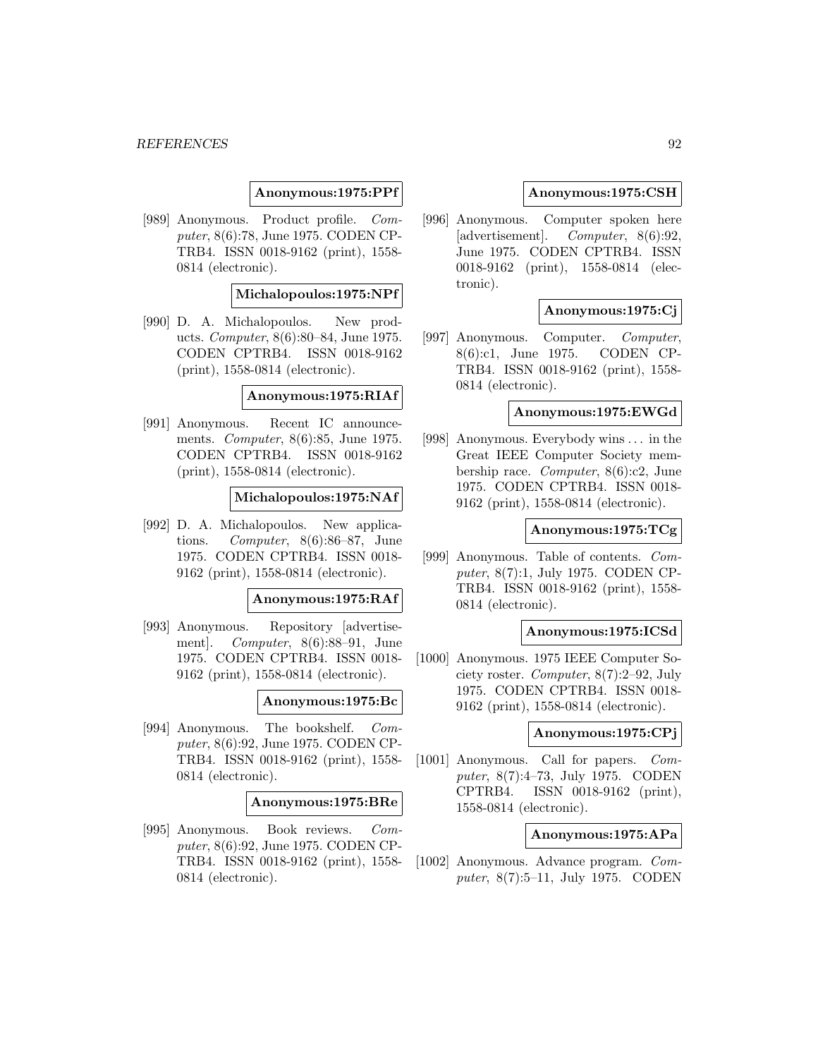**Anonymous:1975:PPf**

[989] Anonymous. Product profile. *Computer*, 8(6):78, June 1975. CODEN CPTRB4. ISSN 0018-9162 (print), 1558-0814 (electronic).

**Michalopoulos:1975:NPf**

[990] D. A. Michalopoulos. New products. *Computer*, 8(6):80–84, June 1975. CODEN CPTRB4. ISSN 0018-9162 (print), 1558-0814 (electronic).

**Anonymous:1975:RIAf**

[991] Anonymous. Recent IC announcements. *Computer*, 8(6):85, June 1975. CODEN CPTRB4. ISSN 0018-9162 (print), 1558-0814 (electronic).

**Michalopoulos:1975:NAf**

[992] D. A. Michalopoulos. New applications. *Computer*, 8(6):86–87, June 1975. CODEN CPTRB4. ISSN 0018-9162 (print), 1558-0814 (electronic).

**Anonymous:1975:RAf**

[993] Anonymous. Repository [advertisement]. *Computer*, 8(6):88–91, June 1975. CODEN CPTRB4. ISSN 0018-9162 (print), 1558-0814 (electronic).

**Anonymous:1975:Bc**

[994] Anonymous. The bookshelf. *Computer*, 8(6):92, June 1975. CODEN CPTRB4. ISSN 0018-9162 (print), 1558-0814 (electronic).

**Anonymous:1975:BRe**

[995] Anonymous. Book reviews. *Computer*, 8(6):92, June 1975. CODEN CPTRB4. ISSN 0018-9162 (print), 1558-0814 (electronic).

**Anonymous:1975:CSH**

[996] Anonymous. Computer spoken here [advertisement]. *Computer*, 8(6):92, June 1975. CODEN CPTRB4. ISSN 0018-9162 (print), 1558-0814 (electronic).

**Anonymous:1975:Cj**

[997] Anonymous. Computer. *Computer*, 8(6):c1, June 1975. CODEN CPTRB4. ISSN 0018-9162 (print), 1558-0814 (electronic).

**Anonymous:1975:EWGd**

[998] Anonymous. Everybody wins ... in the Great IEEE Computer Society membership race. *Computer*, 8(6):c2, June 1975. CODEN CPTRB4. ISSN 0018-9162 (print), 1558-0814 (electronic).

**Anonymous:1975:TCg**

[999] Anonymous. Table of contents. *Computer*, 8(7):1, July 1975. CODEN CPTRB4. ISSN 0018-9162 (print), 1558-0814 (electronic).

**Anonymous:1975:ICSd**

[1000] Anonymous. 1975 IEEE Computer Society roster. *Computer*, 8(7):2–92, July 1975. CODEN CPTRB4. ISSN 0018-9162 (print), 1558-0814 (electronic).

**Anonymous:1975:CPj**

[1001] Anonymous. Call for papers. *Computer*, 8(7):4–73, July 1975. CODEN CPTRB4. ISSN 0018-9162 (print), 1558-0814 (electronic).

**Anonymous:1975:APa**

[1002] Anonymous. Advance program. *Computer*, 8(7):5–11, July 1975. CODEN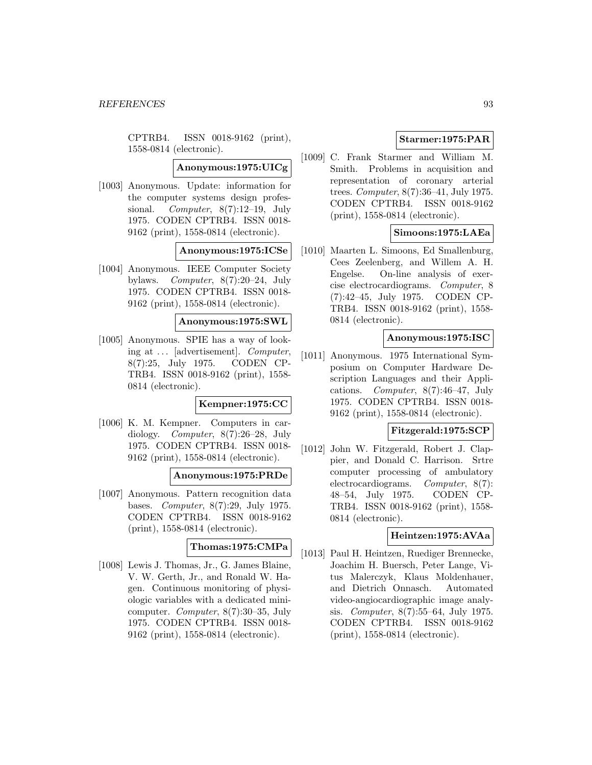CPTRB4. ISSN 0018-9162 (print), 1558-0814 (electronic).

**Anonymous:1975:UICg**

[1003] Anonymous. Update: information for the computer systems design professional. *Computer*, 8(7):12–19, July 1975. CODEN CPTRB4. ISSN 0018-9162 (print), 1558-0814 (electronic).

**Anonymous:1975:ICSe**

[1004] Anonymous. IEEE Computer Society bylaws. *Computer*, 8(7):20–24, July 1975. CODEN CPTRB4. ISSN 0018-9162 (print), 1558-0814 (electronic).

**Anonymous:1975:SWL**

[1005] Anonymous. SPIE has a way of looking at ... [advertisement]. *Computer*, 8(7):25, July 1975. CODEN CPTRB4. ISSN 0018-9162 (print), 1558-0814 (electronic).

**Kempner:1975:CC**

[1006] K. M. Kempner. Computers in cardiology. *Computer*, 8(7):26–28, July 1975. CODEN CPTRB4. ISSN 0018-9162 (print), 1558-0814 (electronic).

**Anonymous:1975:PRDe**

[1007] Anonymous. Pattern recognition data bases. *Computer*, 8(7):29, July 1975. CODEN CPTRB4. ISSN 0018-9162 (print), 1558-0814 (electronic).

**Thomas:1975:CMPa**

[1008] Lewis J. Thomas, Jr., G. James Blaine, V. W. Gerth, Jr., and Ronald W. Hagen. Continuous monitoring of physiologic variables with a dedicated minicomputer. *Computer*, 8(7):30–35, July 1975. CODEN CPTRB4. ISSN 0018-9162 (print), 1558-0814 (electronic).

**Starmer:1975:PAR**

[1009] C. Frank Starmer and William M. Smith. Problems in acquisition and representation of coronary arterial trees. *Computer*, 8(7):36–41, July 1975. CODEN CPTRB4. ISSN 0018-9162 (print), 1558-0814 (electronic).

**Simoons:1975:LAEa**

[1010] Maarten L. Simoons, Ed Smallenburg, Cees Zeelenberg, and Willem A. H. Engelse. On-line analysis of exercise electrocardiograms. *Computer*, 8(7):42–45, July 1975. CODEN CPTRB4. ISSN 0018-9162 (print), 1558-0814 (electronic).

**Anonymous:1975:ISC**

[1011] Anonymous. 1975 International Symposium on Computer Hardware Description Languages and their Applications. *Computer*, 8(7):46–47, July 1975. CODEN CPTRB4. ISSN 0018-9162 (print), 1558-0814 (electronic).

**Fitzgerald:1975:SCP**

[1012] John W. Fitzgerald, Robert J. Clappier, and Donald C. Harrison. Srtre computer processing of ambulatory electrocardiograms. *Computer*, 8(7):48–54, July 1975. CODEN CPTRB4. ISSN 0018-9162 (print), 1558-0814 (electronic).

**Heintzen:1975:AVAa**

[1013] Paul H. Heintzen, Ruediger Brennecke, Joachim H. Buersch, Peter Lange, Vitus Malerczyk, Klaus Moldenhauer, and Dietrich Onnasch. Automated video-angiocardiographic image analysis. *Computer*, 8(7):55–64, July 1975. CODEN CPTRB4. ISSN 0018-9162 (print), 1558-0814 (electronic).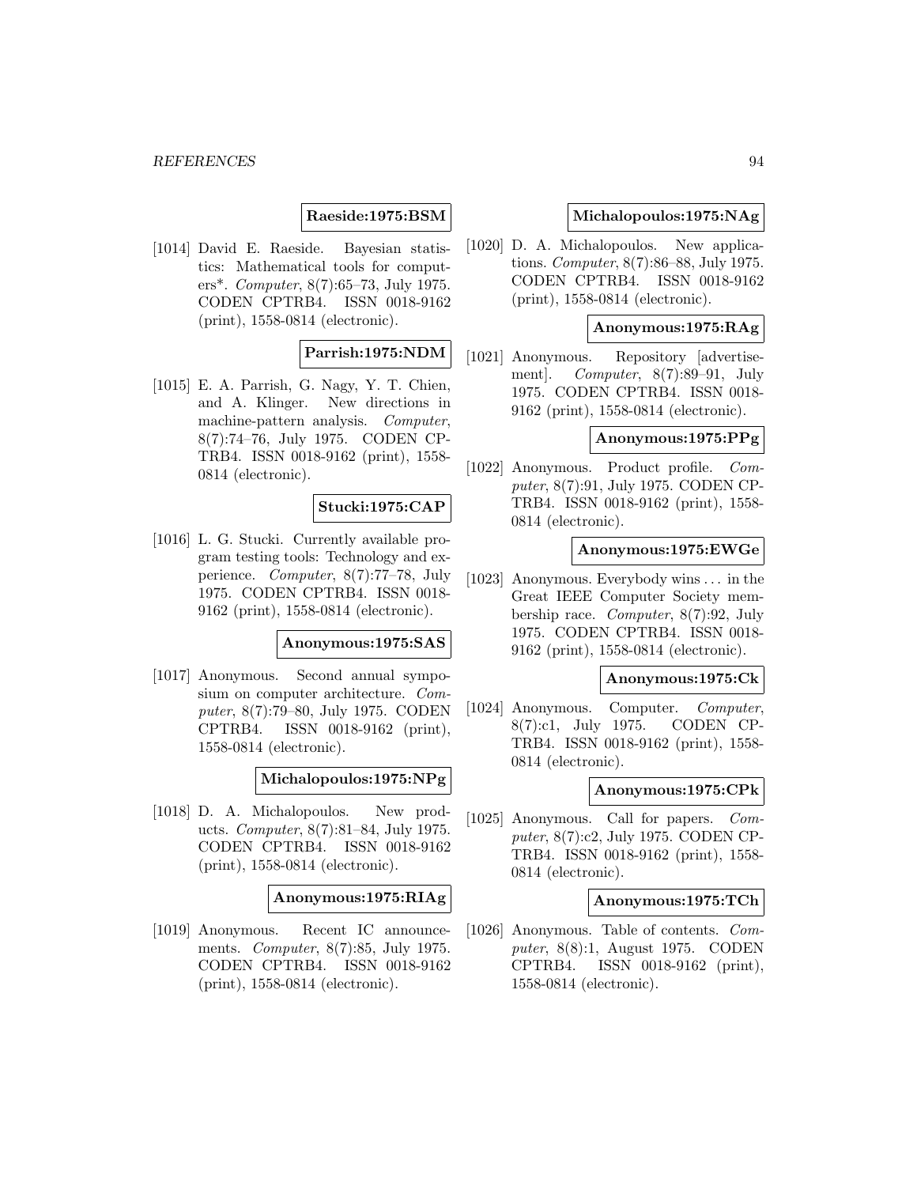**Raeside:1975:BSM**

[1014] David E. Raeside. Bayesian statistics: Mathematical tools for computers*. *Computer*, 8(7):65–73, July 1975. CODEN CPTRB4. ISSN 0018-9162 (print), 1558-0814 (electronic).

**Parrish:1975:NDM**

[1015] E. A. Parrish, G. Nagy, Y. T. Chien, and A. Klinger. New directions in machine-pattern analysis. *Computer*, 8(7):74–76, July 1975. CODEN CPTRB4. ISSN 0018-9162 (print), 1558-0814 (electronic).

**Stucki:1975:CAP**

[1016] L. G. Stucki. Currently available program testing tools: Technology and experience. *Computer*, 8(7):77–78, July 1975. CODEN CPTRB4. ISSN 0018-9162 (print), 1558-0814 (electronic).

**Anonymous:1975:SAS**

[1017] Anonymous. Second annual symposium on computer architecture. *Computer*, 8(7):79–80, July 1975. CODEN CPTRB4. ISSN 0018-9162 (print), 1558-0814 (electronic).

**Michalopoulos:1975:NPg**

[1018] D. A. Michalopoulos. New products. *Computer*, 8(7):81–84, July 1975. CODEN CPTRB4. ISSN 0018-9162 (print), 1558-0814 (electronic).

**Anonymous:1975:RIAg**

[1019] Anonymous. Recent IC announcements. *Computer*, 8(7):85, July 1975. CODEN CPTRB4. ISSN 0018-9162 (print), 1558-0814 (electronic).

**Michalopoulos:1975:NAg**

[1020] D. A. Michalopoulos. New applications. *Computer*, 8(7):86–88, July 1975. CODEN CPTRB4. ISSN 0018-9162 (print), 1558-0814 (electronic).

**Anonymous:1975:RAg**

[1021] Anonymous. Repository [advertisement]. *Computer*, 8(7):89–91, July 1975. CODEN CPTRB4. ISSN 0018-9162 (print), 1558-0814 (electronic).

**Anonymous:1975:PPg**

[1022] Anonymous. Product profile. *Computer*, 8(7):91, July 1975. CODEN CPTRB4. ISSN 0018-9162 (print), 1558-0814 (electronic).

**Anonymous:1975:EWGe**

[1023] Anonymous. Everybody wins ... in the Great IEEE Computer Society membership race. *Computer*, 8(7):92, July 1975. CODEN CPTRB4. ISSN 0018-9162 (print), 1558-0814 (electronic).

**Anonymous:1975:Ck**

[1024] Anonymous. Computer. *Computer*, 8(7):c1, July 1975. CODEN CPTRB4. ISSN 0018-9162 (print), 1558-0814 (electronic).

**Anonymous:1975:CPk**

[1025] Anonymous. Call for papers. *Computer*, 8(7):c2, July 1975. CODEN CPTRB4. ISSN 0018-9162 (print), 1558-0814 (electronic).

**Anonymous:1975:TCh**

[1026] Anonymous. Table of contents. *Computer*, 8(8):1, August 1975. CODEN CPTRB4. ISSN 0018-9162 (print), 1558-0814 (electronic).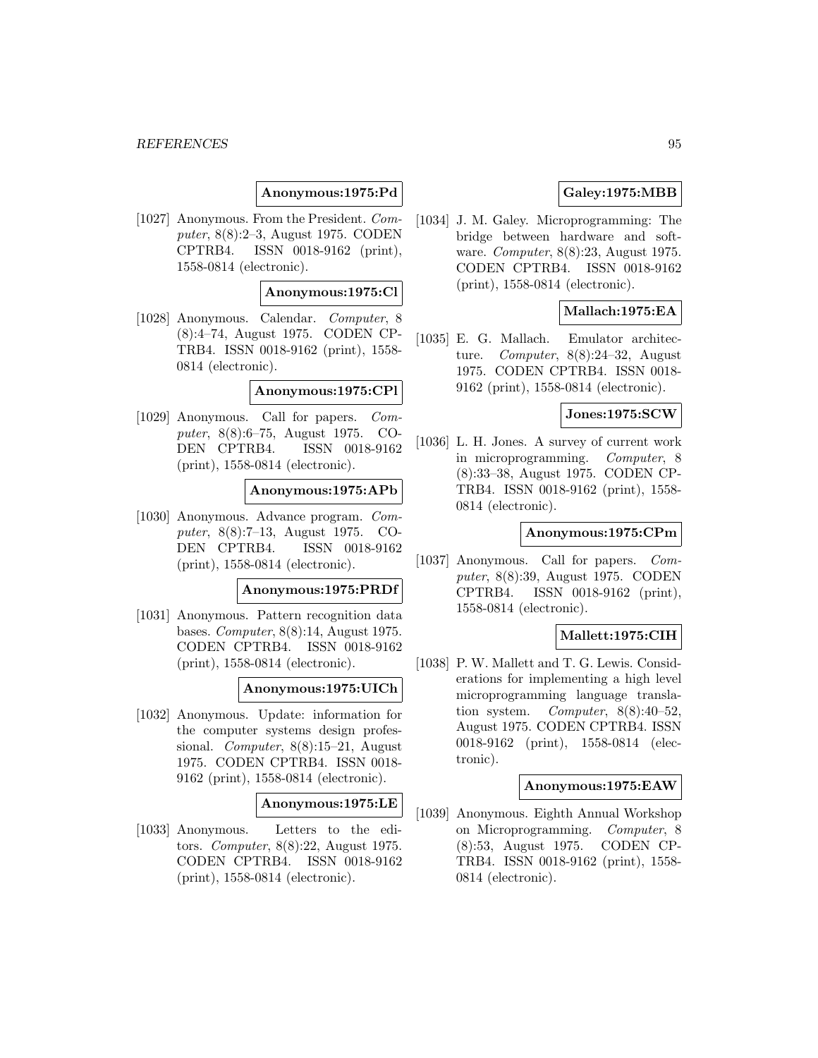**Anonymous:1975:Pd**

[1027] Anonymous. From the President. *Computer*, 8(8):2–3, August 1975. CODEN CPTRB4. ISSN 0018-9162 (print), 1558-0814 (electronic).

**Anonymous:1975:Cl**

[1028] Anonymous. Calendar. *Computer*, 8 (8):4–74, August 1975. CODEN CPTRB4. ISSN 0018-9162 (print), 1558-0814 (electronic).

**Anonymous:1975:CPl**

[1029] Anonymous. Call for papers. *Computer*, 8(8):6–75, August 1975. CODEN CPTRB4. ISSN 0018-9162 (print), 1558-0814 (electronic).

**Anonymous:1975:APb**

[1030] Anonymous. Advance program. *Computer*, 8(8):7–13, August 1975. CODEN CPTRB4. ISSN 0018-9162 (print), 1558-0814 (electronic).

**Anonymous:1975:PRDf**

[1031] Anonymous. Pattern recognition data bases. *Computer*, 8(8):14, August 1975. CODEN CPTRB4. ISSN 0018-9162 (print), 1558-0814 (electronic).

**Anonymous:1975:UICh**

[1032] Anonymous. Update: information for the computer systems design professional. *Computer*, 8(8):15–21, August 1975. CODEN CPTRB4. ISSN 0018-9162 (print), 1558-0814 (electronic).

**Anonymous:1975:LE**

[1033] Anonymous. Letters to the editors. *Computer*, 8(8):22, August 1975. CODEN CPTRB4. ISSN 0018-9162 (print), 1558-0814 (electronic).

**Galey:1975:MBB**

[1034] J. M. Galey. Microprogramming: The bridge between hardware and software. *Computer*, 8(8):23, August 1975. CODEN CPTRB4. ISSN 0018-9162 (print), 1558-0814 (electronic).

**Mallach:1975:EA**

[1035] E. G. Mallach. Emulator architecture. *Computer*, 8(8):24–32, August 1975. CODEN CPTRB4. ISSN 0018-9162 (print), 1558-0814 (electronic).

**Jones:1975:SCW**

[1036] L. H. Jones. A survey of current work in microprogramming. *Computer*, 8 (8):33–38, August 1975. CODEN CPTRB4. ISSN 0018-9162 (print), 1558-0814 (electronic).

**Anonymous:1975:CPm**

[1037] Anonymous. Call for papers. *Computer*, 8(8):39, August 1975. CODEN CPTRB4. ISSN 0018-9162 (print), 1558-0814 (electronic).

**Mallett:1975:CIH**

[1038] P. W. Mallett and T. G. Lewis. Considerations for implementing a high level microprogramming language translation system. *Computer*, 8(8):40–52, August 1975. CODEN CPTRB4. ISSN 0018-9162 (print), 1558-0814 (electronic).

**Anonymous:1975:EAW**

[1039] Anonymous. Eighth Annual Workshop on Microprogramming. *Computer*, 8 (8):53, August 1975. CODEN CPTRB4. ISSN 0018-9162 (print), 1558-0814 (electronic).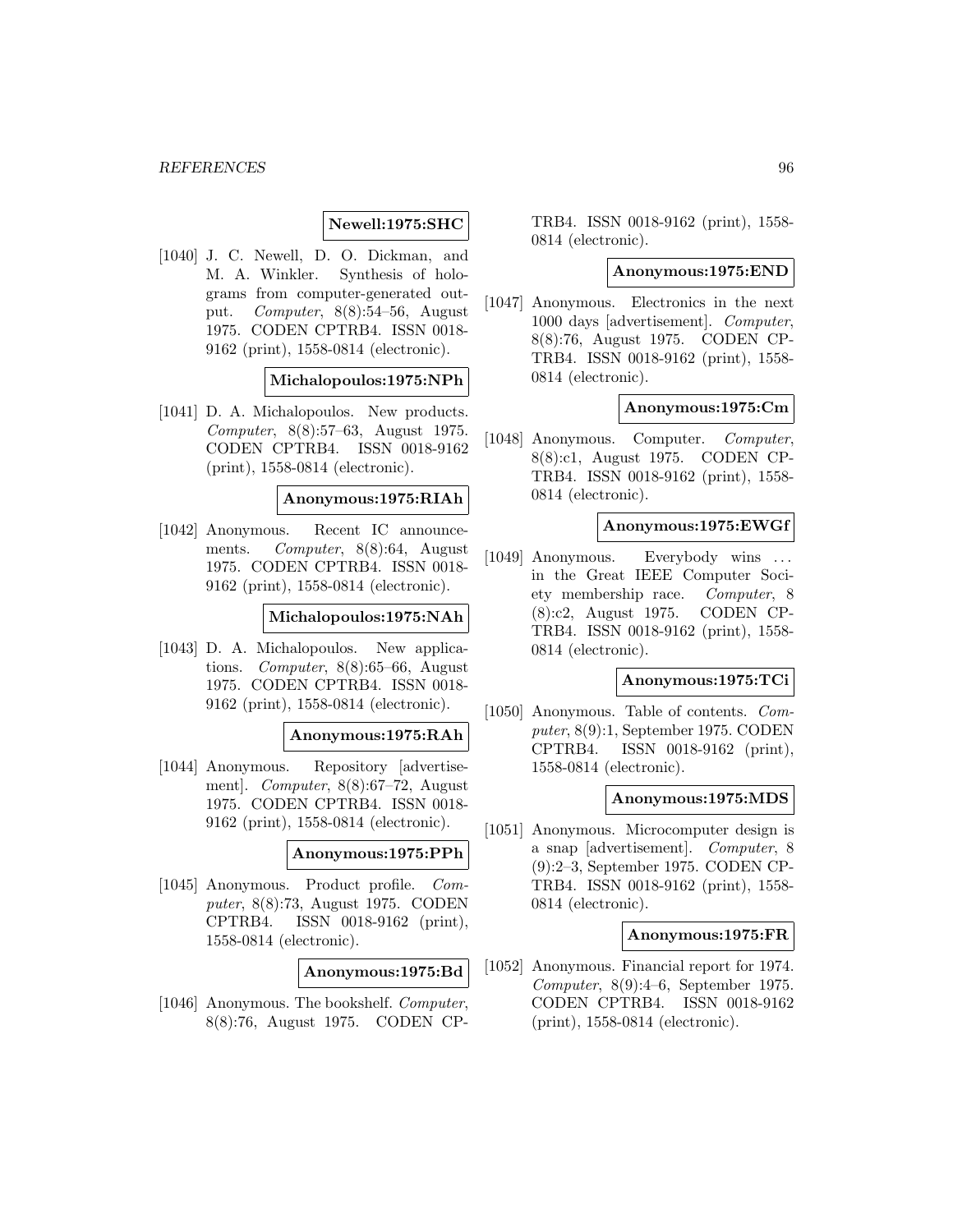**Newell:1975:SHC**

[1040] J. C. Newell, D. O. Dickman, and M. A. Winkler. Synthesis of holograms from computer-generated output. *Computer*, 8(8):54–56, August 1975. CODEN CPTRB4. ISSN 0018-9162 (print), 1558-0814 (electronic).

**Michalopoulos:1975:NPh**

[1041] D. A. Michalopoulos. New products. *Computer*, 8(8):57–63, August 1975. CODEN CPTRB4. ISSN 0018-9162 (print), 1558-0814 (electronic).

**Anonymous:1975:RIAh**

[1042] Anonymous. Recent IC announcements. *Computer*, 8(8):64, August 1975. CODEN CPTRB4. ISSN 0018-9162 (print), 1558-0814 (electronic).

**Michalopoulos:1975:NAh**

[1043] D. A. Michalopoulos. New applications. *Computer*, 8(8):65–66, August 1975. CODEN CPTRB4. ISSN 0018-9162 (print), 1558-0814 (electronic).

**Anonymous:1975:RAh**

[1044] Anonymous. Repository [advertisement]. *Computer*, 8(8):67–72, August 1975. CODEN CPTRB4. ISSN 0018-9162 (print), 1558-0814 (electronic).

**Anonymous:1975:PPh**

[1045] Anonymous. Product profile. *Computer*, 8(8):73, August 1975. CODEN CPTRB4. ISSN 0018-9162 (print), 1558-0814 (electronic).

**Anonymous:1975:Bd**

[1046] Anonymous. The bookshelf. *Computer*, 8(8):76, August 1975. CODEN CPTRB4. ISSN 0018-9162 (print), 1558-0814 (electronic).

**Anonymous:1975:END**

[1047] Anonymous. Electronics in the next 1000 days [advertisement]. *Computer*, 8(8):76, August 1975. CODEN CPTRB4. ISSN 0018-9162 (print), 1558-0814 (electronic).

**Anonymous:1975:Cm**

[1048] Anonymous. Computer. *Computer*, 8(8):c1, August 1975. CODEN CPTRB4. ISSN 0018-9162 (print), 1558-0814 (electronic).

**Anonymous:1975:EWGf**

[1049] Anonymous. Everybody wins ... in the Great IEEE Computer Society membership race. *Computer*, 8 (8):c2, August 1975. CODEN CPTRB4. ISSN 0018-9162 (print), 1558-0814 (electronic).

**Anonymous:1975:TCi**

[1050] Anonymous. Table of contents. *Computer*, 8(9):1, September 1975. CODEN CPTRB4. ISSN 0018-9162 (print), 1558-0814 (electronic).

**Anonymous:1975:MDS**

[1051] Anonymous. Microcomputer design is a snap [advertisement]. *Computer*, 8 (9):2–3, September 1975. CODEN CPTRB4. ISSN 0018-9162 (print), 1558-0814 (electronic).

**Anonymous:1975:FR**

[1052] Anonymous. Financial report for 1974. *Computer*, 8(9):4–6, September 1975. CODEN CPTRB4. ISSN 0018-9162 (print), 1558-0814 (electronic).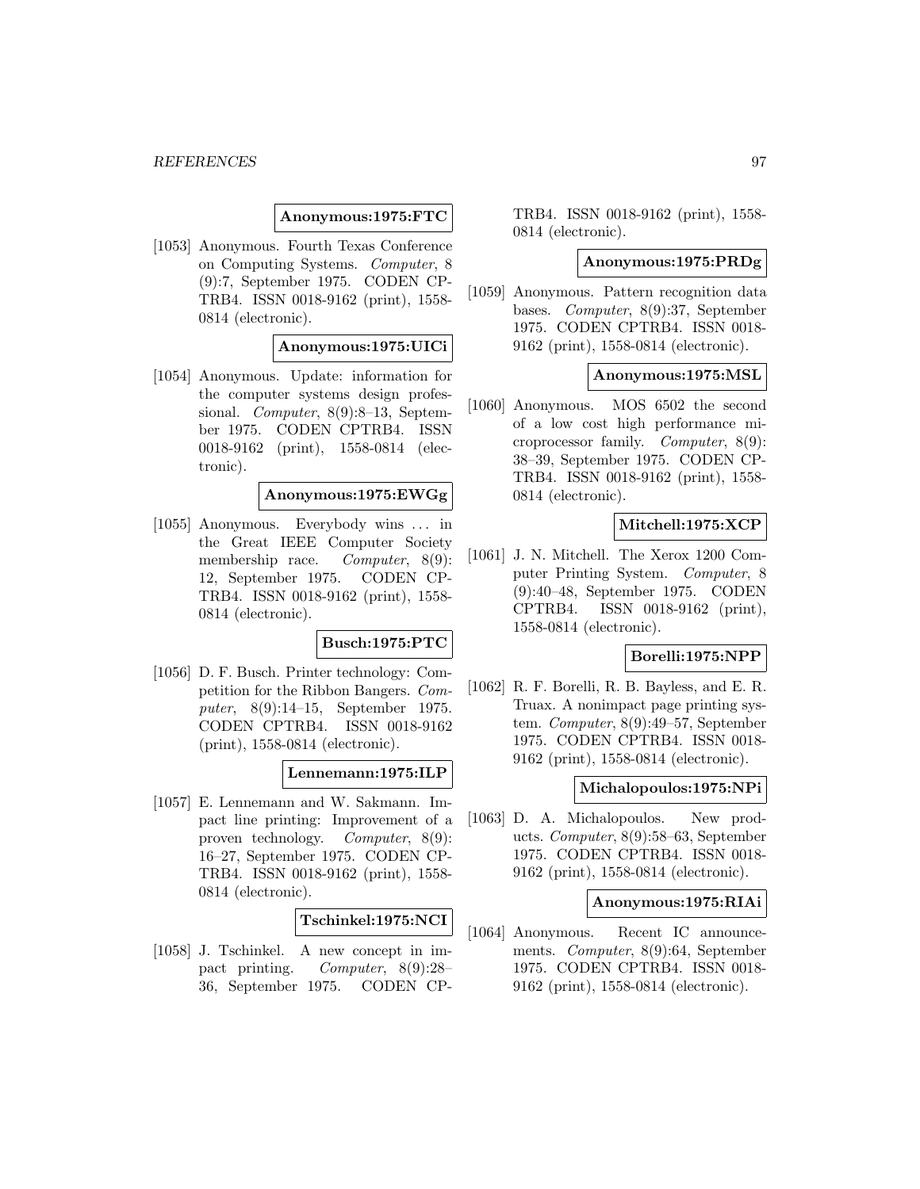**Anonymous:1975:FTC**

[1053] Anonymous. Fourth Texas Conference on Computing Systems. *Computer*, 8 (9):7, September 1975. CODEN CPTRB4. ISSN 0018-9162 (print), 1558-0814 (electronic).

**Anonymous:1975:UICi**

[1054] Anonymous. Update: information for the computer systems design professional. *Computer*, 8(9):8–13, September 1975. CODEN CPTRB4. ISSN 0018-9162 (print), 1558-0814 (electronic).

**Anonymous:1975:EWGg**

[1055] Anonymous. Everybody wins ... in the Great IEEE Computer Society membership race. *Computer*, 8(9): 12, September 1975. CODEN CPTRB4. ISSN 0018-9162 (print), 1558-0814 (electronic).

**Busch:1975:PTC**

[1056] D. F. Busch. Printer technology: Competition for the Ribbon Bangers. *Computer*, 8(9):14–15, September 1975. CODEN CPTRB4. ISSN 0018-9162 (print), 1558-0814 (electronic).

**Lennemann:1975:ILP**

[1057] E. Lennemann and W. Sakmann. Impact line printing: Improvement of a proven technology. *Computer*, 8(9): 16–27, September 1975. CODEN CPTRB4. ISSN 0018-9162 (print), 1558-0814 (electronic).

**Tschinkel:1975:NCI**

[1058] J. Tschinkel. A new concept in impact printing. *Computer*, 8(9):28–36, September 1975. CODEN CPTRB4. ISSN 0018-9162 (print), 1558-0814 (electronic).

**Anonymous:1975:PRDg**

[1059] Anonymous. Pattern recognition data bases. *Computer*, 8(9):37, September 1975. CODEN CPTRB4. ISSN 0018-9162 (print), 1558-0814 (electronic).

**Anonymous:1975:MSL**

[1060] Anonymous. MOS 6502 the second of a low cost high performance microprocessor family. *Computer*, 8(9): 38–39, September 1975. CODEN CPTRB4. ISSN 0018-9162 (print), 1558-0814 (electronic).

**Mitchell:1975:XCP**

[1061] J. N. Mitchell. The Xerox 1200 Computer Printing System. *Computer*, 8 (9):40–48, September 1975. CODEN CPTRB4. ISSN 0018-9162 (print), 1558-0814 (electronic).

**Borelli:1975:NPP**

[1062] R. F. Borelli, R. B. Bayless, and E. R. Truax. A nonimpact page printing system. *Computer*, 8(9):49–57, September 1975. CODEN CPTRB4. ISSN 0018-9162 (print), 1558-0814 (electronic).

**Michalopoulos:1975:NPi**

[1063] D. A. Michalopoulos. New products. *Computer*, 8(9):58–63, September 1975. CODEN CPTRB4. ISSN 0018-9162 (print), 1558-0814 (electronic).

**Anonymous:1975:RIAi**

[1064] Anonymous. Recent IC announcements. *Computer*, 8(9):64, September 1975. CODEN CPTRB4. ISSN 0018-9162 (print), 1558-0814 (electronic).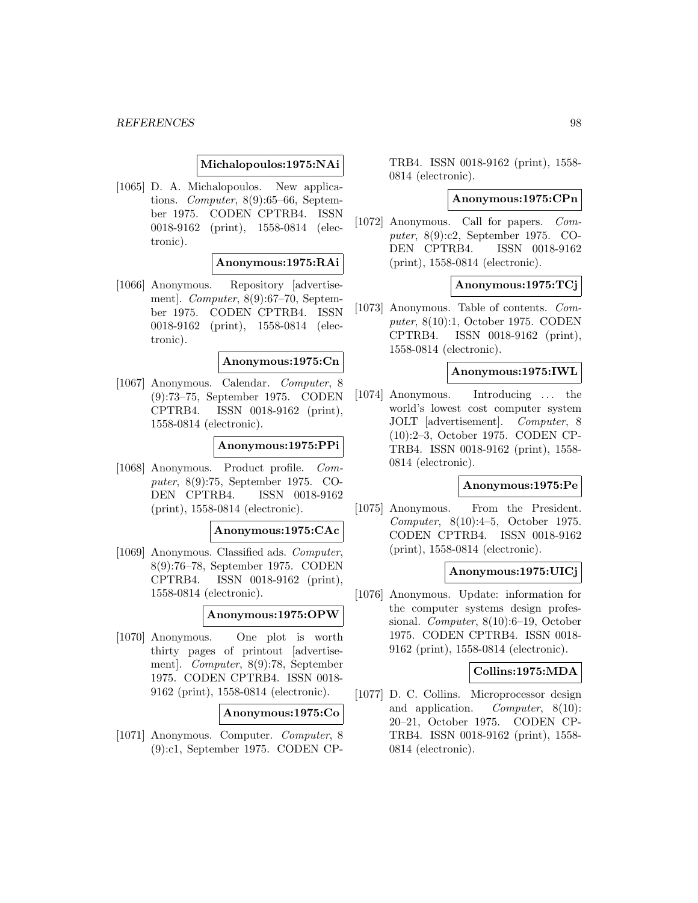**Michalopoulos:1975:NAi**

[1065] D. A. Michalopoulos. New applications. *Computer*, 8(9):65–66, September 1975. CODEN CPTRB4. ISSN 0018-9162 (print), 1558-0814 (electronic).

**Anonymous:1975:RAi**

[1066] Anonymous. Repository [advertisement]. *Computer*, 8(9):67–70, September 1975. CODEN CPTRB4. ISSN 0018-9162 (print), 1558-0814 (electronic).

**Anonymous:1975:Cn**

[1067] Anonymous. Calendar. *Computer*, 8 (9):73–75, September 1975. CODEN CPTRB4. ISSN 0018-9162 (print), 1558-0814 (electronic).

**Anonymous:1975:PPi**

[1068] Anonymous. Product profile. *Computer*, 8(9):75, September 1975. CODEN CPTRB4. ISSN 0018-9162 (print), 1558-0814 (electronic).

**Anonymous:1975:CAc**

[1069] Anonymous. Classified ads. *Computer*, 8(9):76–78, September 1975. CODEN CPTRB4. ISSN 0018-9162 (print), 1558-0814 (electronic).

**Anonymous:1975:OPW**

[1070] Anonymous. One plot is worth thirty pages of printout [advertisement]. *Computer*, 8(9):78, September 1975. CODEN CPTRB4. ISSN 0018-9162 (print), 1558-0814 (electronic).

**Anonymous:1975:Co**

[1071] Anonymous. Computer. *Computer*, 8 (9):c1, September 1975. CODEN CPTRB4. ISSN 0018-9162 (print), 1558-0814 (electronic).

**Anonymous:1975:CPn**

[1072] Anonymous. Call for papers. *Computer*, 8(9):c2, September 1975. CODEN CPTRB4. ISSN 0018-9162 (print), 1558-0814 (electronic).

**Anonymous:1975:TCj**

[1073] Anonymous. Table of contents. *Computer*, 8(10):1, October 1975. CODEN CPTRB4. ISSN 0018-9162 (print), 1558-0814 (electronic).

**Anonymous:1975:IWL**

[1074] Anonymous. Introducing ... the world's lowest cost computer system JOLT [advertisement]. *Computer*, 8 (10):2–3, October 1975. CODEN CPTRB4. ISSN 0018-9162 (print), 1558-0814 (electronic).

**Anonymous:1975:Pe**

[1075] Anonymous. From the President. *Computer*, 8(10):4–5, October 1975. CODEN CPTRB4. ISSN 0018-9162 (print), 1558-0814 (electronic).

**Anonymous:1975:UICj**

[1076] Anonymous. Update: information for the computer systems design professional. *Computer*, 8(10):6–19, October 1975. CODEN CPTRB4. ISSN 0018-9162 (print), 1558-0814 (electronic).

**Collins:1975:MDA**

[1077] D. C. Collins. Microprocessor design and application. *Computer*, 8(10): 20–21, October 1975. CODEN CPTRB4. ISSN 0018-9162 (print), 1558-0814 (electronic).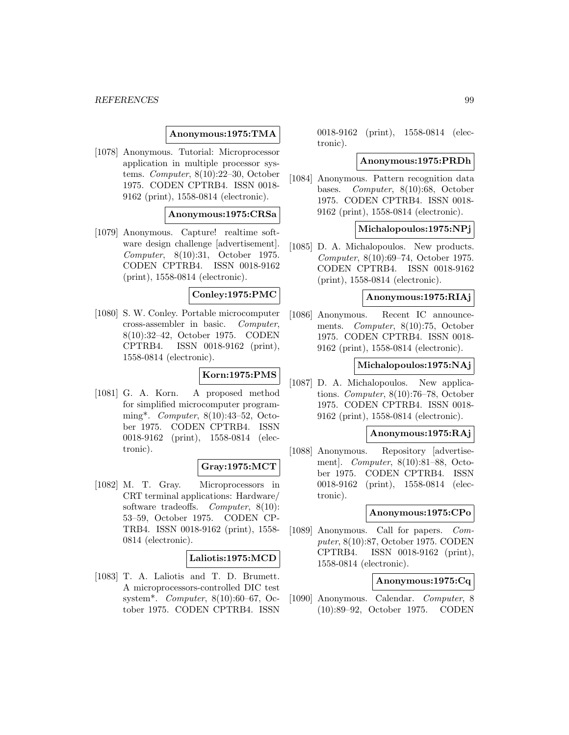**Anonymous:1975:TMA**

[1078] Anonymous. Tutorial: Microprocessor application in multiple processor systems. *Computer*, 8(10):22–30, October 1975. CODEN CPTRB4. ISSN 0018-9162 (print), 1558-0814 (electronic).

**Anonymous:1975:CRSa**

[1079] Anonymous. Capture! realtime software design challenge [advertisement]. *Computer*, 8(10):31, October 1975. CODEN CPTRB4. ISSN 0018-9162 (print), 1558-0814 (electronic).

**Conley:1975:PMC**

[1080] S. W. Conley. Portable microcomputer cross-assembler in basic. *Computer*, 8(10):32–42, October 1975. CODEN CPTRB4. ISSN 0018-9162 (print), 1558-0814 (electronic).

**Korn:1975:PMS**

[1081] G. A. Korn. A proposed method for simplified microcomputer programming*. *Computer*, 8(10):43–52, October 1975. CODEN CPTRB4. ISSN 0018-9162 (print), 1558-0814 (electronic).

**Gray:1975:MCT**

[1082] M. T. Gray. Microprocessors in CRT terminal applications: Hardware/ software tradeoffs. *Computer*, 8(10): 53–59, October 1975. CODEN CPTRB4. ISSN 0018-9162 (print), 1558-0814 (electronic).

**Laliotis:1975:MCD**

[1083] T. A. Laliotis and T. D. Brumett. A microprocessors-controlled DIC test system*. *Computer*, 8(10):60–67, October 1975. CODEN CPTRB4. ISSN 0018-9162 (print), 1558-0814 (electronic).

**Anonymous:1975:PRDh**

[1084] Anonymous. Pattern recognition data bases. *Computer*, 8(10):68, October 1975. CODEN CPTRB4. ISSN 0018-9162 (print), 1558-0814 (electronic).

**Michalopoulos:1975:NPj**

[1085] D. A. Michalopoulos. New products. *Computer*, 8(10):69–74, October 1975. CODEN CPTRB4. ISSN 0018-9162 (print), 1558-0814 (electronic).

**Anonymous:1975:RIAj**

[1086] Anonymous. Recent IC announcements. *Computer*, 8(10):75, October 1975. CODEN CPTRB4. ISSN 0018-9162 (print), 1558-0814 (electronic).

**Michalopoulos:1975:NAj**

[1087] D. A. Michalopoulos. New applications. *Computer*, 8(10):76–78, October 1975. CODEN CPTRB4. ISSN 0018-9162 (print), 1558-0814 (electronic).

**Anonymous:1975:RAj**

[1088] Anonymous. Repository [advertisement]. *Computer*, 8(10):81–88, October 1975. CODEN CPTRB4. ISSN 0018-9162 (print), 1558-0814 (electronic).

**Anonymous:1975:CPo**

[1089] Anonymous. Call for papers. *Computer*, 8(10):87, October 1975. CODEN CPTRB4. ISSN 0018-9162 (print), 1558-0814 (electronic).

**Anonymous:1975:Cq**

[1090] Anonymous. Calendar. *Computer*, 8 (10):89–92, October 1975. CODEN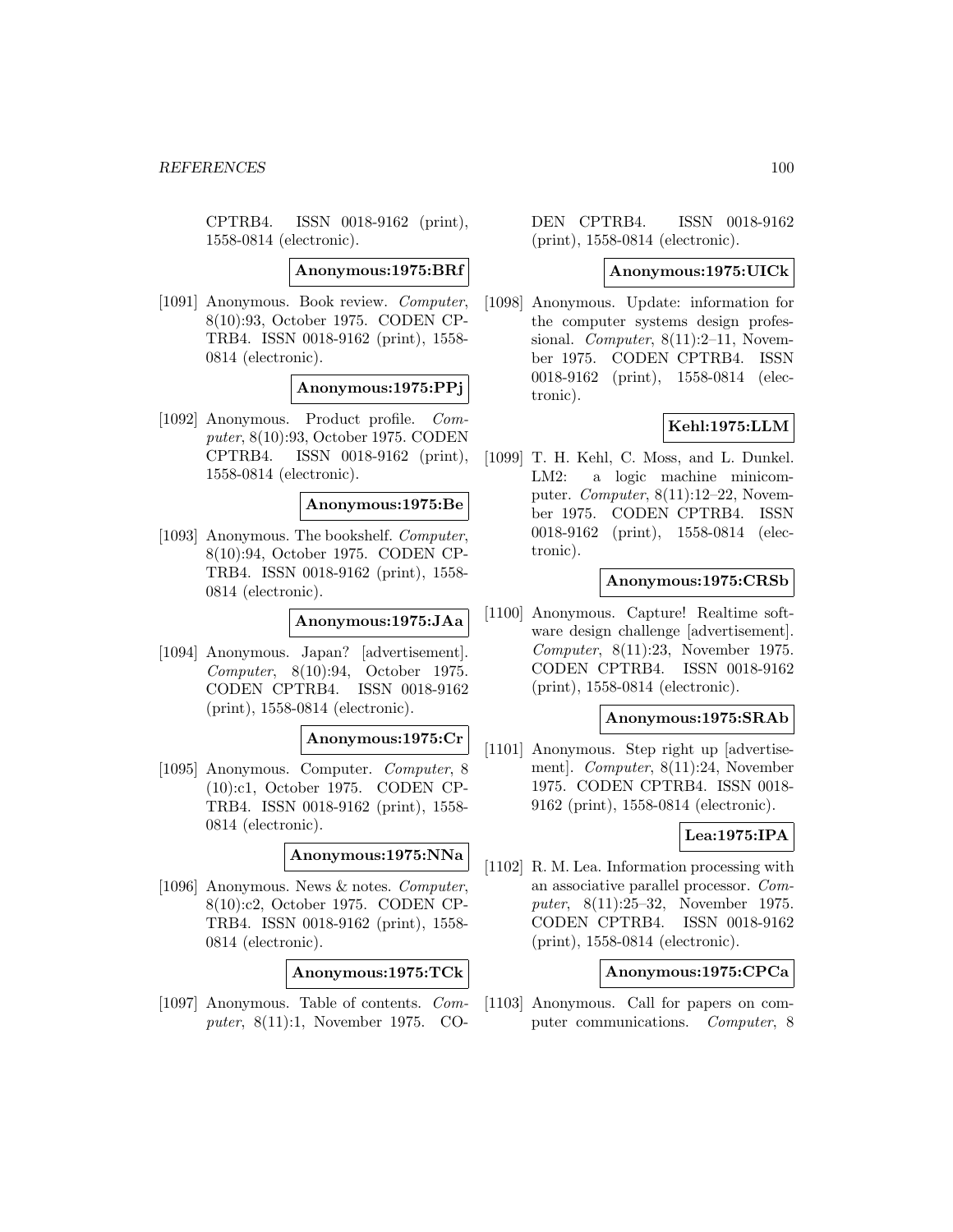CPTRB4. ISSN 0018-9162 (print), 1558-0814 (electronic).

**Anonymous:1975:BRf**

[1091] Anonymous. Book review. *Computer*, 8(10):93, October 1975. CODEN CPTRB4. ISSN 0018-9162 (print), 1558-0814 (electronic).

**Anonymous:1975:PPj**

[1092] Anonymous. Product profile. *Computer*, 8(10):93, October 1975. CODEN CPTRB4. ISSN 0018-9162 (print), 1558-0814 (electronic).

**Anonymous:1975:Be**

[1093] Anonymous. The bookshelf. *Computer*, 8(10):94, October 1975. CODEN CPTRB4. ISSN 0018-9162 (print), 1558-0814 (electronic).

**Anonymous:1975:JAa**

[1094] Anonymous. Japan? [advertisement]. *Computer*, 8(10):94, October 1975. CODEN CPTRB4. ISSN 0018-9162 (print), 1558-0814 (electronic).

**Anonymous:1975:Cr**

[1095] Anonymous. Computer. *Computer*, 8 (10):c1, October 1975. CODEN CPTRB4. ISSN 0018-9162 (print), 1558-0814 (electronic).

**Anonymous:1975:NNa**

[1096] Anonymous. News & notes. *Computer*, 8(10):c2, October 1975. CODEN CPTRB4. ISSN 0018-9162 (print), 1558-0814 (electronic).

**Anonymous:1975:TCk**

[1097] Anonymous. Table of contents. *Computer*, 8(11):1, November 1975. CODEN CPTRB4. ISSN 0018-9162 (print), 1558-0814 (electronic).

**Anonymous:1975:UICk**

[1098] Anonymous. Update: information for the computer systems design professional. *Computer*, 8(11):2–11, November 1975. CODEN CPTRB4. ISSN 0018-9162 (print), 1558-0814 (electronic).

**Kehl:1975:LLM**

[1099] T. H. Kehl, C. Moss, and L. Dunkel. LM2: a logic machine minicomputer. *Computer*, 8(11):12–22, November 1975. CODEN CPTRB4. ISSN 0018-9162 (print), 1558-0814 (electronic).

**Anonymous:1975:CRSb**

[1100] Anonymous. Capture! Realtime software design challenge [advertisement]. *Computer*, 8(11):23, November 1975. CODEN CPTRB4. ISSN 0018-9162 (print), 1558-0814 (electronic).

**Anonymous:1975:SRAb**

[1101] Anonymous. Step right up [advertisement]. *Computer*, 8(11):24, November 1975. CODEN CPTRB4. ISSN 0018-9162 (print), 1558-0814 (electronic).

**Lea:1975:IPA**

[1102] R. M. Lea. Information processing with an associative parallel processor. *Computer*, 8(11):25–32, November 1975. CODEN CPTRB4. ISSN 0018-9162 (print), 1558-0814 (electronic).

**Anonymous:1975:CPCa**

[1103] Anonymous. Call for papers on computer communications. *Computer*, 8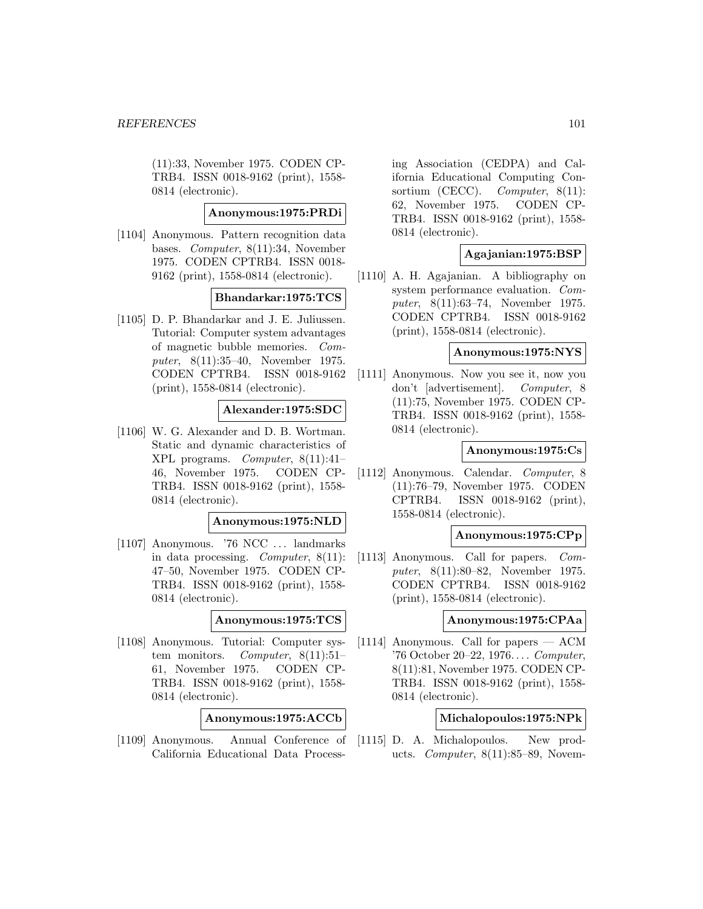(11):33, November 1975. CODEN CPTRB4. ISSN 0018-9162 (print), 1558-0814 (electronic).

**Anonymous:1975:PRDi**

[1104] Anonymous. Pattern recognition data bases. *Computer*, 8(11):34, November 1975. CODEN CPTRB4. ISSN 0018-9162 (print), 1558-0814 (electronic).

**Bhandarkar:1975:TCS**

[1105] D. P. Bhandarkar and J. E. Juliussen. Tutorial: Computer system advantages of magnetic bubble memories. *Computer*, 8(11):35–40, November 1975. CODEN CPTRB4. ISSN 0018-9162 (print), 1558-0814 (electronic).

**Alexander:1975:SDC**

[1106] W. G. Alexander and D. B. Wortman. Static and dynamic characteristics of XPL programs. *Computer*, 8(11):41–46, November 1975. CODEN CPTRB4. ISSN 0018-9162 (print), 1558-0814 (electronic).

**Anonymous:1975:NLD**

[1107] Anonymous. '76 NCC ... landmarks in data processing. *Computer*, 8(11):47–50, November 1975. CODEN CPTRB4. ISSN 0018-9162 (print), 1558-0814 (electronic).

**Anonymous:1975:TCS**

[1108] Anonymous. Tutorial: Computer system monitors. *Computer*, 8(11):51–61, November 1975. CODEN CPTRB4. ISSN 0018-9162 (print), 1558-0814 (electronic).

**Anonymous:1975:ACCb**

[1109] Anonymous. Annual Conference of California Educational Data Processing Association (CEDPA) and California Educational Computing Consortium (CECC). *Computer*, 8(11):62, November 1975. CODEN CPTRB4. ISSN 0018-9162 (print), 1558-0814 (electronic).

**Agajanian:1975:BSP**

[1110] A. H. Agajanian. A bibliography on system performance evaluation. *Computer*, 8(11):63–74, November 1975. CODEN CPTRB4. ISSN 0018-9162 (print), 1558-0814 (electronic).

**Anonymous:1975:NYS**

[1111] Anonymous. Now you see it, now you don't [advertisement]. *Computer*, 8(11):75, November 1975. CODEN CPTRB4. ISSN 0018-9162 (print), 1558-0814 (electronic).

**Anonymous:1975:Cs**

[1112] Anonymous. Calendar. *Computer*, 8(11):76–79, November 1975. CODEN CPTRB4. ISSN 0018-9162 (print), 1558-0814 (electronic).

**Anonymous:1975:CPp**

[1113] Anonymous. Call for papers. *Computer*, 8(11):80–82, November 1975. CODEN CPTRB4. ISSN 0018-9162 (print), 1558-0814 (electronic).

**Anonymous:1975:CPAa**

[1114] Anonymous. Call for papers — ACM '76 October 20–22, 1976.... *Computer*, 8(11):81, November 1975. CODEN CPTRB4. ISSN 0018-9162 (print), 1558-0814 (electronic).

**Michalopoulos:1975:NPk**

[1115] D. A. Michalopoulos. New products. *Computer*, 8(11):85–89, Novem-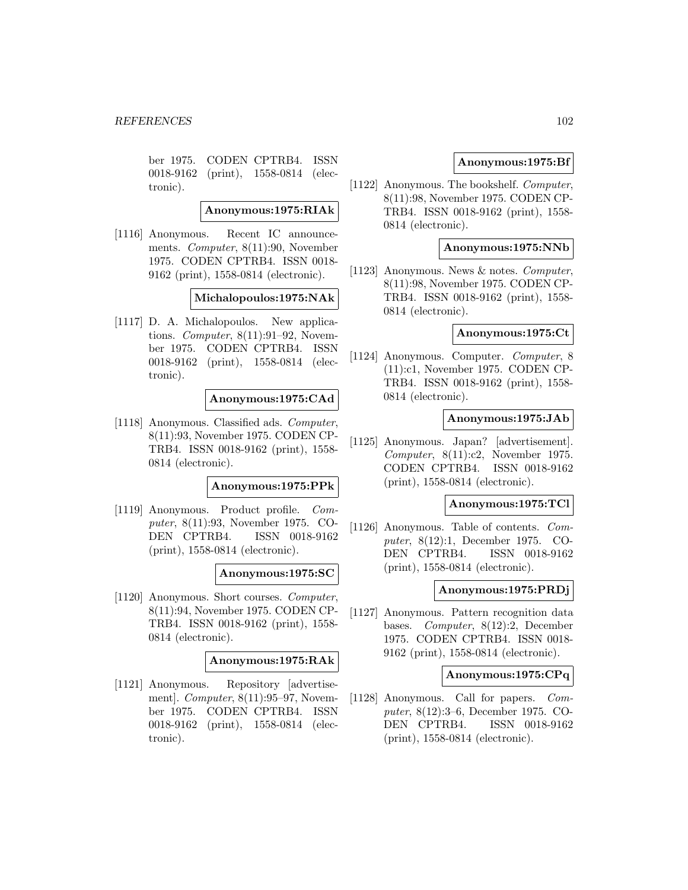ber 1975. CODEN CPTRB4. ISSN 0018-9162 (print), 1558-0814 (electronic).

**Anonymous:1975:RIAk**

[1116] Anonymous. Recent IC announcements. *Computer*, 8(11):90, November 1975. CODEN CPTRB4. ISSN 0018-9162 (print), 1558-0814 (electronic).

**Michalopoulos:1975:NAk**

[1117] D. A. Michalopoulos. New applications. *Computer*, 8(11):91–92, November 1975. CODEN CPTRB4. ISSN 0018-9162 (print), 1558-0814 (electronic).

**Anonymous:1975:CAd**

[1118] Anonymous. Classified ads. *Computer*, 8(11):93, November 1975. CODEN CPTRB4. ISSN 0018-9162 (print), 1558-0814 (electronic).

**Anonymous:1975:PPk**

[1119] Anonymous. Product profile. *Computer*, 8(11):93, November 1975. CODEN CPTRB4. ISSN 0018-9162 (print), 1558-0814 (electronic).

**Anonymous:1975:SC**

[1120] Anonymous. Short courses. *Computer*, 8(11):94, November 1975. CODEN CPTRB4. ISSN 0018-9162 (print), 1558-0814 (electronic).

**Anonymous:1975:RAk**

[1121] Anonymous. Repository [advertisement]. *Computer*, 8(11):95–97, November 1975. CODEN CPTRB4. ISSN 0018-9162 (print), 1558-0814 (electronic).

**Anonymous:1975:Bf**

[1122] Anonymous. The bookshelf. *Computer*, 8(11):98, November 1975. CODEN CPTRB4. ISSN 0018-9162 (print), 1558-0814 (electronic).

**Anonymous:1975:NNb**

[1123] Anonymous. News & notes. *Computer*, 8(11):98, November 1975. CODEN CPTRB4. ISSN 0018-9162 (print), 1558-0814 (electronic).

**Anonymous:1975:Ct**

[1124] Anonymous. Computer. *Computer*, 8 (11):c1, November 1975. CODEN CPTRB4. ISSN 0018-9162 (print), 1558-0814 (electronic).

**Anonymous:1975:JAb**

[1125] Anonymous. Japan? [advertisement]. *Computer*, 8(11):c2, November 1975. CODEN CPTRB4. ISSN 0018-9162 (print), 1558-0814 (electronic).

**Anonymous:1975:TCl**

[1126] Anonymous. Table of contents. *Computer*, 8(12):1, December 1975. CODEN CPTRB4. ISSN 0018-9162 (print), 1558-0814 (electronic).

**Anonymous:1975:PRDj**

[1127] Anonymous. Pattern recognition data bases. *Computer*, 8(12):2, December 1975. CODEN CPTRB4. ISSN 0018-9162 (print), 1558-0814 (electronic).

**Anonymous:1975:CPq**

[1128] Anonymous. Call for papers. *Computer*, 8(12):3–6, December 1975. CODEN CPTRB4. ISSN 0018-9162 (print), 1558-0814 (electronic).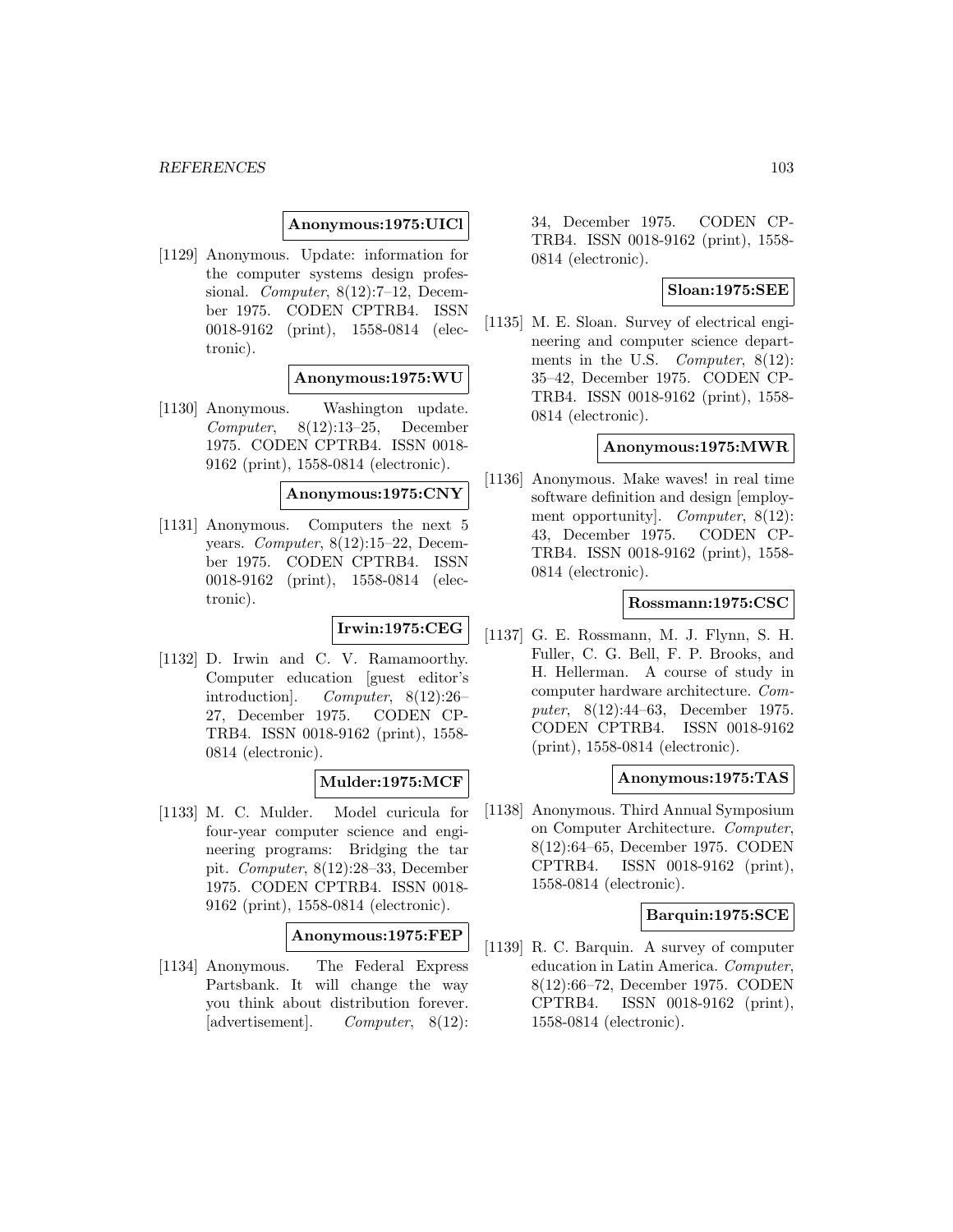**Anonymous:1975:UICl**

[1129] Anonymous. Update: information for the computer systems design professional. *Computer*, 8(12):7–12, December 1975. CODEN CPTRB4. ISSN 0018-9162 (print), 1558-0814 (electronic).

**Anonymous:1975:WU**

[1130] Anonymous. Washington update. *Computer*, 8(12):13–25, December 1975. CODEN CPTRB4. ISSN 0018-9162 (print), 1558-0814 (electronic).

**Anonymous:1975:CNY**

[1131] Anonymous. Computers the next 5 years. *Computer*, 8(12):15–22, December 1975. CODEN CPTRB4. ISSN 0018-9162 (print), 1558-0814 (electronic).

**Irwin:1975:CEG**

[1132] D. Irwin and C. V. Ramamoorthy. Computer education [guest editor's introduction]. *Computer*, 8(12):26–27, December 1975. CODEN CPTRB4. ISSN 0018-9162 (print), 1558-0814 (electronic).

**Mulder:1975:MCF**

[1133] M. C. Mulder. Model curicula for four-year computer science and engineering programs: Bridging the tar pit. *Computer*, 8(12):28–33, December 1975. CODEN CPTRB4. ISSN 0018-9162 (print), 1558-0814 (electronic).

**Anonymous:1975:FEP**

[1134] Anonymous. The Federal Express Partsbank. It will change the way you think about distribution forever. [advertisement]. *Computer*, 8(12):34, December 1975. CODEN CPTRB4. ISSN 0018-9162 (print), 1558-0814 (electronic).

**Sloan:1975:SEE**

[1135] M. E. Sloan. Survey of electrical engineering and computer science departments in the U.S. *Computer*, 8(12):35–42, December 1975. CODEN CPTRB4. ISSN 0018-9162 (print), 1558-0814 (electronic).

**Anonymous:1975:MWR**

[1136] Anonymous. Make waves! in real time software definition and design [employment opportunity]. *Computer*, 8(12):43, December 1975. CODEN CPTRB4. ISSN 0018-9162 (print), 1558-0814 (electronic).

**Rossmann:1975:CSC**

[1137] G. E. Rossmann, M. J. Flynn, S. H. Fuller, C. G. Bell, F. P. Brooks, and H. Hellerman. A course of study in computer hardware architecture. *Computer*, 8(12):44–63, December 1975. CODEN CPTRB4. ISSN 0018-9162 (print), 1558-0814 (electronic).

**Anonymous:1975:TAS**

[1138] Anonymous. Third Annual Symposium on Computer Architecture. *Computer*, 8(12):64–65, December 1975. CODEN CPTRB4. ISSN 0018-9162 (print), 1558-0814 (electronic).

**Barquin:1975:SCE**

[1139] R. C. Barquin. A survey of computer education in Latin America. *Computer*, 8(12):66–72, December 1975. CODEN CPTRB4. ISSN 0018-9162 (print), 1558-0814 (electronic).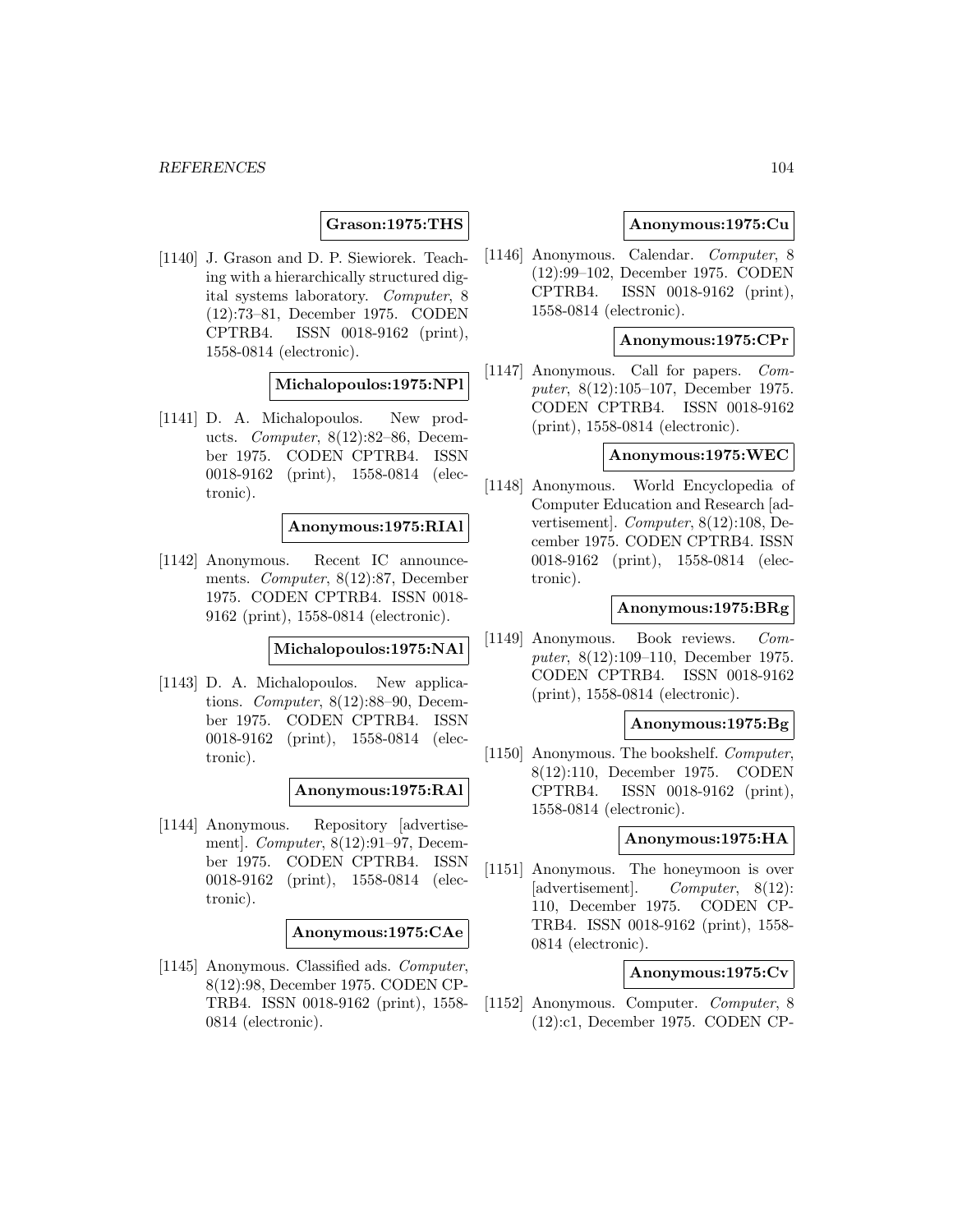**Grason:1975:THS**

[1140] J. Grason and D. P. Siewiorek. Teaching with a hierarchically structured digital systems laboratory. *Computer*, 8 (12):73–81, December 1975. CODEN CPTRB4. ISSN 0018-9162 (print), 1558-0814 (electronic).

**Michalopoulos:1975:NPl**

[1141] D. A. Michalopoulos. New products. *Computer*, 8(12):82–86, December 1975. CODEN CPTRB4. ISSN 0018-9162 (print), 1558-0814 (electronic).

**Anonymous:1975:RIAl**

[1142] Anonymous. Recent IC announcements. *Computer*, 8(12):87, December 1975. CODEN CPTRB4. ISSN 0018-9162 (print), 1558-0814 (electronic).

**Michalopoulos:1975:NAl**

[1143] D. A. Michalopoulos. New applications. *Computer*, 8(12):88–90, December 1975. CODEN CPTRB4. ISSN 0018-9162 (print), 1558-0814 (electronic).

**Anonymous:1975:RAl**

[1144] Anonymous. Repository [advertisement]. *Computer*, 8(12):91–97, December 1975. CODEN CPTRB4. ISSN 0018-9162 (print), 1558-0814 (electronic).

**Anonymous:1975:CAe**

[1145] Anonymous. Classified ads. *Computer*, 8(12):98, December 1975. CODEN CPTRB4. ISSN 0018-9162 (print), 1558-0814 (electronic).

**Anonymous:1975:Cu**

[1146] Anonymous. Calendar. *Computer*, 8 (12):99–102, December 1975. CODEN CPTRB4. ISSN 0018-9162 (print), 1558-0814 (electronic).

**Anonymous:1975:CPr**

[1147] Anonymous. Call for papers. *Computer*, 8(12):105–107, December 1975. CODEN CPTRB4. ISSN 0018-9162 (print), 1558-0814 (electronic).

**Anonymous:1975:WEC**

[1148] Anonymous. World Encyclopedia of Computer Education and Research [advertisement]. *Computer*, 8(12):108, December 1975. CODEN CPTRB4. ISSN 0018-9162 (print), 1558-0814 (electronic).

**Anonymous:1975:BRg**

[1149] Anonymous. Book reviews. *Computer*, 8(12):109–110, December 1975. CODEN CPTRB4. ISSN 0018-9162 (print), 1558-0814 (electronic).

**Anonymous:1975:Bg**

[1150] Anonymous. The bookshelf. *Computer*, 8(12):110, December 1975. CODEN CPTRB4. ISSN 0018-9162 (print), 1558-0814 (electronic).

**Anonymous:1975:HA**

[1151] Anonymous. The honeymoon is over [advertisement]. *Computer*, 8(12): 110, December 1975. CODEN CPTRB4. ISSN 0018-9162 (print), 1558-0814 (electronic).

**Anonymous:1975:Cv**

[1152] Anonymous. Computer. *Computer*, 8 (12):c1, December 1975. CODEN CP-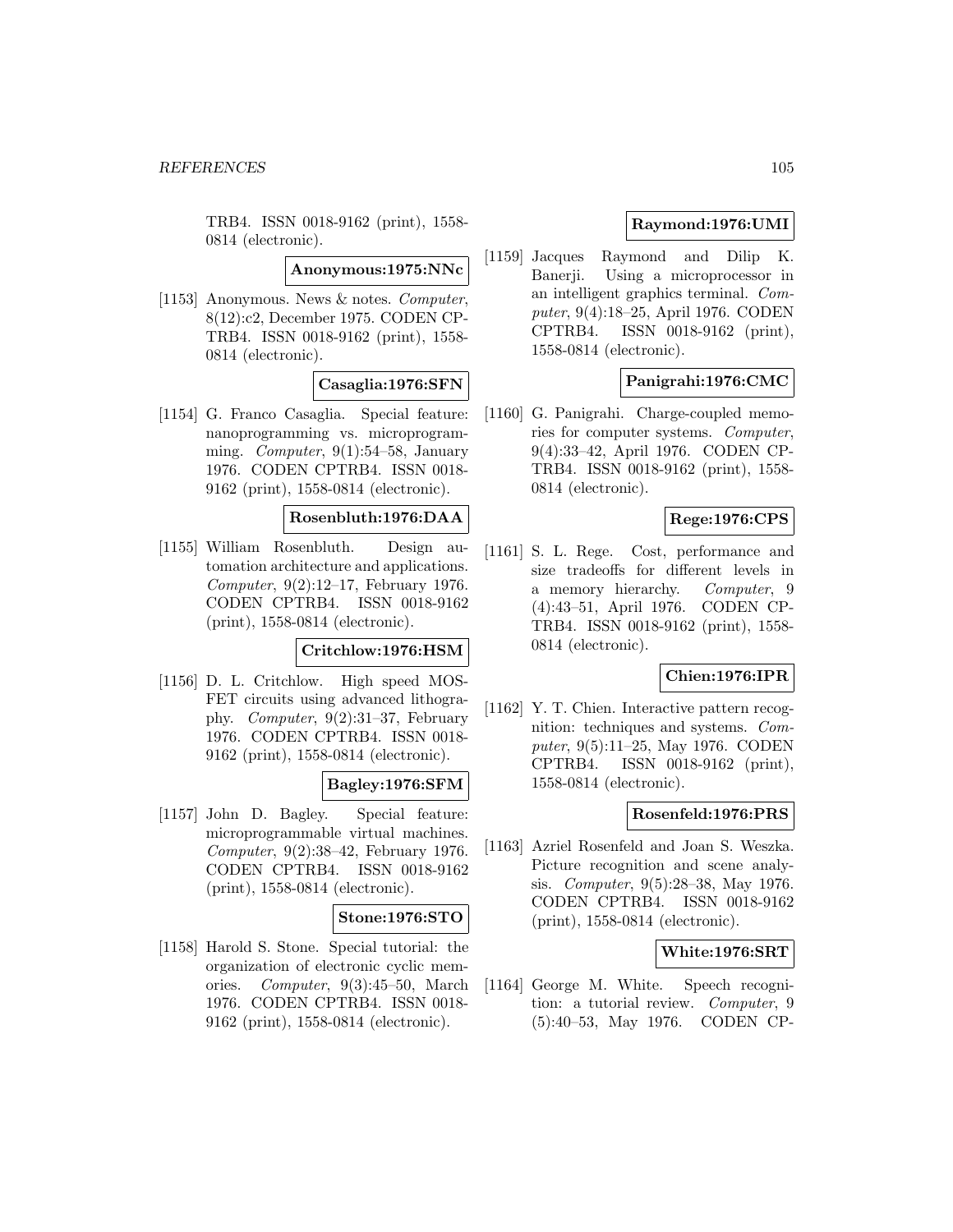TRB4. ISSN 0018-9162 (print), 1558-0814 (electronic).

**Anonymous:1975:NNc**

[1153] Anonymous. News & notes. *Computer*, 8(12):c2, December 1975. CODEN CPTRB4. ISSN 0018-9162 (print), 1558-0814 (electronic).

**Casaglia:1976:SFN**

[1154] G. Franco Casaglia. Special feature: nanoprogramming vs. microprogramming. *Computer*, 9(1):54–58, January 1976. CODEN CPTRB4. ISSN 0018-9162 (print), 1558-0814 (electronic).

**Rosenbluth:1976:DAA**

[1155] William Rosenbluth. Design automation architecture and applications. *Computer*, 9(2):12–17, February 1976. CODEN CPTRB4. ISSN 0018-9162 (print), 1558-0814 (electronic).

**Critchlow:1976:HSM**

[1156] D. L. Critchlow. High speed MOSFET circuits using advanced lithography. *Computer*, 9(2):31–37, February 1976. CODEN CPTRB4. ISSN 0018-9162 (print), 1558-0814 (electronic).

**Bagley:1976:SFM**

[1157] John D. Bagley. Special feature: microprogrammable virtual machines. *Computer*, 9(2):38–42, February 1976. CODEN CPTRB4. ISSN 0018-9162 (print), 1558-0814 (electronic).

**Stone:1976:STO**

[1158] Harold S. Stone. Special tutorial: the organization of electronic cyclic memories. *Computer*, 9(3):45–50, March 1976. CODEN CPTRB4. ISSN 0018-9162 (print), 1558-0814 (electronic).

**Raymond:1976:UMI**

[1159] Jacques Raymond and Dilip K. Banerji. Using a microprocessor in an intelligent graphics terminal. *Computer*, 9(4):18–25, April 1976. CODEN CPTRB4. ISSN 0018-9162 (print), 1558-0814 (electronic).

**Panigrahi:1976:CMC**

[1160] G. Panigrahi. Charge-coupled memories for computer systems. *Computer*, 9(4):33–42, April 1976. CODEN CPTRB4. ISSN 0018-9162 (print), 1558-0814 (electronic).

**Rege:1976:CPS**

[1161] S. L. Rege. Cost, performance and size tradeoffs for different levels in a memory hierarchy. *Computer*, 9 (4):43–51, April 1976. CODEN CPTRB4. ISSN 0018-9162 (print), 1558-0814 (electronic).

**Chien:1976:IPR**

[1162] Y. T. Chien. Interactive pattern recognition: techniques and systems. *Computer*, 9(5):11–25, May 1976. CODEN CPTRB4. ISSN 0018-9162 (print), 1558-0814 (electronic).

**Rosenfeld:1976:PRS**

[1163] Azriel Rosenfeld and Joan S. Weszka. Picture recognition and scene analysis. *Computer*, 9(5):28–38, May 1976. CODEN CPTRB4. ISSN 0018-9162 (print), 1558-0814 (electronic).

**White:1976:SRT**

[1164] George M. White. Speech recognition: a tutorial review. *Computer*, 9 (5):40–53, May 1976. CODEN CP-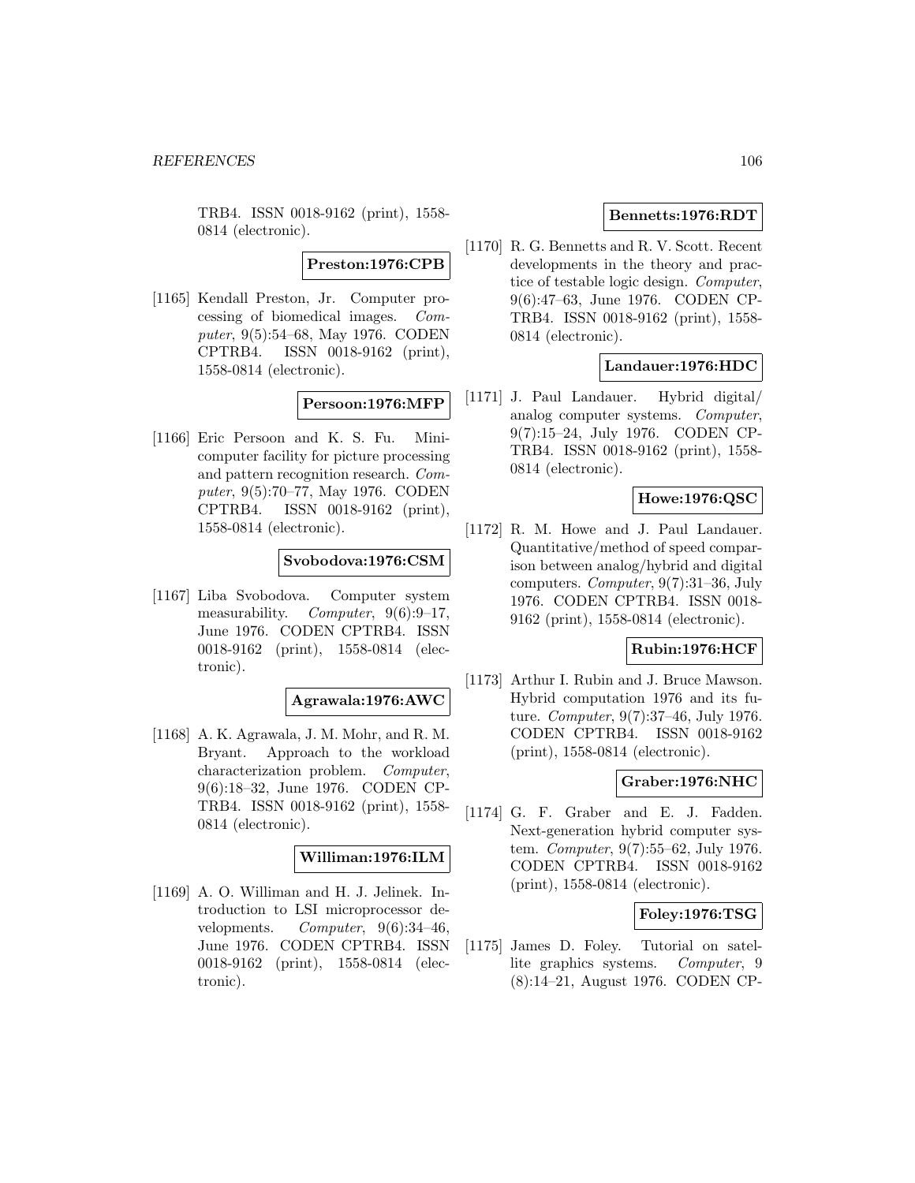TRB4. ISSN 0018-9162 (print), 1558-0814 (electronic).

**Preston:1976:CPB**

[1165] Kendall Preston, Jr. Computer processing of biomedical images. *Computer*, 9(5):54–68, May 1976. CODEN CPTRB4. ISSN 0018-9162 (print), 1558-0814 (electronic).

**Persoon:1976:MFP**

[1166] Eric Persoon and K. S. Fu. Minicomputer facility for picture processing and pattern recognition research. *Computer*, 9(5):70–77, May 1976. CODEN CPTRB4. ISSN 0018-9162 (print), 1558-0814 (electronic).

**Svobodova:1976:CSM**

[1167] Liba Svobodova. Computer system measurability. *Computer*, 9(6):9–17, June 1976. CODEN CPTRB4. ISSN 0018-9162 (print), 1558-0814 (electronic).

**Agrawala:1976:AWC**

[1168] A. K. Agrawala, J. M. Mohr, and R. M. Bryant. Approach to the workload characterization problem. *Computer*, 9(6):18–32, June 1976. CODEN CPTRB4. ISSN 0018-9162 (print), 1558-0814 (electronic).

**Williman:1976:ILM**

[1169] A. O. Williman and H. J. Jelinek. Introduction to LSI microprocessor developments. *Computer*, 9(6):34–46, June 1976. CODEN CPTRB4. ISSN 0018-9162 (print), 1558-0814 (electronic).

**Bennetts:1976:RDT**

[1170] R. G. Bennetts and R. V. Scott. Recent developments in the theory and practice of testable logic design. *Computer*, 9(6):47–63, June 1976. CODEN CPTRB4. ISSN 0018-9162 (print), 1558-0814 (electronic).

**Landauer:1976:HDC**

[1171] J. Paul Landauer. Hybrid digital/analog computer systems. *Computer*, 9(7):15–24, July 1976. CODEN CPTRB4. ISSN 0018-9162 (print), 1558-0814 (electronic).

**Howe:1976:QSC**

[1172] R. M. Howe and J. Paul Landauer. Quantitative/method of speed comparison between analog/hybrid and digital computers. *Computer*, 9(7):31–36, July 1976. CODEN CPTRB4. ISSN 0018-9162 (print), 1558-0814 (electronic).

**Rubin:1976:HCF**

[1173] Arthur I. Rubin and J. Bruce Mawson. Hybrid computation 1976 and its future. *Computer*, 9(7):37–46, July 1976. CODEN CPTRB4. ISSN 0018-9162 (print), 1558-0814 (electronic).

**Graber:1976:NHC**

[1174] G. F. Graber and E. J. Fadden. Next-generation hybrid computer system. *Computer*, 9(7):55–62, July 1976. CODEN CPTRB4. ISSN 0018-9162 (print), 1558-0814 (electronic).

**Foley:1976:TSG**

[1175] James D. Foley. Tutorial on satellite graphics systems. *Computer*, 9 (8):14–21, August 1976. CODEN CP-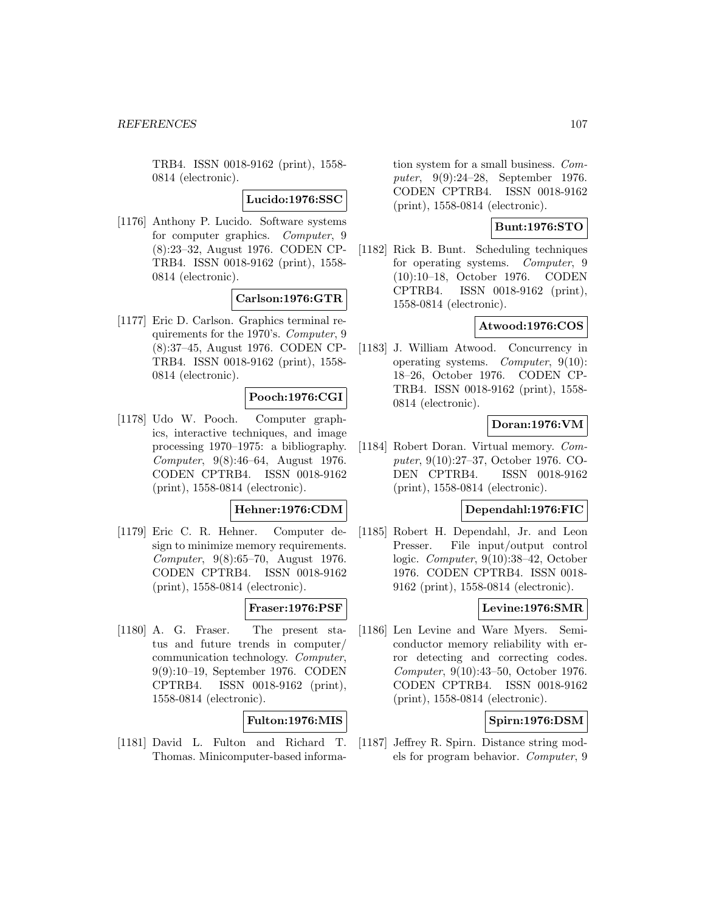TRB4. ISSN 0018-9162 (print), 1558-0814 (electronic).

**Lucido:1976:SSC**

[1176] Anthony P. Lucido. Software systems for computer graphics. *Computer*, 9 (8):23–32, August 1976. CODEN CPTRB4. ISSN 0018-9162 (print), 1558-0814 (electronic).

**Carlson:1976:GTR**

[1177] Eric D. Carlson. Graphics terminal requirements for the 1970's. *Computer*, 9 (8):37–45, August 1976. CODEN CPTRB4. ISSN 0018-9162 (print), 1558-0814 (electronic).

**Pooch:1976:CGI**

[1178] Udo W. Pooch. Computer graphics, interactive techniques, and image processing 1970–1975: a bibliography. *Computer*, 9(8):46–64, August 1976. CODEN CPTRB4. ISSN 0018-9162 (print), 1558-0814 (electronic).

**Hehner:1976:CDM**

[1179] Eric C. R. Hehner. Computer design to minimize memory requirements. *Computer*, 9(8):65–70, August 1976. CODEN CPTRB4. ISSN 0018-9162 (print), 1558-0814 (electronic).

**Fraser:1976:PSF**

[1180] A. G. Fraser. The present status and future trends in computer/communication technology. *Computer*, 9(9):10–19, September 1976. CODEN CPTRB4. ISSN 0018-9162 (print), 1558-0814 (electronic).

**Fulton:1976:MIS**

[1181] David L. Fulton and Richard T. Thomas. Minicomputer-based information system for a small business. *Computer*, 9(9):24–28, September 1976. CODEN CPTRB4. ISSN 0018-9162 (print), 1558-0814 (electronic).

**Bunt:1976:STO**

[1182] Rick B. Bunt. Scheduling techniques for operating systems. *Computer*, 9 (10):10–18, October 1976. CODEN CPTRB4. ISSN 0018-9162 (print), 1558-0814 (electronic).

**Atwood:1976:COS**

[1183] J. William Atwood. Concurrency in operating systems. *Computer*, 9(10): 18–26, October 1976. CODEN CPTRB4. ISSN 0018-9162 (print), 1558-0814 (electronic).

**Doran:1976:VM**

[1184] Robert Doran. Virtual memory. *Computer*, 9(10):27–37, October 1976. CODEN CPTRB4. ISSN 0018-9162 (print), 1558-0814 (electronic).

**Dependahl:1976:FIC**

[1185] Robert H. Dependahl, Jr. and Leon Presser. File input/output control logic. *Computer*, 9(10):38–42, October 1976. CODEN CPTRB4. ISSN 0018-9162 (print), 1558-0814 (electronic).

**Levine:1976:SMR**

[1186] Len Levine and Ware Myers. Semiconductor memory reliability with error detecting and correcting codes. *Computer*, 9(10):43–50, October 1976. CODEN CPTRB4. ISSN 0018-9162 (print), 1558-0814 (electronic).

**Spirn:1976:DSM**

[1187] Jeffrey R. Spirn. Distance string models for program behavior. *Computer*, 9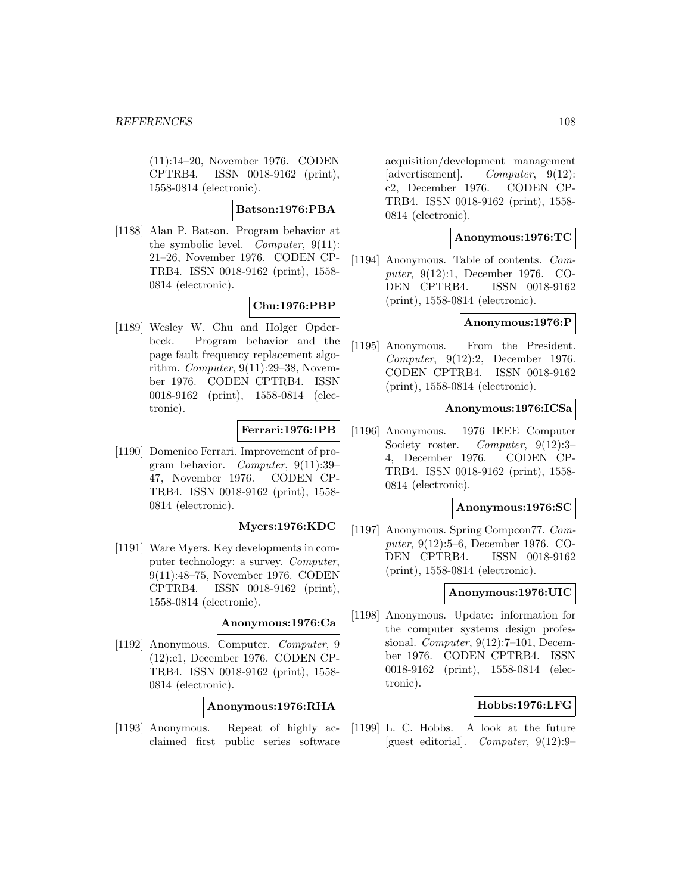(11):14–20, November 1976. CODEN CPTRB4. ISSN 0018-9162 (print), 1558-0814 (electronic).

**Batson:1976:PBA**

[1188] Alan P. Batson. Program behavior at the symbolic level. *Computer*, 9(11): 21–26, November 1976. CODEN CPTRB4. ISSN 0018-9162 (print), 1558-0814 (electronic).

**Chu:1976:PBP**

[1189] Wesley W. Chu and Holger Opderbeck. Program behavior and the page fault frequency replacement algorithm. *Computer*, 9(11):29–38, November 1976. CODEN CPTRB4. ISSN 0018-9162 (print), 1558-0814 (electronic).

**Ferrari:1976:IPB**

[1190] Domenico Ferrari. Improvement of program behavior. *Computer*, 9(11):39–47, November 1976. CODEN CPTRB4. ISSN 0018-9162 (print), 1558-0814 (electronic).

**Myers:1976:KDC**

[1191] Ware Myers. Key developments in computer technology: a survey. *Computer*, 9(11):48–75, November 1976. CODEN CPTRB4. ISSN 0018-9162 (print), 1558-0814 (electronic).

**Anonymous:1976:Ca**

[1192] Anonymous. Computer. *Computer*, 9 (12):c1, December 1976. CODEN CPTRB4. ISSN 0018-9162 (print), 1558-0814 (electronic).

**Anonymous:1976:RHA**

[1193] Anonymous. Repeat of highly acclaimed first public series software acquisition/development management [advertisement]. *Computer*, 9(12): c2, December 1976. CODEN CPTRB4. ISSN 0018-9162 (print), 1558-0814 (electronic).

**Anonymous:1976:TC**

[1194] Anonymous. Table of contents. *Computer*, 9(12):1, December 1976. CODEN CPTRB4. ISSN 0018-9162 (print), 1558-0814 (electronic).

**Anonymous:1976:P**

[1195] Anonymous. From the President. *Computer*, 9(12):2, December 1976. CODEN CPTRB4. ISSN 0018-9162 (print), 1558-0814 (electronic).

**Anonymous:1976:ICSa**

[1196] Anonymous. 1976 IEEE Computer Society roster. *Computer*, 9(12):3–4, December 1976. CODEN CPTRB4. ISSN 0018-9162 (print), 1558-0814 (electronic).

**Anonymous:1976:SC**

[1197] Anonymous. Spring Compcon77. *Computer*, 9(12):5–6, December 1976. CODEN CPTRB4. ISSN 0018-9162 (print), 1558-0814 (electronic).

**Anonymous:1976:UIC**

[1198] Anonymous. Update: information for the computer systems design professional. *Computer*, 9(12):7–101, December 1976. CODEN CPTRB4. ISSN 0018-9162 (print), 1558-0814 (electronic).

**Hobbs:1976:LFG**

[1199] L. C. Hobbs. A look at the future [guest editorial]. *Computer*, 9(12):9–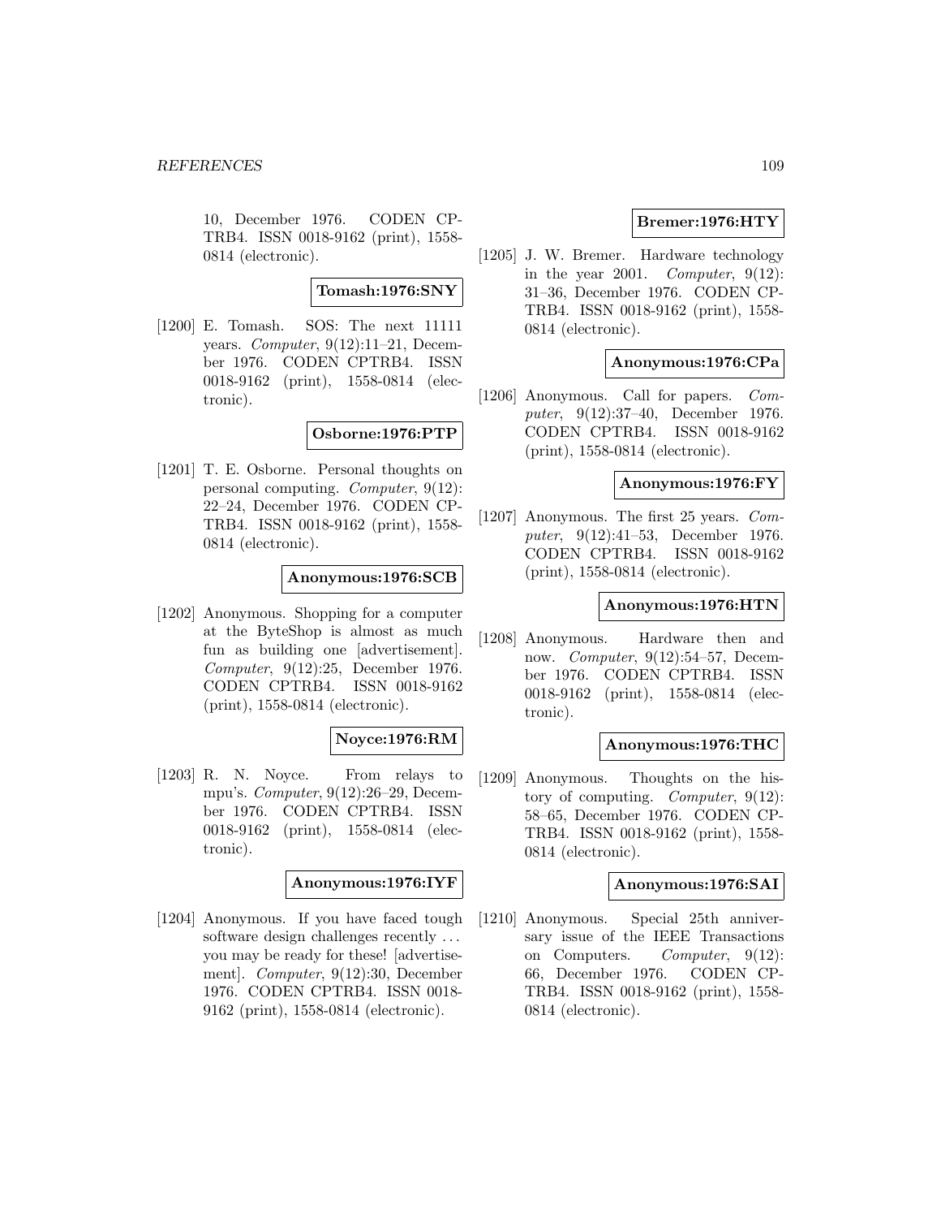10, December 1976. CODEN CPTRB4. ISSN 0018-9162 (print), 1558-0814 (electronic).

**Tomash:1976:SNY**

[1200] E. Tomash. SOS: The next 11111 years. *Computer*, 9(12):11–21, December 1976. CODEN CPTRB4. ISSN 0018-9162 (print), 1558-0814 (electronic).

**Osborne:1976:PTP**

[1201] T. E. Osborne. Personal thoughts on personal computing. *Computer*, 9(12): 22–24, December 1976. CODEN CPTRB4. ISSN 0018-9162 (print), 1558-0814 (electronic).

**Anonymous:1976:SCB**

[1202] Anonymous. Shopping for a computer at the ByteShop is almost as much fun as building one [advertisement]. *Computer*, 9(12):25, December 1976. CODEN CPTRB4. ISSN 0018-9162 (print), 1558-0814 (electronic).

**Noyce:1976:RM**

[1203] R. N. Noyce. From relays to mpu's. *Computer*, 9(12):26–29, December 1976. CODEN CPTRB4. ISSN 0018-9162 (print), 1558-0814 (electronic).

**Anonymous:1976:IYF**

[1204] Anonymous. If you have faced tough software design challenges recently ... you may be ready for these! [advertisement]. *Computer*, 9(12):30, December 1976. CODEN CPTRB4. ISSN 0018-9162 (print), 1558-0814 (electronic).

**Bremer:1976:HTY**

[1205] J. W. Bremer. Hardware technology in the year 2001. *Computer*, 9(12): 31–36, December 1976. CODEN CPTRB4. ISSN 0018-9162 (print), 1558-0814 (electronic).

**Anonymous:1976:CPa**

[1206] Anonymous. Call for papers. *Computer*, 9(12):37–40, December 1976. CODEN CPTRB4. ISSN 0018-9162 (print), 1558-0814 (electronic).

**Anonymous:1976:FY**

[1207] Anonymous. The first 25 years. *Computer*, 9(12):41–53, December 1976. CODEN CPTRB4. ISSN 0018-9162 (print), 1558-0814 (electronic).

**Anonymous:1976:HTN**

[1208] Anonymous. Hardware then and now. *Computer*, 9(12):54–57, December 1976. CODEN CPTRB4. ISSN 0018-9162 (print), 1558-0814 (electronic).

**Anonymous:1976:THC**

[1209] Anonymous. Thoughts on the history of computing. *Computer*, 9(12): 58–65, December 1976. CODEN CPTRB4. ISSN 0018-9162 (print), 1558-0814 (electronic).

**Anonymous:1976:SAI**

[1210] Anonymous. Special 25th anniversary issue of the IEEE Transactions on Computers. *Computer*, 9(12): 66, December 1976. CODEN CPTRB4. ISSN 0018-9162 (print), 1558-0814 (electronic).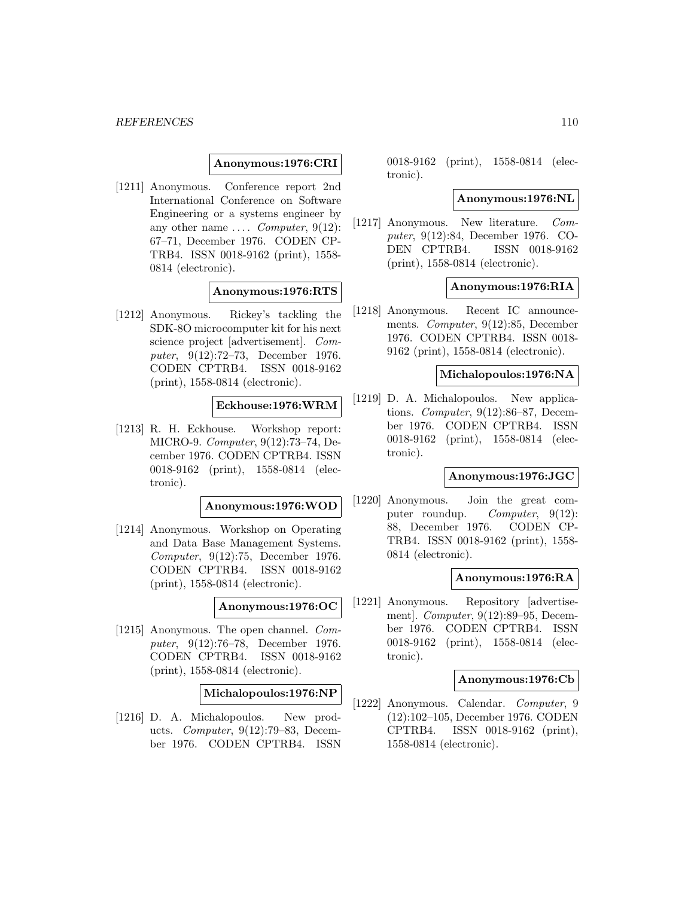**Anonymous:1976:CRI**

[1211] Anonymous. Conference report 2nd International Conference on Software Engineering or a systems engineer by any other name .... *Computer*, 9(12): 67–71, December 1976. CODEN CPTRB4. ISSN 0018-9162 (print), 1558-0814 (electronic).

**Anonymous:1976:RTS**

[1212] Anonymous. Rickey's tackling the SDK-8O microcomputer kit for his next science project [advertisement]. *Computer*, 9(12):72–73, December 1976. CODEN CPTRB4. ISSN 0018-9162 (print), 1558-0814 (electronic).

**Eckhouse:1976:WRM**

[1213] R. H. Eckhouse. Workshop report: MICRO-9. *Computer*, 9(12):73–74, December 1976. CODEN CPTRB4. ISSN 0018-9162 (print), 1558-0814 (electronic).

**Anonymous:1976:WOD**

[1214] Anonymous. Workshop on Operating and Data Base Management Systems. *Computer*, 9(12):75, December 1976. CODEN CPTRB4. ISSN 0018-9162 (print), 1558-0814 (electronic).

**Anonymous:1976:OC**

[1215] Anonymous. The open channel. *Computer*, 9(12):76–78, December 1976. CODEN CPTRB4. ISSN 0018-9162 (print), 1558-0814 (electronic).

**Michalopoulos:1976:NP**

[1216] D. A. Michalopoulos. New products. *Computer*, 9(12):79–83, December 1976. CODEN CPTRB4. ISSN 0018-9162 (print), 1558-0814 (electronic).

**Anonymous:1976:NL**

[1217] Anonymous. New literature. *Computer*, 9(12):84, December 1976. CODEN CPTRB4. ISSN 0018-9162 (print), 1558-0814 (electronic).

**Anonymous:1976:RIA**

[1218] Anonymous. Recent IC announcements. *Computer*, 9(12):85, December 1976. CODEN CPTRB4. ISSN 0018-9162 (print), 1558-0814 (electronic).

**Michalopoulos:1976:NA**

[1219] D. A. Michalopoulos. New applications. *Computer*, 9(12):86–87, December 1976. CODEN CPTRB4. ISSN 0018-9162 (print), 1558-0814 (electronic).

**Anonymous:1976:JGC**

[1220] Anonymous. Join the great computer roundup. *Computer*, 9(12): 88, December 1976. CODEN CPTRB4. ISSN 0018-9162 (print), 1558-0814 (electronic).

**Anonymous:1976:RA**

[1221] Anonymous. Repository [advertisement]. *Computer*, 9(12):89–95, December 1976. CODEN CPTRB4. ISSN 0018-9162 (print), 1558-0814 (electronic).

**Anonymous:1976:Cb**

[1222] Anonymous. Calendar. *Computer*, 9 (12):102–105, December 1976. CODEN CPTRB4. ISSN 0018-9162 (print), 1558-0814 (electronic).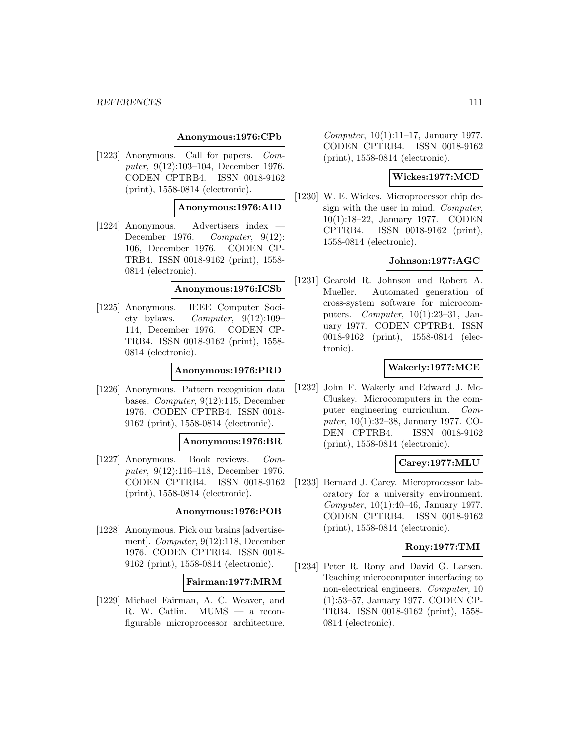**Anonymous:1976:CPb**

[1223] Anonymous. Call for papers. *Computer*, 9(12):103–104, December 1976. CODEN CPTRB4. ISSN 0018-9162 (print), 1558-0814 (electronic).

**Anonymous:1976:AID**

[1224] Anonymous. Advertisers index — December 1976. *Computer*, 9(12): 106, December 1976. CODEN CPTRB4. ISSN 0018-9162 (print), 1558-0814 (electronic).

**Anonymous:1976:ICSb**

[1225] Anonymous. IEEE Computer Society bylaws. *Computer*, 9(12):109–114, December 1976. CODEN CPTRB4. ISSN 0018-9162 (print), 1558-0814 (electronic).

**Anonymous:1976:PRD**

[1226] Anonymous. Pattern recognition data bases. *Computer*, 9(12):115, December 1976. CODEN CPTRB4. ISSN 0018-9162 (print), 1558-0814 (electronic).

**Anonymous:1976:BR**

[1227] Anonymous. Book reviews. *Computer*, 9(12):116–118, December 1976. CODEN CPTRB4. ISSN 0018-9162 (print), 1558-0814 (electronic).

**Anonymous:1976:POB**

[1228] Anonymous. Pick our brains [advertisement]. *Computer*, 9(12):118, December 1976. CODEN CPTRB4. ISSN 0018-9162 (print), 1558-0814 (electronic).

**Fairman:1977:MRM**

[1229] Michael Fairman, A. C. Weaver, and R. W. Catlin. MUMS — a reconfigurable microprocessor architecture. *Computer*, 10(1):11–17, January 1977. CODEN CPTRB4. ISSN 0018-9162 (print), 1558-0814 (electronic).

**Wickes:1977:MCD**

[1230] W. E. Wickes. Microprocessor chip design with the user in mind. *Computer*, 10(1):18–22, January 1977. CODEN CPTRB4. ISSN 0018-9162 (print), 1558-0814 (electronic).

**Johnson:1977:AGC**

[1231] Gearold R. Johnson and Robert A. Mueller. Automated generation of cross-system software for microcomputers. *Computer*, 10(1):23–31, January 1977. CODEN CPTRB4. ISSN 0018-9162 (print), 1558-0814 (electronic).

**Wakerly:1977:MCE**

[1232] John F. Wakerly and Edward J. McCluskey. Microcomputers in the computer engineering curriculum. *Computer*, 10(1):32–38, January 1977. CODEN CPTRB4. ISSN 0018-9162 (print), 1558-0814 (electronic).

**Carey:1977:MLU**

[1233] Bernard J. Carey. Microprocessor laboratory for a university environment. *Computer*, 10(1):40–46, January 1977. CODEN CPTRB4. ISSN 0018-9162 (print), 1558-0814 (electronic).

**Rony:1977:TMI**

[1234] Peter R. Rony and David G. Larsen. Teaching microcomputer interfacing to non-electrical engineers. *Computer*, 10 (1):53–57, January 1977. CODEN CPTRB4. ISSN 0018-9162 (print), 1558-0814 (electronic).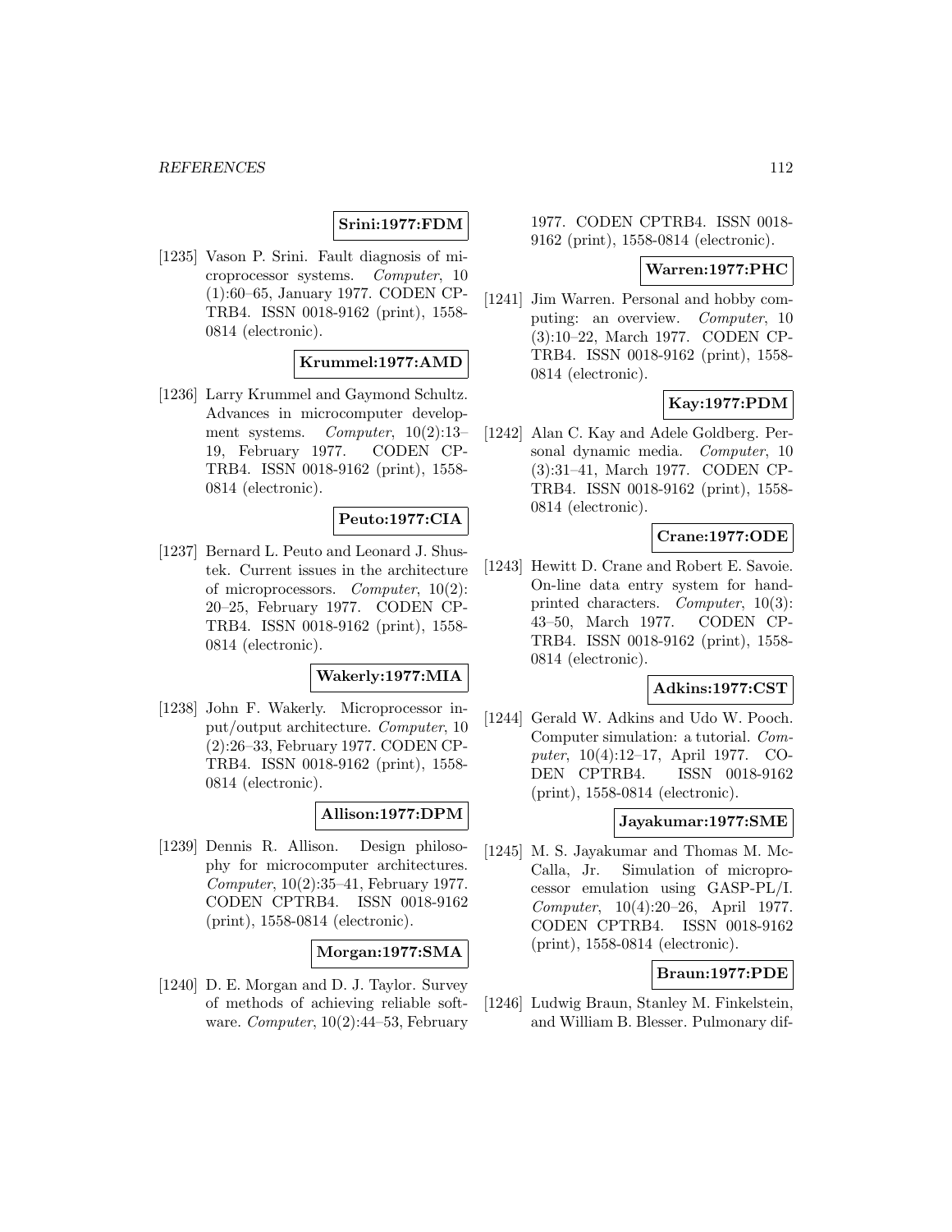**Srini:1977:FDM**

[1235] Vason P. Srini. Fault diagnosis of microprocessor systems. *Computer*, 10 (1):60–65, January 1977. CODEN CPTRB4. ISSN 0018-9162 (print), 1558-0814 (electronic).

**Krummel:1977:AMD**

[1236] Larry Krummel and Gaymond Schultz. Advances in microcomputer development systems. *Computer*, 10(2):13–19, February 1977. CODEN CPTRB4. ISSN 0018-9162 (print), 1558-0814 (electronic).

**Peuto:1977:CIA**

[1237] Bernard L. Peuto and Leonard J. Shustek. Current issues in the architecture of microprocessors. *Computer*, 10(2): 20–25, February 1977. CODEN CPTRB4. ISSN 0018-9162 (print), 1558-0814 (electronic).

**Wakerly:1977:MIA**

[1238] John F. Wakerly. Microprocessor input/output architecture. *Computer*, 10 (2):26–33, February 1977. CODEN CPTRB4. ISSN 0018-9162 (print), 1558-0814 (electronic).

**Allison:1977:DPM**

[1239] Dennis R. Allison. Design philosophy for microcomputer architectures. *Computer*, 10(2):35–41, February 1977. CODEN CPTRB4. ISSN 0018-9162 (print), 1558-0814 (electronic).

**Morgan:1977:SMA**

[1240] D. E. Morgan and D. J. Taylor. Survey of methods of achieving reliable software. *Computer*, 10(2):44–53, February 1977. CODEN CPTRB4. ISSN 0018-9162 (print), 1558-0814 (electronic).

**Warren:1977:PHC**

[1241] Jim Warren. Personal and hobby computing: an overview. *Computer*, 10 (3):10–22, March 1977. CODEN CPTRB4. ISSN 0018-9162 (print), 1558-0814 (electronic).

**Kay:1977:PDM**

[1242] Alan C. Kay and Adele Goldberg. Personal dynamic media. *Computer*, 10 (3):31–41, March 1977. CODEN CPTRB4. ISSN 0018-9162 (print), 1558-0814 (electronic).

**Crane:1977:ODE**

[1243] Hewitt D. Crane and Robert E. Savoie. On-line data entry system for handprinted characters. *Computer*, 10(3): 43–50, March 1977. CODEN CPTRB4. ISSN 0018-9162 (print), 1558-0814 (electronic).

**Adkins:1977:CST**

[1244] Gerald W. Adkins and Udo W. Pooch. Computer simulation: a tutorial. *Computer*, 10(4):12–17, April 1977. CODEN CPTRB4. ISSN 0018-9162 (print), 1558-0814 (electronic).

**Jayakumar:1977:SME**

[1245] M. S. Jayakumar and Thomas M. McCalla, Jr. Simulation of microprocessor emulation using GASP-PL/I. *Computer*, 10(4):20–26, April 1977. CODEN CPTRB4. ISSN 0018-9162 (print), 1558-0814 (electronic).

**Braun:1977:PDE**

[1246] Ludwig Braun, Stanley M. Finkelstein, and William B. Blesser. Pulmonary dif-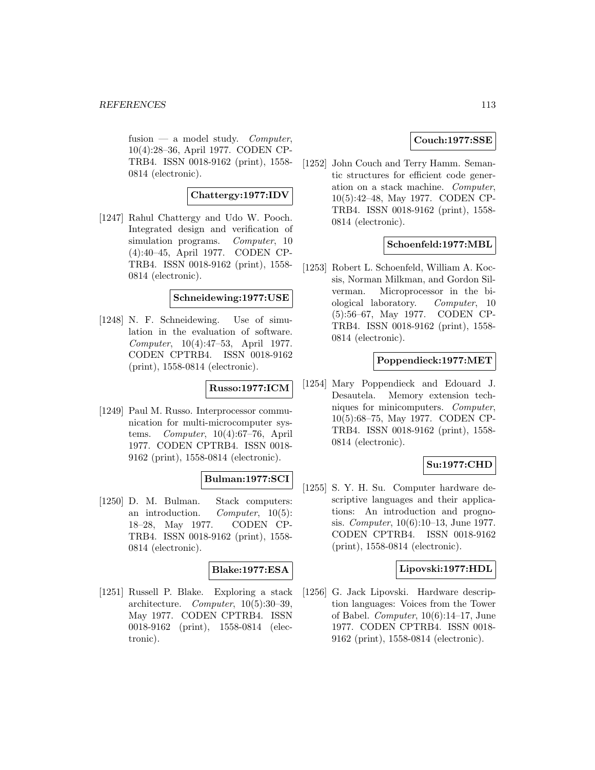fusion — a model study. *Computer*, 10(4):28–36, April 1977. CODEN CPTRB4. ISSN 0018-9162 (print), 1558-0814 (electronic).

**Chattergy:1977:IDV**

[1247] Rahul Chattergy and Udo W. Pooch. Integrated design and verification of simulation programs. *Computer*, 10 (4):40–45, April 1977. CODEN CPTRB4. ISSN 0018-9162 (print), 1558-0814 (electronic).

**Schneidewing:1977:USE**

[1248] N. F. Schneidewing. Use of simulation in the evaluation of software. *Computer*, 10(4):47–53, April 1977. CODEN CPTRB4. ISSN 0018-9162 (print), 1558-0814 (electronic).

**Russo:1977:ICM**

[1249] Paul M. Russo. Interprocessor communication for multi-microcomputer systems. *Computer*, 10(4):67–76, April 1977. CODEN CPTRB4. ISSN 0018-9162 (print), 1558-0814 (electronic).

**Bulman:1977:SCI**

[1250] D. M. Bulman. Stack computers: an introduction. *Computer*, 10(5): 18–28, May 1977. CODEN CPTRB4. ISSN 0018-9162 (print), 1558-0814 (electronic).

**Blake:1977:ESA**

[1251] Russell P. Blake. Exploring a stack architecture. *Computer*, 10(5):30–39, May 1977. CODEN CPTRB4. ISSN 0018-9162 (print), 1558-0814 (electronic).

**Couch:1977:SSE**

[1252] John Couch and Terry Hamm. Semantic structures for efficient code generation on a stack machine. *Computer*, 10(5):42–48, May 1977. CODEN CPTRB4. ISSN 0018-9162 (print), 1558-0814 (electronic).

**Schoenfeld:1977:MBL**

[1253] Robert L. Schoenfeld, William A. Kocsis, Norman Milkman, and Gordon Silverman. Microprocessor in the biological laboratory. *Computer*, 10 (5):56–67, May 1977. CODEN CPTRB4. ISSN 0018-9162 (print), 1558-0814 (electronic).

**Poppendieck:1977:MET**

[1254] Mary Poppendieck and Edouard J. Desautela. Memory extension techniques for minicomputers. *Computer*, 10(5):68–75, May 1977. CODEN CPTRB4. ISSN 0018-9162 (print), 1558-0814 (electronic).

**Su:1977:CHD**

[1255] S. Y. H. Su. Computer hardware descriptive languages and their applications: An introduction and prognosis. *Computer*, 10(6):10–13, June 1977. CODEN CPTRB4. ISSN 0018-9162 (print), 1558-0814 (electronic).

**Lipovski:1977:HDL**

[1256] G. Jack Lipovski. Hardware description languages: Voices from the Tower of Babel. *Computer*, 10(6):14–17, June 1977. CODEN CPTRB4. ISSN 0018-9162 (print), 1558-0814 (electronic).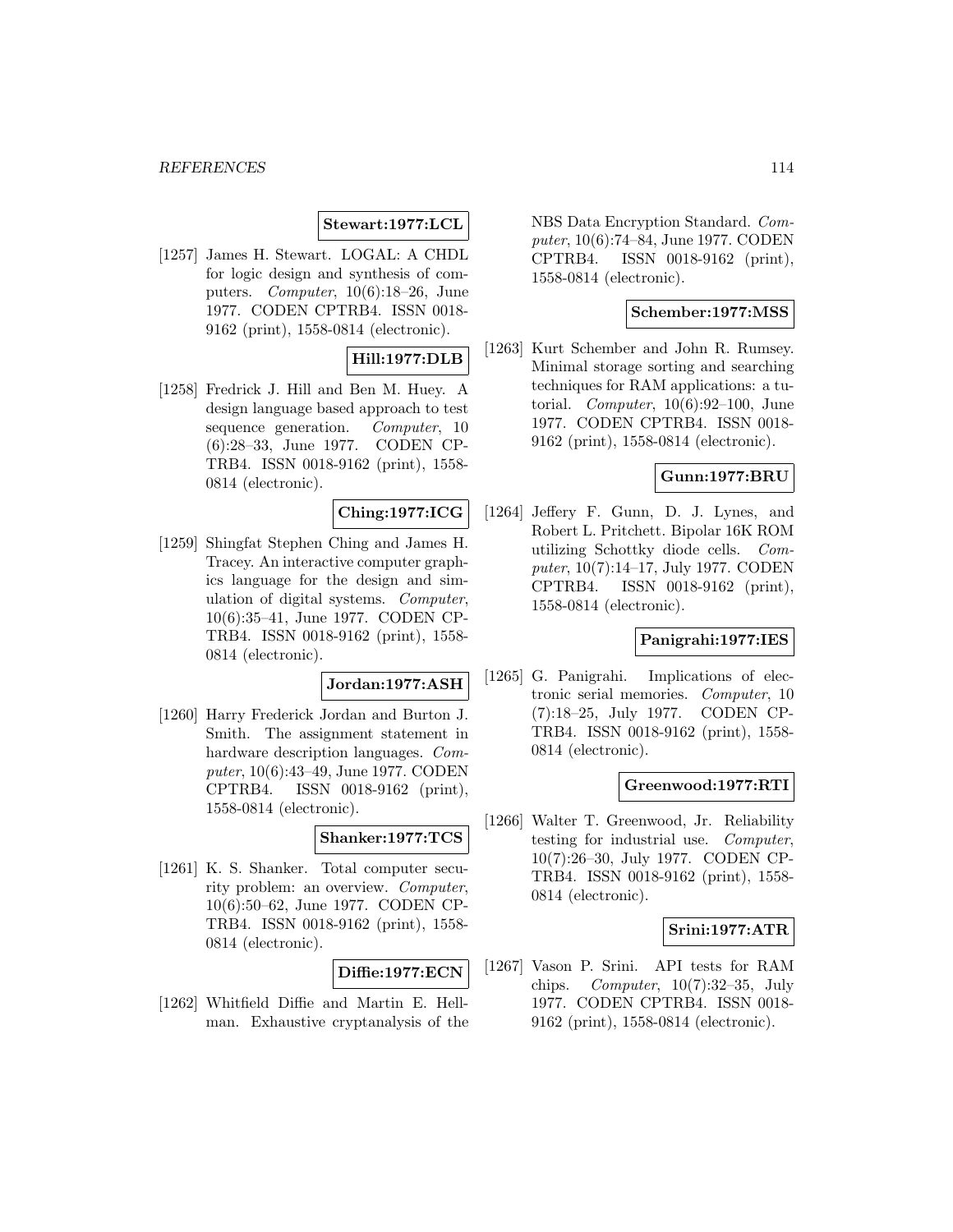**Stewart:1977:LCL**

[1257] James H. Stewart. LOGAL: A CHDL for logic design and synthesis of computers. *Computer*, 10(6):18–26, June 1977. CODEN CPTRB4. ISSN 0018-9162 (print), 1558-0814 (electronic).

**Hill:1977:DLB**

[1258] Fredrick J. Hill and Ben M. Huey. A design language based approach to test sequence generation. *Computer*, 10 (6):28–33, June 1977. CODEN CPTRB4. ISSN 0018-9162 (print), 1558-0814 (electronic).

**Ching:1977:ICG**

[1259] Shingfat Stephen Ching and James H. Tracey. An interactive computer graphics language for the design and simulation of digital systems. *Computer*, 10(6):35–41, June 1977. CODEN CPTRB4. ISSN 0018-9162 (print), 1558-0814 (electronic).

**Jordan:1977:ASH**

[1260] Harry Frederick Jordan and Burton J. Smith. The assignment statement in hardware description languages. *Computer*, 10(6):43–49, June 1977. CODEN CPTRB4. ISSN 0018-9162 (print), 1558-0814 (electronic).

**Shanker:1977:TCS**

[1261] K. S. Shanker. Total computer security problem: an overview. *Computer*, 10(6):50–62, June 1977. CODEN CPTRB4. ISSN 0018-9162 (print), 1558-0814 (electronic).

**Diffie:1977:ECN**

[1262] Whitfield Diffie and Martin E. Hellman. Exhaustive cryptanalysis of the NBS Data Encryption Standard. *Computer*, 10(6):74–84, June 1977. CODEN CPTRB4. ISSN 0018-9162 (print), 1558-0814 (electronic).

**Schember:1977:MSS**

[1263] Kurt Schember and John R. Rumsey. Minimal storage sorting and searching techniques for RAM applications: a tutorial. *Computer*, 10(6):92–100, June 1977. CODEN CPTRB4. ISSN 0018-9162 (print), 1558-0814 (electronic).

**Gunn:1977:BRU**

[1264] Jeffery F. Gunn, D. J. Lynes, and Robert L. Pritchett. Bipolar 16K ROM utilizing Schottky diode cells. *Computer*, 10(7):14–17, July 1977. CODEN CPTRB4. ISSN 0018-9162 (print), 1558-0814 (electronic).

**Panigrahi:1977:IES**

[1265] G. Panigrahi. Implications of electronic serial memories. *Computer*, 10 (7):18–25, July 1977. CODEN CPTRB4. ISSN 0018-9162 (print), 1558-0814 (electronic).

**Greenwood:1977:RTI**

[1266] Walter T. Greenwood, Jr. Reliability testing for industrial use. *Computer*, 10(7):26–30, July 1977. CODEN CPTRB4. ISSN 0018-9162 (print), 1558-0814 (electronic).

**Srini:1977:ATR**

[1267] Vason P. Srini. API tests for RAM chips. *Computer*, 10(7):32–35, July 1977. CODEN CPTRB4. ISSN 0018-9162 (print), 1558-0814 (electronic).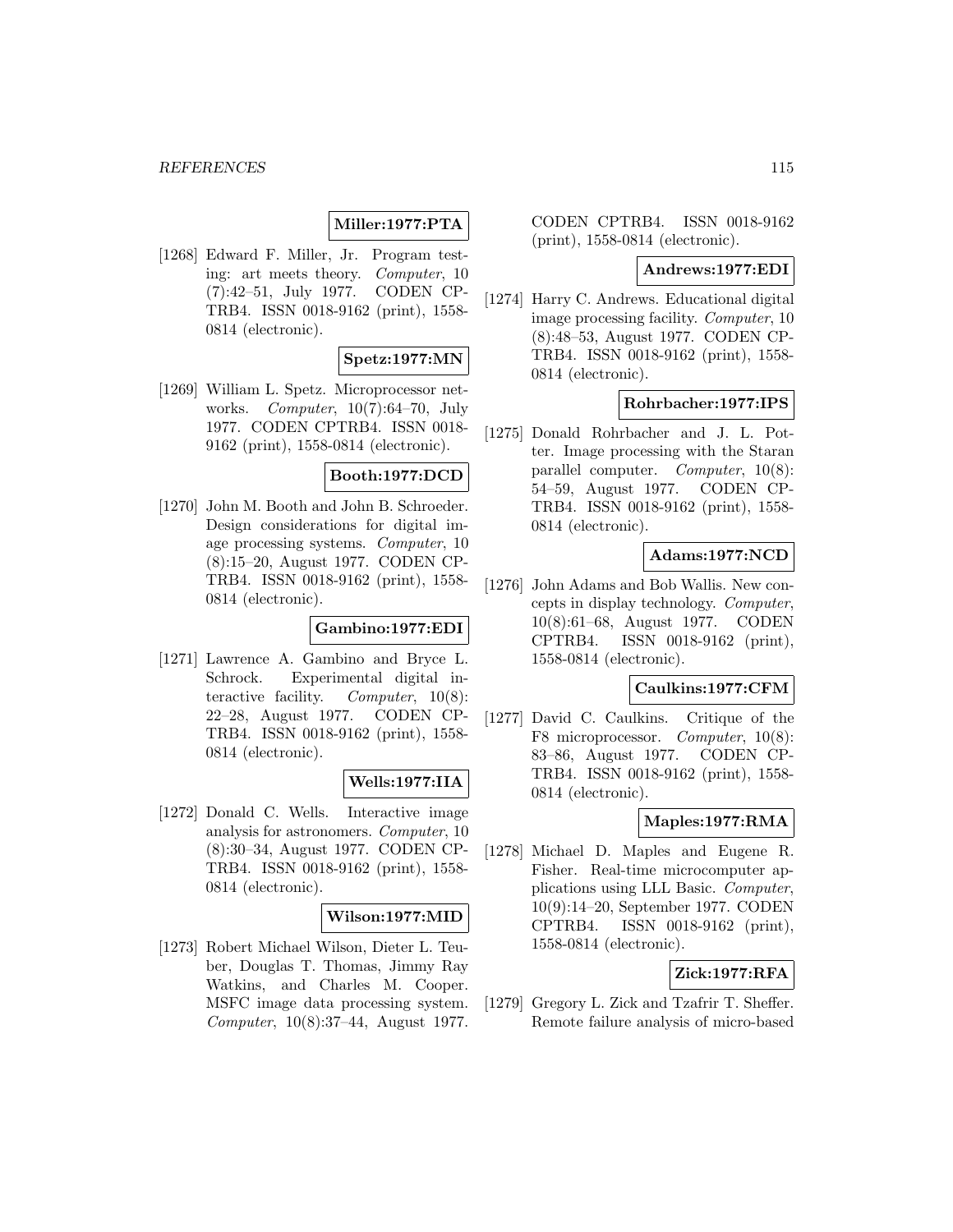**Miller:1977:PTA**

[1268] Edward F. Miller, Jr. Program testing: art meets theory. *Computer*, 10 (7):42–51, July 1977. CODEN CPTRB4. ISSN 0018-9162 (print), 1558-0814 (electronic).

**Spetz:1977:MN**

[1269] William L. Spetz. Microprocessor networks. *Computer*, 10(7):64–70, July 1977. CODEN CPTRB4. ISSN 0018-9162 (print), 1558-0814 (electronic).

**Booth:1977:DCD**

[1270] John M. Booth and John B. Schroeder. Design considerations for digital image processing systems. *Computer*, 10 (8):15–20, August 1977. CODEN CPTRB4. ISSN 0018-9162 (print), 1558-0814 (electronic).

**Gambino:1977:EDI**

[1271] Lawrence A. Gambino and Bryce L. Schrock. Experimental digital interactive facility. *Computer*, 10(8): 22–28, August 1977. CODEN CPTRB4. ISSN 0018-9162 (print), 1558-0814 (electronic).

**Wells:1977:IIA**

[1272] Donald C. Wells. Interactive image analysis for astronomers. *Computer*, 10 (8):30–34, August 1977. CODEN CPTRB4. ISSN 0018-9162 (print), 1558-0814 (electronic).

**Wilson:1977:MID**

[1273] Robert Michael Wilson, Dieter L. Teuber, Douglas T. Thomas, Jimmy Ray Watkins, and Charles M. Cooper. MSFC image data processing system. *Computer*, 10(8):37–44, August 1977. CODEN CPTRB4. ISSN 0018-9162 (print), 1558-0814 (electronic).

**Andrews:1977:EDI**

[1274] Harry C. Andrews. Educational digital image processing facility. *Computer*, 10 (8):48–53, August 1977. CODEN CPTRB4. ISSN 0018-9162 (print), 1558-0814 (electronic).

**Rohrbacher:1977:IPS**

[1275] Donald Rohrbacher and J. L. Potter. Image processing with the Staran parallel computer. *Computer*, 10(8): 54–59, August 1977. CODEN CPTRB4. ISSN 0018-9162 (print), 1558-0814 (electronic).

**Adams:1977:NCD**

[1276] John Adams and Bob Wallis. New concepts in display technology. *Computer*, 10(8):61–68, August 1977. CODEN CPTRB4. ISSN 0018-9162 (print), 1558-0814 (electronic).

**Caulkins:1977:CFM**

[1277] David C. Caulkins. Critique of the F8 microprocessor. *Computer*, 10(8): 83–86, August 1977. CODEN CPTRB4. ISSN 0018-9162 (print), 1558-0814 (electronic).

**Maples:1977:RMA**

[1278] Michael D. Maples and Eugene R. Fisher. Real-time microcomputer applications using LLL Basic. *Computer*, 10(9):14–20, September 1977. CODEN CPTRB4. ISSN 0018-9162 (print), 1558-0814 (electronic).

**Zick:1977:RFA**

[1279] Gregory L. Zick and Tzafrir T. Sheffer. Remote failure analysis of micro-based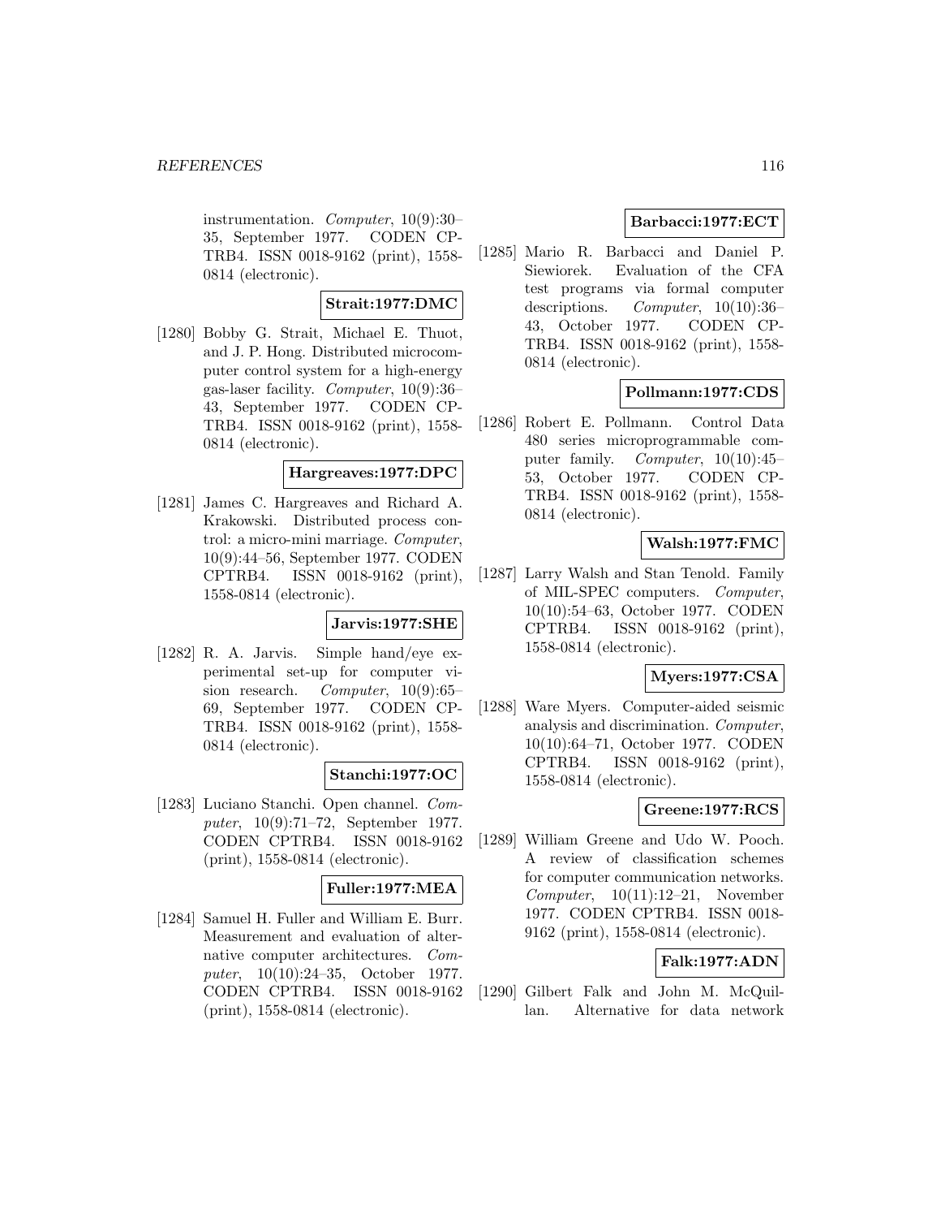instrumentation. *Computer*, 10(9):30–35, September 1977. CODEN CPTRB4. ISSN 0018-9162 (print), 1558-0814 (electronic).

**Strait:1977:DMC**

[1280] Bobby G. Strait, Michael E. Thuot, and J. P. Hong. Distributed microcomputer control system for a high-energy gas-laser facility. *Computer*, 10(9):36–43, September 1977. CODEN CPTRB4. ISSN 0018-9162 (print), 1558-0814 (electronic).

**Hargreaves:1977:DPC**

[1281] James C. Hargreaves and Richard A. Krakowski. Distributed process control: a micro-mini marriage. *Computer*, 10(9):44–56, September 1977. CODEN CPTRB4. ISSN 0018-9162 (print), 1558-0814 (electronic).

**Jarvis:1977:SHE**

[1282] R. A. Jarvis. Simple hand/eye experimental set-up for computer vision research. *Computer*, 10(9):65–69, September 1977. CODEN CPTRB4. ISSN 0018-9162 (print), 1558-0814 (electronic).

**Stanchi:1977:OC**

[1283] Luciano Stanchi. Open channel. *Computer*, 10(9):71–72, September 1977. CODEN CPTRB4. ISSN 0018-9162 (print), 1558-0814 (electronic).

**Fuller:1977:MEA**

[1284] Samuel H. Fuller and William E. Burr. Measurement and evaluation of alternative computer architectures. *Computer*, 10(10):24–35, October 1977. CODEN CPTRB4. ISSN 0018-9162 (print), 1558-0814 (electronic).

**Barbacci:1977:ECT**

[1285] Mario R. Barbacci and Daniel P. Siewiorek. Evaluation of the CFA test programs via formal computer descriptions. *Computer*, 10(10):36–43, October 1977. CODEN CPTRB4. ISSN 0018-9162 (print), 1558-0814 (electronic).

**Pollmann:1977:CDS**

[1286] Robert E. Pollmann. Control Data 480 series microprogrammable computer family. *Computer*, 10(10):45–53, October 1977. CODEN CPTRB4. ISSN 0018-9162 (print), 1558-0814 (electronic).

**Walsh:1977:FMC**

[1287] Larry Walsh and Stan Tenold. Family of MIL-SPEC computers. *Computer*, 10(10):54–63, October 1977. CODEN CPTRB4. ISSN 0018-9162 (print), 1558-0814 (electronic).

**Myers:1977:CSA**

[1288] Ware Myers. Computer-aided seismic analysis and discrimination. *Computer*, 10(10):64–71, October 1977. CODEN CPTRB4. ISSN 0018-9162 (print), 1558-0814 (electronic).

**Greene:1977:RCS**

[1289] William Greene and Udo W. Pooch. A review of classification schemes for computer communication networks. *Computer*, 10(11):12–21, November 1977. CODEN CPTRB4. ISSN 0018-9162 (print), 1558-0814 (electronic).

**Falk:1977:ADN**

[1290] Gilbert Falk and John M. McQuillan. Alternative for data network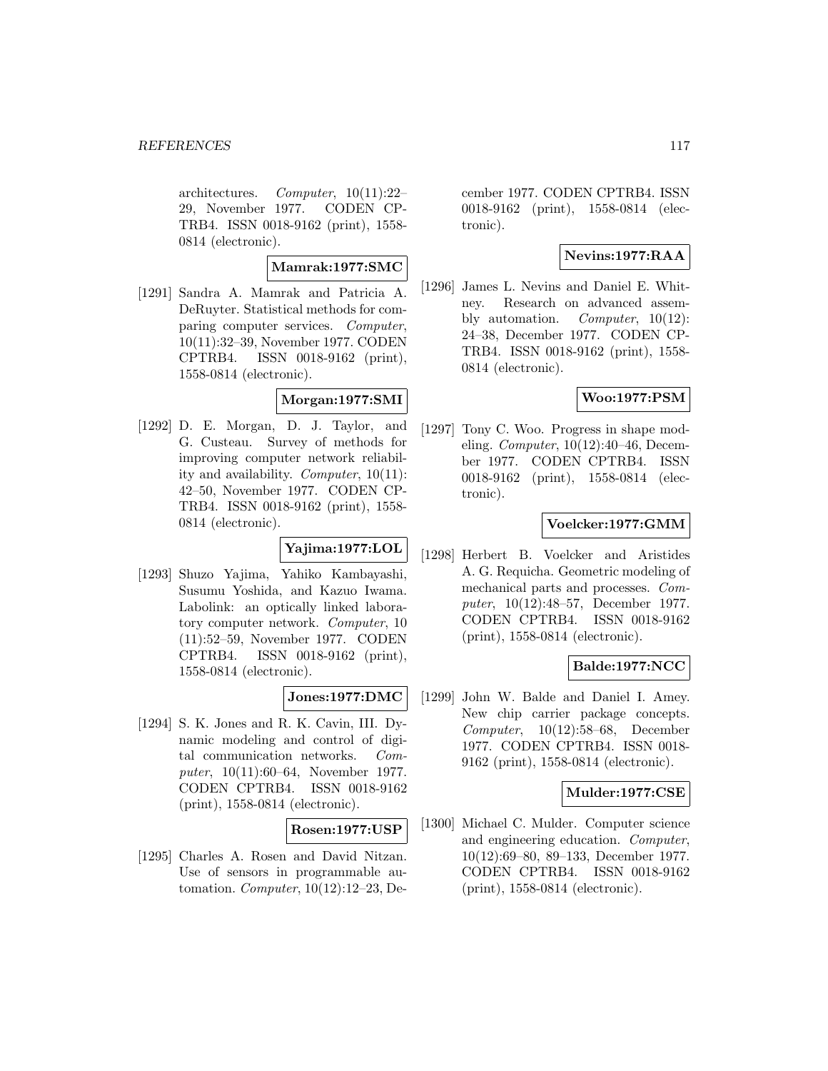architectures. *Computer*, 10(11):22–29, November 1977. CODEN CPTRB4. ISSN 0018-9162 (print), 1558-0814 (electronic).

**Mamrak:1977:SMC**

[1291] Sandra A. Mamrak and Patricia A. DeRuyter. Statistical methods for comparing computer services. *Computer*, 10(11):32–39, November 1977. CODEN CPTRB4. ISSN 0018-9162 (print), 1558-0814 (electronic).

**Morgan:1977:SMI**

[1292] D. E. Morgan, D. J. Taylor, and G. Custeau. Survey of methods for improving computer network reliability and availability. *Computer*, 10(11): 42–50, November 1977. CODEN CPTRB4. ISSN 0018-9162 (print), 1558-0814 (electronic).

**Yajima:1977:LOL**

[1293] Shuzo Yajima, Yahiko Kambayashi, Susumu Yoshida, and Kazuo Iwama. Labolink: an optically linked laboratory computer network. *Computer*, 10 (11):52–59, November 1977. CODEN CPTRB4. ISSN 0018-9162 (print), 1558-0814 (electronic).

**Jones:1977:DMC**

[1294] S. K. Jones and R. K. Cavin, III. Dynamic modeling and control of digital communication networks. *Computer*, 10(11):60–64, November 1977. CODEN CPTRB4. ISSN 0018-9162 (print), 1558-0814 (electronic).

**Rosen:1977:USP**

[1295] Charles A. Rosen and David Nitzan. Use of sensors in programmable automation. *Computer*, 10(12):12–23, December 1977. CODEN CPTRB4. ISSN 0018-9162 (print), 1558-0814 (electronic).

**Nevins:1977:RAA**

[1296] James L. Nevins and Daniel E. Whitney. Research on advanced assembly automation. *Computer*, 10(12): 24–38, December 1977. CODEN CPTRB4. ISSN 0018-9162 (print), 1558-0814 (electronic).

**Woo:1977:PSM**

[1297] Tony C. Woo. Progress in shape modeling. *Computer*, 10(12):40–46, December 1977. CODEN CPTRB4. ISSN 0018-9162 (print), 1558-0814 (electronic).

**Voelcker:1977:GMM**

[1298] Herbert B. Voelcker and Aristides A. G. Requicha. Geometric modeling of mechanical parts and processes. *Computer*, 10(12):48–57, December 1977. CODEN CPTRB4. ISSN 0018-9162 (print), 1558-0814 (electronic).

**Balde:1977:NCC**

[1299] John W. Balde and Daniel I. Amey. New chip carrier package concepts. *Computer*, 10(12):58–68, December 1977. CODEN CPTRB4. ISSN 0018-9162 (print), 1558-0814 (electronic).

**Mulder:1977:CSE**

[1300] Michael C. Mulder. Computer science and engineering education. *Computer*, 10(12):69–80, 89–133, December 1977. CODEN CPTRB4. ISSN 0018-9162 (print), 1558-0814 (electronic).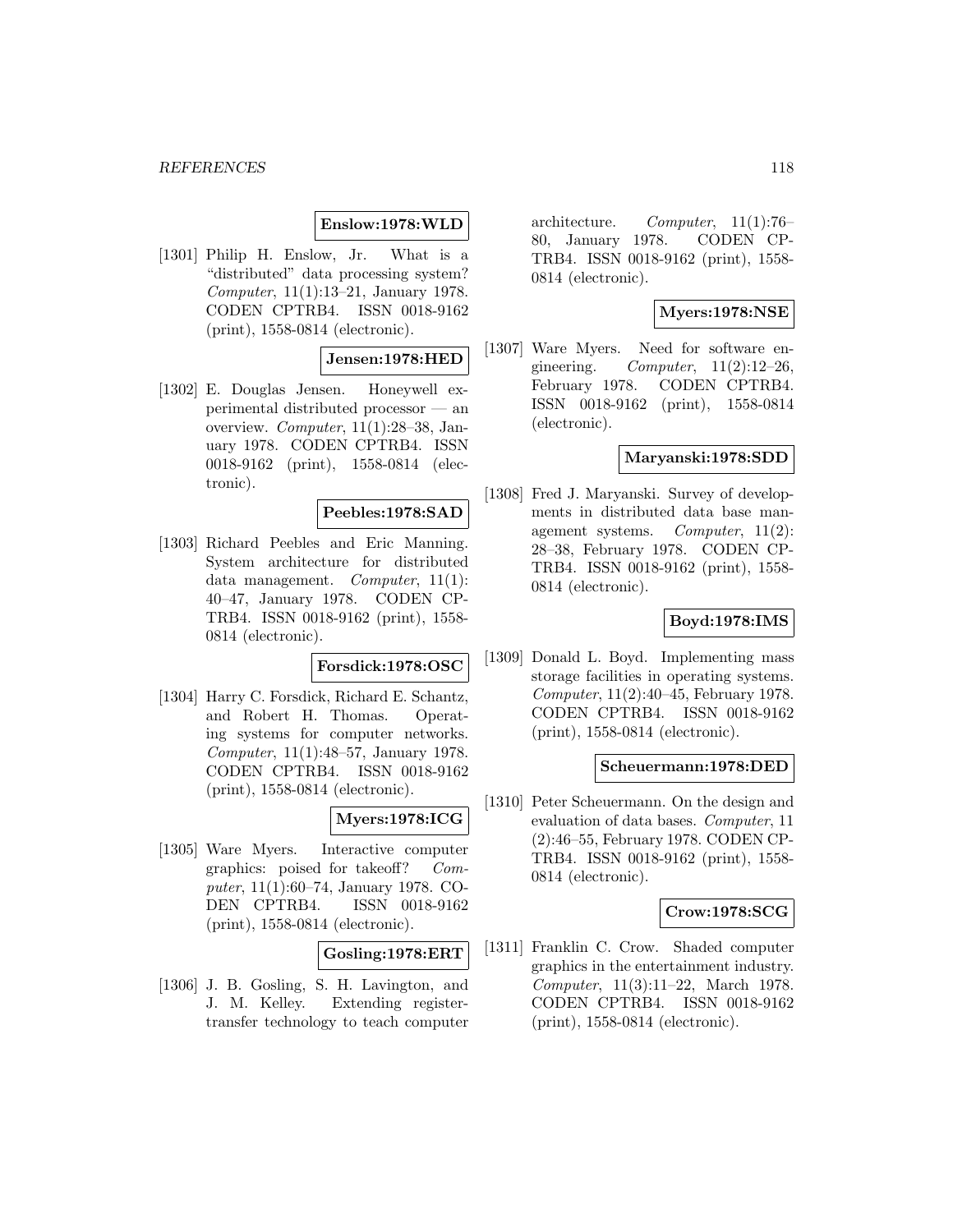**Enslow:1978:WLD**

[1301] Philip H. Enslow, Jr. What is a "distributed" data processing system? *Computer*, 11(1):13–21, January 1978. CODEN CPTRB4. ISSN 0018-9162 (print), 1558-0814 (electronic).

**Jensen:1978:HED**

[1302] E. Douglas Jensen. Honeywell experimental distributed processor — an overview. *Computer*, 11(1):28–38, January 1978. CODEN CPTRB4. ISSN 0018-9162 (print), 1558-0814 (electronic).

**Peebles:1978:SAD**

[1303] Richard Peebles and Eric Manning. System architecture for distributed data management. *Computer*, 11(1): 40–47, January 1978. CODEN CPTRB4. ISSN 0018-9162 (print), 1558-0814 (electronic).

**Forsdick:1978:OSC**

[1304] Harry C. Forsdick, Richard E. Schantz, and Robert H. Thomas. Operating systems for computer networks. *Computer*, 11(1):48–57, January 1978. CODEN CPTRB4. ISSN 0018-9162 (print), 1558-0814 (electronic).

**Myers:1978:ICG**

[1305] Ware Myers. Interactive computer graphics: poised for takeoff? *Computer*, 11(1):60–74, January 1978. CODEN CPTRB4. ISSN 0018-9162 (print), 1558-0814 (electronic).

**Gosling:1978:ERT**

[1306] J. B. Gosling, S. H. Lavington, and J. M. Kelley. Extending register-transfer technology to teach computer architecture. *Computer*, 11(1):76–80, January 1978. CODEN CPTRB4. ISSN 0018-9162 (print), 1558-0814 (electronic).

**Myers:1978:NSE**

[1307] Ware Myers. Need for software engineering. *Computer*, 11(2):12–26, February 1978. CODEN CPTRB4. ISSN 0018-9162 (print), 1558-0814 (electronic).

**Maryanski:1978:SDD**

[1308] Fred J. Maryanski. Survey of developments in distributed data base management systems. *Computer*, 11(2): 28–38, February 1978. CODEN CPTRB4. ISSN 0018-9162 (print), 1558-0814 (electronic).

**Boyd:1978:IMS**

[1309] Donald L. Boyd. Implementing mass storage facilities in operating systems. *Computer*, 11(2):40–45, February 1978. CODEN CPTRB4. ISSN 0018-9162 (print), 1558-0814 (electronic).

**Scheuermann:1978:DED**

[1310] Peter Scheuermann. On the design and evaluation of data bases. *Computer*, 11 (2):46–55, February 1978. CODEN CPTRB4. ISSN 0018-9162 (print), 1558-0814 (electronic).

**Crow:1978:SCG**

[1311] Franklin C. Crow. Shaded computer graphics in the entertainment industry. *Computer*, 11(3):11–22, March 1978. CODEN CPTRB4. ISSN 0018-9162 (print), 1558-0814 (electronic).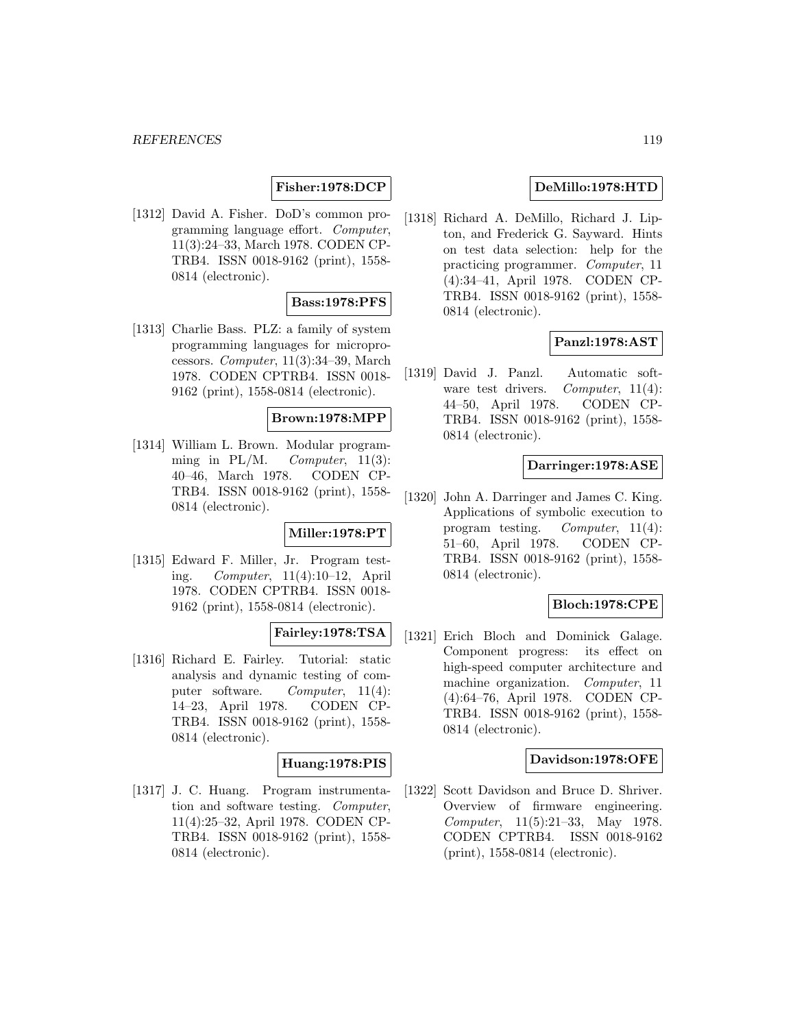**Fisher:1978:DCP**

[1312] David A. Fisher. DoD's common programming language effort. *Computer*, 11(3):24–33, March 1978. CODEN CPTRB4. ISSN 0018-9162 (print), 1558-0814 (electronic).

**Bass:1978:PFS**

[1313] Charlie Bass. PLZ: a family of system programming languages for microprocessors. *Computer*, 11(3):34–39, March 1978. CODEN CPTRB4. ISSN 0018-9162 (print), 1558-0814 (electronic).

**Brown:1978:MPP**

[1314] William L. Brown. Modular programming in PL/M. *Computer*, 11(3): 40–46, March 1978. CODEN CPTRB4. ISSN 0018-9162 (print), 1558-0814 (electronic).

**Miller:1978:PT**

[1315] Edward F. Miller, Jr. Program testing. *Computer*, 11(4):10–12, April 1978. CODEN CPTRB4. ISSN 0018-9162 (print), 1558-0814 (electronic).

**Fairley:1978:TSA**

[1316] Richard E. Fairley. Tutorial: static analysis and dynamic testing of computer software. *Computer*, 11(4): 14–23, April 1978. CODEN CPTRB4. ISSN 0018-9162 (print), 1558-0814 (electronic).

**Huang:1978:PIS**

[1317] J. C. Huang. Program instrumentation and software testing. *Computer*, 11(4):25–32, April 1978. CODEN CPTRB4. ISSN 0018-9162 (print), 1558-0814 (electronic).

**DeMillo:1978:HTD**

[1318] Richard A. DeMillo, Richard J. Lipton, and Frederick G. Sayward. Hints on test data selection: help for the practicing programmer. *Computer*, 11 (4):34–41, April 1978. CODEN CPTRB4. ISSN 0018-9162 (print), 1558-0814 (electronic).

**Panzl:1978:AST**

[1319] David J. Panzl. Automatic software test drivers. *Computer*, 11(4): 44–50, April 1978. CODEN CPTRB4. ISSN 0018-9162 (print), 1558-0814 (electronic).

**Darringer:1978:ASE**

[1320] John A. Darringer and James C. King. Applications of symbolic execution to program testing. *Computer*, 11(4): 51–60, April 1978. CODEN CPTRB4. ISSN 0018-9162 (print), 1558-0814 (electronic).

**Bloch:1978:CPE**

[1321] Erich Bloch and Dominick Galage. Component progress: its effect on high-speed computer architecture and machine organization. *Computer*, 11 (4):64–76, April 1978. CODEN CPTRB4. ISSN 0018-9162 (print), 1558-0814 (electronic).

**Davidson:1978:OFE**

[1322] Scott Davidson and Bruce D. Shriver. Overview of firmware engineering. *Computer*, 11(5):21–33, May 1978. CODEN CPTRB4. ISSN 0018-9162 (print), 1558-0814 (electronic).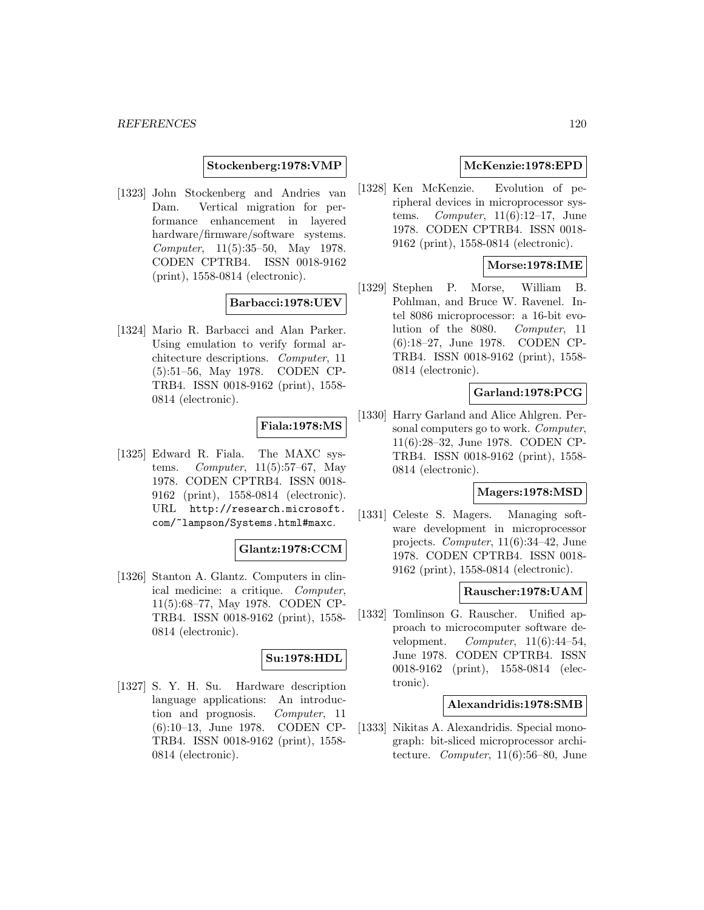**Stockenberg:1978:VMP**

[1323] John Stockenberg and Andries van Dam. Vertical migration for performance enhancement in layered hardware/firmware/software systems. *Computer*, 11(5):35–50, May 1978. CODEN CPTRB4. ISSN 0018-9162 (print), 1558-0814 (electronic).

**Barbacci:1978:UEV**

[1324] Mario R. Barbacci and Alan Parker. Using emulation to verify formal architecture descriptions. *Computer*, 11 (5):51–56, May 1978. CODEN CPTRB4. ISSN 0018-9162 (print), 1558-0814 (electronic).

**Fiala:1978:MS**

[1325] Edward R. Fiala. The MAXC systems. *Computer*, 11(5):57–67, May 1978. CODEN CPTRB4. ISSN 0018-9162 (print), 1558-0814 (electronic). URL http://research.microsoft.com/~lampson/Systems.html#maxc.

**Glantz:1978:CCM**

[1326] Stanton A. Glantz. Computers in clinical medicine: a critique. *Computer*, 11(5):68–77, May 1978. CODEN CPTRB4. ISSN 0018-9162 (print), 1558-0814 (electronic).

**Su:1978:HDL**

[1327] S. Y. H. Su. Hardware description language applications: An introduction and prognosis. *Computer*, 11 (6):10–13, June 1978. CODEN CPTRB4. ISSN 0018-9162 (print), 1558-0814 (electronic).

**McKenzie:1978:EPD**

[1328] Ken McKenzie. Evolution of peripheral devices in microprocessor systems. *Computer*, 11(6):12–17, June 1978. CODEN CPTRB4. ISSN 0018-9162 (print), 1558-0814 (electronic).

**Morse:1978:IME**

[1329] Stephen P. Morse, William B. Pohlman, and Bruce W. Ravenel. Intel 8086 microprocessor: a 16-bit evolution of the 8080. *Computer*, 11 (6):18–27, June 1978. CODEN CPTRB4. ISSN 0018-9162 (print), 1558-0814 (electronic).

**Garland:1978:PCG**

[1330] Harry Garland and Alice Ahlgren. Personal computers go to work. *Computer*, 11(6):28–32, June 1978. CODEN CPTRB4. ISSN 0018-9162 (print), 1558-0814 (electronic).

**Magers:1978:MSD**

[1331] Celeste S. Magers. Managing software development in microprocessor projects. *Computer*, 11(6):34–42, June 1978. CODEN CPTRB4. ISSN 0018-9162 (print), 1558-0814 (electronic).

**Rauscher:1978:UAM**

[1332] Tomlinson G. Rauscher. Unified approach to microcomputer software development. *Computer*, 11(6):44–54, June 1978. CODEN CPTRB4. ISSN 0018-9162 (print), 1558-0814 (electronic).

**Alexandridis:1978:SMB**

[1333] Nikitas A. Alexandridis. Special monograph: bit-sliced microprocessor architecture. *Computer*, 11(6):56–80, June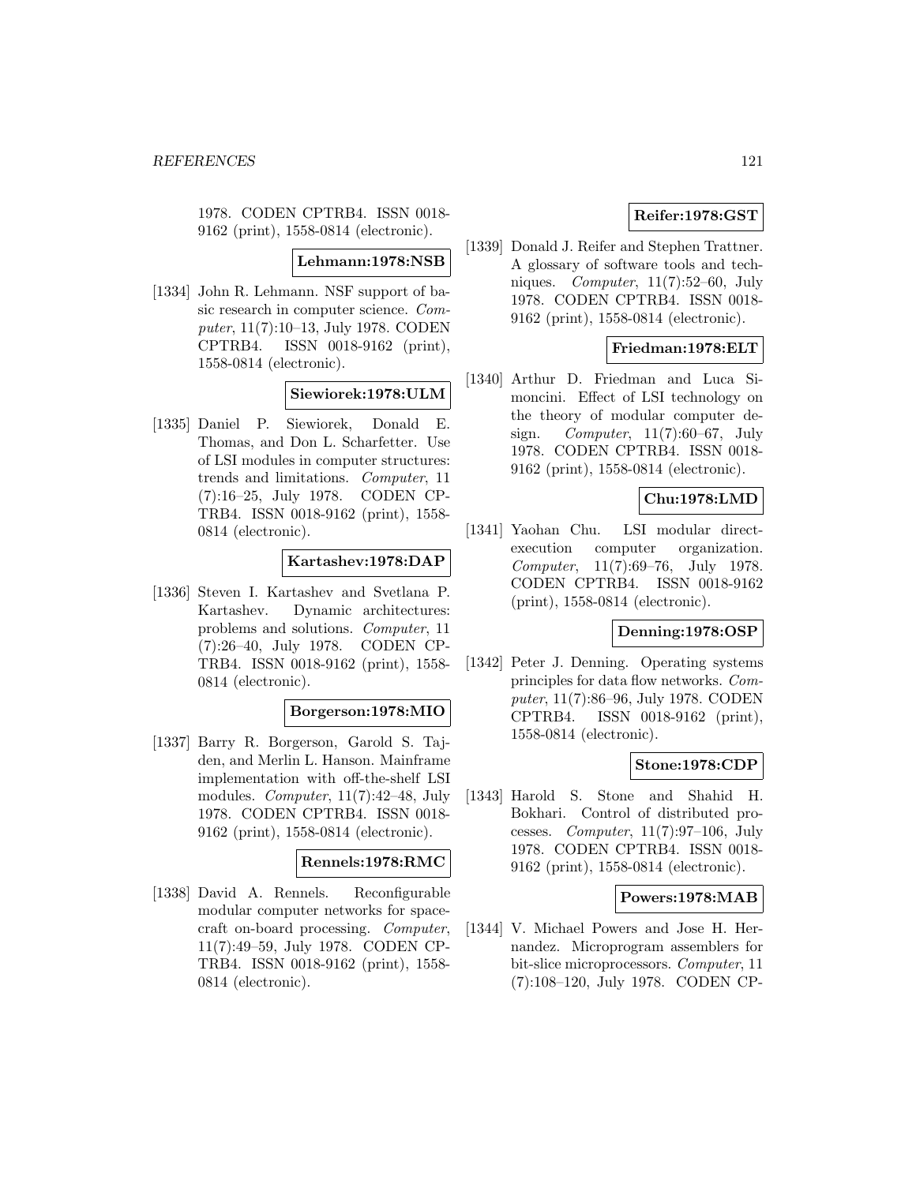1978. CODEN CPTRB4. ISSN 0018-9162 (print), 1558-0814 (electronic).

**Lehmann:1978:NSB**

[1334] John R. Lehmann. NSF support of basic research in computer science. *Computer*, 11(7):10–13, July 1978. CODEN CPTRB4. ISSN 0018-9162 (print), 1558-0814 (electronic).

**Siewiorek:1978:ULM**

[1335] Daniel P. Siewiorek, Donald E. Thomas, and Don L. Scharfetter. Use of LSI modules in computer structures: trends and limitations. *Computer*, 11 (7):16–25, July 1978. CODEN CPTRB4. ISSN 0018-9162 (print), 1558-0814 (electronic).

**Kartashev:1978:DAP**

[1336] Steven I. Kartashev and Svetlana P. Kartashev. Dynamic architectures: problems and solutions. *Computer*, 11 (7):26–40, July 1978. CODEN CPTRB4. ISSN 0018-9162 (print), 1558-0814 (electronic).

**Borgerson:1978:MIO**

[1337] Barry R. Borgerson, Garold S. Tajden, and Merlin L. Hanson. Mainframe implementation with off-the-shelf LSI modules. *Computer*, 11(7):42–48, July 1978. CODEN CPTRB4. ISSN 0018-9162 (print), 1558-0814 (electronic).

**Rennels:1978:RMC**

[1338] David A. Rennels. Reconfigurable modular computer networks for spacecraft on-board processing. *Computer*, 11(7):49–59, July 1978. CODEN CPTRB4. ISSN 0018-9162 (print), 1558-0814 (electronic).

**Reifer:1978:GST**

[1339] Donald J. Reifer and Stephen Trattner. A glossary of software tools and techniques. *Computer*, 11(7):52–60, July 1978. CODEN CPTRB4. ISSN 0018-9162 (print), 1558-0814 (electronic).

**Friedman:1978:ELT**

[1340] Arthur D. Friedman and Luca Simoncini. Effect of LSI technology on the theory of modular computer design. *Computer*, 11(7):60–67, July 1978. CODEN CPTRB4. ISSN 0018-9162 (print), 1558-0814 (electronic).

**Chu:1978:LMD**

[1341] Yaohan Chu. LSI modular direct-execution computer organization. *Computer*, 11(7):69–76, July 1978. CODEN CPTRB4. ISSN 0018-9162 (print), 1558-0814 (electronic).

**Denning:1978:OSP**

[1342] Peter J. Denning. Operating systems principles for data flow networks. *Computer*, 11(7):86–96, July 1978. CODEN CPTRB4. ISSN 0018-9162 (print), 1558-0814 (electronic).

**Stone:1978:CDP**

[1343] Harold S. Stone and Shahid H. Bokhari. Control of distributed processes. *Computer*, 11(7):97–106, July 1978. CODEN CPTRB4. ISSN 0018-9162 (print), 1558-0814 (electronic).

**Powers:1978:MAB**

[1344] V. Michael Powers and Jose H. Hernandez. Microprogram assemblers for bit-slice microprocessors. *Computer*, 11 (7):108–120, July 1978. CODEN CP-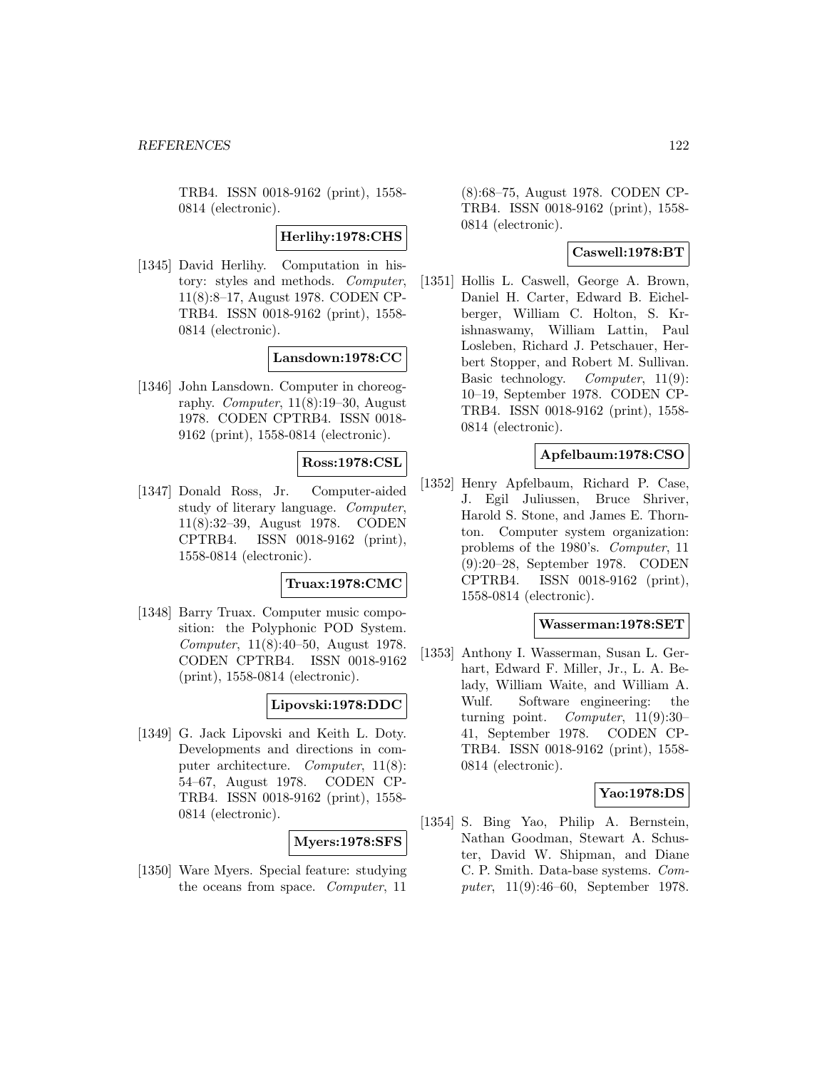TRB4. ISSN 0018-9162 (print), 1558-0814 (electronic).

**Herlihy:1978:CHS**

[1345] David Herlihy. Computation in history: styles and methods. *Computer*, 11(8):8–17, August 1978. CODEN CPTRB4. ISSN 0018-9162 (print), 1558-0814 (electronic).

**Lansdown:1978:CC**

[1346] John Lansdown. Computer in choreography. *Computer*, 11(8):19–30, August 1978. CODEN CPTRB4. ISSN 0018-9162 (print), 1558-0814 (electronic).

**Ross:1978:CSL**

[1347] Donald Ross, Jr. Computer-aided study of literary language. *Computer*, 11(8):32–39, August 1978. CODEN CPTRB4. ISSN 0018-9162 (print), 1558-0814 (electronic).

**Truax:1978:CMC**

[1348] Barry Truax. Computer music composition: the Polyphonic POD System. *Computer*, 11(8):40–50, August 1978. CODEN CPTRB4. ISSN 0018-9162 (print), 1558-0814 (electronic).

**Lipovski:1978:DDC**

[1349] G. Jack Lipovski and Keith L. Doty. Developments and directions in computer architecture. *Computer*, 11(8):54–67, August 1978. CODEN CPTRB4. ISSN 0018-9162 (print), 1558-0814 (electronic).

**Myers:1978:SFS**

[1350] Ware Myers. Special feature: studying the oceans from space. *Computer*, 11(8):68–75, August 1978. CODEN CPTRB4. ISSN 0018-9162 (print), 1558-0814 (electronic).

**Caswell:1978:BT**

[1351] Hollis L. Caswell, George A. Brown, Daniel H. Carter, Edward B. Eichelberger, William C. Holton, S. Krishnaswamy, William Lattin, Paul Losleben, Richard J. Petschauer, Herbert Stopper, and Robert M. Sullivan. Basic technology. *Computer*, 11(9):10–19, September 1978. CODEN CPTRB4. ISSN 0018-9162 (print), 1558-0814 (electronic).

**Apfelbaum:1978:CSO**

[1352] Henry Apfelbaum, Richard P. Case, J. Egil Juliussen, Bruce Shriver, Harold S. Stone, and James E. Thornton. Computer system organization: problems of the 1980's. *Computer*, 11(9):20–28, September 1978. CODEN CPTRB4. ISSN 0018-9162 (print), 1558-0814 (electronic).

**Wasserman:1978:SET**

[1353] Anthony I. Wasserman, Susan L. Gerhart, Edward F. Miller, Jr., L. A. Belady, William Waite, and William A. Wulf. Software engineering: the turning point. *Computer*, 11(9):30–41, September 1978. CODEN CPTRB4. ISSN 0018-9162 (print), 1558-0814 (electronic).

**Yao:1978:DS**

[1354] S. Bing Yao, Philip A. Bernstein, Nathan Goodman, Stewart A. Schuster, David W. Shipman, and Diane C. P. Smith. Data-base systems. *Computer*, 11(9):46–60, September 1978.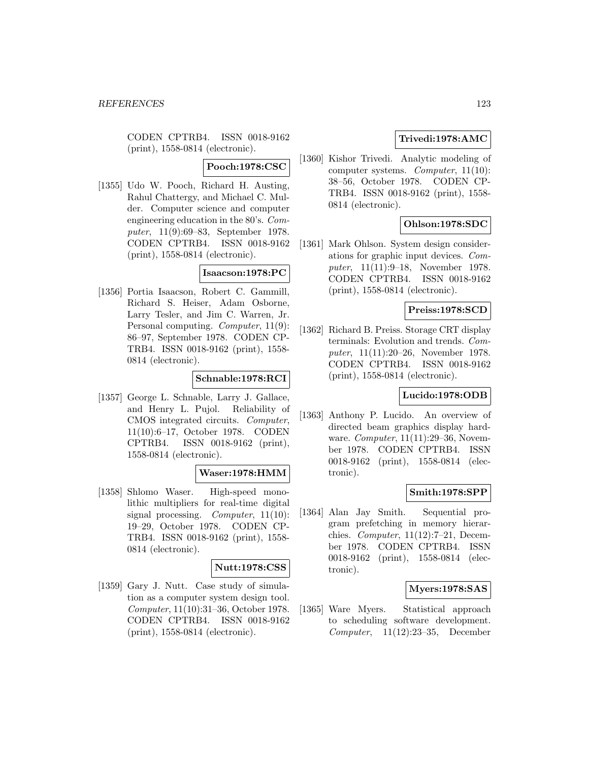CODEN CPTRB4. ISSN 0018-9162 (print), 1558-0814 (electronic).

**Pooch:1978:CSC**

[1355] Udo W. Pooch, Richard H. Austing, Rahul Chattergy, and Michael C. Mulder. Computer science and computer engineering education in the 80's. *Computer*, 11(9):69–83, September 1978. CODEN CPTRB4. ISSN 0018-9162 (print), 1558-0814 (electronic).

**Isaacson:1978:PC**

[1356] Portia Isaacson, Robert C. Gammill, Richard S. Heiser, Adam Osborne, Larry Tesler, and Jim C. Warren, Jr. Personal computing. *Computer*, 11(9): 86–97, September 1978. CODEN CPTRB4. ISSN 0018-9162 (print), 1558-0814 (electronic).

**Schnable:1978:RCI**

[1357] George L. Schnable, Larry J. Gallace, and Henry L. Pujol. Reliability of CMOS integrated circuits. *Computer*, 11(10):6–17, October 1978. CODEN CPTRB4. ISSN 0018-9162 (print), 1558-0814 (electronic).

**Waser:1978:HMM**

[1358] Shlomo Waser. High-speed monolithic multipliers for real-time digital signal processing. *Computer*, 11(10): 19–29, October 1978. CODEN CPTRB4. ISSN 0018-9162 (print), 1558-0814 (electronic).

**Nutt:1978:CSS**

[1359] Gary J. Nutt. Case study of simulation as a computer system design tool. *Computer*, 11(10):31–36, October 1978. CODEN CPTRB4. ISSN 0018-9162 (print), 1558-0814 (electronic).

**Trivedi:1978:AMC**

[1360] Kishor Trivedi. Analytic modeling of computer systems. *Computer*, 11(10): 38–56, October 1978. CODEN CPTRB4. ISSN 0018-9162 (print), 1558-0814 (electronic).

**Ohlson:1978:SDC**

[1361] Mark Ohlson. System design considerations for graphic input devices. *Computer*, 11(11):9–18, November 1978. CODEN CPTRB4. ISSN 0018-9162 (print), 1558-0814 (electronic).

**Preiss:1978:SCD**

[1362] Richard B. Preiss. Storage CRT display terminals: Evolution and trends. *Computer*, 11(11):20–26, November 1978. CODEN CPTRB4. ISSN 0018-9162 (print), 1558-0814 (electronic).

**Lucido:1978:ODB**

[1363] Anthony P. Lucido. An overview of directed beam graphics display hardware. *Computer*, 11(11):29–36, November 1978. CODEN CPTRB4. ISSN 0018-9162 (print), 1558-0814 (electronic).

**Smith:1978:SPP**

[1364] Alan Jay Smith. Sequential program prefetching in memory hierarchies. *Computer*, 11(12):7–21, December 1978. CODEN CPTRB4. ISSN 0018-9162 (print), 1558-0814 (electronic).

**Myers:1978:SAS**

[1365] Ware Myers. Statistical approach to scheduling software development. *Computer*, 11(12):23–35, December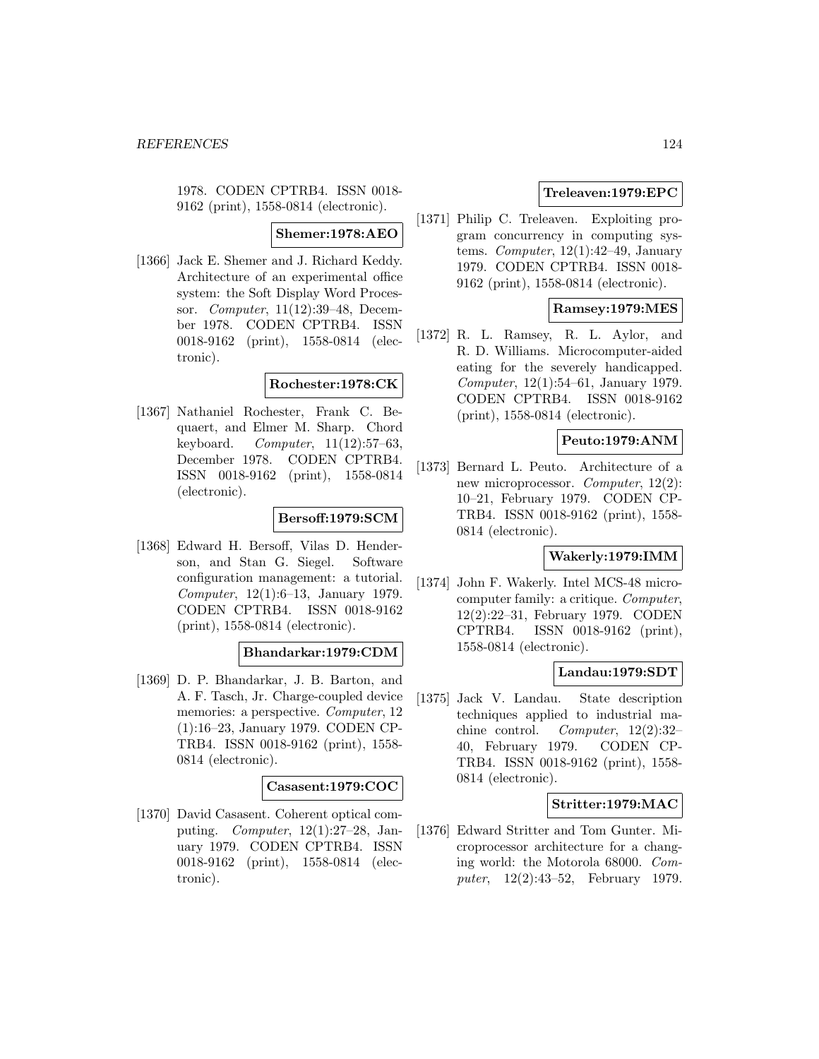1978. CODEN CPTRB4. ISSN 0018-9162 (print), 1558-0814 (electronic).

**Shemer:1978:AEO**

[1366] Jack E. Shemer and J. Richard Keddy. Architecture of an experimental office system: the Soft Display Word Processor. *Computer*, 11(12):39–48, December 1978. CODEN CPTRB4. ISSN 0018-9162 (print), 1558-0814 (electronic).

**Rochester:1978:CK**

[1367] Nathaniel Rochester, Frank C. Bequaert, and Elmer M. Sharp. Chord keyboard. *Computer*, 11(12):57–63, December 1978. CODEN CPTRB4. ISSN 0018-9162 (print), 1558-0814 (electronic).

**Bersoff:1979:SCM**

[1368] Edward H. Bersoff, Vilas D. Henderson, and Stan G. Siegel. Software configuration management: a tutorial. *Computer*, 12(1):6–13, January 1979. CODEN CPTRB4. ISSN 0018-9162 (print), 1558-0814 (electronic).

**Bhandarkar:1979:CDM**

[1369] D. P. Bhandarkar, J. B. Barton, and A. F. Tasch, Jr. Charge-coupled device memories: a perspective. *Computer*, 12 (1):16–23, January 1979. CODEN CPTRB4. ISSN 0018-9162 (print), 1558-0814 (electronic).

**Casasent:1979:COC**

[1370] David Casasent. Coherent optical computing. *Computer*, 12(1):27–28, January 1979. CODEN CPTRB4. ISSN 0018-9162 (print), 1558-0814 (electronic).

**Treleaven:1979:EPC**

[1371] Philip C. Treleaven. Exploiting program concurrency in computing systems. *Computer*, 12(1):42–49, January 1979. CODEN CPTRB4. ISSN 0018-9162 (print), 1558-0814 (electronic).

**Ramsey:1979:MES**

[1372] R. L. Ramsey, R. L. Aylor, and R. D. Williams. Microcomputer-aided eating for the severely handicapped. *Computer*, 12(1):54–61, January 1979. CODEN CPTRB4. ISSN 0018-9162 (print), 1558-0814 (electronic).

**Peuto:1979:ANM**

[1373] Bernard L. Peuto. Architecture of a new microprocessor. *Computer*, 12(2): 10–21, February 1979. CODEN CPTRB4. ISSN 0018-9162 (print), 1558-0814 (electronic).

**Wakerly:1979:IMM**

[1374] John F. Wakerly. Intel MCS-48 microcomputer family: a critique. *Computer*, 12(2):22–31, February 1979. CODEN CPTRB4. ISSN 0018-9162 (print), 1558-0814 (electronic).

**Landau:1979:SDT**

[1375] Jack V. Landau. State description techniques applied to industrial machine control. *Computer*, 12(2):32–40, February 1979. CODEN CPTRB4. ISSN 0018-9162 (print), 1558-0814 (electronic).

**Stritter:1979:MAC**

[1376] Edward Stritter and Tom Gunter. Microprocessor architecture for a changing world: the Motorola 68000. *Computer*, 12(2):43–52, February 1979.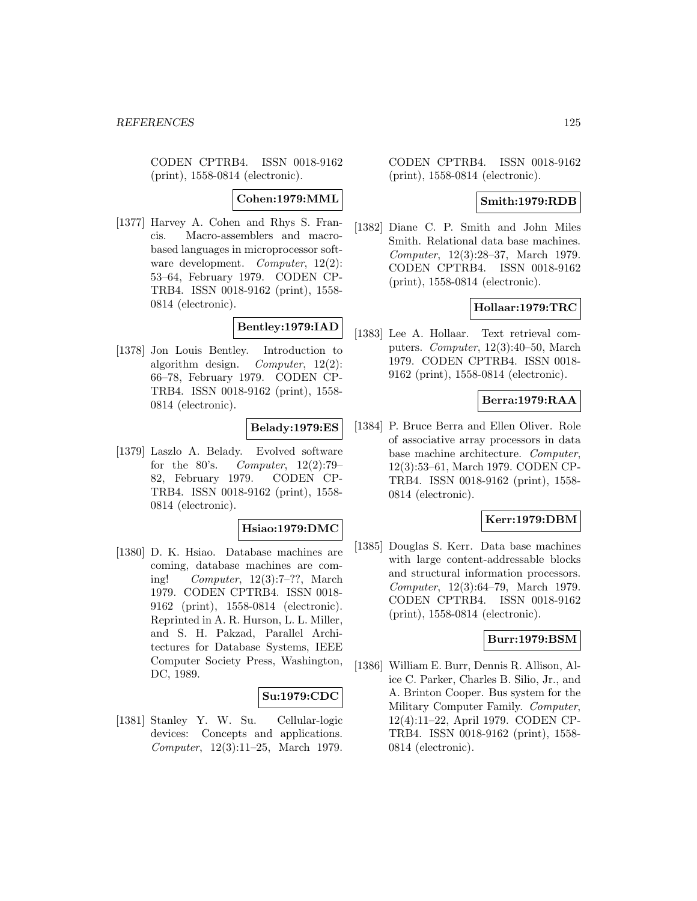CODEN CPTRB4. ISSN 0018-9162 (print), 1558-0814 (electronic).

**Cohen:1979:MML**

[1377] Harvey A. Cohen and Rhys S. Francis. Macro-assemblers and macro-based languages in microprocessor software development. *Computer*, 12(2): 53–64, February 1979. CODEN CPTRB4. ISSN 0018-9162 (print), 1558-0814 (electronic).

**Bentley:1979:IAD**

[1378] Jon Louis Bentley. Introduction to algorithm design. *Computer*, 12(2): 66–78, February 1979. CODEN CPTRB4. ISSN 0018-9162 (print), 1558-0814 (electronic).

**Belady:1979:ES**

[1379] Laszlo A. Belady. Evolved software for the 80's. *Computer*, 12(2):79–82, February 1979. CODEN CPTRB4. ISSN 0018-9162 (print), 1558-0814 (electronic).

**Hsiao:1979:DMC**

[1380] D. K. Hsiao. Database machines are coming, database machines are coming! *Computer*, 12(3):7–??, March 1979. CODEN CPTRB4. ISSN 0018-9162 (print), 1558-0814 (electronic). Reprinted in A. R. Hurson, L. L. Miller, and S. H. Pakzad, Parallel Architectures for Database Systems, IEEE Computer Society Press, Washington, DC, 1989.

**Su:1979:CDC**

[1381] Stanley Y. W. Su. Cellular-logic devices: Concepts and applications. *Computer*, 12(3):11–25, March 1979. CODEN CPTRB4. ISSN 0018-9162 (print), 1558-0814 (electronic).

**Smith:1979:RDB**

[1382] Diane C. P. Smith and John Miles Smith. Relational data base machines. *Computer*, 12(3):28–37, March 1979. CODEN CPTRB4. ISSN 0018-9162 (print), 1558-0814 (electronic).

**Hollaar:1979:TRC**

[1383] Lee A. Hollaar. Text retrieval computers. *Computer*, 12(3):40–50, March 1979. CODEN CPTRB4. ISSN 0018-9162 (print), 1558-0814 (electronic).

**Berra:1979:RAA**

[1384] P. Bruce Berra and Ellen Oliver. Role of associative array processors in data base machine architecture. *Computer*, 12(3):53–61, March 1979. CODEN CPTRB4. ISSN 0018-9162 (print), 1558-0814 (electronic).

**Kerr:1979:DBM**

[1385] Douglas S. Kerr. Data base machines with large content-addressable blocks and structural information processors. *Computer*, 12(3):64–79, March 1979. CODEN CPTRB4. ISSN 0018-9162 (print), 1558-0814 (electronic).

**Burr:1979:BSM**

[1386] William E. Burr, Dennis R. Allison, Alice C. Parker, Charles B. Silio, Jr., and A. Brinton Cooper. Bus system for the Military Computer Family. *Computer*, 12(4):11–22, April 1979. CODEN CPTRB4. ISSN 0018-9162 (print), 1558-0814 (electronic).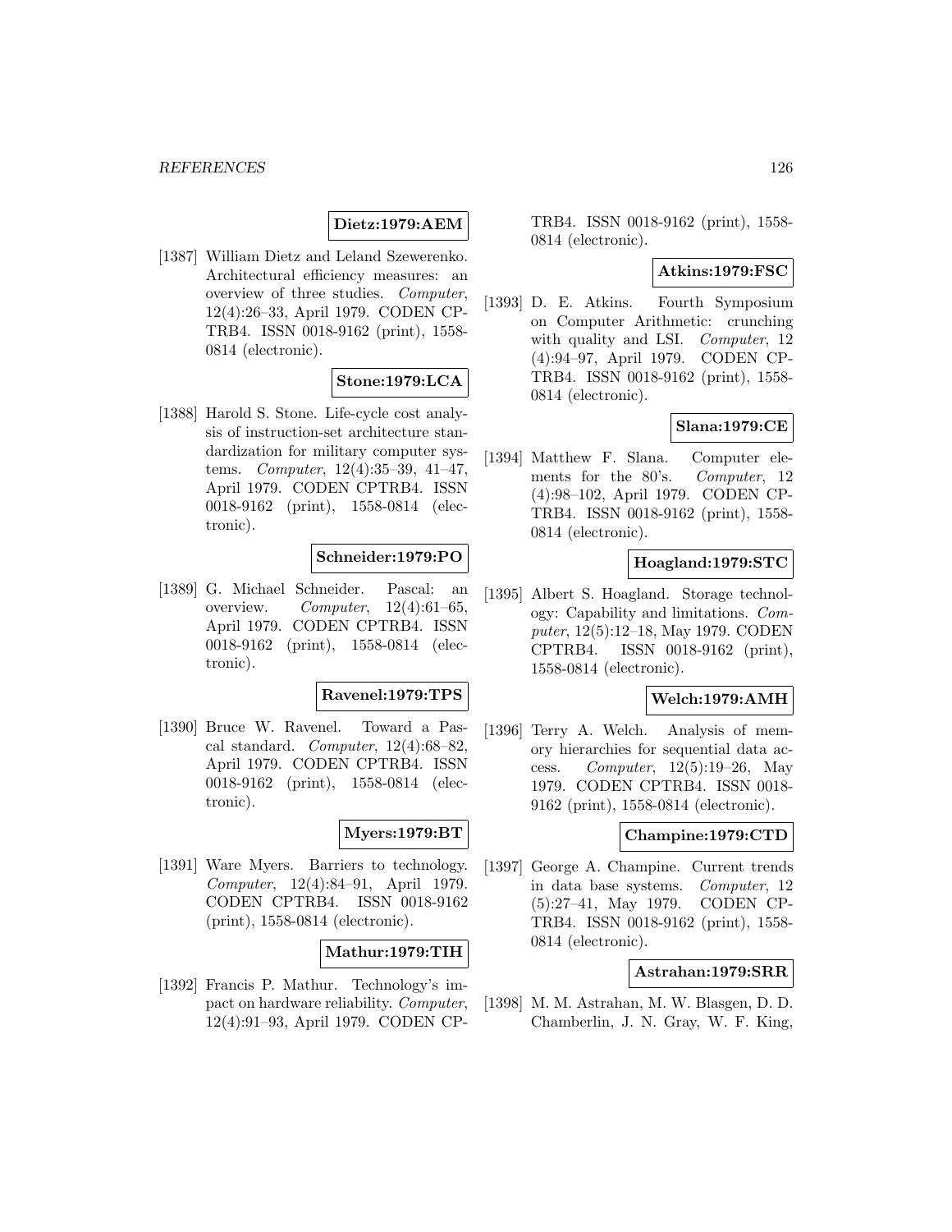**Dietz:1979:AEM**

[1387] William Dietz and Leland Szewerenko. Architectural efficiency measures: an overview of three studies. *Computer*, 12(4):26–33, April 1979. CODEN CPTRB4. ISSN 0018-9162 (print), 1558-0814 (electronic).

**Stone:1979:LCA**

[1388] Harold S. Stone. Life-cycle cost analysis of instruction-set architecture standardization for military computer systems. *Computer*, 12(4):35–39, 41–47, April 1979. CODEN CPTRB4. ISSN 0018-9162 (print), 1558-0814 (electronic).

**Schneider:1979:PO**

[1389] G. Michael Schneider. Pascal: an overview. *Computer*, 12(4):61–65, April 1979. CODEN CPTRB4. ISSN 0018-9162 (print), 1558-0814 (electronic).

**Ravenel:1979:TPS**

[1390] Bruce W. Ravenel. Toward a Pascal standard. *Computer*, 12(4):68–82, April 1979. CODEN CPTRB4. ISSN 0018-9162 (print), 1558-0814 (electronic).

**Myers:1979:BT**

[1391] Ware Myers. Barriers to technology. *Computer*, 12(4):84–91, April 1979. CODEN CPTRB4. ISSN 0018-9162 (print), 1558-0814 (electronic).

**Mathur:1979:TIH**

[1392] Francis P. Mathur. Technology's impact on hardware reliability. *Computer*, 12(4):91–93, April 1979. CODEN CPTRB4. ISSN 0018-9162 (print), 1558-0814 (electronic).

**Atkins:1979:FSC**

[1393] D. E. Atkins. Fourth Symposium on Computer Arithmetic: crunching with quality and LSI. *Computer*, 12 (4):94–97, April 1979. CODEN CPTRB4. ISSN 0018-9162 (print), 1558-0814 (electronic).

**Slana:1979:CE**

[1394] Matthew F. Slana. Computer elements for the 80's. *Computer*, 12 (4):98–102, April 1979. CODEN CPTRB4. ISSN 0018-9162 (print), 1558-0814 (electronic).

**Hoagland:1979:STC**

[1395] Albert S. Hoagland. Storage technology: Capability and limitations. *Computer*, 12(5):12–18, May 1979. CODEN CPTRB4. ISSN 0018-9162 (print), 1558-0814 (electronic).

**Welch:1979:AMH**

[1396] Terry A. Welch. Analysis of memory hierarchies for sequential data access. *Computer*, 12(5):19–26, May 1979. CODEN CPTRB4. ISSN 0018-9162 (print), 1558-0814 (electronic).

**Champine:1979:CTD**

[1397] George A. Champine. Current trends in data base systems. *Computer*, 12 (5):27–41, May 1979. CODEN CPTRB4. ISSN 0018-9162 (print), 1558-0814 (electronic).

**Astrahan:1979:SRR**

[1398] M. M. Astrahan, M. W. Blasgen, D. D. Chamberlin, J. N. Gray, W. F. King,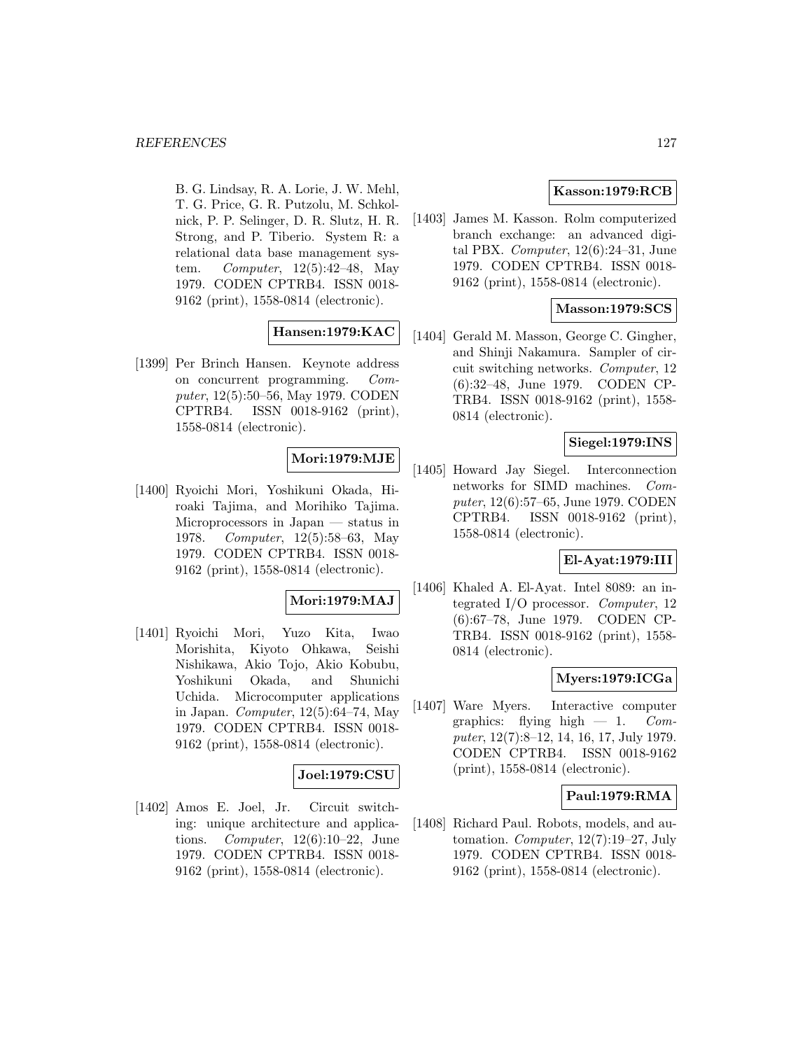B. G. Lindsay, R. A. Lorie, J. W. Mehl, T. G. Price, G. R. Putzolu, M. Schkolnick, P. P. Selinger, D. R. Slutz, H. R. Strong, and P. Tiberio. System R: a relational data base management system. *Computer*, 12(5):42–48, May 1979. CODEN CPTRB4. ISSN 0018-9162 (print), 1558-0814 (electronic).

**Hansen:1979:KAC**

[1399] Per Brinch Hansen. Keynote address on concurrent programming. *Computer*, 12(5):50–56, May 1979. CODEN CPTRB4. ISSN 0018-9162 (print), 1558-0814 (electronic).

**Mori:1979:MJE**

[1400] Ryoichi Mori, Yoshikuni Okada, Hiroaki Tajima, and Morihiko Tajima. Microprocessors in Japan — status in 1978. *Computer*, 12(5):58–63, May 1979. CODEN CPTRB4. ISSN 0018-9162 (print), 1558-0814 (electronic).

**Mori:1979:MAJ**

[1401] Ryoichi Mori, Yuzo Kita, Iwao Morishita, Kiyoto Ohkawa, Seishi Nishikawa, Akio Tojo, Akio Kobubu, Yoshikuni Okada, and Shunichi Uchida. Microcomputer applications in Japan. *Computer*, 12(5):64–74, May 1979. CODEN CPTRB4. ISSN 0018-9162 (print), 1558-0814 (electronic).

**Joel:1979:CSU**

[1402] Amos E. Joel, Jr. Circuit switching: unique architecture and applications. *Computer*, 12(6):10–22, June 1979. CODEN CPTRB4. ISSN 0018-9162 (print), 1558-0814 (electronic).

**Kasson:1979:RCB**

[1403] James M. Kasson. Rolm computerized branch exchange: an advanced digital PBX. *Computer*, 12(6):24–31, June 1979. CODEN CPTRB4. ISSN 0018-9162 (print), 1558-0814 (electronic).

**Masson:1979:SCS**

[1404] Gerald M. Masson, George C. Gingher, and Shinji Nakamura. Sampler of circuit switching networks. *Computer*, 12 (6):32–48, June 1979. CODEN CPTRB4. ISSN 0018-9162 (print), 1558-0814 (electronic).

**Siegel:1979:INS**

[1405] Howard Jay Siegel. Interconnection networks for SIMD machines. *Computer*, 12(6):57–65, June 1979. CODEN CPTRB4. ISSN 0018-9162 (print), 1558-0814 (electronic).

**El-Ayat:1979:III**

[1406] Khaled A. El-Ayat. Intel 8089: an integrated I/O processor. *Computer*, 12 (6):67–78, June 1979. CODEN CPTRB4. ISSN 0018-9162 (print), 1558-0814 (electronic).

**Myers:1979:ICGa**

[1407] Ware Myers. Interactive computer graphics: flying high — 1. *Computer*, 12(7):8–12, 14, 16, 17, July 1979. CODEN CPTRB4. ISSN 0018-9162 (print), 1558-0814 (electronic).

**Paul:1979:RMA**

[1408] Richard Paul. Robots, models, and automation. *Computer*, 12(7):19–27, July 1979. CODEN CPTRB4. ISSN 0018-9162 (print), 1558-0814 (electronic).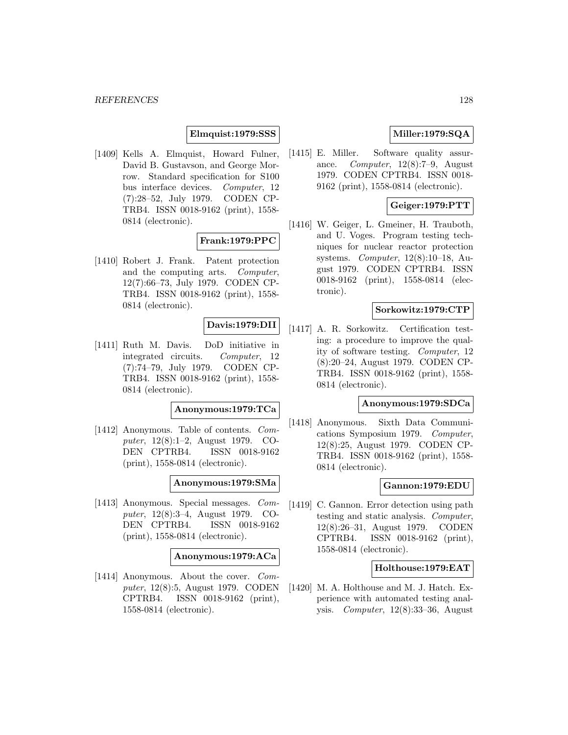**Elmquist:1979:SSS**

[1409] Kells A. Elmquist, Howard Fulner, David B. Gustavson, and George Morrow. Standard specification for S100 bus interface devices. *Computer*, 12 (7):28–52, July 1979. CODEN CPTRB4. ISSN 0018-9162 (print), 1558-0814 (electronic).

**Frank:1979:PPC**

[1410] Robert J. Frank. Patent protection and the computing arts. *Computer*, 12(7):66–73, July 1979. CODEN CPTRB4. ISSN 0018-9162 (print), 1558-0814 (electronic).

**Davis:1979:DII**

[1411] Ruth M. Davis. DoD initiative in integrated circuits. *Computer*, 12 (7):74–79, July 1979. CODEN CPTRB4. ISSN 0018-9162 (print), 1558-0814 (electronic).

**Anonymous:1979:TCa**

[1412] Anonymous. Table of contents. *Computer*, 12(8):1–2, August 1979. CODEN CPTRB4. ISSN 0018-9162 (print), 1558-0814 (electronic).

**Anonymous:1979:SMa**

[1413] Anonymous. Special messages. *Computer*, 12(8):3–4, August 1979. CODEN CPTRB4. ISSN 0018-9162 (print), 1558-0814 (electronic).

**Anonymous:1979:ACa**

[1414] Anonymous. About the cover. *Computer*, 12(8):5, August 1979. CODEN CPTRB4. ISSN 0018-9162 (print), 1558-0814 (electronic).

**Miller:1979:SQA**

[1415] E. Miller. Software quality assurance. *Computer*, 12(8):7–9, August 1979. CODEN CPTRB4. ISSN 0018-9162 (print), 1558-0814 (electronic).

**Geiger:1979:PTT**

[1416] W. Geiger, L. Gmeiner, H. Trauboth, and U. Voges. Program testing techniques for nuclear reactor protection systems. *Computer*, 12(8):10–18, August 1979. CODEN CPTRB4. ISSN 0018-9162 (print), 1558-0814 (electronic).

**Sorkowitz:1979:CTP**

[1417] A. R. Sorkowitz. Certification testing: a procedure to improve the quality of software testing. *Computer*, 12 (8):20–24, August 1979. CODEN CPTRB4. ISSN 0018-9162 (print), 1558-0814 (electronic).

**Anonymous:1979:SDCa**

[1418] Anonymous. Sixth Data Communications Symposium 1979. *Computer*, 12(8):25, August 1979. CODEN CPTRB4. ISSN 0018-9162 (print), 1558-0814 (electronic).

**Gannon:1979:EDU**

[1419] C. Gannon. Error detection using path testing and static analysis. *Computer*, 12(8):26–31, August 1979. CODEN CPTRB4. ISSN 0018-9162 (print), 1558-0814 (electronic).

**Holthouse:1979:EAT**

[1420] M. A. Holthouse and M. J. Hatch. Experience with automated testing analysis. *Computer*, 12(8):33–36, August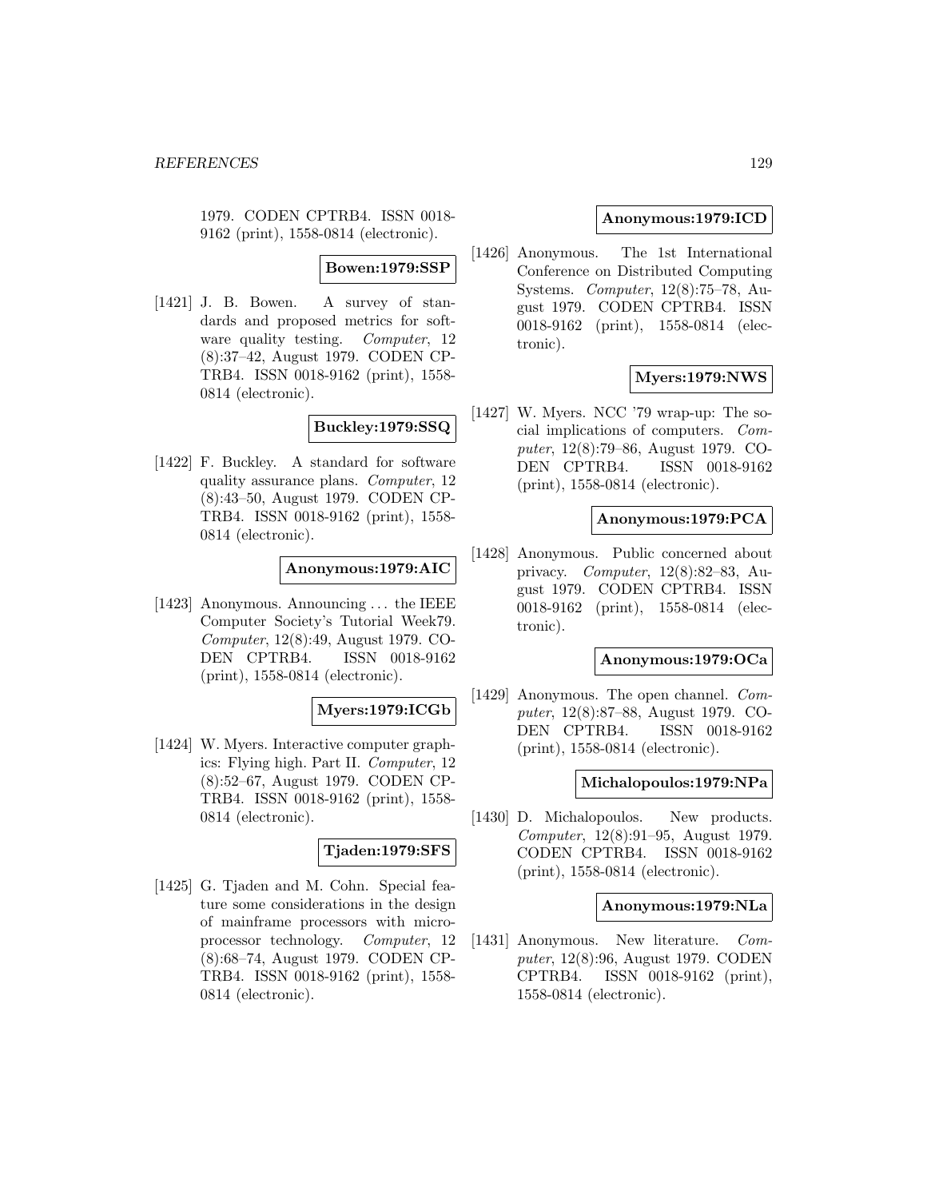1979. CODEN CPTRB4. ISSN 0018-9162 (print), 1558-0814 (electronic).

**Bowen:1979:SSP**

[1421] J. B. Bowen. A survey of standards and proposed metrics for software quality testing. *Computer*, 12 (8):37–42, August 1979. CODEN CPTRB4. ISSN 0018-9162 (print), 1558-0814 (electronic).

**Buckley:1979:SSQ**

[1422] F. Buckley. A standard for software quality assurance plans. *Computer*, 12 (8):43–50, August 1979. CODEN CPTRB4. ISSN 0018-9162 (print), 1558-0814 (electronic).

**Anonymous:1979:AIC**

[1423] Anonymous. Announcing . . . the IEEE Computer Society's Tutorial Week79. *Computer*, 12(8):49, August 1979. CODEN CPTRB4. ISSN 0018-9162 (print), 1558-0814 (electronic).

**Myers:1979:ICGb**

[1424] W. Myers. Interactive computer graphics: Flying high. Part II. *Computer*, 12 (8):52–67, August 1979. CODEN CPTRB4. ISSN 0018-9162 (print), 1558-0814 (electronic).

**Tjaden:1979:SFS**

[1425] G. Tjaden and M. Cohn. Special feature some considerations in the design of mainframe processors with microprocessor technology. *Computer*, 12 (8):68–74, August 1979. CODEN CPTRB4. ISSN 0018-9162 (print), 1558-0814 (electronic).

**Anonymous:1979:ICD**

[1426] Anonymous. The 1st International Conference on Distributed Computing Systems. *Computer*, 12(8):75–78, August 1979. CODEN CPTRB4. ISSN 0018-9162 (print), 1558-0814 (electronic).

**Myers:1979:NWS**

[1427] W. Myers. NCC '79 wrap-up: The social implications of computers. *Computer*, 12(8):79–86, August 1979. CODEN CPTRB4. ISSN 0018-9162 (print), 1558-0814 (electronic).

**Anonymous:1979:PCA**

[1428] Anonymous. Public concerned about privacy. *Computer*, 12(8):82–83, August 1979. CODEN CPTRB4. ISSN 0018-9162 (print), 1558-0814 (electronic).

**Anonymous:1979:OCa**

[1429] Anonymous. The open channel. *Computer*, 12(8):87–88, August 1979. CODEN CPTRB4. ISSN 0018-9162 (print), 1558-0814 (electronic).

**Michalopoulos:1979:NPa**

[1430] D. Michalopoulos. New products. *Computer*, 12(8):91–95, August 1979. CODEN CPTRB4. ISSN 0018-9162 (print), 1558-0814 (electronic).

**Anonymous:1979:NLa**

[1431] Anonymous. New literature. *Computer*, 12(8):96, August 1979. CODEN CPTRB4. ISSN 0018-9162 (print), 1558-0814 (electronic).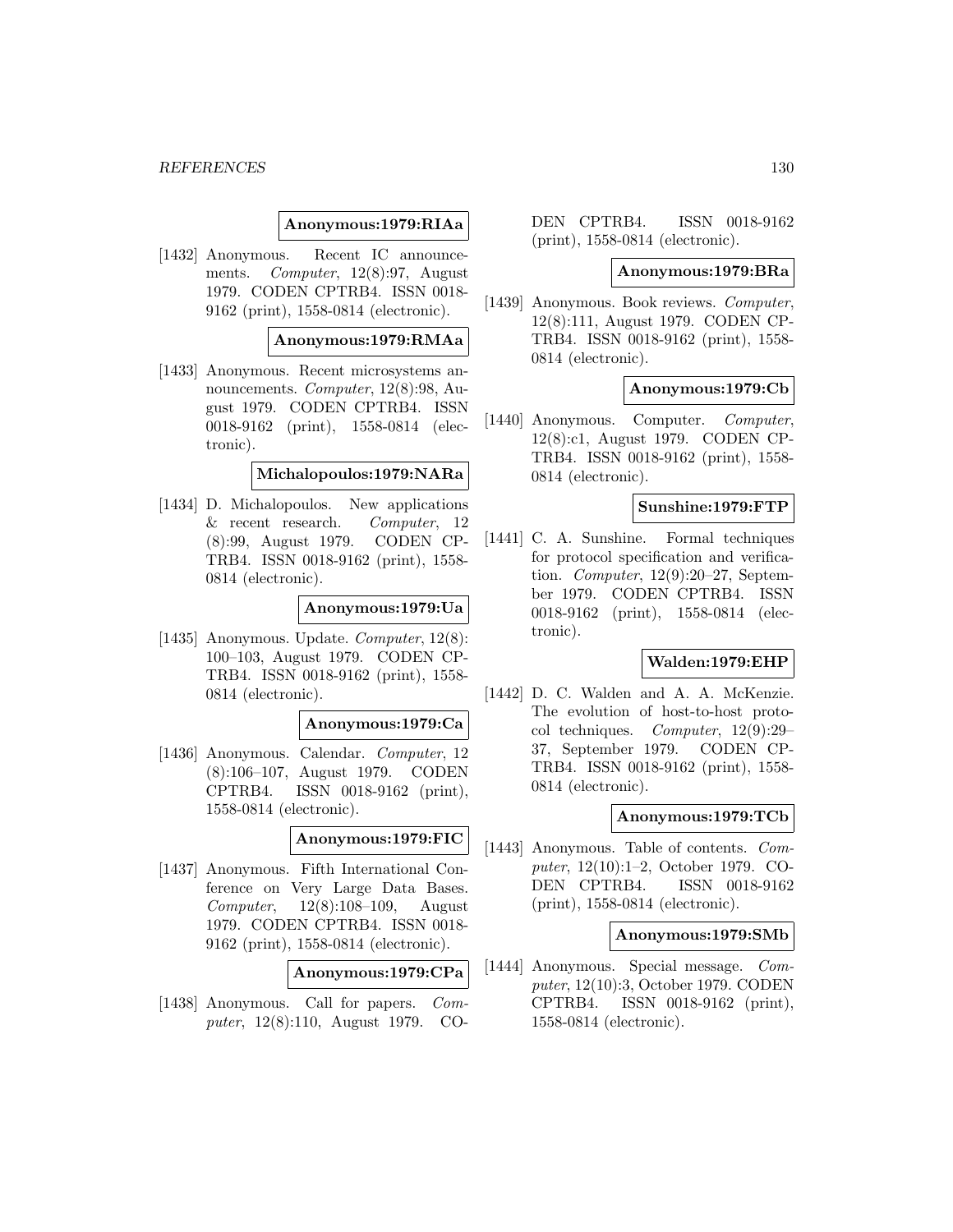**Anonymous:1979:RIAa**

[1432] Anonymous. Recent IC announcements. *Computer*, 12(8):97, August 1979. CODEN CPTRB4. ISSN 0018-9162 (print), 1558-0814 (electronic).

**Anonymous:1979:RMAa**

[1433] Anonymous. Recent microsystems announcements. *Computer*, 12(8):98, August 1979. CODEN CPTRB4. ISSN 0018-9162 (print), 1558-0814 (electronic).

**Michalopoulos:1979:NARa**

[1434] D. Michalopoulos. New applications & recent research. *Computer*, 12 (8):99, August 1979. CODEN CPTRB4. ISSN 0018-9162 (print), 1558-0814 (electronic).

**Anonymous:1979:Ua**

[1435] Anonymous. Update. *Computer*, 12(8): 100–103, August 1979. CODEN CPTRB4. ISSN 0018-9162 (print), 1558-0814 (electronic).

**Anonymous:1979:Ca**

[1436] Anonymous. Calendar. *Computer*, 12 (8):106–107, August 1979. CODEN CPTRB4. ISSN 0018-9162 (print), 1558-0814 (electronic).

**Anonymous:1979:FIC**

[1437] Anonymous. Fifth International Conference on Very Large Data Bases. *Computer*, 12(8):108–109, August 1979. CODEN CPTRB4. ISSN 0018-9162 (print), 1558-0814 (electronic).

**Anonymous:1979:CPa**

[1438] Anonymous. Call for papers. *Computer*, 12(8):110, August 1979. CODEN CPTRB4. ISSN 0018-9162 (print), 1558-0814 (electronic).

**Anonymous:1979:BRa**

[1439] Anonymous. Book reviews. *Computer*, 12(8):111, August 1979. CODEN CPTRB4. ISSN 0018-9162 (print), 1558-0814 (electronic).

**Anonymous:1979:Cb**

[1440] Anonymous. Computer. *Computer*, 12(8):c1, August 1979. CODEN CPTRB4. ISSN 0018-9162 (print), 1558-0814 (electronic).

**Sunshine:1979:FTP**

[1441] C. A. Sunshine. Formal techniques for protocol specification and verification. *Computer*, 12(9):20–27, September 1979. CODEN CPTRB4. ISSN 0018-9162 (print), 1558-0814 (electronic).

**Walden:1979:EHP**

[1442] D. C. Walden and A. A. McKenzie. The evolution of host-to-host protocol techniques. *Computer*, 12(9):29–37, September 1979. CODEN CPTRB4. ISSN 0018-9162 (print), 1558-0814 (electronic).

**Anonymous:1979:TCb**

[1443] Anonymous. Table of contents. *Computer*, 12(10):1–2, October 1979. CODEN CPTRB4. ISSN 0018-9162 (print), 1558-0814 (electronic).

**Anonymous:1979:SMb**

[1444] Anonymous. Special message. *Computer*, 12(10):3, October 1979. CODEN CPTRB4. ISSN 0018-9162 (print), 1558-0814 (electronic).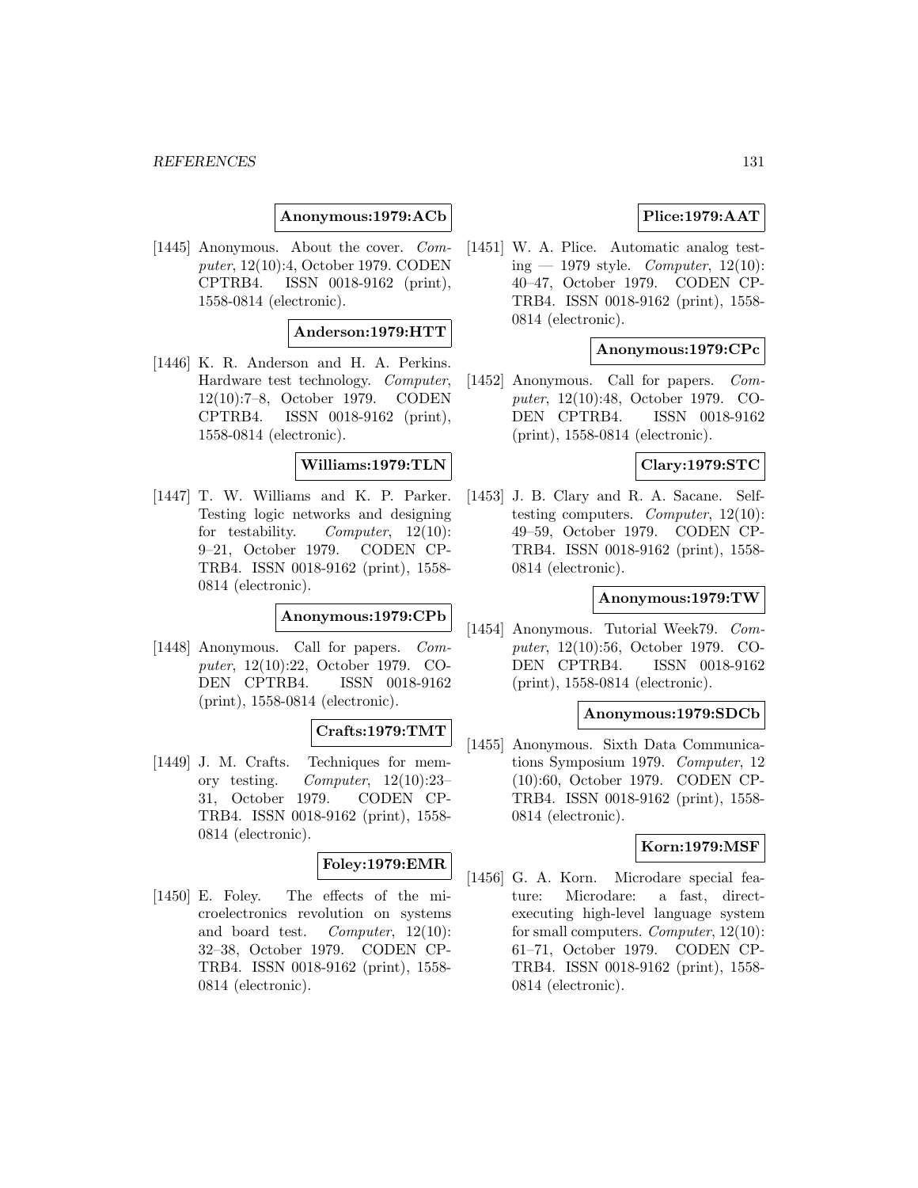**Anonymous:1979:ACb**

[1445] Anonymous. About the cover. *Computer*, 12(10):4, October 1979. CODEN CPTRB4. ISSN 0018-9162 (print), 1558-0814 (electronic).

**Anderson:1979:HTT**

[1446] K. R. Anderson and H. A. Perkins. Hardware test technology. *Computer*, 12(10):7–8, October 1979. CODEN CPTRB4. ISSN 0018-9162 (print), 1558-0814 (electronic).

**Williams:1979:TLN**

[1447] T. W. Williams and K. P. Parker. Testing logic networks and designing for testability. *Computer*, 12(10): 9–21, October 1979. CODEN CPTRB4. ISSN 0018-9162 (print), 1558-0814 (electronic).

**Anonymous:1979:CPb**

[1448] Anonymous. Call for papers. *Computer*, 12(10):22, October 1979. CODEN CPTRB4. ISSN 0018-9162 (print), 1558-0814 (electronic).

**Crafts:1979:TMT**

[1449] J. M. Crafts. Techniques for memory testing. *Computer*, 12(10):23–31, October 1979. CODEN CPTRB4. ISSN 0018-9162 (print), 1558-0814 (electronic).

**Foley:1979:EMR**

[1450] E. Foley. The effects of the microelectronics revolution on systems and board test. *Computer*, 12(10): 32–38, October 1979. CODEN CPTRB4. ISSN 0018-9162 (print), 1558-0814 (electronic).

**Plice:1979:AAT**

[1451] W. A. Plice. Automatic analog testing — 1979 style. *Computer*, 12(10): 40–47, October 1979. CODEN CPTRB4. ISSN 0018-9162 (print), 1558-0814 (electronic).

**Anonymous:1979:CPc**

[1452] Anonymous. Call for papers. *Computer*, 12(10):48, October 1979. CODEN CPTRB4. ISSN 0018-9162 (print), 1558-0814 (electronic).

**Clary:1979:STC**

[1453] J. B. Clary and R. A. Sacane. Self-testing computers. *Computer*, 12(10): 49–59, October 1979. CODEN CPTRB4. ISSN 0018-9162 (print), 1558-0814 (electronic).

**Anonymous:1979:TW**

[1454] Anonymous. Tutorial Week79. *Computer*, 12(10):56, October 1979. CODEN CPTRB4. ISSN 0018-9162 (print), 1558-0814 (electronic).

**Anonymous:1979:SDCb**

[1455] Anonymous. Sixth Data Communications Symposium 1979. *Computer*, 12 (10):60, October 1979. CODEN CPTRB4. ISSN 0018-9162 (print), 1558-0814 (electronic).

**Korn:1979:MSF**

[1456] G. A. Korn. Microdare special feature: Microdare: a fast, direct-executing high-level language system for small computers. *Computer*, 12(10): 61–71, October 1979. CODEN CPTRB4. ISSN 0018-9162 (print), 1558-0814 (electronic).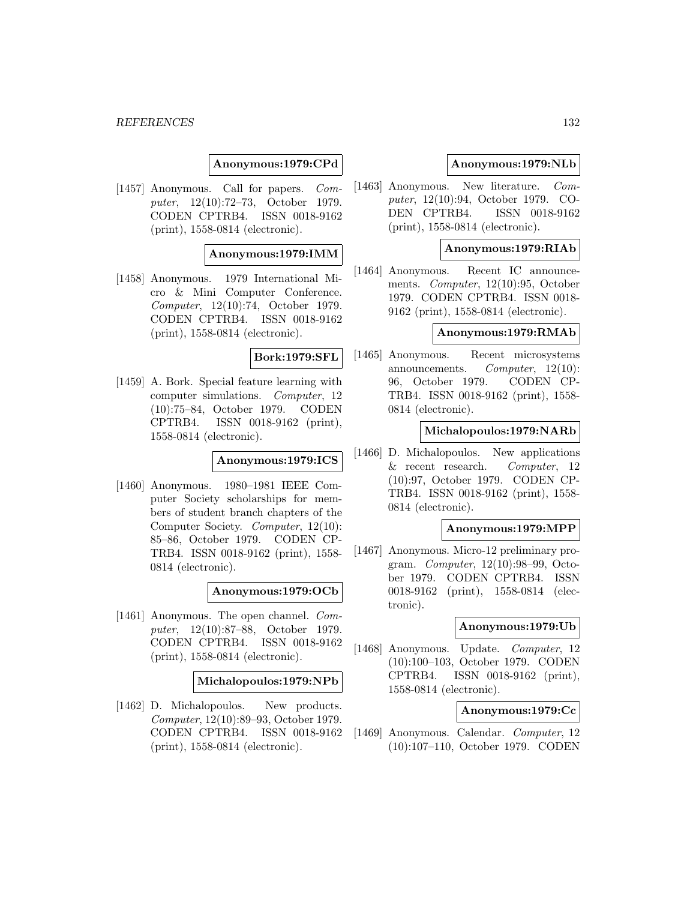**Anonymous:1979:CPd**

[1457] Anonymous. Call for papers. *Computer*, 12(10):72–73, October 1979. CODEN CPTRB4. ISSN 0018-9162 (print), 1558-0814 (electronic).

**Anonymous:1979:IMM**

[1458] Anonymous. 1979 International Micro & Mini Computer Conference. *Computer*, 12(10):74, October 1979. CODEN CPTRB4. ISSN 0018-9162 (print), 1558-0814 (electronic).

**Bork:1979:SFL**

[1459] A. Bork. Special feature learning with computer simulations. *Computer*, 12 (10):75–84, October 1979. CODEN CPTRB4. ISSN 0018-9162 (print), 1558-0814 (electronic).

**Anonymous:1979:ICS**

[1460] Anonymous. 1980–1981 IEEE Computer Society scholarships for members of student branch chapters of the Computer Society. *Computer*, 12(10): 85–86, October 1979. CODEN CPTRB4. ISSN 0018-9162 (print), 1558-0814 (electronic).

**Anonymous:1979:OCb**

[1461] Anonymous. The open channel. *Computer*, 12(10):87–88, October 1979. CODEN CPTRB4. ISSN 0018-9162 (print), 1558-0814 (electronic).

**Michalopoulos:1979:NPb**

[1462] D. Michalopoulos. New products. *Computer*, 12(10):89–93, October 1979. CODEN CPTRB4. ISSN 0018-9162 (print), 1558-0814 (electronic).

**Anonymous:1979:NLb**

[1463] Anonymous. New literature. *Computer*, 12(10):94, October 1979. CODEN CPTRB4. ISSN 0018-9162 (print), 1558-0814 (electronic).

**Anonymous:1979:RIAb**

[1464] Anonymous. Recent IC announcements. *Computer*, 12(10):95, October 1979. CODEN CPTRB4. ISSN 0018-9162 (print), 1558-0814 (electronic).

**Anonymous:1979:RMAb**

[1465] Anonymous. Recent microsystems announcements. *Computer*, 12(10): 96, October 1979. CODEN CPTRB4. ISSN 0018-9162 (print), 1558-0814 (electronic).

**Michalopoulos:1979:NARb**

[1466] D. Michalopoulos. New applications & recent research. *Computer*, 12 (10):97, October 1979. CODEN CPTRB4. ISSN 0018-9162 (print), 1558-0814 (electronic).

**Anonymous:1979:MPP**

[1467] Anonymous. Micro-12 preliminary program. *Computer*, 12(10):98–99, October 1979. CODEN CPTRB4. ISSN 0018-9162 (print), 1558-0814 (electronic).

**Anonymous:1979:Ub**

[1468] Anonymous. Update. *Computer*, 12 (10):100–103, October 1979. CODEN CPTRB4. ISSN 0018-9162 (print), 1558-0814 (electronic).

**Anonymous:1979:Cc**

[1469] Anonymous. Calendar. *Computer*, 12 (10):107–110, October 1979. CODEN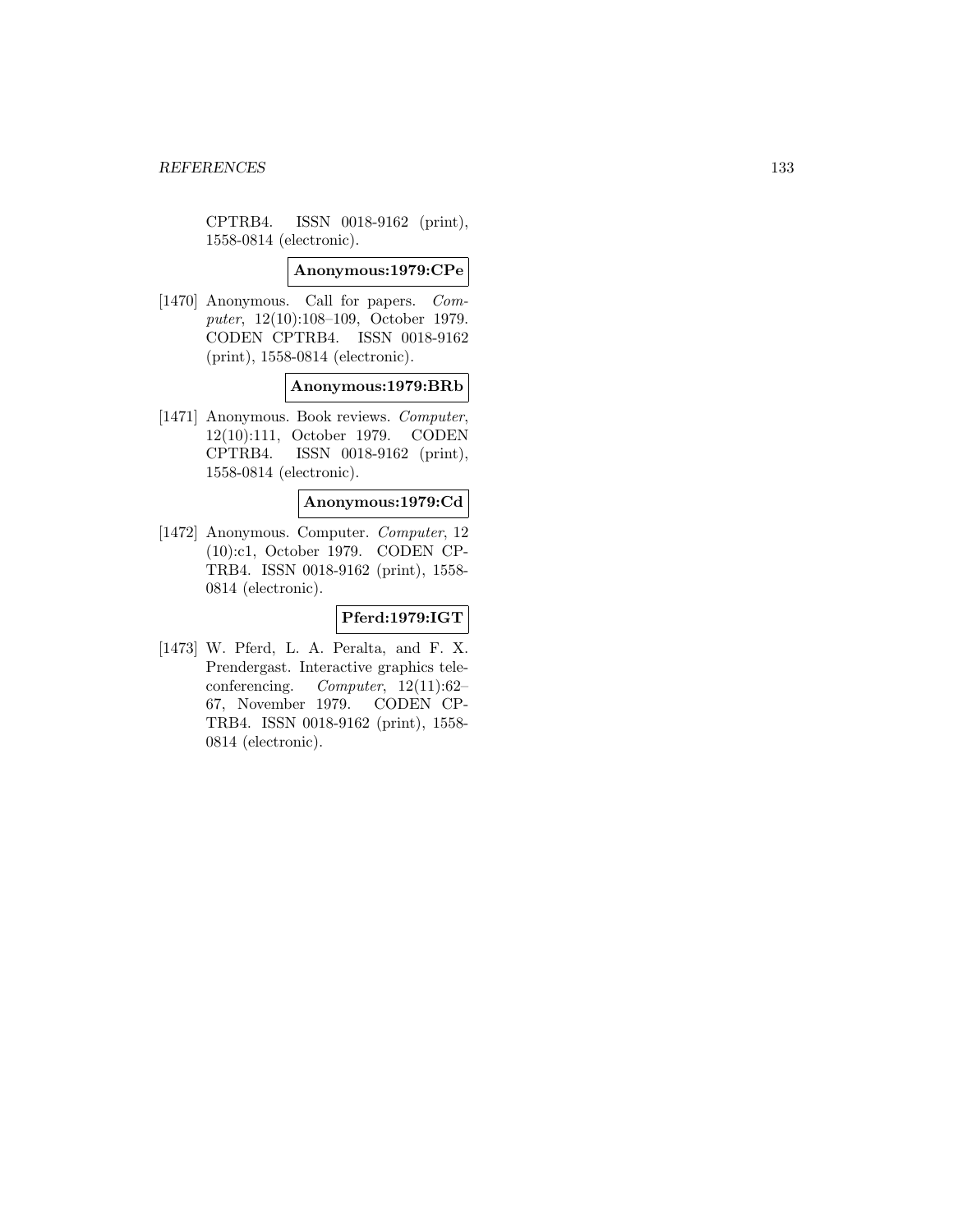CPTRB4. ISSN 0018-9162 (print), 1558-0814 (electronic).

**Anonymous:1979:CPe**

[1470] Anonymous. Call for papers. *Computer*, 12(10):108–109, October 1979. CODEN CPTRB4. ISSN 0018-9162 (print), 1558-0814 (electronic).

**Anonymous:1979:BRb**

[1471] Anonymous. Book reviews. *Computer*, 12(10):111, October 1979. CODEN CPTRB4. ISSN 0018-9162 (print), 1558-0814 (electronic).

**Anonymous:1979:Cd**

[1472] Anonymous. Computer. *Computer*, 12 (10):c1, October 1979. CODEN CPTRB4. ISSN 0018-9162 (print), 1558-0814 (electronic).

**Pferd:1979:IGT**

[1473] W. Pferd, L. A. Peralta, and F. X. Prendergast. Interactive graphics teleconferencing. *Computer*, 12(11):62–67, November 1979. CODEN CPTRB4. ISSN 0018-9162 (print), 1558-0814 (electronic).